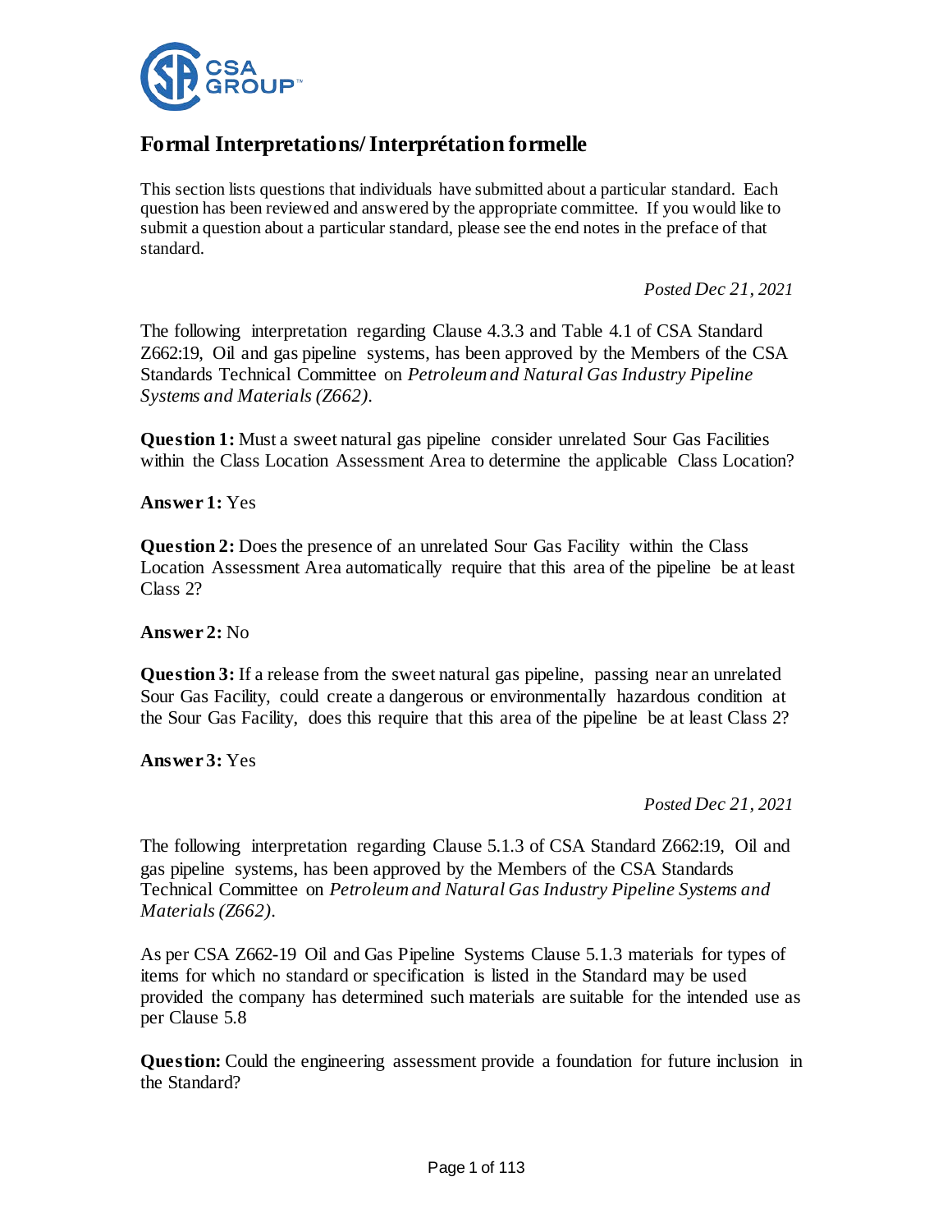# Formal Interpretations/ Interprétation formelle

This section lists questions that individuals have submitted about a particular standard. Each question has been reviewed and answered by the appropriate committee. If you would like to submit a question about a particular standard, please see the end notes in the preface of that standard.

*Posted Dec 21, 2021*

The following interpretation regarding Clause 4.3.3 and Table 4.1 of CSA Standard Z662:19, Oil and gas pipeline systems, has been approved by the Members of the CSA Standards Technical Committee on *Petroleum and Natural Gas Industry Pipeline Systems and Materials (Z662).*

**Question 1:** Must a sweet natural gas pipeline consider unrelated Sour Gas Facilities within the Class Location Assessment Area to determine the applicable Class Location?

**Answer 1:** Yes

**Question 2:** Does the presence of an unrelated Sour Gas Facility within the Class Location Assessment Area automatically require that this area of the pipeline be at least Class 2?

**Answer 2:** No

**Question 3:** If a release from the sweet natural gas pipeline, passing near an unrelated Sour Gas Facility, could create a dangerous or environmentally hazardous condition at the Sour Gas Facility, does this require that this area of the pipeline be at least Class 2?

**Answer 3:** Yes

*Posted Dec 21, 2021*

The following interpretation regarding Clause 5.1.3 of CSA Standard Z662:19, Oil and gas pipeline systems, has been approved by the Members of the CSA Standards Technical Committee on *Petroleum and Natural Gas Industry Pipeline Systems and Materials (Z662).*

As per CSA Z662-19 Oil and Gas Pipeline Systems Clause 5.1.3 materials for types of items for which no standard or specification is listed in the Standard may be used provided the company has determined such materials are suitable for the intended use as per Clause 5.8

**Question:** Could the engineering assessment provide a foundation for future inclusion in the Standard?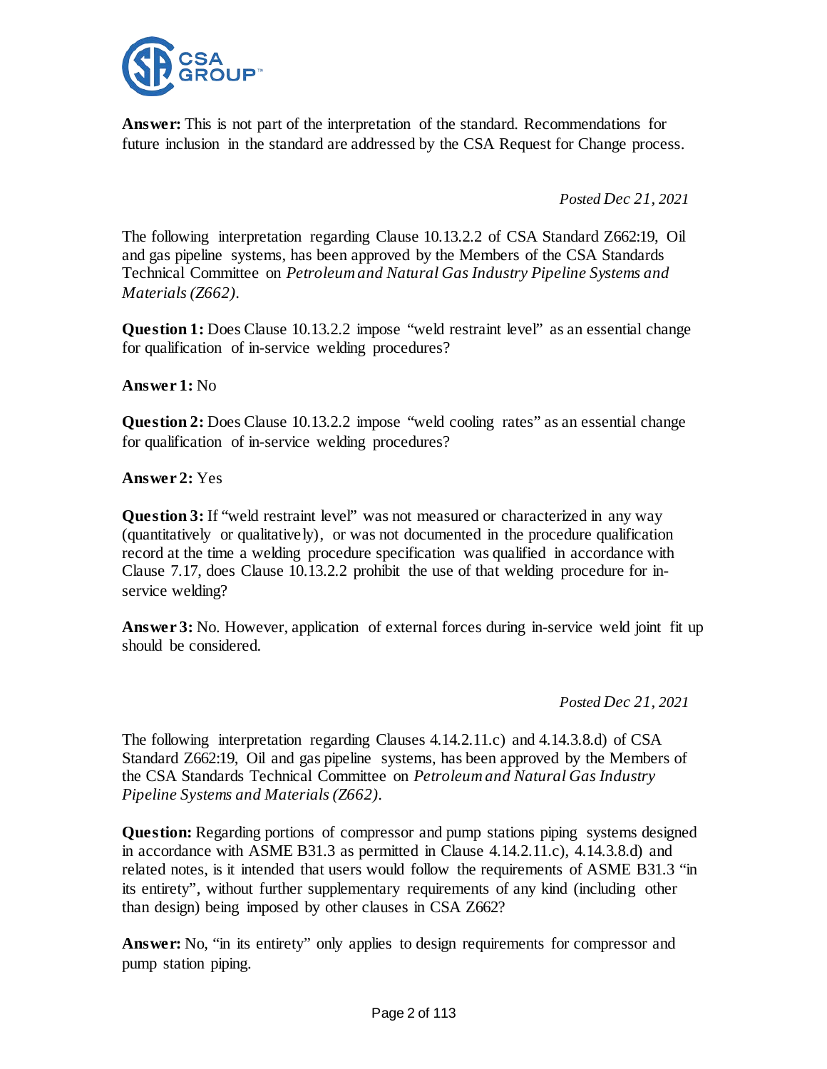**Answer:** This is not part of the interpretation of the standard. Recommendations for future inclusion in the standard are addressed by the CSA Request for Change process.

*Posted Dec 21, 2021*

The following interpretation regarding Clause 10.13.2.2 of CSA Standard Z662:19, Oil and gas pipeline systems, has been approved by the Members of the CSA Standards Technical Committee on *Petroleum and Natural Gas Industry Pipeline Systems and Materials (Z662)*.

**Question 1:** Does Clause 10.13.2.2 impose "weld restraint level" as an essential change for qualification of in-service welding procedures?

**Answer 1:** No

**Question 2:** Does Clause 10.13.2.2 impose "weld cooling rates" as an essential change for qualification of in-service welding procedures?

**Answer 2:** Yes

**Question 3:** If "weld restraint level" was not measured or characterized in any way (quantitatively or qualitatively), or was not documented in the procedure qualification record at the time a welding procedure specification was qualified in accordance with Clause 7.17, does Clause 10.13.2.2 prohibit the use of that welding procedure for in-service welding?

**Answer 3:** No. However, application of external forces during in-service weld joint fit up should be considered.

*Posted Dec 21, 2021*

The following interpretation regarding Clauses 4.14.2.11.c) and 4.14.3.8.d) of CSA Standard Z662:19, Oil and gas pipeline systems, has been approved by the Members of the CSA Standards Technical Committee on *Petroleum and Natural Gas Industry Pipeline Systems and Materials (Z662)*.

**Question:** Regarding portions of compressor and pump stations piping systems designed in accordance with ASME B31.3 as permitted in Clause 4.14.2.11.c), 4.14.3.8.d) and related notes, is it intended that users would follow the requirements of ASME B31.3 "in its entirety", without further supplementary requirements of any kind (including other than design) being imposed by other clauses in CSA Z662?

**Answer:** No, "in its entirety" only applies to design requirements for compressor and pump station piping.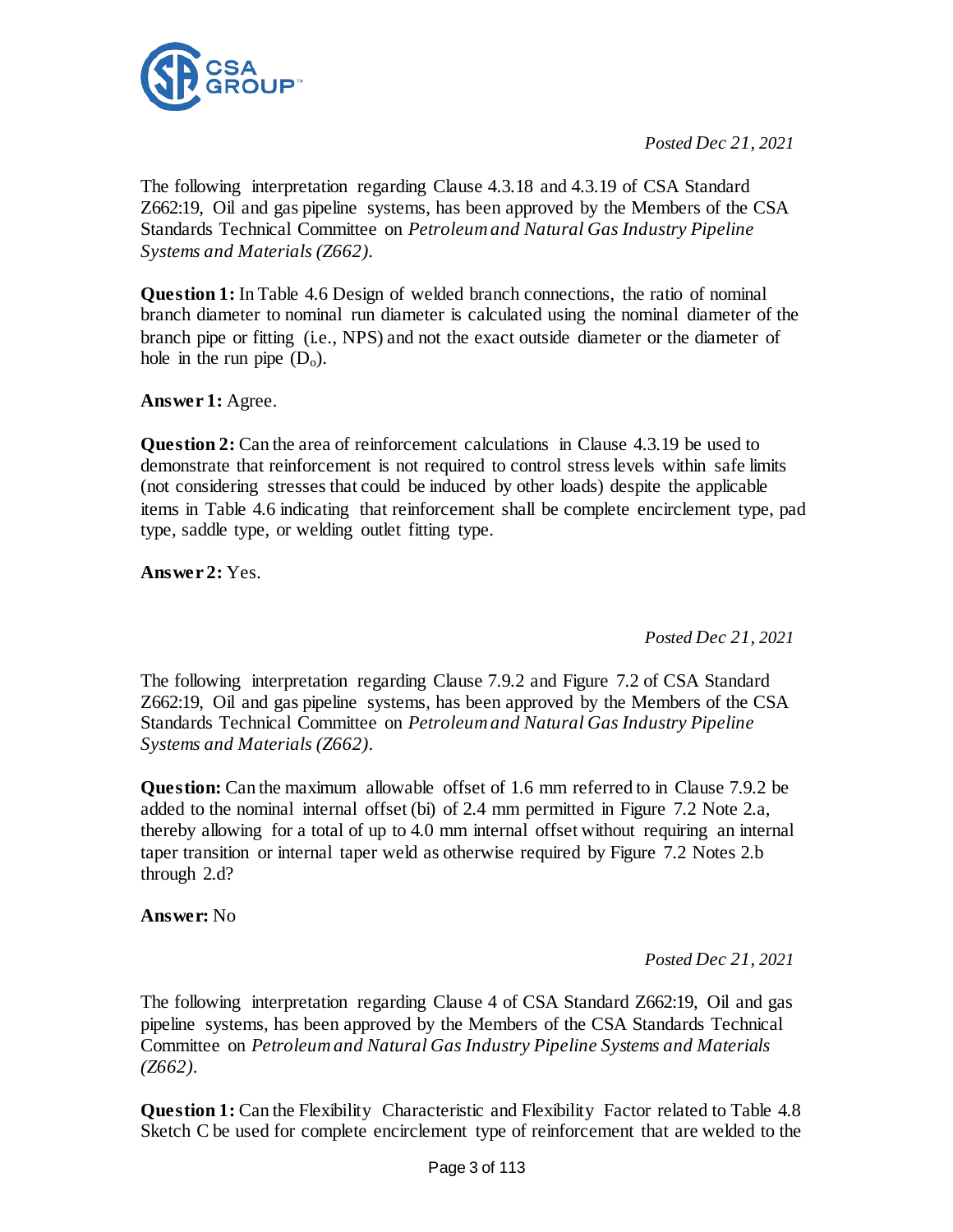*Posted Dec 21, 2021*

The following interpretation regarding Clause 4.3.18 and 4.3.19 of CSA Standard Z662:19, Oil and gas pipeline systems, has been approved by the Members of the CSA Standards Technical Committee on *Petroleum and Natural Gas Industry Pipeline Systems and Materials (Z662)*.

**Question 1:** In Table 4.6 Design of welded branch connections, the ratio of nominal branch diameter to nominal run diameter is calculated using the nominal diameter of the branch pipe or fitting (i.e., NPS) and not the exact outside diameter or the diameter of hole in the run pipe ($D_o$).

**Answer 1:** Agree.

**Question 2:** Can the area of reinforcement calculations in Clause 4.3.19 be used to demonstrate that reinforcement is not required to control stress levels within safe limits (not considering stresses that could be induced by other loads) despite the applicable items in Table 4.6 indicating that reinforcement shall be complete encirclement type, pad type, saddle type, or welding outlet fitting type.

**Answer 2:** Yes.

*Posted Dec 21, 2021*

The following interpretation regarding Clause 7.9.2 and Figure 7.2 of CSA Standard Z662:19, Oil and gas pipeline systems, has been approved by the Members of the CSA Standards Technical Committee on *Petroleum and Natural Gas Industry Pipeline Systems and Materials (Z662)*.

**Question:** Can the maximum allowable offset of 1.6 mm referred to in Clause 7.9.2 be added to the nominal internal offset (bi) of 2.4 mm permitted in Figure 7.2 Note 2.a, thereby allowing for a total of up to 4.0 mm internal offset without requiring an internal taper transition or internal taper weld as otherwise required by Figure 7.2 Notes 2.b through 2.d?

**Answer:** No

*Posted Dec 21, 2021*

The following interpretation regarding Clause 4 of CSA Standard Z662:19, Oil and gas pipeline systems, has been approved by the Members of the CSA Standards Technical Committee on *Petroleum and Natural Gas Industry Pipeline Systems and Materials (Z662)*.

**Question 1:** Can the Flexibility Characteristic and Flexibility Factor related to Table 4.8 Sketch C be used for complete encirclement type of reinforcement that are welded to the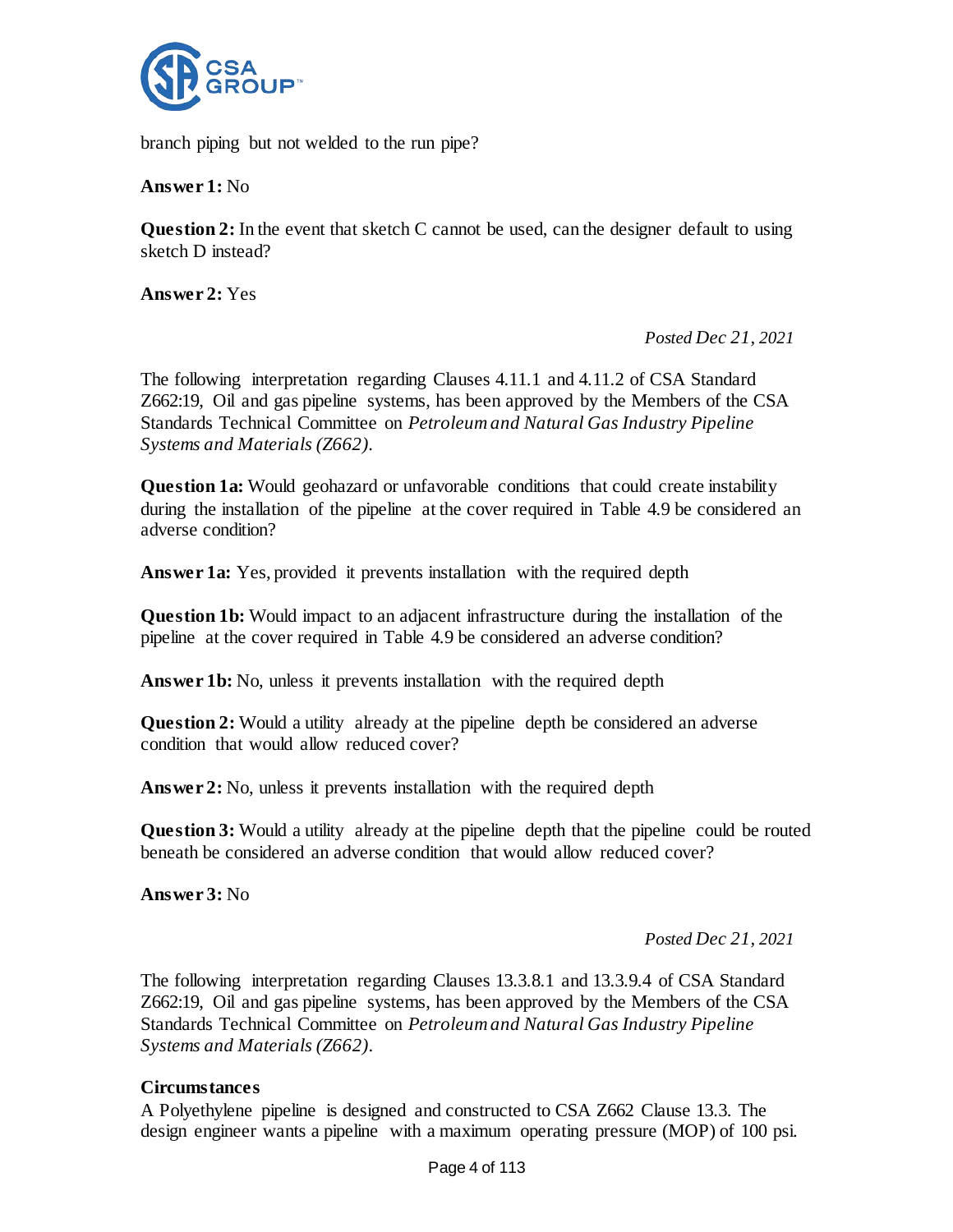branch piping but not welded to the run pipe?

**Answer 1:** No

**Question 2:** In the event that sketch C cannot be used, can the designer default to using sketch D instead?

**Answer 2:** Yes

*Posted Dec 21, 2021*

The following interpretation regarding Clauses 4.11.1 and 4.11.2 of CSA Standard Z662:19, Oil and gas pipeline systems, has been approved by the Members of the CSA Standards Technical Committee on *Petroleum and Natural Gas Industry Pipeline Systems and Materials (Z662).*

**Question 1a:** Would geohazard or unfavorable conditions that could create instability during the installation of the pipeline at the cover required in Table 4.9 be considered an adverse condition?

**Answer 1a:** Yes, provided it prevents installation with the required depth

**Question 1b:** Would impact to an adjacent infrastructure during the installation of the pipeline at the cover required in Table 4.9 be considered an adverse condition?

**Answer 1b:** No, unless it prevents installation with the required depth

**Question 2:** Would a utility already at the pipeline depth be considered an adverse condition that would allow reduced cover?

**Answer 2:** No, unless it prevents installation with the required depth

**Question 3:** Would a utility already at the pipeline depth that the pipeline could be routed beneath be considered an adverse condition that would allow reduced cover?

**Answer 3:** No

*Posted Dec 21, 2021*

The following interpretation regarding Clauses 13.3.8.1 and 13.3.9.4 of CSA Standard Z662:19, Oil and gas pipeline systems, has been approved by the Members of the CSA Standards Technical Committee on *Petroleum and Natural Gas Industry Pipeline Systems and Materials (Z662).*

**Circumstances**

A Polyethylene pipeline is designed and constructed to CSA Z662 Clause 13.3. The design engineer wants a pipeline with a maximum operating pressure (MOP) of 100 psi.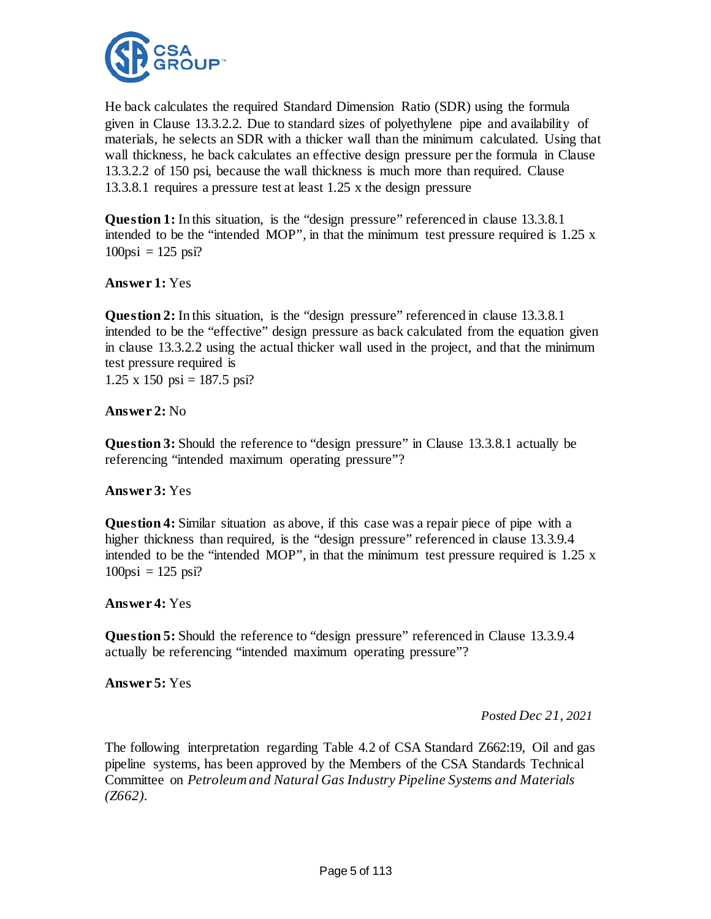He back calculates the required Standard Dimension Ratio (SDR) using the formula given in Clause 13.3.2.2. Due to standard sizes of polyethylene pipe and availability of materials, he selects an SDR with a thicker wall than the minimum calculated. Using that wall thickness, he back calculates an effective design pressure per the formula in Clause 13.3.2.2 of 150 psi, because the wall thickness is much more than required. Clause 13.3.8.1 requires a pressure test at least 1.25 x the design pressure

**Question 1:** In this situation, is the "design pressure" referenced in clause 13.3.8.1 intended to be the "intended MOP", in that the minimum test pressure required is 1.25 x 100psi = 125 psi?

**Answer 1:** Yes

**Question 2:** In this situation, is the "design pressure" referenced in clause 13.3.8.1 intended to be the "effective" design pressure as back calculated from the equation given in clause 13.3.2.2 using the actual thicker wall used in the project, and that the minimum test pressure required is
1.25 x 150 psi = 187.5 psi?

**Answer 2:** No

**Question 3:** Should the reference to "design pressure" in Clause 13.3.8.1 actually be referencing "intended maximum operating pressure"?

**Answer 3:** Yes

**Question 4:** Similar situation as above, if this case was a repair piece of pipe with a higher thickness than required, is the "design pressure" referenced in clause 13.3.9.4 intended to be the "intended MOP", in that the minimum test pressure required is 1.25 x 100psi = 125 psi?

**Answer 4:** Yes

**Question 5:** Should the reference to "design pressure" referenced in Clause 13.3.9.4 actually be referencing "intended maximum operating pressure"?

**Answer 5:** Yes

*Posted Dec 21, 2021*

The following interpretation regarding Table 4.2 of CSA Standard Z662:19, Oil and gas pipeline systems, has been approved by the Members of the CSA Standards Technical Committee on *Petroleum and Natural Gas Industry Pipeline Systems and Materials (Z662).*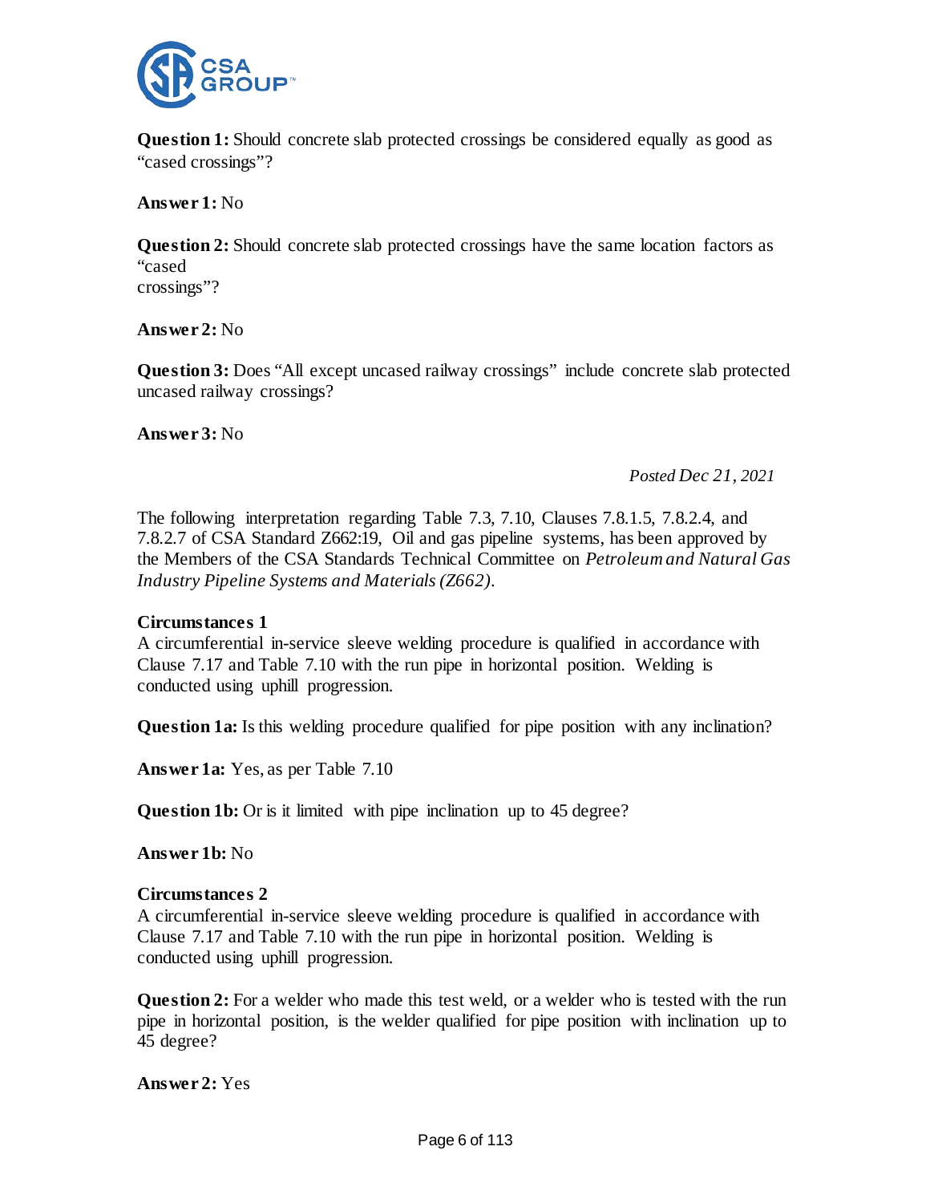**Question 1:** Should concrete slab protected crossings be considered equally as good as "cased crossings"?

**Answer 1:** No

**Question 2:** Should concrete slab protected crossings have the same location factors as "cased crossings"?

**Answer 2:** No

**Question 3:** Does "All except uncased railway crossings" include concrete slab protected uncased railway crossings?

**Answer 3:** No

*Posted Dec 21, 2021*

The following interpretation regarding Table 7.3, 7.10, Clauses 7.8.1.5, 7.8.2.4, and 7.8.2.7 of CSA Standard Z662:19, Oil and gas pipeline systems, has been approved by the Members of the CSA Standards Technical Committee on *Petroleum and Natural Gas Industry Pipeline Systems and Materials (Z662)*.

**Circumstances 1**

A circumferential in-service sleeve welding procedure is qualified in accordance with Clause 7.17 and Table 7.10 with the run pipe in horizontal position. Welding is conducted using uphill progression.

**Question 1a:** Is this welding procedure qualified for pipe position with any inclination?

**Answer 1a:** Yes, as per Table 7.10

**Question 1b:** Or is it limited with pipe inclination up to 45 degree?

**Answer 1b:** No

**Circumstances 2**

A circumferential in-service sleeve welding procedure is qualified in accordance with Clause 7.17 and Table 7.10 with the run pipe in horizontal position. Welding is conducted using uphill progression.

**Question 2:** For a welder who made this test weld, or a welder who is tested with the run pipe in horizontal position, is the welder qualified for pipe position with inclination up to 45 degree?

**Answer 2:** Yes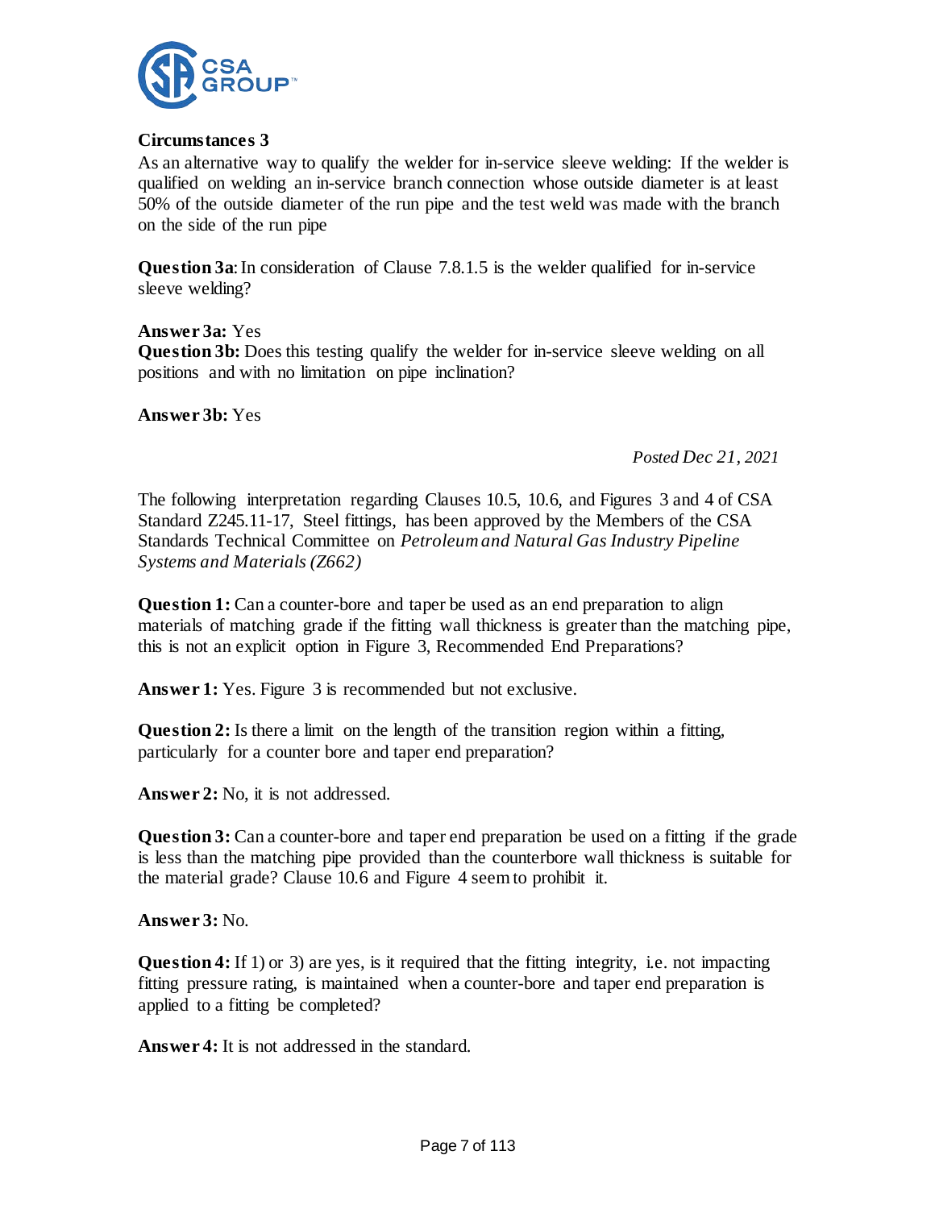**Circumstances 3**

As an alternative way to qualify the welder for in-service sleeve welding: If the welder is qualified on welding an in-service branch connection whose outside diameter is at least 50% of the outside diameter of the run pipe and the test weld was made with the branch on the side of the run pipe

**Question 3a**: In consideration of Clause 7.8.1.5 is the welder qualified for in-service sleeve welding?

**Answer 3a:** Yes

**Question 3b:** Does this testing qualify the welder for in-service sleeve welding on all positions and with no limitation on pipe inclination?

**Answer 3b:** Yes

*Posted Dec 21, 2021*

The following interpretation regarding Clauses 10.5, 10.6, and Figures 3 and 4 of CSA Standard Z245.11-17, Steel fittings, has been approved by the Members of the CSA Standards Technical Committee on *Petroleum and Natural Gas Industry Pipeline Systems and Materials (Z662)*

**Question 1:** Can a counter-bore and taper be used as an end preparation to align materials of matching grade if the fitting wall thickness is greater than the matching pipe, this is not an explicit option in Figure 3, Recommended End Preparations?

**Answer 1:** Yes. Figure 3 is recommended but not exclusive.

**Question 2:** Is there a limit on the length of the transition region within a fitting, particularly for a counter bore and taper end preparation?

**Answer 2:** No, it is not addressed.

**Question 3:** Can a counter-bore and taper end preparation be used on a fitting if the grade is less than the matching pipe provided than the counterbore wall thickness is suitable for the material grade? Clause 10.6 and Figure 4 seem to prohibit it.

**Answer 3:** No.

**Question 4:** If 1) or 3) are yes, is it required that the fitting integrity, i.e. not impacting fitting pressure rating, is maintained when a counter-bore and taper end preparation is applied to a fitting be completed?

**Answer 4:** It is not addressed in the standard.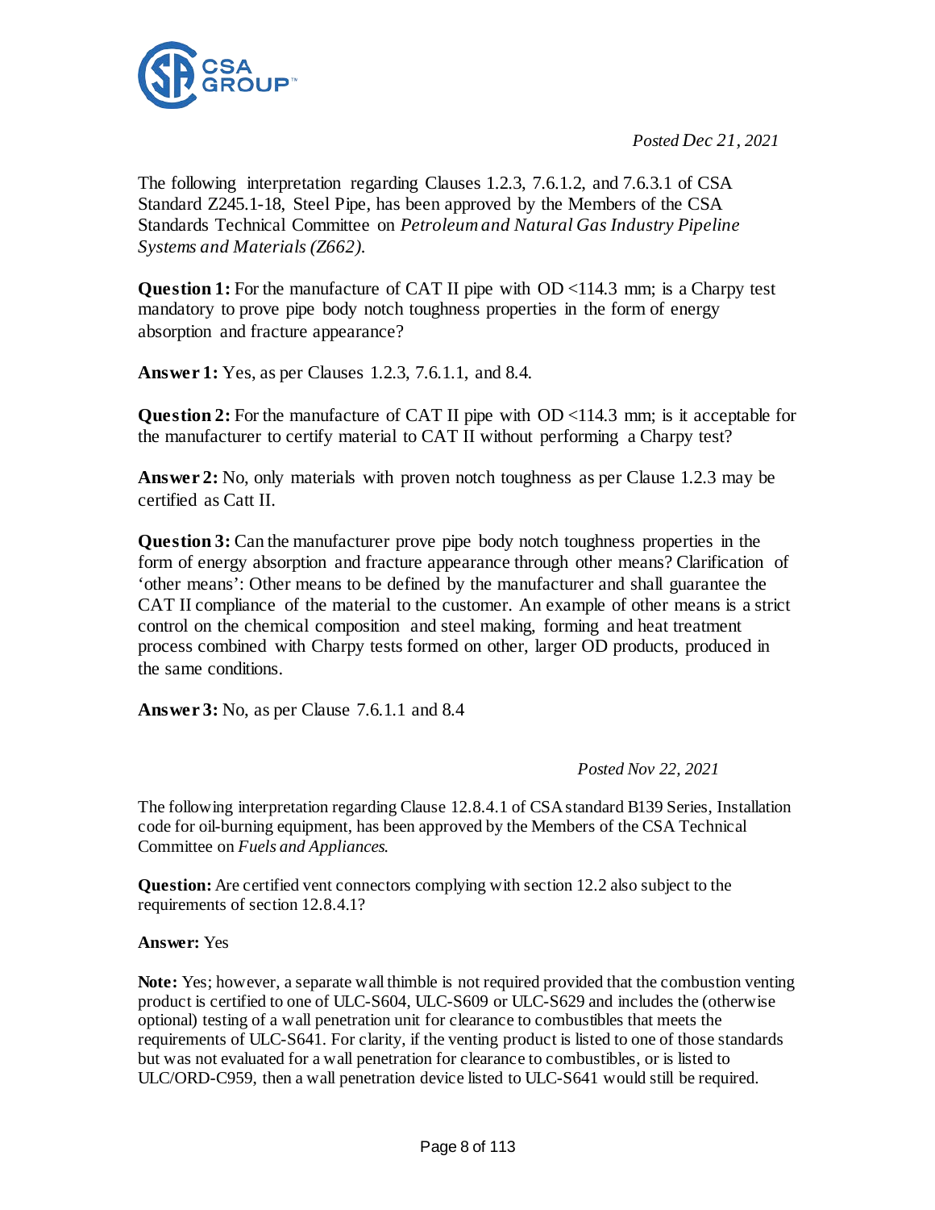*Posted Dec 21, 2021*

The following interpretation regarding Clauses 1.2.3, 7.6.1.2, and 7.6.3.1 of CSA Standard Z245.1-18, Steel Pipe, has been approved by the Members of the CSA Standards Technical Committee on *Petroleum and Natural Gas Industry Pipeline Systems and Materials (Z662).*

**Question 1:** For the manufacture of CAT II pipe with OD <114.3 mm; is a Charpy test mandatory to prove pipe body notch toughness properties in the form of energy absorption and fracture appearance?

**Answer 1:** Yes, as per Clauses 1.2.3, 7.6.1.1, and 8.4.

**Question 2:** For the manufacture of CAT II pipe with OD <114.3 mm; is it acceptable for the manufacturer to certify material to CAT II without performing a Charpy test?

**Answer 2:** No, only materials with proven notch toughness as per Clause 1.2.3 may be certified as Catt II.

**Question 3:** Can the manufacturer prove pipe body notch toughness properties in the form of energy absorption and fracture appearance through other means? Clarification of 'other means': Other means to be defined by the manufacturer and shall guarantee the CAT II compliance of the material to the customer. An example of other means is a strict control on the chemical composition and steel making, forming and heat treatment process combined with Charpy tests formed on other, larger OD products, produced in the same conditions.

**Answer 3:** No, as per Clause 7.6.1.1 and 8.4

*Posted Nov 22, 2021*

The following interpretation regarding Clause 12.8.4.1 of CSA standard B139 Series, Installation code for oil-burning equipment, has been approved by the Members of the CSA Technical Committee on *Fuels and Appliances*.

**Question:** Are certified vent connectors complying with section 12.2 also subject to the requirements of section 12.8.4.1?

**Answer:** Yes

**Note:** Yes; however, a separate wall thimble is not required provided that the combustion venting product is certified to one of ULC-S604, ULC-S609 or ULC-S629 and includes the (otherwise optional) testing of a wall penetration unit for clearance to combustibles that meets the requirements of ULC-S641. For clarity, if the venting product is listed to one of those standards but was not evaluated for a wall penetration for clearance to combustibles, or is listed to ULC/ORD-C959, then a wall penetration device listed to ULC-S641 would still be required.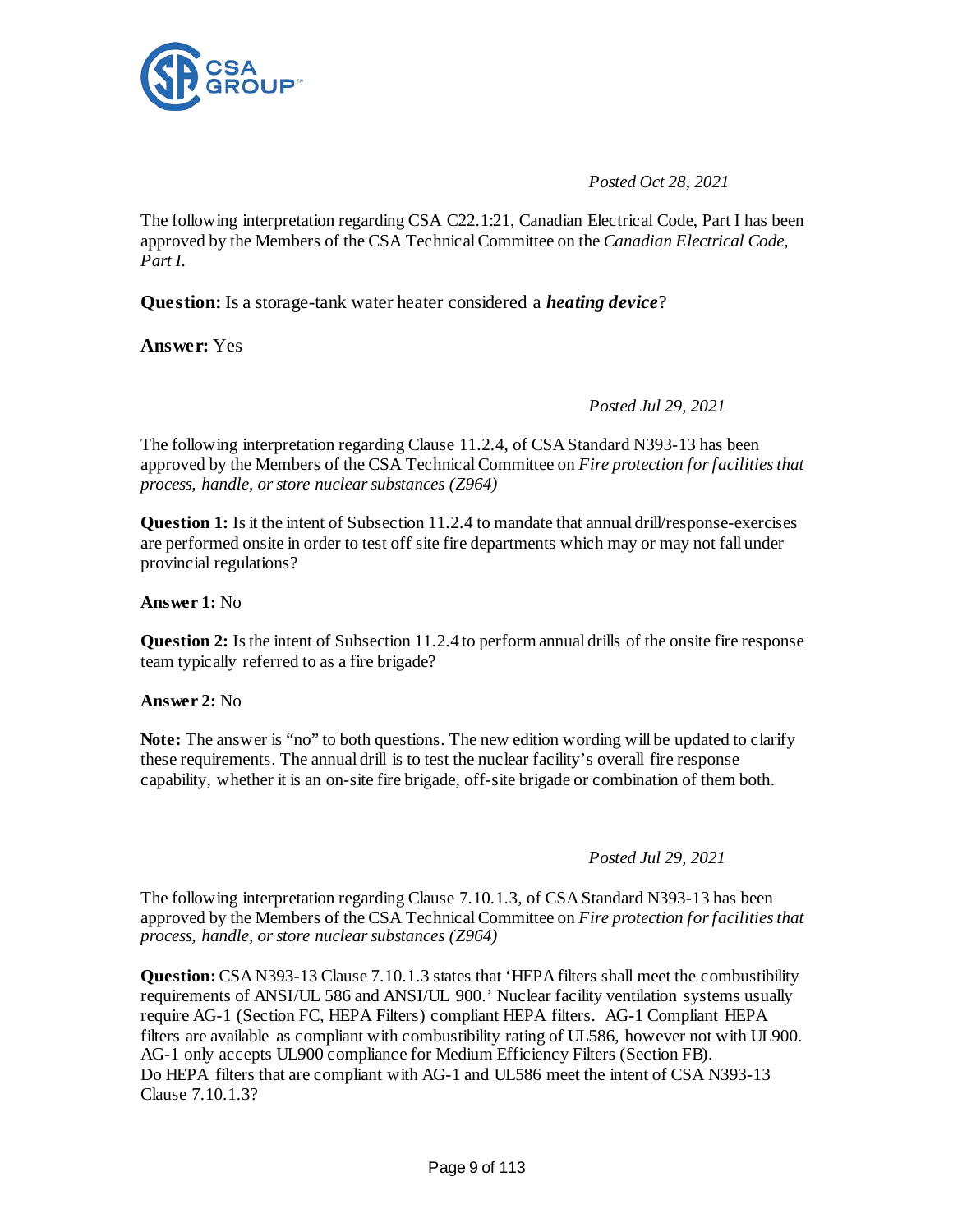*Posted Oct 28, 2021*

The following interpretation regarding CSA C22.1:21, Canadian Electrical Code, Part I has been approved by the Members of the CSA Technical Committee on the *Canadian Electrical Code, Part I*.

**Question:** Is a storage-tank water heater considered a ***heating device***?

**Answer:** Yes

*Posted Jul 29, 2021*

The following interpretation regarding Clause 11.2.4, of CSA Standard N393-13 has been approved by the Members of the CSA Technical Committee on *Fire protection for facilities that process, handle, or store nuclear substances (Z964)*

**Question 1:** Is it the intent of Subsection 11.2.4 to mandate that annual drill/response-exercises are performed onsite in order to test off site fire departments which may or may not fall under provincial regulations?

**Answer 1:** No

**Question 2:** Is the intent of Subsection 11.2.4 to perform annual drills of the onsite fire response team typically referred to as a fire brigade?

**Answer 2:** No

**Note:** The answer is "no" to both questions. The new edition wording will be updated to clarify these requirements. The annual drill is to test the nuclear facility's overall fire response capability, whether it is an on-site fire brigade, off-site brigade or combination of them both.

*Posted Jul 29, 2021*

The following interpretation regarding Clause 7.10.1.3, of CSA Standard N393-13 has been approved by the Members of the CSA Technical Committee on *Fire protection for facilities that process, handle, or store nuclear substances (Z964)*

**Question:** CSA N393-13 Clause 7.10.1.3 states that 'HEPA filters shall meet the combustibility requirements of ANSI/UL 586 and ANSI/UL 900.' Nuclear facility ventilation systems usually require AG-1 (Section FC, HEPA Filters) compliant HEPA filters. AG-1 Compliant HEPA filters are available as compliant with combustibility rating of UL586, however not with UL900. AG-1 only accepts UL900 compliance for Medium Efficiency Filters (Section FB). Do HEPA filters that are compliant with AG-1 and UL586 meet the intent of CSA N393-13 Clause 7.10.1.3?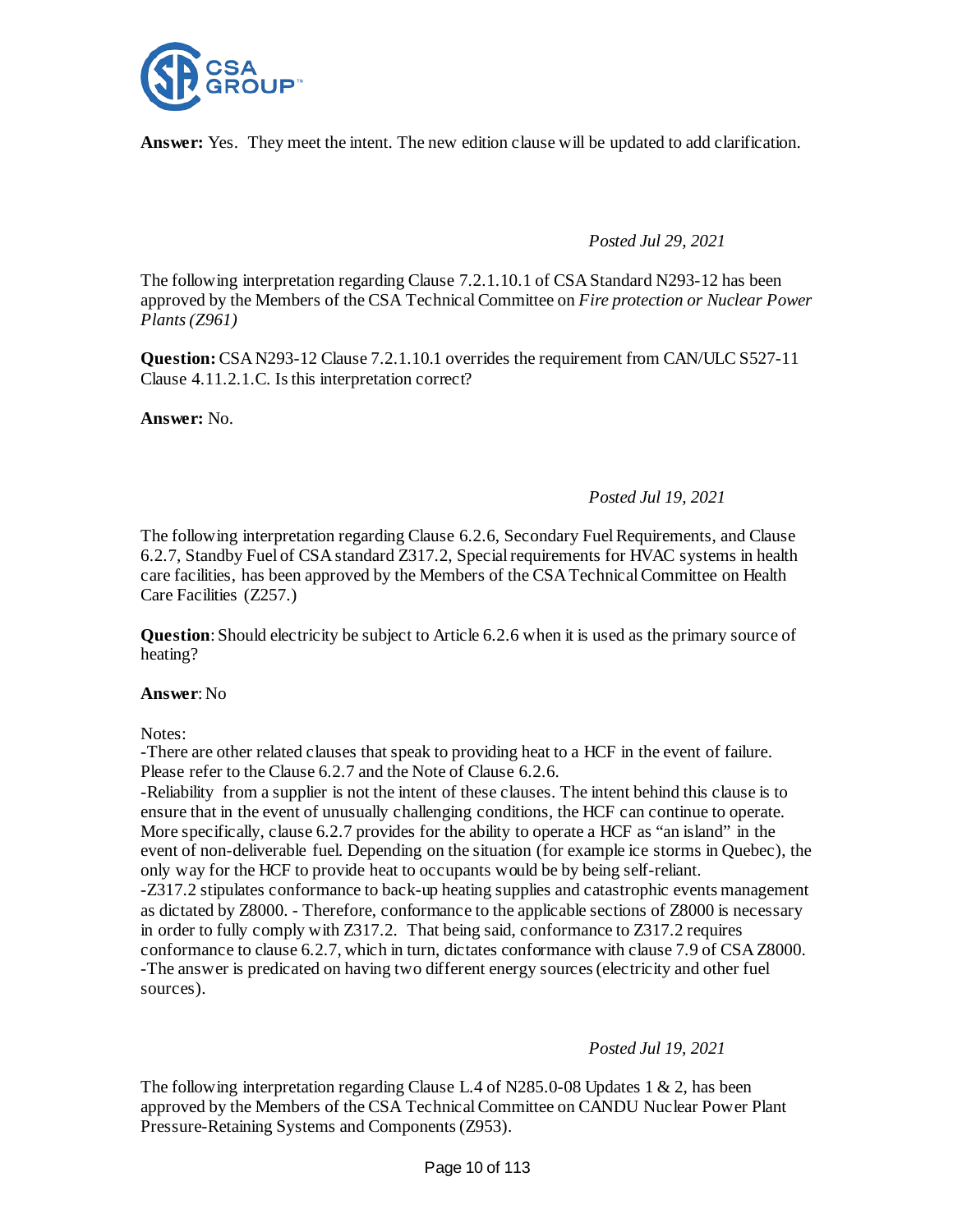**Answer:** Yes. They meet the intent. The new edition clause will be updated to add clarification.

*Posted Jul 29, 2021*

The following interpretation regarding Clause 7.2.1.10.1 of CSA Standard N293-12 has been approved by the Members of the CSA Technical Committee on *Fire protection or Nuclear Power Plants (Z961)*

**Question:** CSA N293-12 Clause 7.2.1.10.1 overrides the requirement from CAN/ULC S527-11 Clause 4.11.2.1.C. Is this interpretation correct?

**Answer:** No.

*Posted Jul 19, 2021*

The following interpretation regarding Clause 6.2.6, Secondary Fuel Requirements, and Clause 6.2.7, Standby Fuel of CSA standard Z317.2, Special requirements for HVAC systems in health care facilities, has been approved by the Members of the CSA Technical Committee on Health Care Facilities (Z257.)

**Question**: Should electricity be subject to Article 6.2.6 when it is used as the primary source of heating?

**Answer**: No

Notes:
-There are other related clauses that speak to providing heat to a HCF in the event of failure. Please refer to the Clause 6.2.7 and the Note of Clause 6.2.6.
-Reliability from a supplier is not the intent of these clauses. The intent behind this clause is to ensure that in the event of unusually challenging conditions, the HCF can continue to operate. More specifically, clause 6.2.7 provides for the ability to operate a HCF as "an island" in the event of non-deliverable fuel. Depending on the situation (for example ice storms in Quebec), the only way for the HCF to provide heat to occupants would be by being self-reliant.
-Z317.2 stipulates conformance to back-up heating supplies and catastrophic events management as dictated by Z8000. - Therefore, conformance to the applicable sections of Z8000 is necessary in order to fully comply with Z317.2. That being said, conformance to Z317.2 requires conformance to clause 6.2.7, which in turn, dictates conformance with clause 7.9 of CSA Z8000.
-The answer is predicated on having two different energy sources (electricity and other fuel sources).

*Posted Jul 19, 2021*

The following interpretation regarding Clause L.4 of N285.0-08 Updates 1 & 2, has been approved by the Members of the CSA Technical Committee on CANDU Nuclear Power Plant Pressure-Retaining Systems and Components (Z953).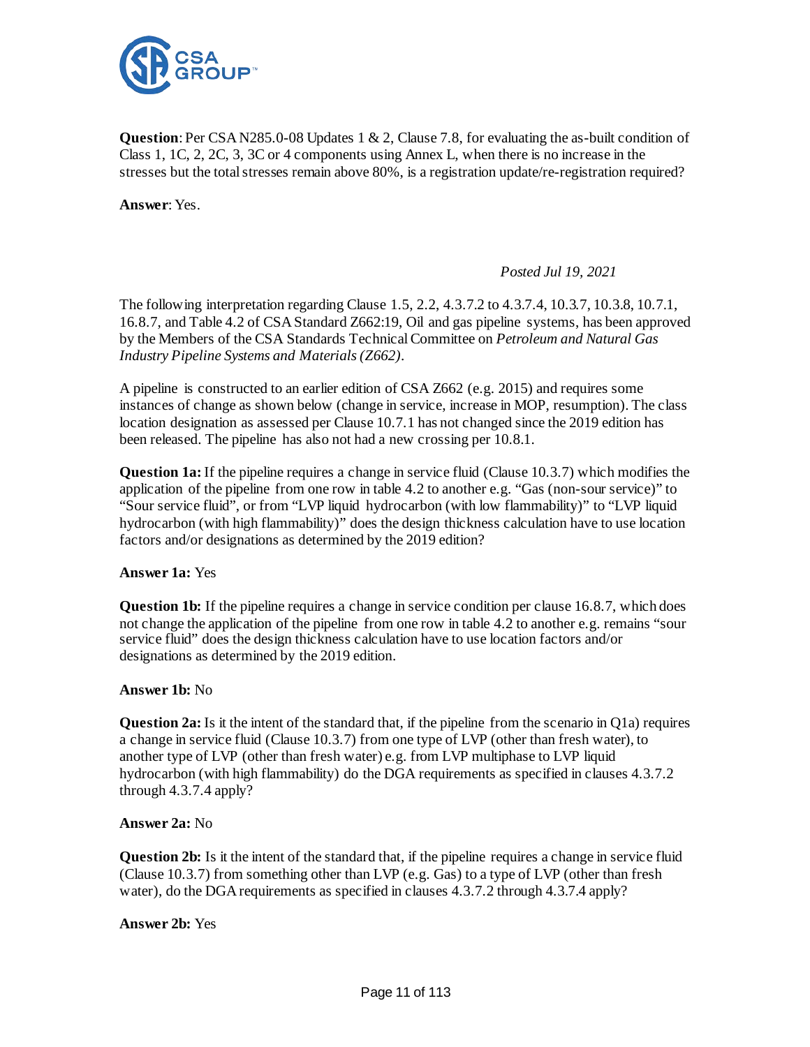**Question**: Per CSA N285.0-08 Updates 1 & 2, Clause 7.8, for evaluating the as-built condition of Class 1, 1C, 2, 2C, 3, 3C or 4 components using Annex L, when there is no increase in the stresses but the total stresses remain above 80%, is a registration update/re-registration required?

**Answer**: Yes.

*Posted Jul 19, 2021*

The following interpretation regarding Clause 1.5, 2.2, 4.3.7.2 to 4.3.7.4, 10.3.7, 10.3.8, 10.7.1, 16.8.7, and Table 4.2 of CSA Standard Z662:19, Oil and gas pipeline systems, has been approved by the Members of the CSA Standards Technical Committee on *Petroleum and Natural Gas Industry Pipeline Systems and Materials (Z662)*.

A pipeline is constructed to an earlier edition of CSA Z662 (e.g. 2015) and requires some instances of change as shown below (change in service, increase in MOP, resumption). The class location designation as assessed per Clause 10.7.1 has not changed since the 2019 edition has been released. The pipeline has also not had a new crossing per 10.8.1.

**Question 1a:** If the pipeline requires a change in service fluid (Clause 10.3.7) which modifies the application of the pipeline from one row in table 4.2 to another e.g. "Gas (non-sour service)" to "Sour service fluid", or from "LVP liquid hydrocarbon (with low flammability)" to "LVP liquid hydrocarbon (with high flammability)" does the design thickness calculation have to use location factors and/or designations as determined by the 2019 edition?

**Answer 1a:** Yes

**Question 1b:** If the pipeline requires a change in service condition per clause 16.8.7, which does not change the application of the pipeline from one row in table 4.2 to another e.g. remains "sour service fluid" does the design thickness calculation have to use location factors and/or designations as determined by the 2019 edition.

**Answer 1b:** No

**Question 2a:** Is it the intent of the standard that, if the pipeline from the scenario in Q1a) requires a change in service fluid (Clause 10.3.7) from one type of LVP (other than fresh water), to another type of LVP (other than fresh water) e.g. from LVP multiphase to LVP liquid hydrocarbon (with high flammability) do the DGA requirements as specified in clauses 4.3.7.2 through 4.3.7.4 apply?

**Answer 2a:** No

**Question 2b:** Is it the intent of the standard that, if the pipeline requires a change in service fluid (Clause 10.3.7) from something other than LVP (e.g. Gas) to a type of LVP (other than fresh water), do the DGA requirements as specified in clauses 4.3.7.2 through 4.3.7.4 apply?

**Answer 2b:** Yes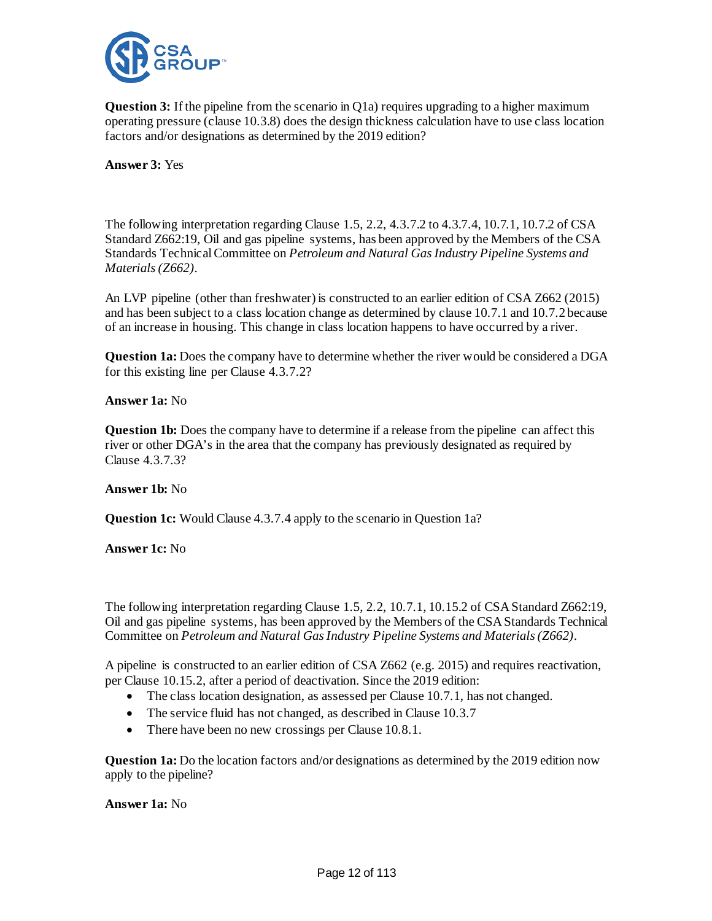**Question 3:** If the pipeline from the scenario in Q1a) requires upgrading to a higher maximum operating pressure (clause 10.3.8) does the design thickness calculation have to use class location factors and/or designations as determined by the 2019 edition?

**Answer 3:** Yes

The following interpretation regarding Clause 1.5, 2.2, 4.3.7.2 to 4.3.7.4, 10.7.1, 10.7.2 of CSA Standard Z662:19, Oil and gas pipeline systems, has been approved by the Members of the CSA Standards Technical Committee on *Petroleum and Natural Gas Industry Pipeline Systems and Materials (Z662)*.

An LVP pipeline (other than freshwater) is constructed to an earlier edition of CSA Z662 (2015) and has been subject to a class location change as determined by clause 10.7.1 and 10.7.2 because of an increase in housing. This change in class location happens to have occurred by a river.

**Question 1a:** Does the company have to determine whether the river would be considered a DGA for this existing line per Clause 4.3.7.2?

**Answer 1a:** No

**Question 1b:** Does the company have to determine if a release from the pipeline can affect this river or other DGA's in the area that the company has previously designated as required by Clause 4.3.7.3?

**Answer 1b:** No

**Question 1c:** Would Clause 4.3.7.4 apply to the scenario in Question 1a?

**Answer 1c:** No

The following interpretation regarding Clause 1.5, 2.2, 10.7.1, 10.15.2 of CSA Standard Z662:19, Oil and gas pipeline systems, has been approved by the Members of the CSA Standards Technical Committee on *Petroleum and Natural Gas Industry Pipeline Systems and Materials (Z662)*.

A pipeline is constructed to an earlier edition of CSA Z662 (e.g. 2015) and requires reactivation, per Clause 10.15.2, after a period of deactivation. Since the 2019 edition:

- The class location designation, as assessed per Clause 10.7.1, has not changed.
- The service fluid has not changed, as described in Clause 10.3.7
- There have been no new crossings per Clause 10.8.1.

**Question 1a:** Do the location factors and/or designations as determined by the 2019 edition now apply to the pipeline?

**Answer 1a:** No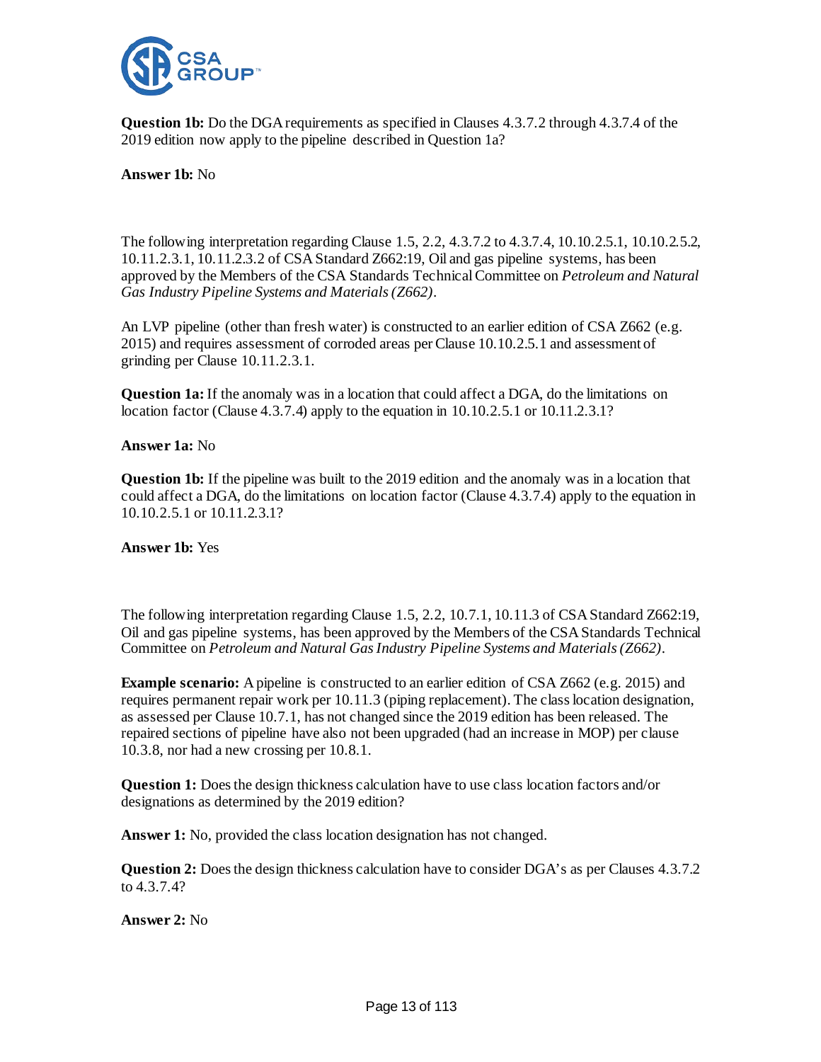**Question 1b:** Do the DGA requirements as specified in Clauses 4.3.7.2 through 4.3.7.4 of the 2019 edition now apply to the pipeline described in Question 1a?

**Answer 1b:** No

The following interpretation regarding Clause 1.5, 2.2, 4.3.7.2 to 4.3.7.4, 10.10.2.5.1, 10.10.2.5.2, 10.11.2.3.1, 10.11.2.3.2 of CSA Standard Z662:19, Oil and gas pipeline systems, has been approved by the Members of the CSA Standards Technical Committee on *Petroleum and Natural Gas Industry Pipeline Systems and Materials (Z662)*.

An LVP pipeline (other than fresh water) is constructed to an earlier edition of CSA Z662 (e.g. 2015) and requires assessment of corroded areas per Clause 10.10.2.5.1 and assessment of grinding per Clause 10.11.2.3.1.

**Question 1a:** If the anomaly was in a location that could affect a DGA, do the limitations on location factor (Clause 4.3.7.4) apply to the equation in 10.10.2.5.1 or 10.11.2.3.1?

**Answer 1a:** No

**Question 1b:** If the pipeline was built to the 2019 edition and the anomaly was in a location that could affect a DGA, do the limitations on location factor (Clause 4.3.7.4) apply to the equation in 10.10.2.5.1 or 10.11.2.3.1?

**Answer 1b:** Yes

The following interpretation regarding Clause 1.5, 2.2, 10.7.1, 10.11.3 of CSA Standard Z662:19, Oil and gas pipeline systems, has been approved by the Members of the CSA Standards Technical Committee on *Petroleum and Natural Gas Industry Pipeline Systems and Materials (Z662)*.

**Example scenario:** A pipeline is constructed to an earlier edition of CSA Z662 (e.g. 2015) and requires permanent repair work per 10.11.3 (piping replacement). The class location designation, as assessed per Clause 10.7.1, has not changed since the 2019 edition has been released. The repaired sections of pipeline have also not been upgraded (had an increase in MOP) per clause 10.3.8, nor had a new crossing per 10.8.1.

**Question 1:** Does the design thickness calculation have to use class location factors and/or designations as determined by the 2019 edition?

**Answer 1:** No, provided the class location designation has not changed.

**Question 2:** Does the design thickness calculation have to consider DGA's as per Clauses 4.3.7.2 to 4.3.7.4?

**Answer 2:** No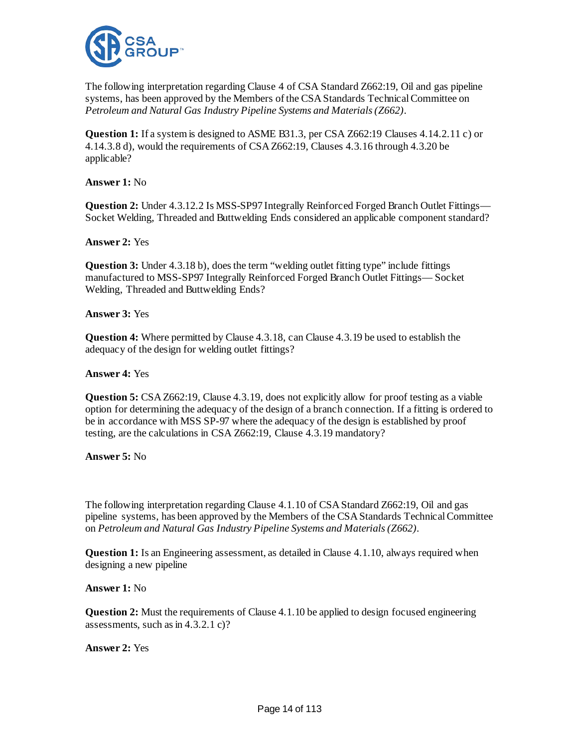The following interpretation regarding Clause 4 of CSA Standard Z662:19, Oil and gas pipeline systems, has been approved by the Members of the CSA Standards Technical Committee on *Petroleum and Natural Gas Industry Pipeline Systems and Materials (Z662)*.

**Question 1:** If a system is designed to ASME B31.3, per CSA Z662:19 Clauses 4.14.2.11 c) or 4.14.3.8 d), would the requirements of CSA Z662:19, Clauses 4.3.16 through 4.3.20 be applicable?

**Answer 1:** No

**Question 2:** Under 4.3.12.2 Is MSS-SP97 Integrally Reinforced Forged Branch Outlet Fittings— Socket Welding, Threaded and Buttwelding Ends considered an applicable component standard?

**Answer 2:** Yes

**Question 3:** Under 4.3.18 b), does the term "welding outlet fitting type" include fittings manufactured to MSS-SP97 Integrally Reinforced Forged Branch Outlet Fittings— Socket Welding, Threaded and Buttwelding Ends?

**Answer 3:** Yes

**Question 4:** Where permitted by Clause 4.3.18, can Clause 4.3.19 be used to establish the adequacy of the design for welding outlet fittings?

**Answer 4:** Yes

**Question 5:** CSA Z662:19, Clause 4.3.19, does not explicitly allow for proof testing as a viable option for determining the adequacy of the design of a branch connection. If a fitting is ordered to be in accordance with MSS SP-97 where the adequacy of the design is established by proof testing, are the calculations in CSA Z662:19, Clause 4.3.19 mandatory?

**Answer 5:** No

The following interpretation regarding Clause 4.1.10 of CSA Standard Z662:19, Oil and gas pipeline systems, has been approved by the Members of the CSA Standards Technical Committee on *Petroleum and Natural Gas Industry Pipeline Systems and Materials (Z662)*.

**Question 1:** Is an Engineering assessment, as detailed in Clause 4.1.10, always required when designing a new pipeline

**Answer 1:** No

**Question 2:** Must the requirements of Clause 4.1.10 be applied to design focused engineering assessments, such as in 4.3.2.1 c)?

**Answer 2:** Yes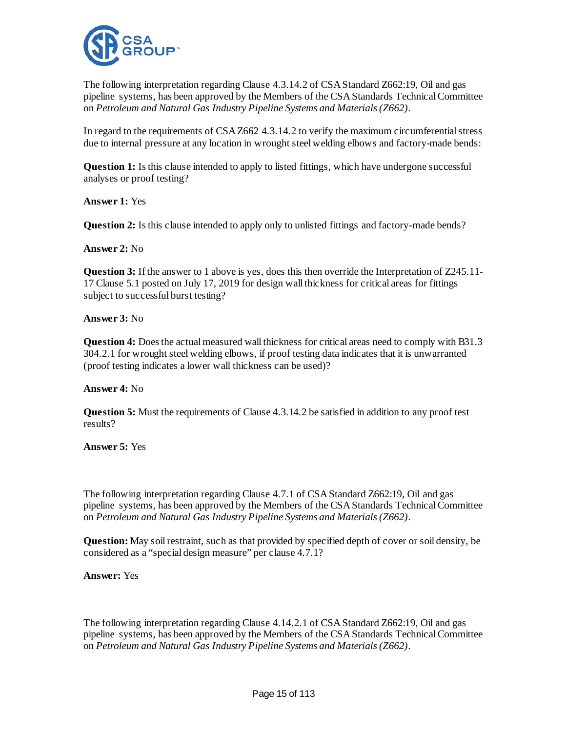The following interpretation regarding Clause 4.3.14.2 of CSA Standard Z662:19, Oil and gas pipeline systems, has been approved by the Members of the CSA Standards Technical Committee on *Petroleum and Natural Gas Industry Pipeline Systems and Materials (Z662)*.

In regard to the requirements of CSA Z662 4.3.14.2 to verify the maximum circumferential stress due to internal pressure at any location in wrought steel welding elbows and factory-made bends:

**Question 1:** Is this clause intended to apply to listed fittings, which have undergone successful analyses or proof testing?

**Answer 1:** Yes

**Question 2:** Is this clause intended to apply only to unlisted fittings and factory-made bends?

**Answer 2:** No

**Question 3:** If the answer to 1 above is yes, does this then override the Interpretation of Z245.11-17 Clause 5.1 posted on July 17, 2019 for design wall thickness for critical areas for fittings subject to successful burst testing?

**Answer 3:** No

**Question 4:** Does the actual measured wall thickness for critical areas need to comply with B31.3 304.2.1 for wrought steel welding elbows, if proof testing data indicates that it is unwarranted (proof testing indicates a lower wall thickness can be used)?

**Answer 4:** No

**Question 5:** Must the requirements of Clause 4.3.14.2 be satisfied in addition to any proof test results?

**Answer 5:** Yes

The following interpretation regarding Clause 4.7.1 of CSA Standard Z662:19, Oil and gas pipeline systems, has been approved by the Members of the CSA Standards Technical Committee on *Petroleum and Natural Gas Industry Pipeline Systems and Materials (Z662)*.

**Question:** May soil restraint, such as that provided by specified depth of cover or soil density, be considered as a "special design measure" per clause 4.7.1?

**Answer:** Yes

The following interpretation regarding Clause 4.14.2.1 of CSA Standard Z662:19, Oil and gas pipeline systems, has been approved by the Members of the CSA Standards Technical Committee on *Petroleum and Natural Gas Industry Pipeline Systems and Materials (Z662)*.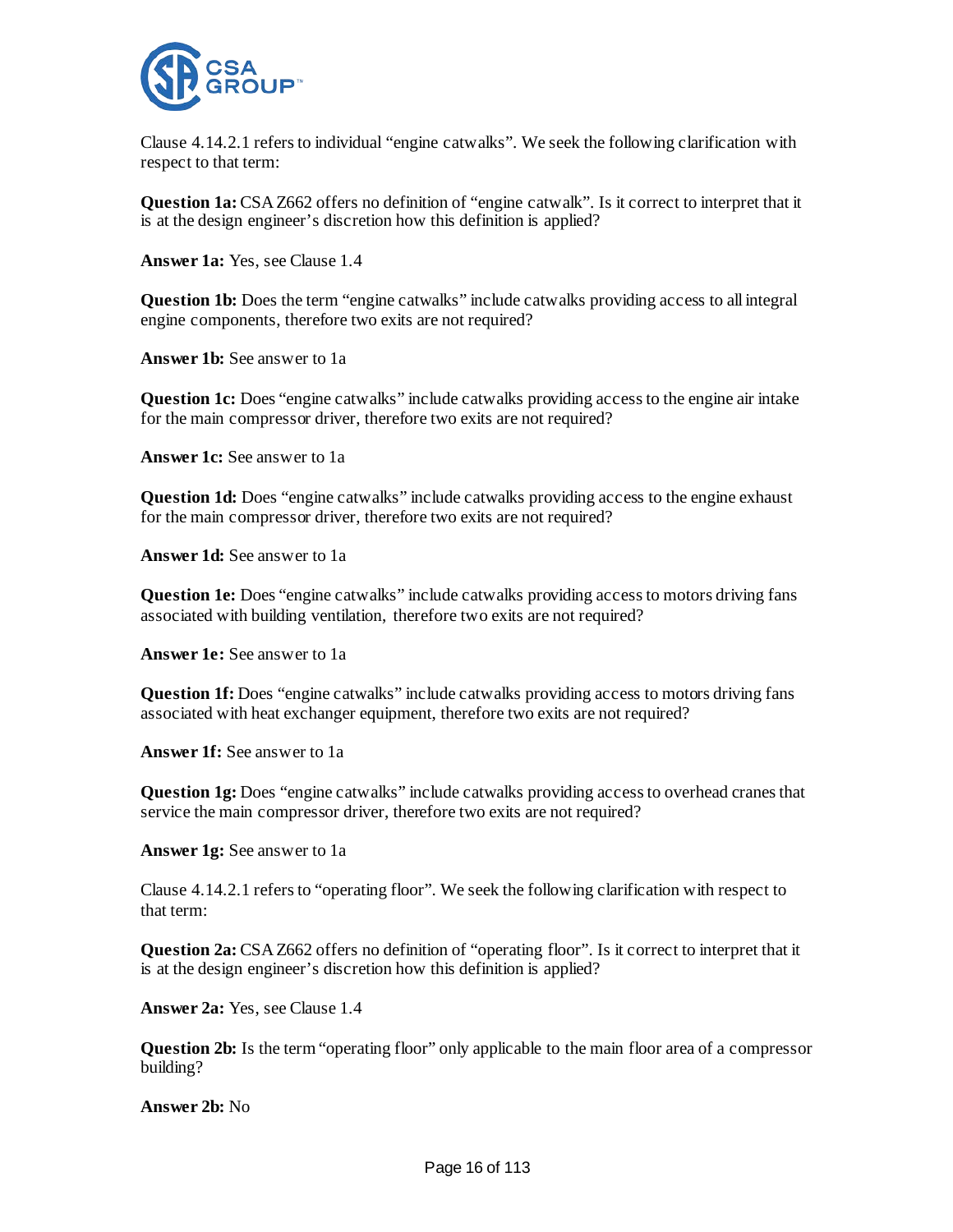Clause 4.14.2.1 refers to individual "engine catwalks". We seek the following clarification with respect to that term:

**Question 1a:** CSA Z662 offers no definition of "engine catwalk". Is it correct to interpret that it is at the design engineer's discretion how this definition is applied?

**Answer 1a:** Yes, see Clause 1.4

**Question 1b:** Does the term "engine catwalks" include catwalks providing access to all integral engine components, therefore two exits are not required?

**Answer 1b:** See answer to 1a

**Question 1c:** Does "engine catwalks" include catwalks providing access to the engine air intake for the main compressor driver, therefore two exits are not required?

**Answer 1c:** See answer to 1a

**Question 1d:** Does "engine catwalks" include catwalks providing access to the engine exhaust for the main compressor driver, therefore two exits are not required?

**Answer 1d:** See answer to 1a

**Question 1e:** Does "engine catwalks" include catwalks providing access to motors driving fans associated with building ventilation, therefore two exits are not required?

**Answer 1e:** See answer to 1a

**Question 1f:** Does "engine catwalks" include catwalks providing access to motors driving fans associated with heat exchanger equipment, therefore two exits are not required?

**Answer 1f:** See answer to 1a

**Question 1g:** Does "engine catwalks" include catwalks providing access to overhead cranes that service the main compressor driver, therefore two exits are not required?

**Answer 1g:** See answer to 1a

Clause 4.14.2.1 refers to "operating floor". We seek the following clarification with respect to that term:

**Question 2a:** CSA Z662 offers no definition of "operating floor". Is it correct to interpret that it is at the design engineer's discretion how this definition is applied?

**Answer 2a:** Yes, see Clause 1.4

**Question 2b:** Is the term "operating floor" only applicable to the main floor area of a compressor building?

**Answer 2b:** No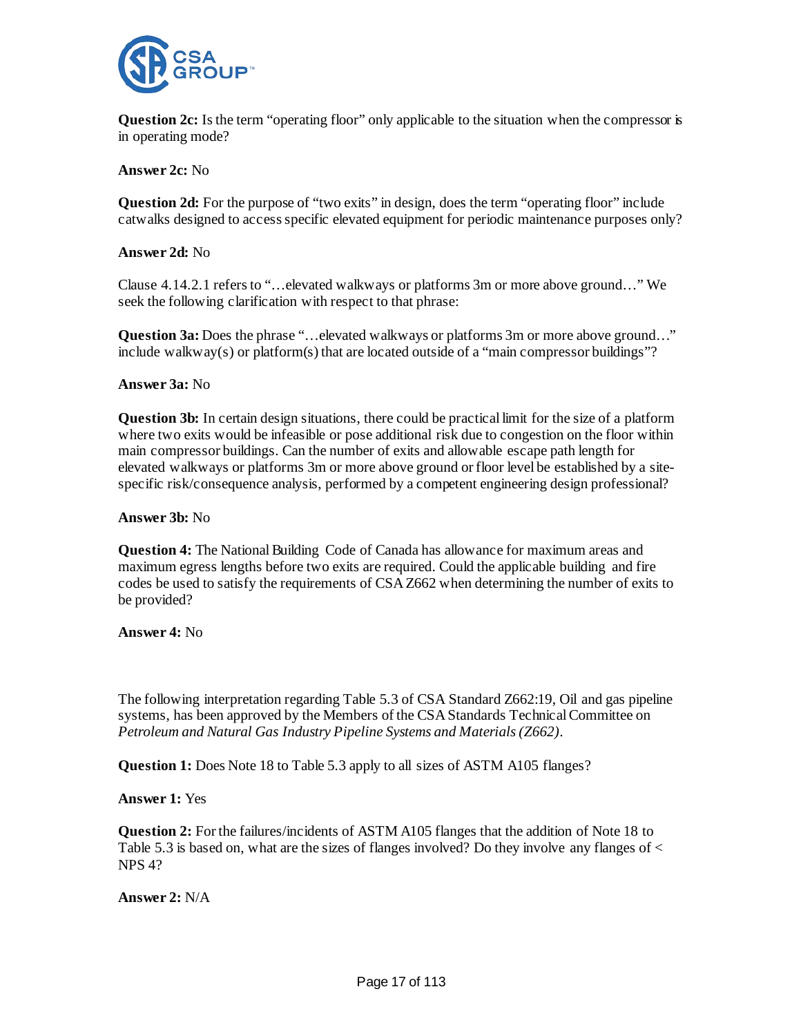**Question 2c:** Is the term "operating floor" only applicable to the situation when the compressor is in operating mode?

**Answer 2c:** No

**Question 2d:** For the purpose of "two exits" in design, does the term "operating floor" include catwalks designed to access specific elevated equipment for periodic maintenance purposes only?

**Answer 2d:** No

Clause 4.14.2.1 refers to "…elevated walkways or platforms 3m or more above ground…" We seek the following clarification with respect to that phrase:

**Question 3a:** Does the phrase "…elevated walkways or platforms 3m or more above ground…" include walkway(s) or platform(s) that are located outside of a "main compressor buildings"?

**Answer 3a:** No

**Question 3b:** In certain design situations, there could be practical limit for the size of a platform where two exits would be infeasible or pose additional risk due to congestion on the floor within main compressor buildings. Can the number of exits and allowable escape path length for elevated walkways or platforms 3m or more above ground or floor level be established by a site-specific risk/consequence analysis, performed by a competent engineering design professional?

**Answer 3b:** No

**Question 4:** The National Building Code of Canada has allowance for maximum areas and maximum egress lengths before two exits are required. Could the applicable building and fire codes be used to satisfy the requirements of CSA Z662 when determining the number of exits to be provided?

**Answer 4:** No

The following interpretation regarding Table 5.3 of CSA Standard Z662:19, Oil and gas pipeline systems, has been approved by the Members of the CSA Standards Technical Committee on *Petroleum and Natural Gas Industry Pipeline Systems and Materials (Z662)*.

**Question 1:** Does Note 18 to Table 5.3 apply to all sizes of ASTM A105 flanges?

**Answer 1:** Yes

**Question 2:** For the failures/incidents of ASTM A105 flanges that the addition of Note 18 to Table 5.3 is based on, what are the sizes of flanges involved? Do they involve any flanges of < NPS 4?

**Answer 2:** N/A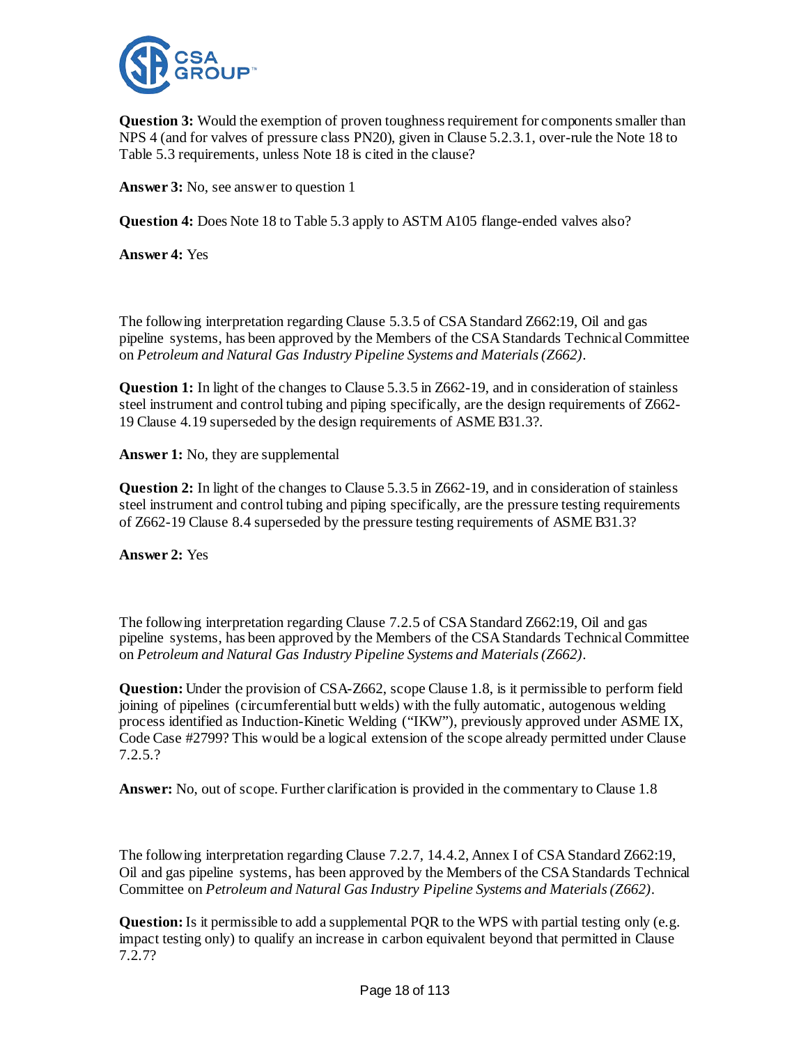**Question 3:** Would the exemption of proven toughness requirement for components smaller than NPS 4 (and for valves of pressure class PN20), given in Clause 5.2.3.1, over-rule the Note 18 to Table 5.3 requirements, unless Note 18 is cited in the clause?

**Answer 3:** No, see answer to question 1

**Question 4:** Does Note 18 to Table 5.3 apply to ASTM A105 flange-ended valves also?

**Answer 4:** Yes

The following interpretation regarding Clause 5.3.5 of CSA Standard Z662:19, Oil and gas pipeline systems, has been approved by the Members of the CSA Standards Technical Committee on *Petroleum and Natural Gas Industry Pipeline Systems and Materials (Z662)*.

**Question 1:** In light of the changes to Clause 5.3.5 in Z662-19, and in consideration of stainless steel instrument and control tubing and piping specifically, are the design requirements of Z662-19 Clause 4.19 superseded by the design requirements of ASME B31.3?.

**Answer 1:** No, they are supplemental

**Question 2:** In light of the changes to Clause 5.3.5 in Z662-19, and in consideration of stainless steel instrument and control tubing and piping specifically, are the pressure testing requirements of Z662-19 Clause 8.4 superseded by the pressure testing requirements of ASME B31.3?

**Answer 2:** Yes

The following interpretation regarding Clause 7.2.5 of CSA Standard Z662:19, Oil and gas pipeline systems, has been approved by the Members of the CSA Standards Technical Committee on *Petroleum and Natural Gas Industry Pipeline Systems and Materials (Z662)*.

**Question:** Under the provision of CSA-Z662, scope Clause 1.8, is it permissible to perform field joining of pipelines (circumferential butt welds) with the fully automatic, autogenous welding process identified as Induction-Kinetic Welding ("IKW"), previously approved under ASME IX, Code Case #2799? This would be a logical extension of the scope already permitted under Clause 7.2.5.?

**Answer:** No, out of scope. Further clarification is provided in the commentary to Clause 1.8

The following interpretation regarding Clause 7.2.7, 14.4.2, Annex I of CSA Standard Z662:19, Oil and gas pipeline systems, has been approved by the Members of the CSA Standards Technical Committee on *Petroleum and Natural Gas Industry Pipeline Systems and Materials (Z662)*.

**Question:** Is it permissible to add a supplemental PQR to the WPS with partial testing only (e.g. impact testing only) to qualify an increase in carbon equivalent beyond that permitted in Clause 7.2.7?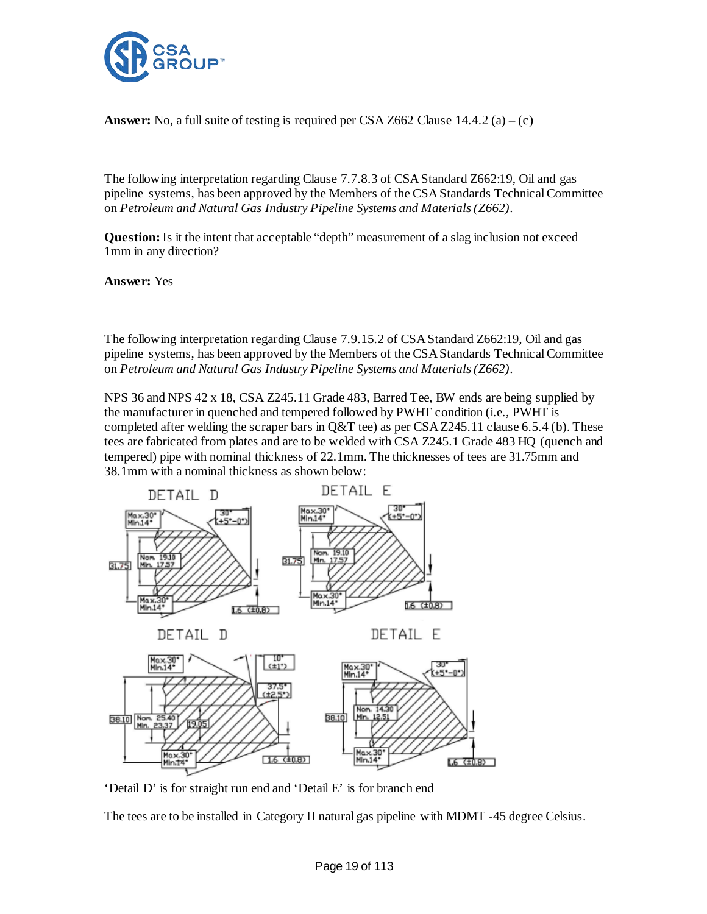**Answer:** No, a full suite of testing is required per CSA Z662 Clause 14.4.2 (a) – (c)

The following interpretation regarding Clause 7.7.8.3 of CSA Standard Z662:19, Oil and gas pipeline systems, has been approved by the Members of the CSA Standards Technical Committee on *Petroleum and Natural Gas Industry Pipeline Systems and Materials (Z662)*.

**Question:** Is it the intent that acceptable "depth" measurement of a slag inclusion not exceed 1mm in any direction?

**Answer:** Yes

The following interpretation regarding Clause 7.9.15.2 of CSA Standard Z662:19, Oil and gas pipeline systems, has been approved by the Members of the CSA Standards Technical Committee on *Petroleum and Natural Gas Industry Pipeline Systems and Materials (Z662)*.

NPS 36 and NPS 42 x 18, CSA Z245.11 Grade 483, Barred Tee, BW ends are being supplied by the manufacturer in quenched and tempered followed by PWHT condition (i.e., PWHT is completed after welding the scraper bars in Q&T tee) as per CSA Z245.11 clause 6.5.4 (b). These tees are fabricated from plates and are to be welded with CSA Z245.1 Grade 483 HQ (quench and tempered) pipe with nominal thickness of 22.1mm. The thicknesses of tees are 31.75mm and 38.1mm with a nominal thickness as shown below:

'Detail D' is for straight run end and 'Detail E' is for branch end

The tees are to be installed in Category II natural gas pipeline with MDMT -45 degree Celsius.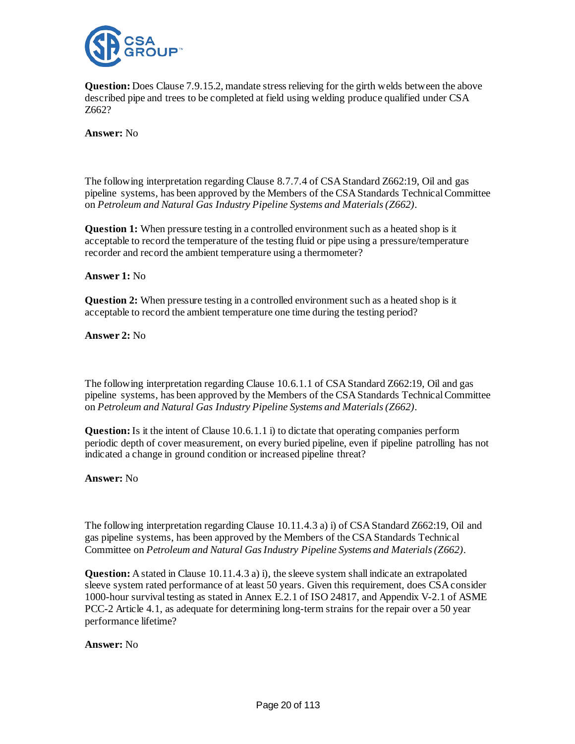**Question:** Does Clause 7.9.15.2, mandate stress relieving for the girth welds between the above described pipe and trees to be completed at field using welding produce qualified under CSA Z662?

**Answer:** No

The following interpretation regarding Clause 8.7.7.4 of CSA Standard Z662:19, Oil and gas pipeline systems, has been approved by the Members of the CSA Standards Technical Committee on *Petroleum and Natural Gas Industry Pipeline Systems and Materials (Z662)*.

**Question 1:** When pressure testing in a controlled environment such as a heated shop is it acceptable to record the temperature of the testing fluid or pipe using a pressure/temperature recorder and record the ambient temperature using a thermometer?

**Answer 1:** No

**Question 2:** When pressure testing in a controlled environment such as a heated shop is it acceptable to record the ambient temperature one time during the testing period?

**Answer 2:** No

The following interpretation regarding Clause 10.6.1.1 of CSA Standard Z662:19, Oil and gas pipeline systems, has been approved by the Members of the CSA Standards Technical Committee on *Petroleum and Natural Gas Industry Pipeline Systems and Materials (Z662)*.

**Question:** Is it the intent of Clause 10.6.1.1 i) to dictate that operating companies perform periodic depth of cover measurement, on every buried pipeline, even if pipeline patrolling has not indicated a change in ground condition or increased pipeline threat?

**Answer:** No

The following interpretation regarding Clause 10.11.4.3 a) i) of CSA Standard Z662:19, Oil and gas pipeline systems, has been approved by the Members of the CSA Standards Technical Committee on *Petroleum and Natural Gas Industry Pipeline Systems and Materials (Z662)*.

**Question:** A stated in Clause 10.11.4.3 a) i), the sleeve system shall indicate an extrapolated sleeve system rated performance of at least 50 years. Given this requirement, does CSA consider 1000-hour survival testing as stated in Annex E.2.1 of ISO 24817, and Appendix V-2.1 of ASME PCC-2 Article 4.1, as adequate for determining long-term strains for the repair over a 50 year performance lifetime?

**Answer:** No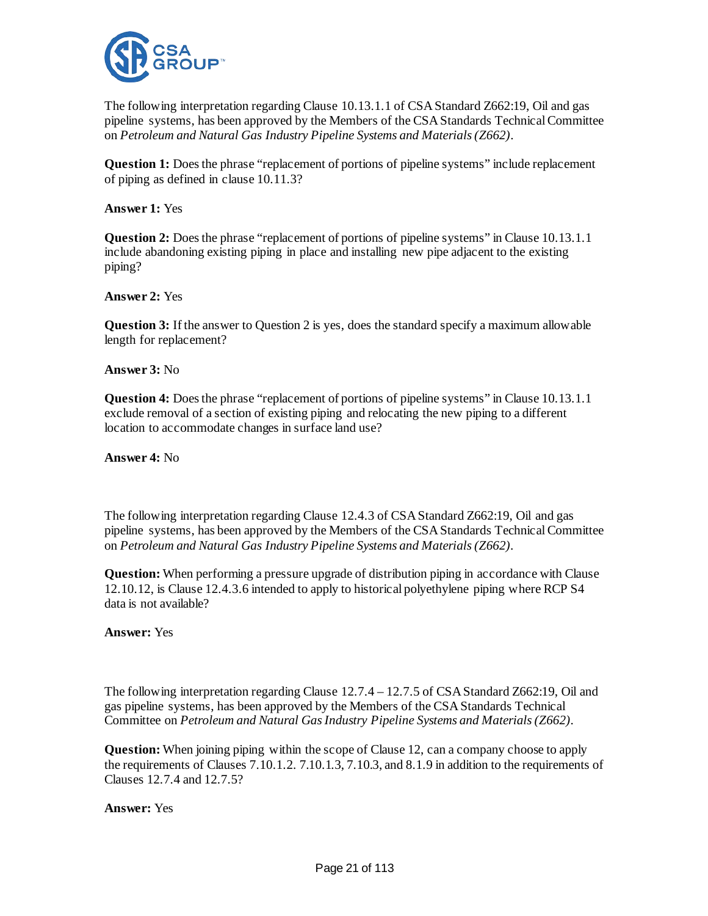The following interpretation regarding Clause 10.13.1.1 of CSA Standard Z662:19, Oil and gas pipeline systems, has been approved by the Members of the CSA Standards Technical Committee on *Petroleum and Natural Gas Industry Pipeline Systems and Materials (Z662)*.

**Question 1:** Does the phrase "replacement of portions of pipeline systems" include replacement of piping as defined in clause 10.11.3?

**Answer 1:** Yes

**Question 2:** Does the phrase "replacement of portions of pipeline systems" in Clause 10.13.1.1 include abandoning existing piping in place and installing new pipe adjacent to the existing piping?

**Answer 2:** Yes

**Question 3:** If the answer to Question 2 is yes, does the standard specify a maximum allowable length for replacement?

**Answer 3:** No

**Question 4:** Does the phrase "replacement of portions of pipeline systems" in Clause 10.13.1.1 exclude removal of a section of existing piping and relocating the new piping to a different location to accommodate changes in surface land use?

**Answer 4:** No

The following interpretation regarding Clause 12.4.3 of CSA Standard Z662:19, Oil and gas pipeline systems, has been approved by the Members of the CSA Standards Technical Committee on *Petroleum and Natural Gas Industry Pipeline Systems and Materials (Z662)*.

**Question:** When performing a pressure upgrade of distribution piping in accordance with Clause 12.10.12, is Clause 12.4.3.6 intended to apply to historical polyethylene piping where RCP S4 data is not available?

**Answer:** Yes

The following interpretation regarding Clause 12.7.4 – 12.7.5 of CSA Standard Z662:19, Oil and gas pipeline systems, has been approved by the Members of the CSA Standards Technical Committee on *Petroleum and Natural Gas Industry Pipeline Systems and Materials (Z662)*.

**Question:** When joining piping within the scope of Clause 12, can a company choose to apply the requirements of Clauses 7.10.1.2. 7.10.1.3, 7.10.3, and 8.1.9 in addition to the requirements of Clauses 12.7.4 and 12.7.5?

**Answer:** Yes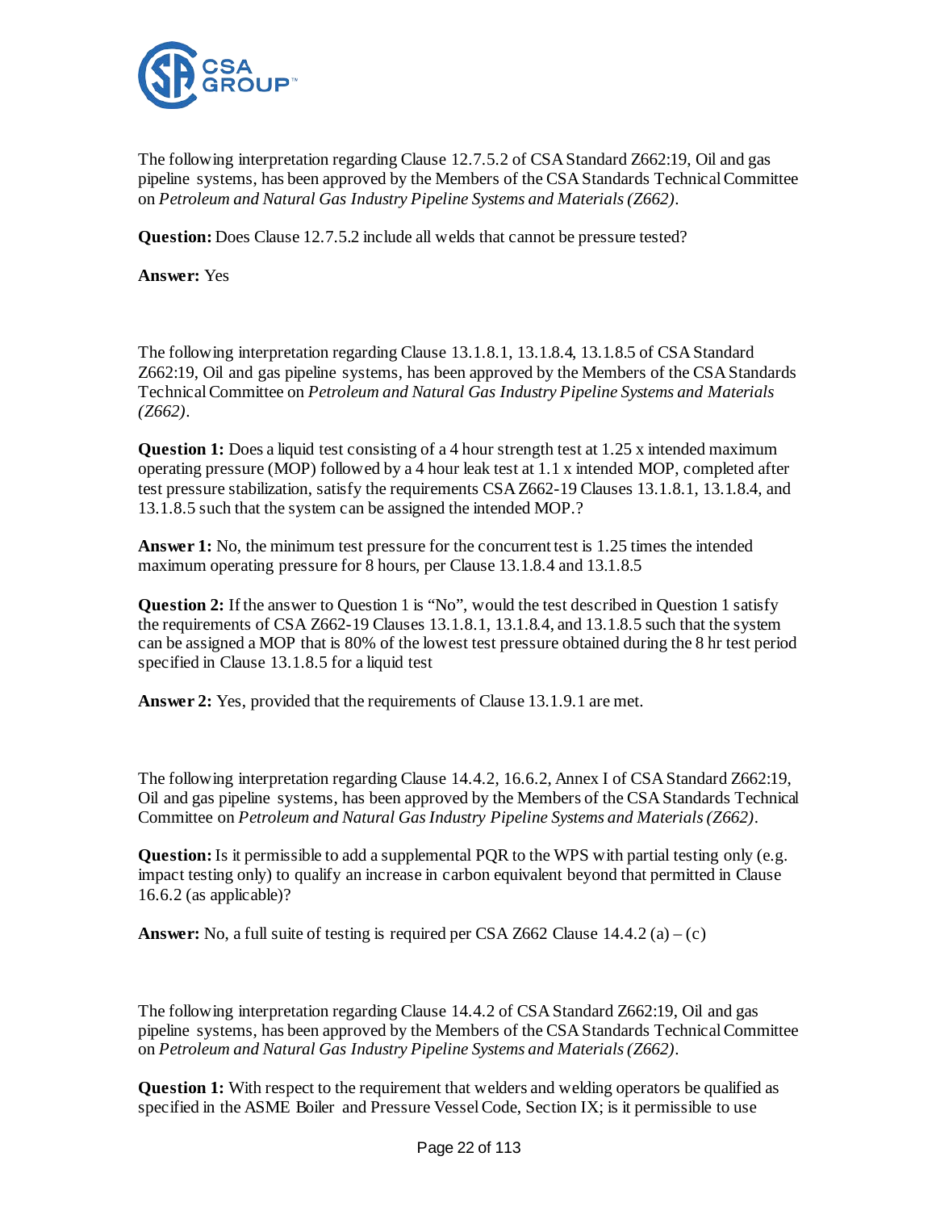The following interpretation regarding Clause 12.7.5.2 of CSA Standard Z662:19, Oil and gas pipeline systems, has been approved by the Members of the CSA Standards Technical Committee on *Petroleum and Natural Gas Industry Pipeline Systems and Materials (Z662)*.

**Question:** Does Clause 12.7.5.2 include all welds that cannot be pressure tested?

**Answer:** Yes

The following interpretation regarding Clause 13.1.8.1, 13.1.8.4, 13.1.8.5 of CSA Standard Z662:19, Oil and gas pipeline systems, has been approved by the Members of the CSA Standards Technical Committee on *Petroleum and Natural Gas Industry Pipeline Systems and Materials (Z662)*.

**Question 1:** Does a liquid test consisting of a 4 hour strength test at 1.25 x intended maximum operating pressure (MOP) followed by a 4 hour leak test at 1.1 x intended MOP, completed after test pressure stabilization, satisfy the requirements CSA Z662-19 Clauses 13.1.8.1, 13.1.8.4, and 13.1.8.5 such that the system can be assigned the intended MOP.?

**Answer 1:** No, the minimum test pressure for the concurrent test is 1.25 times the intended maximum operating pressure for 8 hours, per Clause 13.1.8.4 and 13.1.8.5

**Question 2:** If the answer to Question 1 is "No", would the test described in Question 1 satisfy the requirements of CSA Z662-19 Clauses 13.1.8.1, 13.1.8.4, and 13.1.8.5 such that the system can be assigned a MOP that is 80% of the lowest test pressure obtained during the 8 hr test period specified in Clause 13.1.8.5 for a liquid test

**Answer 2:** Yes, provided that the requirements of Clause 13.1.9.1 are met.

The following interpretation regarding Clause 14.4.2, 16.6.2, Annex I of CSA Standard Z662:19, Oil and gas pipeline systems, has been approved by the Members of the CSA Standards Technical Committee on *Petroleum and Natural Gas Industry Pipeline Systems and Materials (Z662)*.

**Question:** Is it permissible to add a supplemental PQR to the WPS with partial testing only (e.g. impact testing only) to qualify an increase in carbon equivalent beyond that permitted in Clause 16.6.2 (as applicable)?

**Answer:** No, a full suite of testing is required per CSA Z662 Clause 14.4.2 (a) – (c)

The following interpretation regarding Clause 14.4.2 of CSA Standard Z662:19, Oil and gas pipeline systems, has been approved by the Members of the CSA Standards Technical Committee on *Petroleum and Natural Gas Industry Pipeline Systems and Materials (Z662)*.

**Question 1:** With respect to the requirement that welders and welding operators be qualified as specified in the ASME Boiler and Pressure Vessel Code, Section IX; is it permissible to use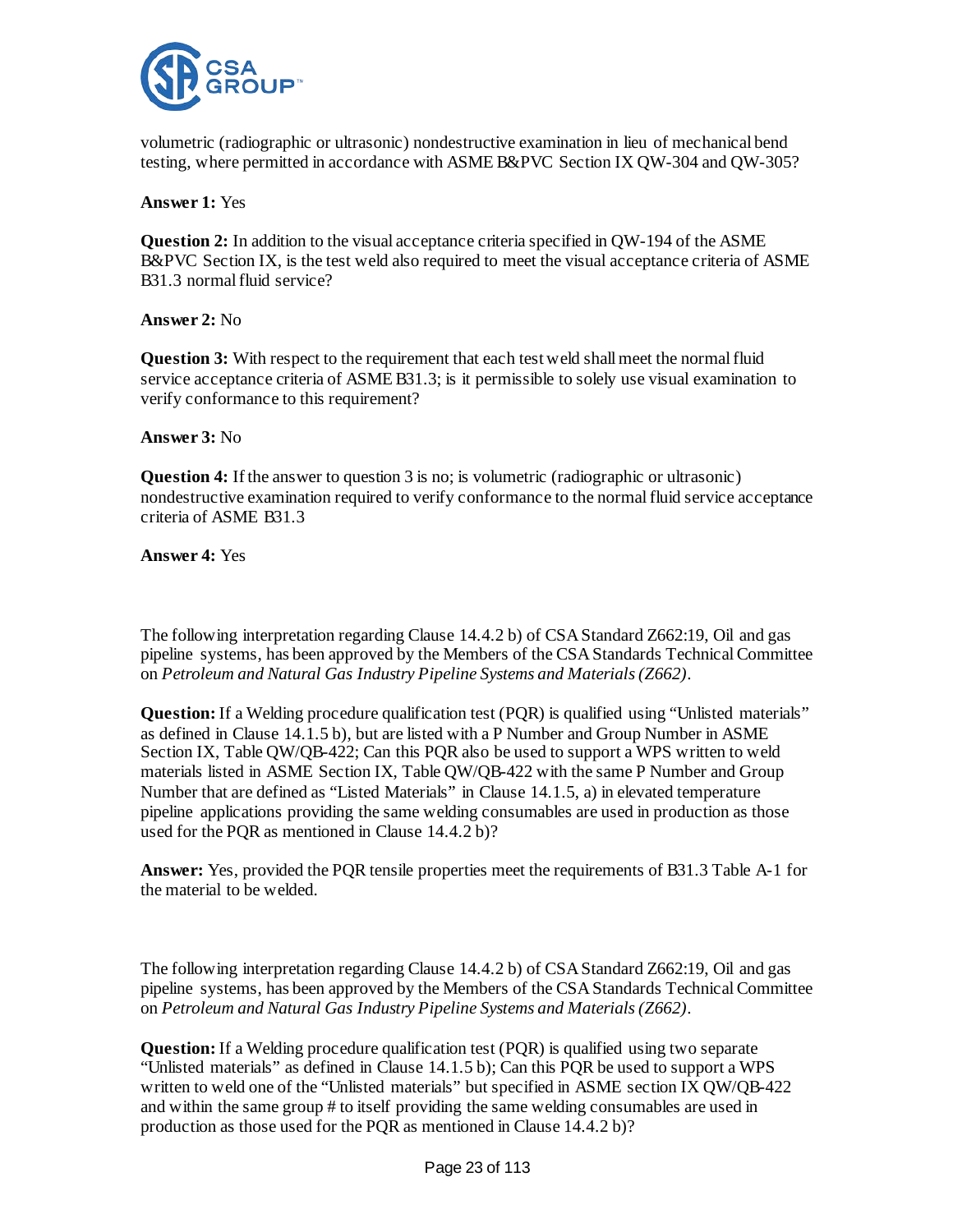volumetric (radiographic or ultrasonic) nondestructive examination in lieu of mechanical bend testing, where permitted in accordance with ASME B&PVC Section IX QW-304 and QW-305?

**Answer 1:** Yes

**Question 2:** In addition to the visual acceptance criteria specified in QW-194 of the ASME B&PVC Section IX, is the test weld also required to meet the visual acceptance criteria of ASME B31.3 normal fluid service?

**Answer 2:** No

**Question 3:** With respect to the requirement that each test weld shall meet the normal fluid service acceptance criteria of ASME B31.3; is it permissible to solely use visual examination to verify conformance to this requirement?

**Answer 3:** No

**Question 4:** If the answer to question 3 is no; is volumetric (radiographic or ultrasonic) nondestructive examination required to verify conformance to the normal fluid service acceptance criteria of ASME B31.3

**Answer 4:** Yes

The following interpretation regarding Clause 14.4.2 b) of CSA Standard Z662:19, Oil and gas pipeline systems, has been approved by the Members of the CSA Standards Technical Committee on *Petroleum and Natural Gas Industry Pipeline Systems and Materials (Z662)*.

**Question:** If a Welding procedure qualification test (PQR) is qualified using "Unlisted materials" as defined in Clause 14.1.5 b), but are listed with a P Number and Group Number in ASME Section IX, Table QW/QB-422; Can this PQR also be used to support a WPS written to weld materials listed in ASME Section IX, Table QW/QB-422 with the same P Number and Group Number that are defined as "Listed Materials" in Clause 14.1.5, a) in elevated temperature pipeline applications providing the same welding consumables are used in production as those used for the PQR as mentioned in Clause 14.4.2 b)?

**Answer:** Yes, provided the PQR tensile properties meet the requirements of B31.3 Table A-1 for the material to be welded.

The following interpretation regarding Clause 14.4.2 b) of CSA Standard Z662:19, Oil and gas pipeline systems, has been approved by the Members of the CSA Standards Technical Committee on *Petroleum and Natural Gas Industry Pipeline Systems and Materials (Z662)*.

**Question:** If a Welding procedure qualification test (PQR) is qualified using two separate "Unlisted materials" as defined in Clause 14.1.5 b); Can this PQR be used to support a WPS written to weld one of the "Unlisted materials" but specified in ASME section IX QW/QB-422 and within the same group # to itself providing the same welding consumables are used in production as those used for the PQR as mentioned in Clause 14.4.2 b)?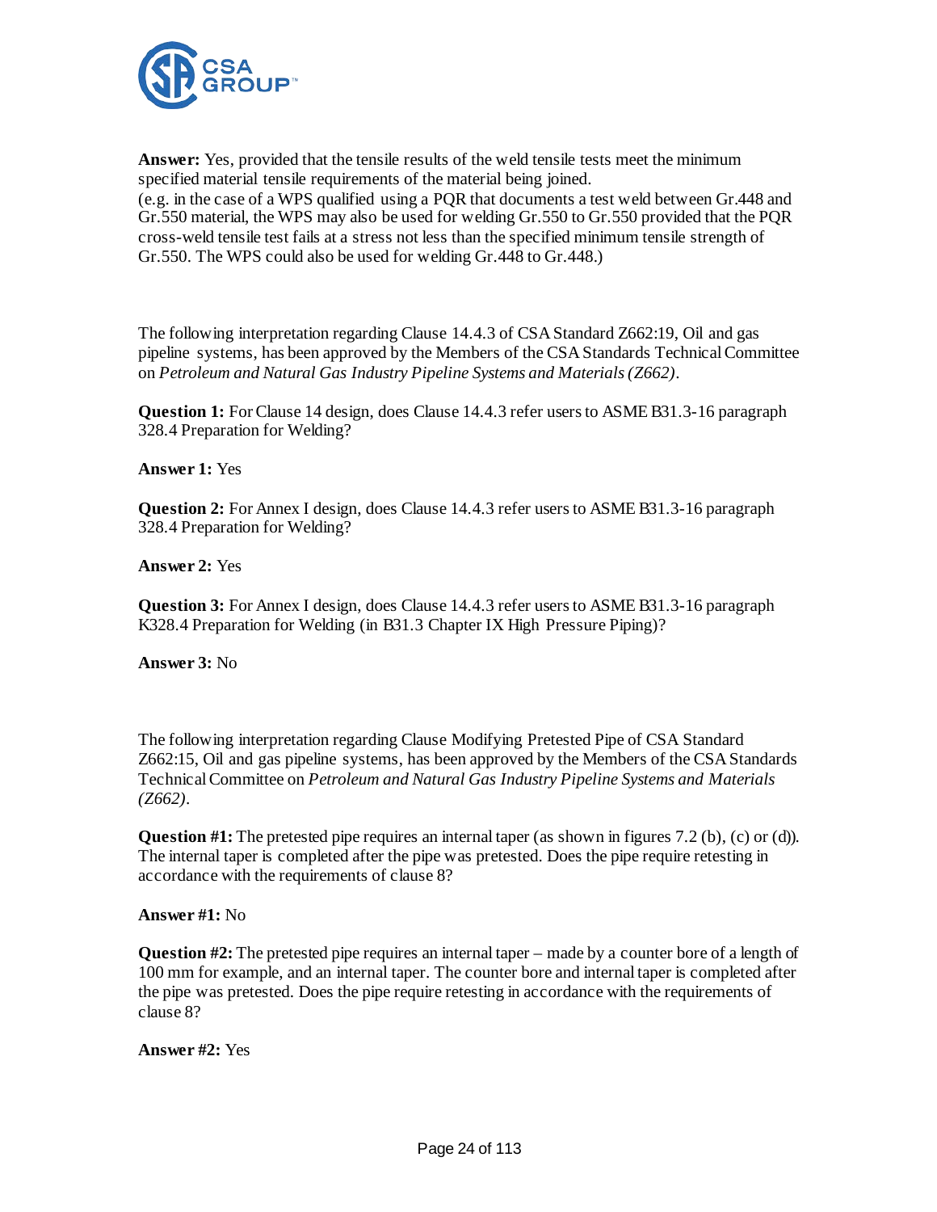**Answer:** Yes, provided that the tensile results of the weld tensile tests meet the minimum specified material tensile requirements of the material being joined.
(e.g. in the case of a WPS qualified using a PQR that documents a test weld between Gr.448 and Gr.550 material, the WPS may also be used for welding Gr.550 to Gr.550 provided that the PQR cross-weld tensile test fails at a stress not less than the specified minimum tensile strength of Gr.550. The WPS could also be used for welding Gr.448 to Gr.448.)

The following interpretation regarding Clause 14.4.3 of CSA Standard Z662:19, Oil and gas pipeline systems, has been approved by the Members of the CSA Standards Technical Committee on *Petroleum and Natural Gas Industry Pipeline Systems and Materials (Z662)*.

**Question 1:** For Clause 14 design, does Clause 14.4.3 refer users to ASME B31.3-16 paragraph 328.4 Preparation for Welding?

**Answer 1:** Yes

**Question 2:** For Annex I design, does Clause 14.4.3 refer users to ASME B31.3-16 paragraph 328.4 Preparation for Welding?

**Answer 2:** Yes

**Question 3:** For Annex I design, does Clause 14.4.3 refer users to ASME B31.3-16 paragraph K328.4 Preparation for Welding (in B31.3 Chapter IX High Pressure Piping)?

**Answer 3:** No

The following interpretation regarding Clause Modifying Pretested Pipe of CSA Standard Z662:15, Oil and gas pipeline systems, has been approved by the Members of the CSA Standards Technical Committee on *Petroleum and Natural Gas Industry Pipeline Systems and Materials (Z662)*.

**Question #1:** The pretested pipe requires an internal taper (as shown in figures 7.2 (b), (c) or (d)). The internal taper is completed after the pipe was pretested. Does the pipe require retesting in accordance with the requirements of clause 8?

**Answer #1:** No

**Question #2:** The pretested pipe requires an internal taper – made by a counter bore of a length of 100 mm for example, and an internal taper. The counter bore and internal taper is completed after the pipe was pretested. Does the pipe require retesting in accordance with the requirements of clause 8?

**Answer #2:** Yes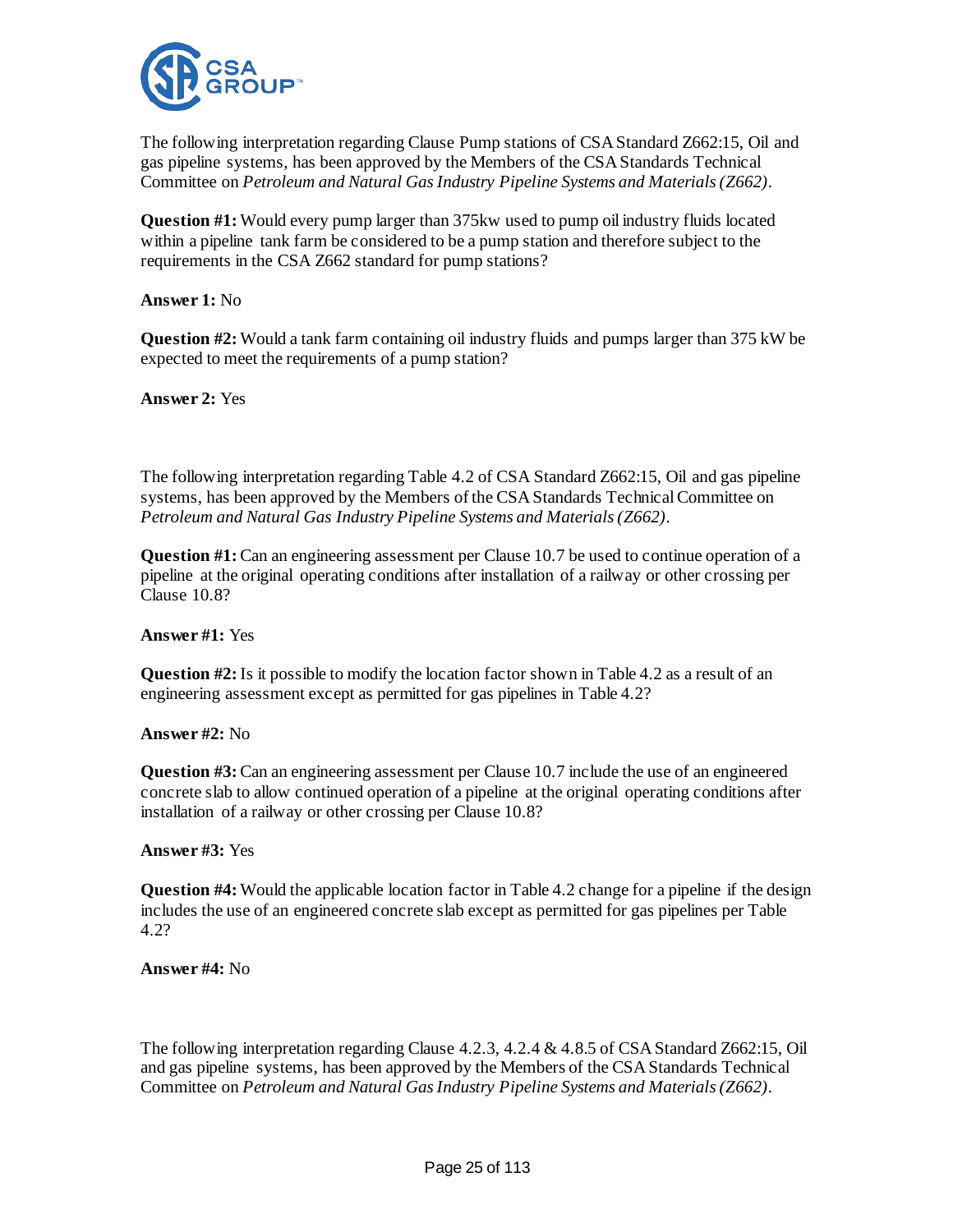The following interpretation regarding Clause Pump stations of CSA Standard Z662:15, Oil and gas pipeline systems, has been approved by the Members of the CSA Standards Technical Committee on *Petroleum and Natural Gas Industry Pipeline Systems and Materials (Z662)*.

**Question #1:** Would every pump larger than 375kw used to pump oil industry fluids located within a pipeline tank farm be considered to be a pump station and therefore subject to the requirements in the CSA Z662 standard for pump stations?

**Answer 1:** No

**Question #2:** Would a tank farm containing oil industry fluids and pumps larger than 375 kW be expected to meet the requirements of a pump station?

**Answer 2:** Yes

The following interpretation regarding Table 4.2 of CSA Standard Z662:15, Oil and gas pipeline systems, has been approved by the Members of the CSA Standards Technical Committee on *Petroleum and Natural Gas Industry Pipeline Systems and Materials (Z662)*.

**Question #1:** Can an engineering assessment per Clause 10.7 be used to continue operation of a pipeline at the original operating conditions after installation of a railway or other crossing per Clause 10.8?

**Answer #1:** Yes

**Question #2:** Is it possible to modify the location factor shown in Table 4.2 as a result of an engineering assessment except as permitted for gas pipelines in Table 4.2?

**Answer #2:** No

**Question #3:** Can an engineering assessment per Clause 10.7 include the use of an engineered concrete slab to allow continued operation of a pipeline at the original operating conditions after installation of a railway or other crossing per Clause 10.8?

**Answer #3:** Yes

**Question #4:** Would the applicable location factor in Table 4.2 change for a pipeline if the design includes the use of an engineered concrete slab except as permitted for gas pipelines per Table 4.2?

**Answer #4:** No

The following interpretation regarding Clause 4.2.3, 4.2.4 & 4.8.5 of CSA Standard Z662:15, Oil and gas pipeline systems, has been approved by the Members of the CSA Standards Technical Committee on *Petroleum and Natural Gas Industry Pipeline Systems and Materials (Z662)*.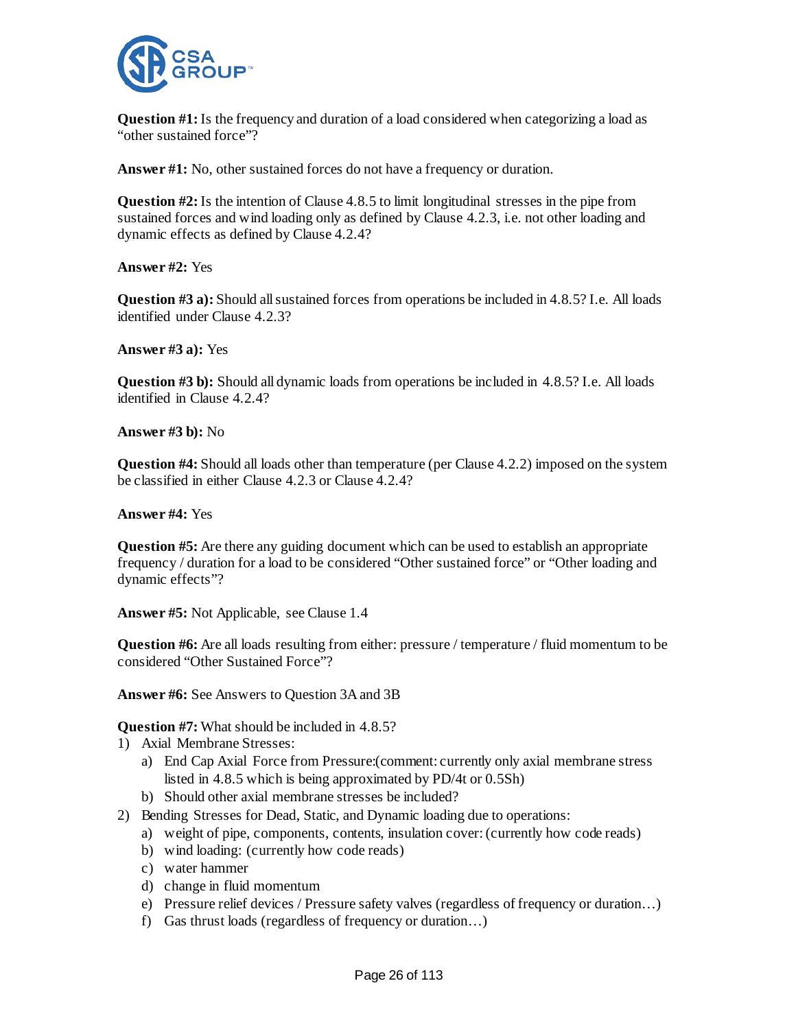**Question #1:** Is the frequency and duration of a load considered when categorizing a load as “other sustained force”?

**Answer #1:** No, other sustained forces do not have a frequency or duration.

**Question #2:** Is the intention of Clause 4.8.5 to limit longitudinal stresses in the pipe from sustained forces and wind loading only as defined by Clause 4.2.3, i.e. not other loading and dynamic effects as defined by Clause 4.2.4?

**Answer #2:** Yes

**Question #3 a):** Should all sustained forces from operations be included in 4.8.5? I.e. All loads identified under Clause 4.2.3?

**Answer #3 a):** Yes

**Question #3 b):** Should all dynamic loads from operations be included in 4.8.5? I.e. All loads identified in Clause 4.2.4?

**Answer #3 b):** No

**Question #4:** Should all loads other than temperature (per Clause 4.2.2) imposed on the system be classified in either Clause 4.2.3 or Clause 4.2.4?

**Answer #4:** Yes

**Question #5:** Are there any guiding document which can be used to establish an appropriate frequency / duration for a load to be considered “Other sustained force” or “Other loading and dynamic effects”?

**Answer #5:** Not Applicable, see Clause 1.4

**Question #6:** Are all loads resulting from either: pressure / temperature / fluid momentum to be considered “Other Sustained Force”?

**Answer #6:** See Answers to Question 3A and 3B

**Question #7:** What should be included in 4.8.5?

1) Axial Membrane Stresses:
   a) End Cap Axial Force from Pressure:(comment: currently only axial membrane stress listed in 4.8.5 which is being approximated by PD/4t or 0.5Sh)
   b) Should other axial membrane stresses be included?
2) Bending Stresses for Dead, Static, and Dynamic loading due to operations:
   a) weight of pipe, components, contents, insulation cover: (currently how code reads)
   b) wind loading: (currently how code reads)
   c) water hammer
   d) change in fluid momentum
   e) Pressure relief devices / Pressure safety valves (regardless of frequency or duration…)
   f) Gas thrust loads (regardless of frequency or duration…)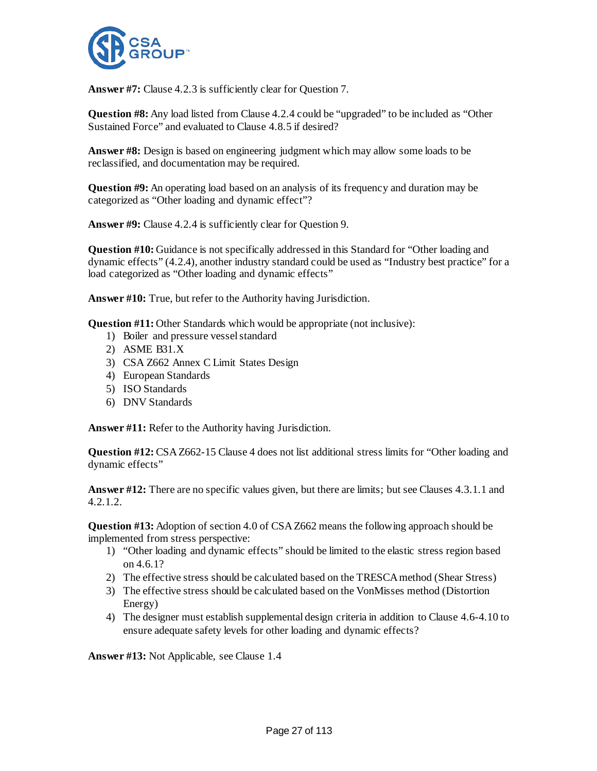**Answer #7:** Clause 4.2.3 is sufficiently clear for Question 7.

**Question #8:** Any load listed from Clause 4.2.4 could be "upgraded" to be included as "Other Sustained Force" and evaluated to Clause 4.8.5 if desired?

**Answer #8:** Design is based on engineering judgment which may allow some loads to be reclassified, and documentation may be required.

**Question #9:** An operating load based on an analysis of its frequency and duration may be categorized as "Other loading and dynamic effect"?

**Answer #9:** Clause 4.2.4 is sufficiently clear for Question 9.

**Question #10:** Guidance is not specifically addressed in this Standard for "Other loading and dynamic effects" (4.2.4), another industry standard could be used as "Industry best practice" for a load categorized as "Other loading and dynamic effects"

**Answer #10:** True, but refer to the Authority having Jurisdiction.

**Question #11:** Other Standards which would be appropriate (not inclusive):

1) Boiler and pressure vessel standard
2) ASME B31.X
3) CSA Z662 Annex C Limit States Design
4) European Standards
5) ISO Standards
6) DNV Standards

**Answer #11:** Refer to the Authority having Jurisdiction.

**Question #12:** CSA Z662-15 Clause 4 does not list additional stress limits for "Other loading and dynamic effects"

**Answer #12:** There are no specific values given, but there are limits; but see Clauses 4.3.1.1 and 4.2.1.2.

**Question #13:** Adoption of section 4.0 of CSA Z662 means the following approach should be implemented from stress perspective:

1) "Other loading and dynamic effects" should be limited to the elastic stress region based on 4.6.1?
2) The effective stress should be calculated based on the TRESCA method (Shear Stress)
3) The effective stress should be calculated based on the VonMisses method (Distortion Energy)
4) The designer must establish supplemental design criteria in addition to Clause 4.6-4.10 to ensure adequate safety levels for other loading and dynamic effects?

**Answer #13:** Not Applicable, see Clause 1.4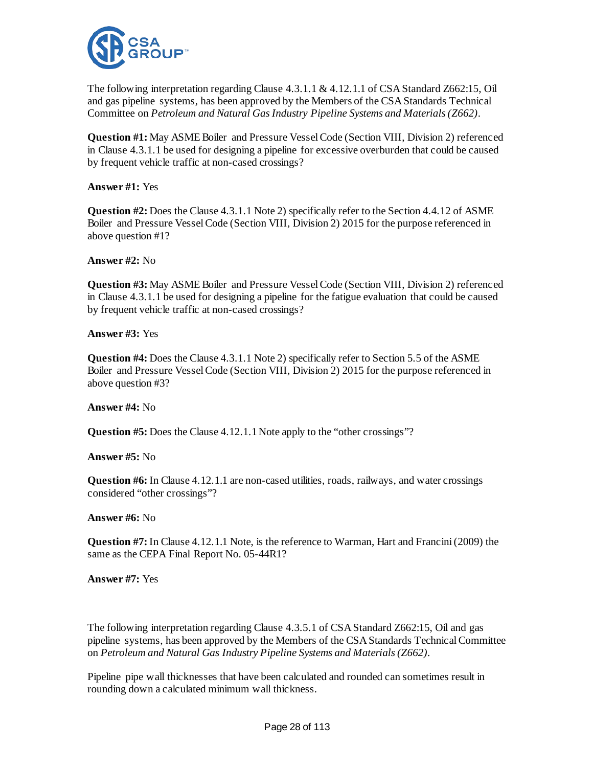The following interpretation regarding Clause 4.3.1.1 & 4.12.1.1 of CSA Standard Z662:15, Oil and gas pipeline systems, has been approved by the Members of the CSA Standards Technical Committee on *Petroleum and Natural Gas Industry Pipeline Systems and Materials (Z662)*.

**Question #1:** May ASME Boiler and Pressure Vessel Code (Section VIII, Division 2) referenced in Clause 4.3.1.1 be used for designing a pipeline for excessive overburden that could be caused by frequent vehicle traffic at non-cased crossings?

**Answer #1:** Yes

**Question #2:** Does the Clause 4.3.1.1 Note 2) specifically refer to the Section 4.4.12 of ASME Boiler and Pressure Vessel Code (Section VIII, Division 2) 2015 for the purpose referenced in above question #1?

**Answer #2:** No

**Question #3:** May ASME Boiler and Pressure Vessel Code (Section VIII, Division 2) referenced in Clause 4.3.1.1 be used for designing a pipeline for the fatigue evaluation that could be caused by frequent vehicle traffic at non-cased crossings?

**Answer #3:** Yes

**Question #4:** Does the Clause 4.3.1.1 Note 2) specifically refer to Section 5.5 of the ASME Boiler and Pressure Vessel Code (Section VIII, Division 2) 2015 for the purpose referenced in above question #3?

**Answer #4:** No

**Question #5:** Does the Clause 4.12.1.1 Note apply to the "other crossings"?

**Answer #5:** No

**Question #6:** In Clause 4.12.1.1 are non-cased utilities, roads, railways, and water crossings considered "other crossings"?

**Answer #6:** No

**Question #7:** In Clause 4.12.1.1 Note, is the reference to Warman, Hart and Francini (2009) the same as the CEPA Final Report No. 05-44R1?

**Answer #7:** Yes

The following interpretation regarding Clause 4.3.5.1 of CSA Standard Z662:15, Oil and gas pipeline systems, has been approved by the Members of the CSA Standards Technical Committee on *Petroleum and Natural Gas Industry Pipeline Systems and Materials (Z662)*.

Pipeline pipe wall thicknesses that have been calculated and rounded can sometimes result in rounding down a calculated minimum wall thickness.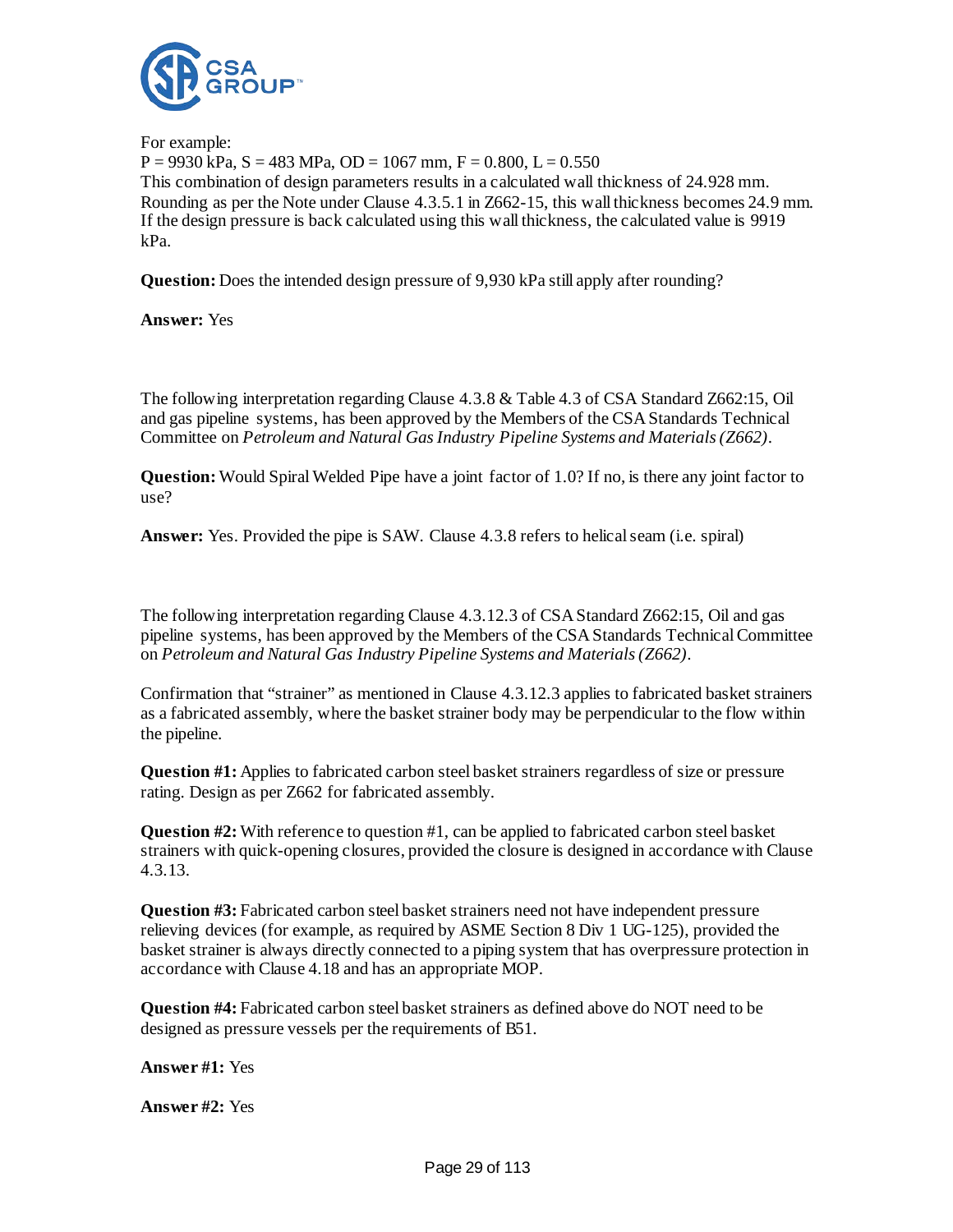For example:
P = 9930 kPa, S = 483 MPa, OD = 1067 mm, F = 0.800, L = 0.550
This combination of design parameters results in a calculated wall thickness of 24.928 mm. Rounding as per the Note under Clause 4.3.5.1 in Z662-15, this wall thickness becomes 24.9 mm. If the design pressure is back calculated using this wall thickness, the calculated value is 9919 kPa.

**Question:** Does the intended design pressure of 9,930 kPa still apply after rounding?

**Answer:** Yes

The following interpretation regarding Clause 4.3.8 & Table 4.3 of CSA Standard Z662:15, Oil and gas pipeline systems, has been approved by the Members of the CSA Standards Technical Committee on *Petroleum and Natural Gas Industry Pipeline Systems and Materials (Z662)*.

**Question:** Would Spiral Welded Pipe have a joint factor of 1.0? If no, is there any joint factor to use?

**Answer:** Yes. Provided the pipe is SAW. Clause 4.3.8 refers to helical seam (i.e. spiral)

The following interpretation regarding Clause 4.3.12.3 of CSA Standard Z662:15, Oil and gas pipeline systems, has been approved by the Members of the CSA Standards Technical Committee on *Petroleum and Natural Gas Industry Pipeline Systems and Materials (Z662)*.

Confirmation that "strainer" as mentioned in Clause 4.3.12.3 applies to fabricated basket strainers as a fabricated assembly, where the basket strainer body may be perpendicular to the flow within the pipeline.

**Question #1:** Applies to fabricated carbon steel basket strainers regardless of size or pressure rating. Design as per Z662 for fabricated assembly.

**Question #2:** With reference to question #1, can be applied to fabricated carbon steel basket strainers with quick-opening closures, provided the closure is designed in accordance with Clause 4.3.13.

**Question #3:** Fabricated carbon steel basket strainers need not have independent pressure relieving devices (for example, as required by ASME Section 8 Div 1 UG-125), provided the basket strainer is always directly connected to a piping system that has overpressure protection in accordance with Clause 4.18 and has an appropriate MOP.

**Question #4:** Fabricated carbon steel basket strainers as defined above do NOT need to be designed as pressure vessels per the requirements of B51.

**Answer #1:** Yes

**Answer #2:** Yes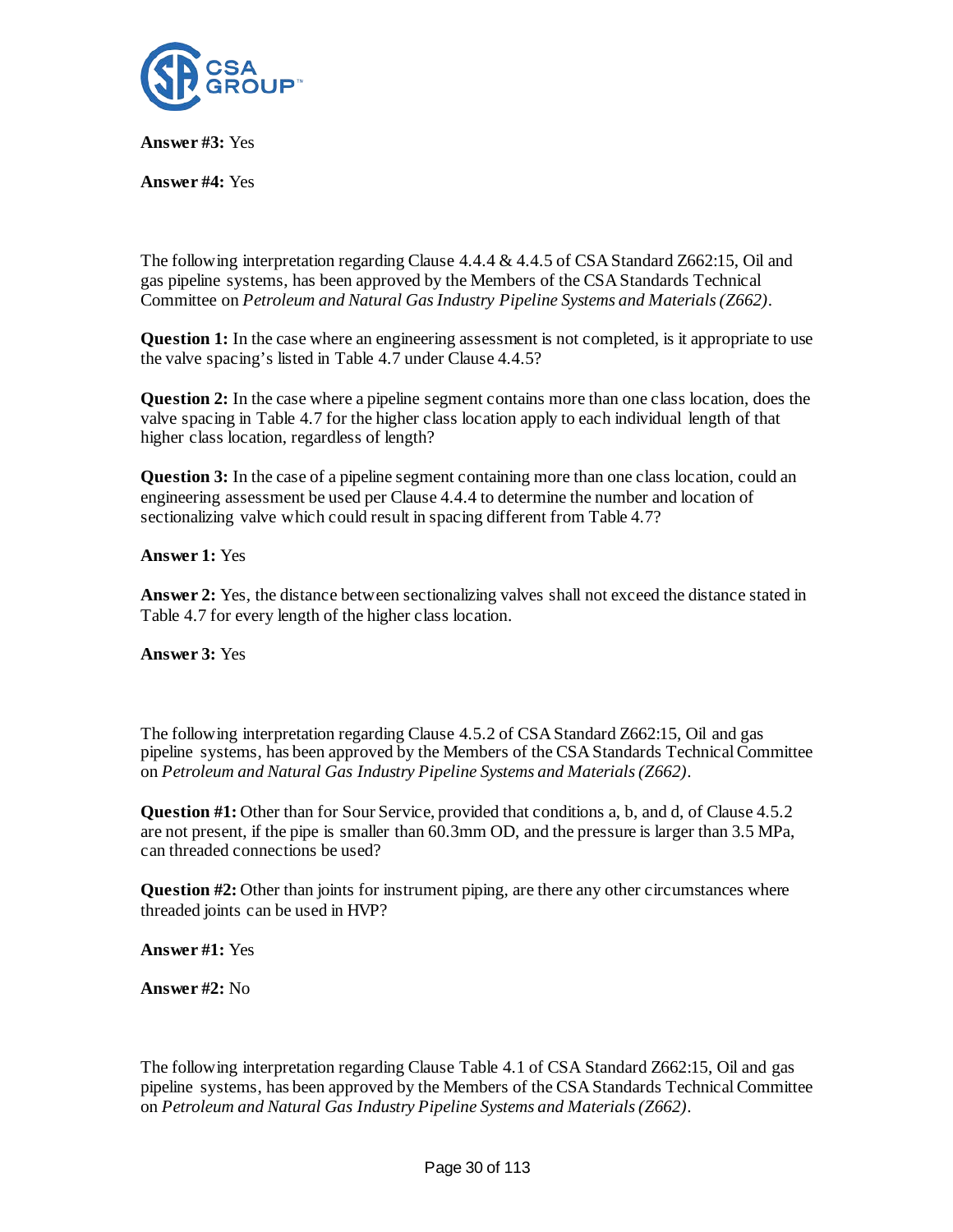**Answer #3:** Yes

**Answer #4:** Yes

The following interpretation regarding Clause 4.4.4 & 4.4.5 of CSA Standard Z662:15, Oil and gas pipeline systems, has been approved by the Members of the CSA Standards Technical Committee on *Petroleum and Natural Gas Industry Pipeline Systems and Materials (Z662)*.

**Question 1:** In the case where an engineering assessment is not completed, is it appropriate to use the valve spacing's listed in Table 4.7 under Clause 4.4.5?

**Question 2:** In the case where a pipeline segment contains more than one class location, does the valve spacing in Table 4.7 for the higher class location apply to each individual length of that higher class location, regardless of length?

**Question 3:** In the case of a pipeline segment containing more than one class location, could an engineering assessment be used per Clause 4.4.4 to determine the number and location of sectionalizing valve which could result in spacing different from Table 4.7?

**Answer 1:** Yes

**Answer 2:** Yes, the distance between sectionalizing valves shall not exceed the distance stated in Table 4.7 for every length of the higher class location.

**Answer 3:** Yes

The following interpretation regarding Clause 4.5.2 of CSA Standard Z662:15, Oil and gas pipeline systems, has been approved by the Members of the CSA Standards Technical Committee on *Petroleum and Natural Gas Industry Pipeline Systems and Materials (Z662)*.

**Question #1:** Other than for Sour Service, provided that conditions a, b, and d, of Clause 4.5.2 are not present, if the pipe is smaller than 60.3mm OD, and the pressure is larger than 3.5 MPa, can threaded connections be used?

**Question #2:** Other than joints for instrument piping, are there any other circumstances where threaded joints can be used in HVP?

**Answer #1:** Yes

**Answer #2:** No

The following interpretation regarding Clause Table 4.1 of CSA Standard Z662:15, Oil and gas pipeline systems, has been approved by the Members of the CSA Standards Technical Committee on *Petroleum and Natural Gas Industry Pipeline Systems and Materials (Z662)*.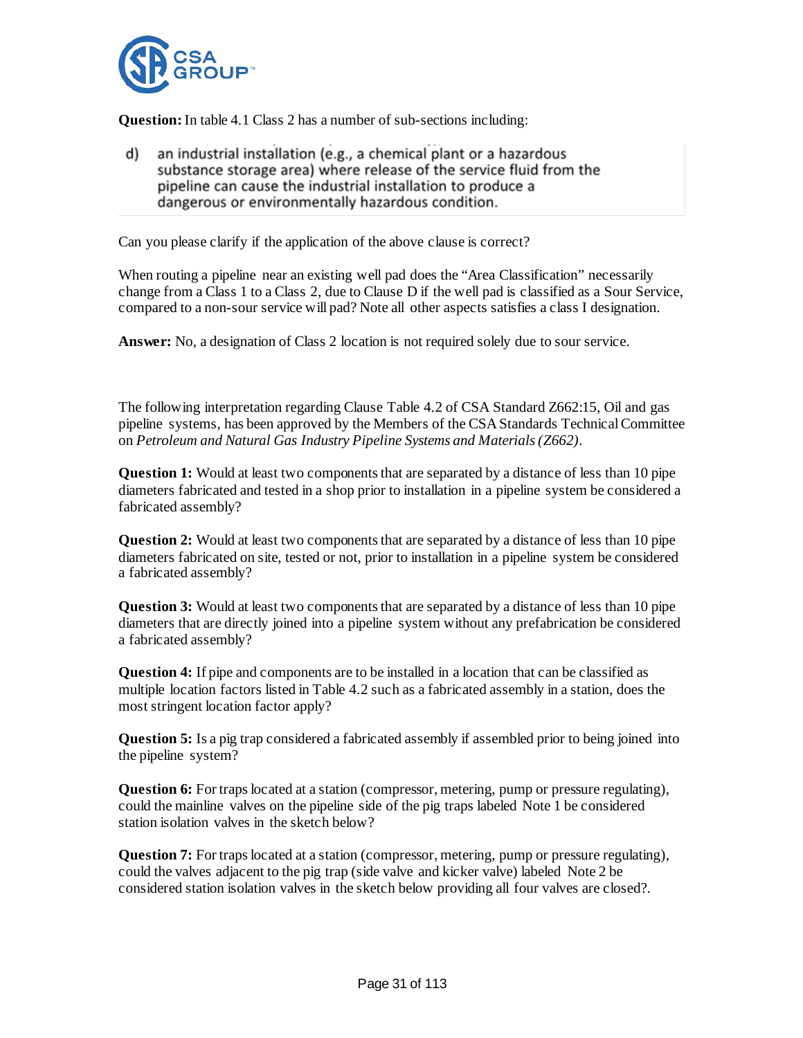**Question:** In table 4.1 Class 2 has a number of sub-sections including:

> d) an industrial installation (e.g., a chemical plant or a hazardous substance storage area) where release of the service fluid from the pipeline can cause the industrial installation to produce a dangerous or environmentally hazardous condition.

Can you please clarify if the application of the above clause is correct?

When routing a pipeline near an existing well pad does the "Area Classification" necessarily change from a Class 1 to a Class 2, due to Clause D if the well pad is classified as a Sour Service, compared to a non-sour service will pad? Note all other aspects satisfies a class I designation.

**Answer:** No, a designation of Class 2 location is not required solely due to sour service.

The following interpretation regarding Clause Table 4.2 of CSA Standard Z662:15, Oil and gas pipeline systems, has been approved by the Members of the CSA Standards Technical Committee on *Petroleum and Natural Gas Industry Pipeline Systems and Materials (Z662)*.

**Question 1:** Would at least two components that are separated by a distance of less than 10 pipe diameters fabricated and tested in a shop prior to installation in a pipeline system be considered a fabricated assembly?

**Question 2:** Would at least two components that are separated by a distance of less than 10 pipe diameters fabricated on site, tested or not, prior to installation in a pipeline system be considered a fabricated assembly?

**Question 3:** Would at least two components that are separated by a distance of less than 10 pipe diameters that are directly joined into a pipeline system without any prefabrication be considered a fabricated assembly?

**Question 4:** If pipe and components are to be installed in a location that can be classified as multiple location factors listed in Table 4.2 such as a fabricated assembly in a station, does the most stringent location factor apply?

**Question 5:** Is a pig trap considered a fabricated assembly if assembled prior to being joined into the pipeline system?

**Question 6:** For traps located at a station (compressor, metering, pump or pressure regulating), could the mainline valves on the pipeline side of the pig traps labeled Note 1 be considered station isolation valves in the sketch below?

**Question 7:** For traps located at a station (compressor, metering, pump or pressure regulating), could the valves adjacent to the pig trap (side valve and kicker valve) labeled Note 2 be considered station isolation valves in the sketch below providing all four valves are closed?.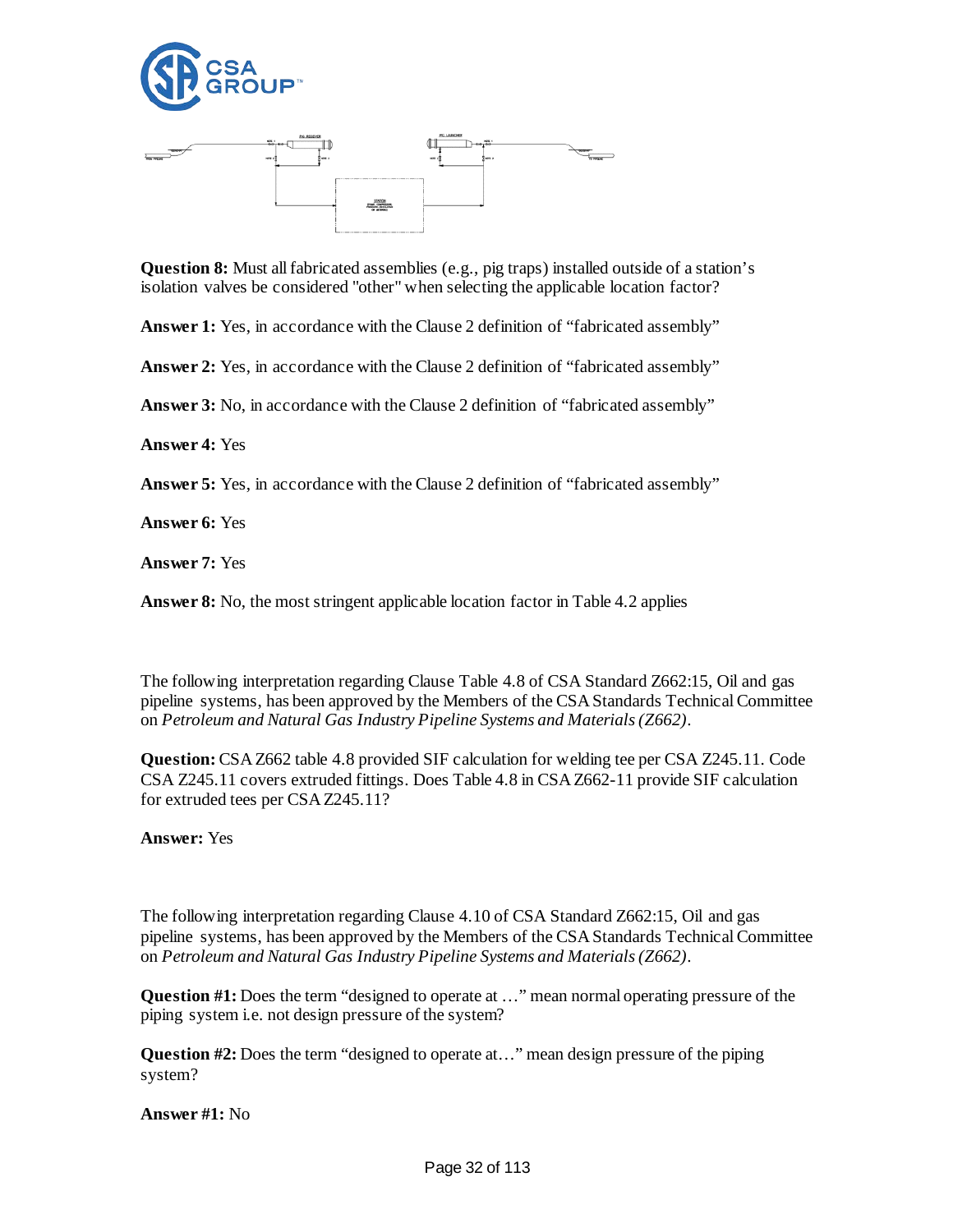**Question 8:** Must all fabricated assemblies (e.g., pig traps) installed outside of a station's isolation valves be considered "other" when selecting the applicable location factor?

**Answer 1:** Yes, in accordance with the Clause 2 definition of "fabricated assembly"

**Answer 2:** Yes, in accordance with the Clause 2 definition of "fabricated assembly"

**Answer 3:** No, in accordance with the Clause 2 definition of "fabricated assembly"

**Answer 4:** Yes

**Answer 5:** Yes, in accordance with the Clause 2 definition of "fabricated assembly"

**Answer 6:** Yes

**Answer 7:** Yes

**Answer 8:** No, the most stringent applicable location factor in Table 4.2 applies

The following interpretation regarding Clause Table 4.8 of CSA Standard Z662:15, Oil and gas pipeline systems, has been approved by the Members of the CSA Standards Technical Committee on *Petroleum and Natural Gas Industry Pipeline Systems and Materials (Z662)*.

**Question:** CSA Z662 table 4.8 provided SIF calculation for welding tee per CSA Z245.11. Code CSA Z245.11 covers extruded fittings. Does Table 4.8 in CSA Z662-11 provide SIF calculation for extruded tees per CSA Z245.11?

**Answer:** Yes

The following interpretation regarding Clause 4.10 of CSA Standard Z662:15, Oil and gas pipeline systems, has been approved by the Members of the CSA Standards Technical Committee on *Petroleum and Natural Gas Industry Pipeline Systems and Materials (Z662)*.

**Question #1:** Does the term "designed to operate at …" mean normal operating pressure of the piping system i.e. not design pressure of the system?

**Question #2:** Does the term "designed to operate at…" mean design pressure of the piping system?

**Answer #1:** No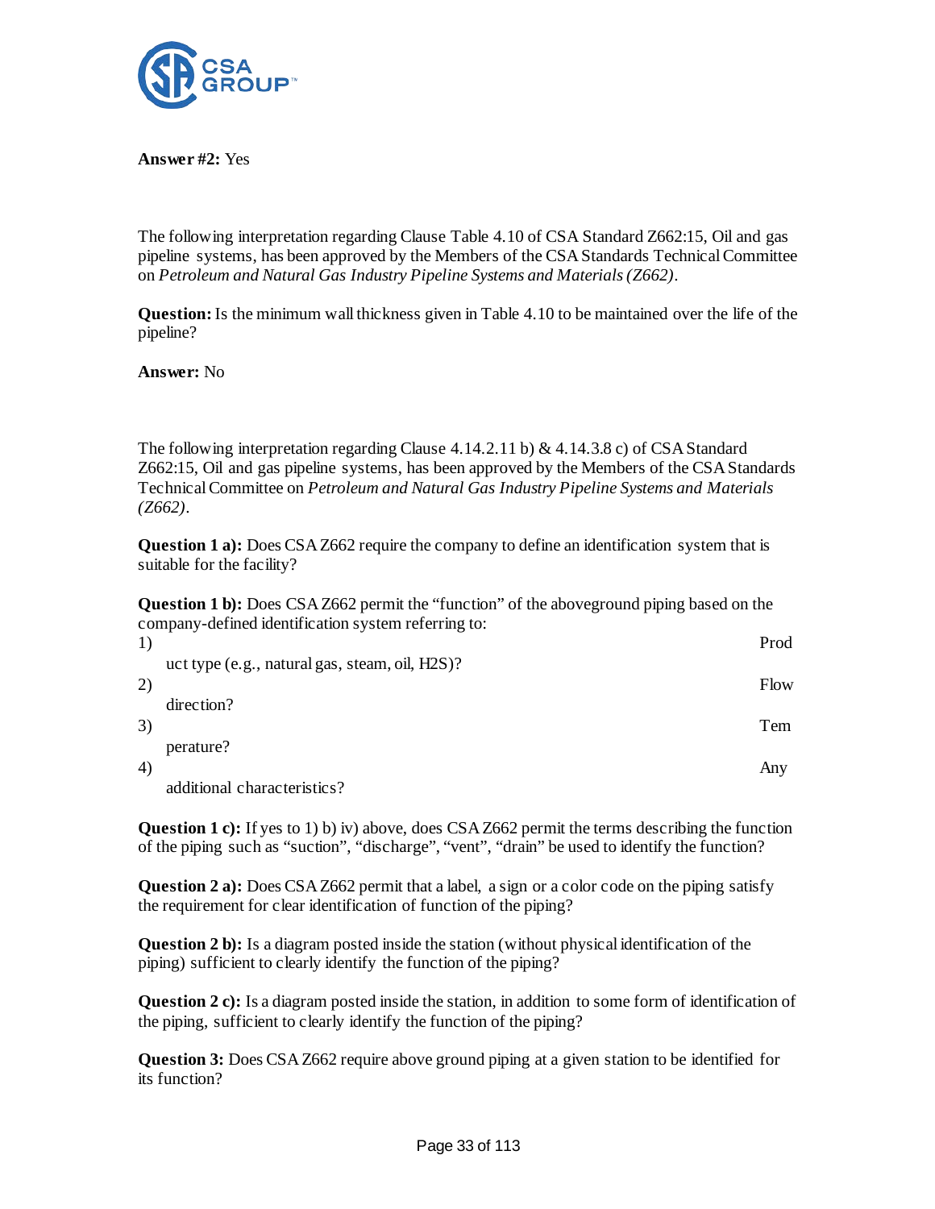**Answer #2:** Yes

The following interpretation regarding Clause Table 4.10 of CSA Standard Z662:15, Oil and gas pipeline systems, has been approved by the Members of the CSA Standards Technical Committee on *Petroleum and Natural Gas Industry Pipeline Systems and Materials (Z662)*.

**Question:** Is the minimum wall thickness given in Table 4.10 to be maintained over the life of the pipeline?

**Answer:** No

The following interpretation regarding Clause 4.14.2.11 b) & 4.14.3.8 c) of CSA Standard Z662:15, Oil and gas pipeline systems, has been approved by the Members of the CSA Standards Technical Committee on *Petroleum and Natural Gas Industry Pipeline Systems and Materials (Z662)*.

**Question 1 a):** Does CSA Z662 require the company to define an identification system that is suitable for the facility?

**Question 1 b):** Does CSA Z662 permit the "function" of the aboveground piping based on the company-defined identification system referring to:

1) Product type (e.g., natural gas, steam, oil, H2S)?
2) Flow direction?
3) Temperature?
4) Any additional characteristics?

**Question 1 c):** If yes to 1) b) iv) above, does CSA Z662 permit the terms describing the function of the piping such as "suction", "discharge", "vent", "drain" be used to identify the function?

**Question 2 a):** Does CSA Z662 permit that a label, a sign or a color code on the piping satisfy the requirement for clear identification of function of the piping?

**Question 2 b):** Is a diagram posted inside the station (without physical identification of the piping) sufficient to clearly identify the function of the piping?

**Question 2 c):** Is a diagram posted inside the station, in addition to some form of identification of the piping, sufficient to clearly identify the function of the piping?

**Question 3:** Does CSA Z662 require above ground piping at a given station to be identified for its function?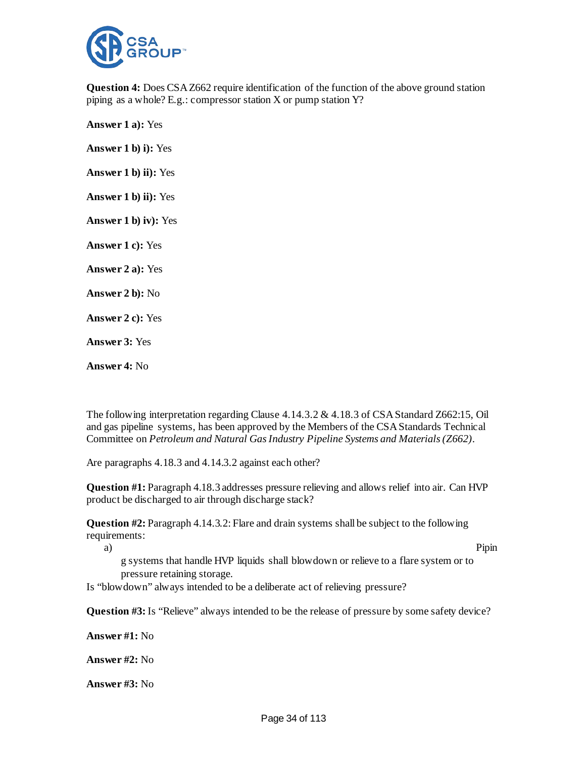**Question 4:** Does CSA Z662 require identification of the function of the above ground station piping as a whole? E.g.: compressor station X or pump station Y?

**Answer 1 a):** Yes

**Answer 1 b) i):** Yes

**Answer 1 b) ii):** Yes

**Answer 1 b) ii):** Yes

**Answer 1 b) iv):** Yes

**Answer 1 c):** Yes

**Answer 2 a):** Yes

**Answer 2 b):** No

**Answer 2 c):** Yes

**Answer 3:** Yes

**Answer 4:** No

The following interpretation regarding Clause 4.14.3.2 & 4.18.3 of CSA Standard Z662:15, Oil and gas pipeline systems, has been approved by the Members of the CSA Standards Technical Committee on *Petroleum and Natural Gas Industry Pipeline Systems and Materials (Z662)*.

Are paragraphs 4.18.3 and 4.14.3.2 against each other?

**Question #1:** Paragraph 4.18.3 addresses pressure relieving and allows relief into air. Can HVP product be discharged to air through discharge stack?

**Question #2:** Paragraph 4.14.3.2: Flare and drain systems shall be subject to the following requirements:

a) Piping systems that handle HVP liquids shall blowdown or relieve to a flare system or to pressure retaining storage.

Is "blowdown" always intended to be a deliberate act of relieving pressure?

**Question #3:** Is "Relieve" always intended to be the release of pressure by some safety device?

**Answer #1:** No

**Answer #2:** No

**Answer #3:** No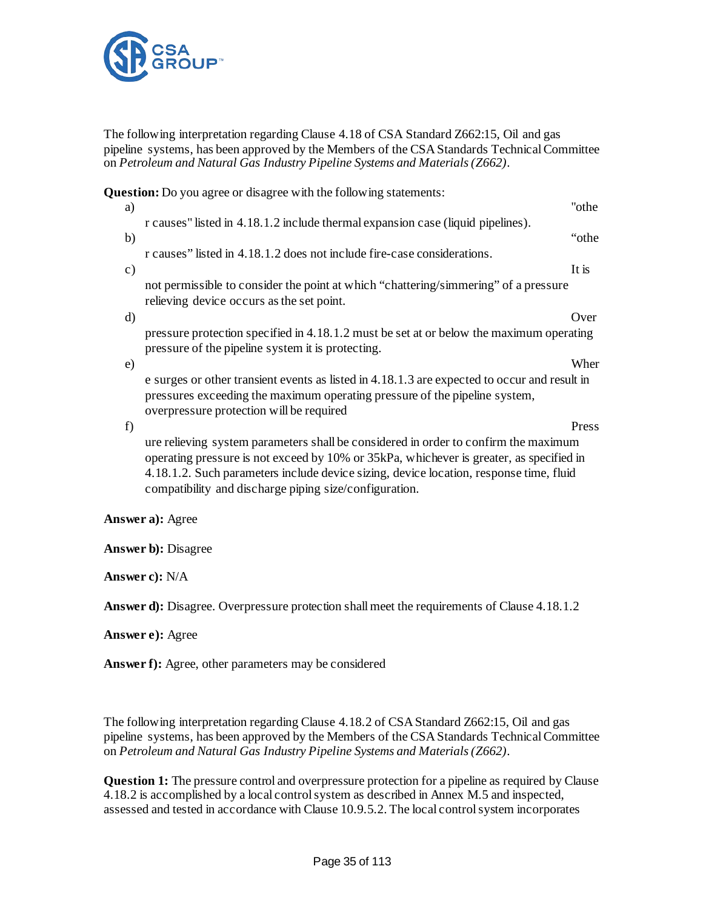The following interpretation regarding Clause 4.18 of CSA Standard Z662:15, Oil and gas pipeline systems, has been approved by the Members of the CSA Standards Technical Committee on *Petroleum and Natural Gas Industry Pipeline Systems and Materials (Z662)*.

**Question:** Do you agree or disagree with the following statements:

a) "other causes" listed in 4.18.1.2 include thermal expansion case (liquid pipelines).

b) “other causes” listed in 4.18.1.2 does not include fire-case considerations.

c) It is not permissible to consider the point at which “chattering/simmering” of a pressure relieving device occurs as the set point.

d) Over pressure protection specified in 4.18.1.2 must be set at or below the maximum operating pressure of the pipeline system it is protecting.

e) Where surges or other transient events as listed in 4.18.1.3 are expected to occur and result in pressures exceeding the maximum operating pressure of the pipeline system, overpressure protection will be required

f) Pressure relieving system parameters shall be considered in order to confirm the maximum operating pressure is not exceed by 10% or 35kPa, whichever is greater, as specified in 4.18.1.2. Such parameters include device sizing, device location, response time, fluid compatibility and discharge piping size/configuration.

**Answer a):** Agree

**Answer b):** Disagree

**Answer c):** N/A

**Answer d):** Disagree. Overpressure protection shall meet the requirements of Clause 4.18.1.2

**Answer e):** Agree

**Answer f):** Agree, other parameters may be considered

The following interpretation regarding Clause 4.18.2 of CSA Standard Z662:15, Oil and gas pipeline systems, has been approved by the Members of the CSA Standards Technical Committee on *Petroleum and Natural Gas Industry Pipeline Systems and Materials (Z662)*.

**Question 1:** The pressure control and overpressure protection for a pipeline as required by Clause 4.18.2 is accomplished by a local control system as described in Annex M.5 and inspected, assessed and tested in accordance with Clause 10.9.5.2. The local control system incorporates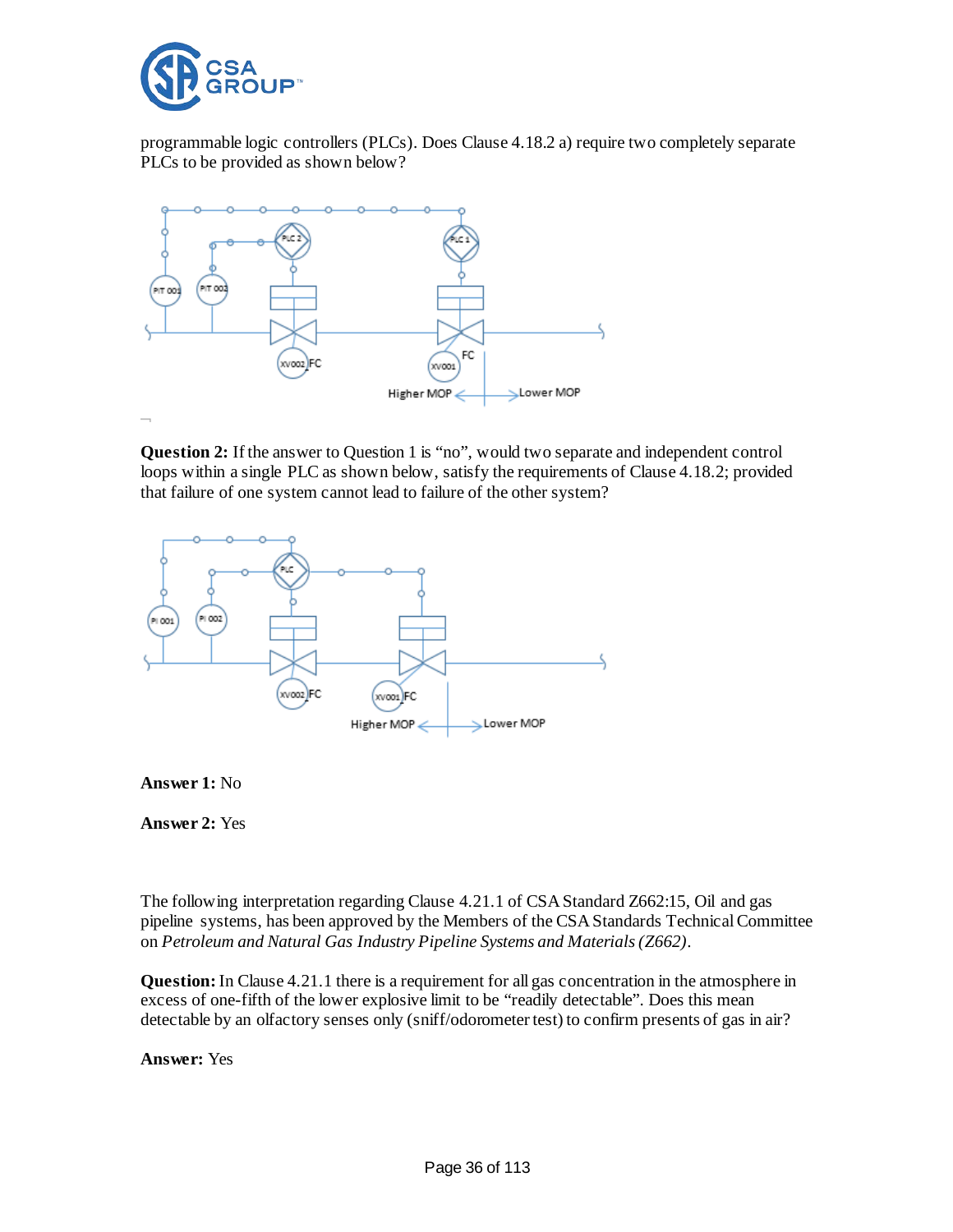programmable logic controllers (PLCs). Does Clause 4.18.2 a) require two completely separate PLCs to be provided as shown below?

**Question 2:** If the answer to Question 1 is "no", would two separate and independent control loops within a single PLC as shown below, satisfy the requirements of Clause 4.18.2; provided that failure of one system cannot lead to failure of the other system?

**Answer 1:** No

**Answer 2:** Yes

The following interpretation regarding Clause 4.21.1 of CSA Standard Z662:15, Oil and gas pipeline systems, has been approved by the Members of the CSA Standards Technical Committee on *Petroleum and Natural Gas Industry Pipeline Systems and Materials (Z662)*.

**Question:** In Clause 4.21.1 there is a requirement for all gas concentration in the atmosphere in excess of one-fifth of the lower explosive limit to be "readily detectable". Does this mean detectable by an olfactory senses only (sniff/odorometer test) to confirm presents of gas in air?

**Answer:** Yes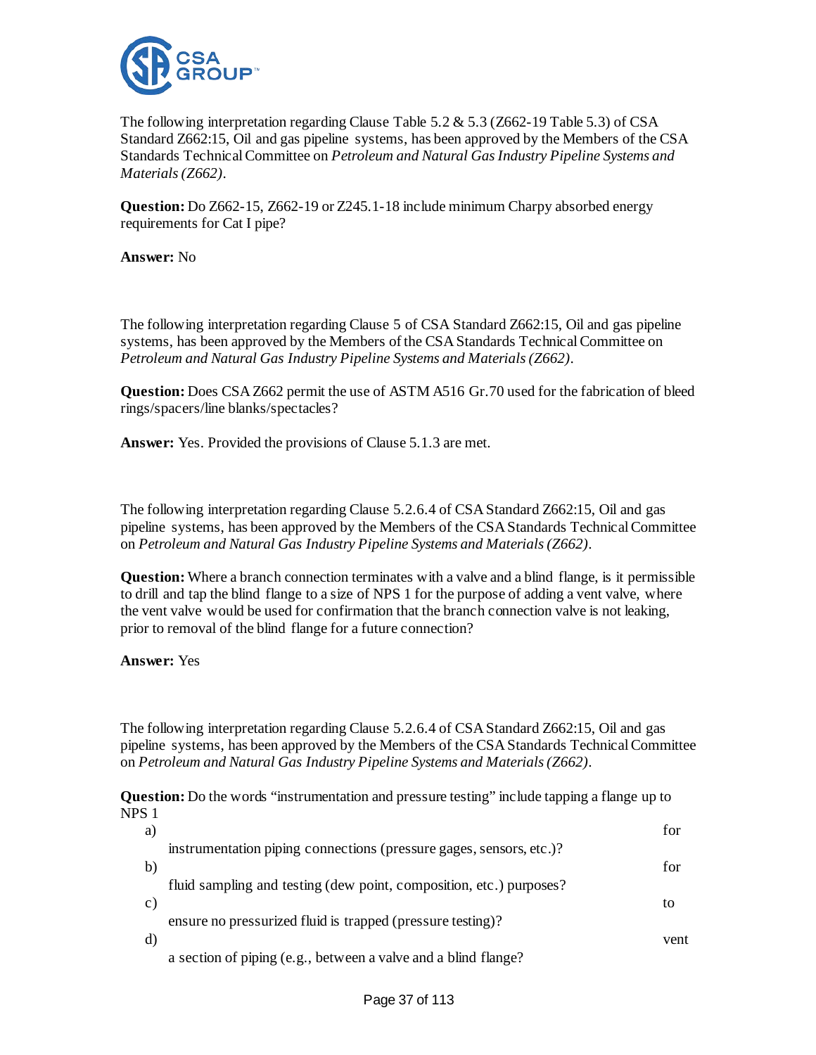The following interpretation regarding Clause Table 5.2 & 5.3 (Z662-19 Table 5.3) of CSA Standard Z662:15, Oil and gas pipeline systems, has been approved by the Members of the CSA Standards Technical Committee on *Petroleum and Natural Gas Industry Pipeline Systems and Materials (Z662)*.

**Question:** Do Z662-15, Z662-19 or Z245.1-18 include minimum Charpy absorbed energy requirements for Cat I pipe?

**Answer:** No

The following interpretation regarding Clause 5 of CSA Standard Z662:15, Oil and gas pipeline systems, has been approved by the Members of the CSA Standards Technical Committee on *Petroleum and Natural Gas Industry Pipeline Systems and Materials (Z662)*.

**Question:** Does CSA Z662 permit the use of ASTM A516 Gr.70 used for the fabrication of bleed rings/spacers/line blanks/spectacles?

**Answer:** Yes. Provided the provisions of Clause 5.1.3 are met.

The following interpretation regarding Clause 5.2.6.4 of CSA Standard Z662:15, Oil and gas pipeline systems, has been approved by the Members of the CSA Standards Technical Committee on *Petroleum and Natural Gas Industry Pipeline Systems and Materials (Z662)*.

**Question:** Where a branch connection terminates with a valve and a blind flange, is it permissible to drill and tap the blind flange to a size of NPS 1 for the purpose of adding a vent valve, where the vent valve would be used for confirmation that the branch connection valve is not leaking, prior to removal of the blind flange for a future connection?

**Answer:** Yes

The following interpretation regarding Clause 5.2.6.4 of CSA Standard Z662:15, Oil and gas pipeline systems, has been approved by the Members of the CSA Standards Technical Committee on *Petroleum and Natural Gas Industry Pipeline Systems and Materials (Z662)*.

**Question:** Do the words "instrumentation and pressure testing" include tapping a flange up to NPS 1

a) for instrumentation piping connections (pressure gages, sensors, etc.)?
b) for fluid sampling and testing (dew point, composition, etc.) purposes?
c) to ensure no pressurized fluid is trapped (pressure testing)?
d) vent a section of piping (e.g., between a valve and a blind flange?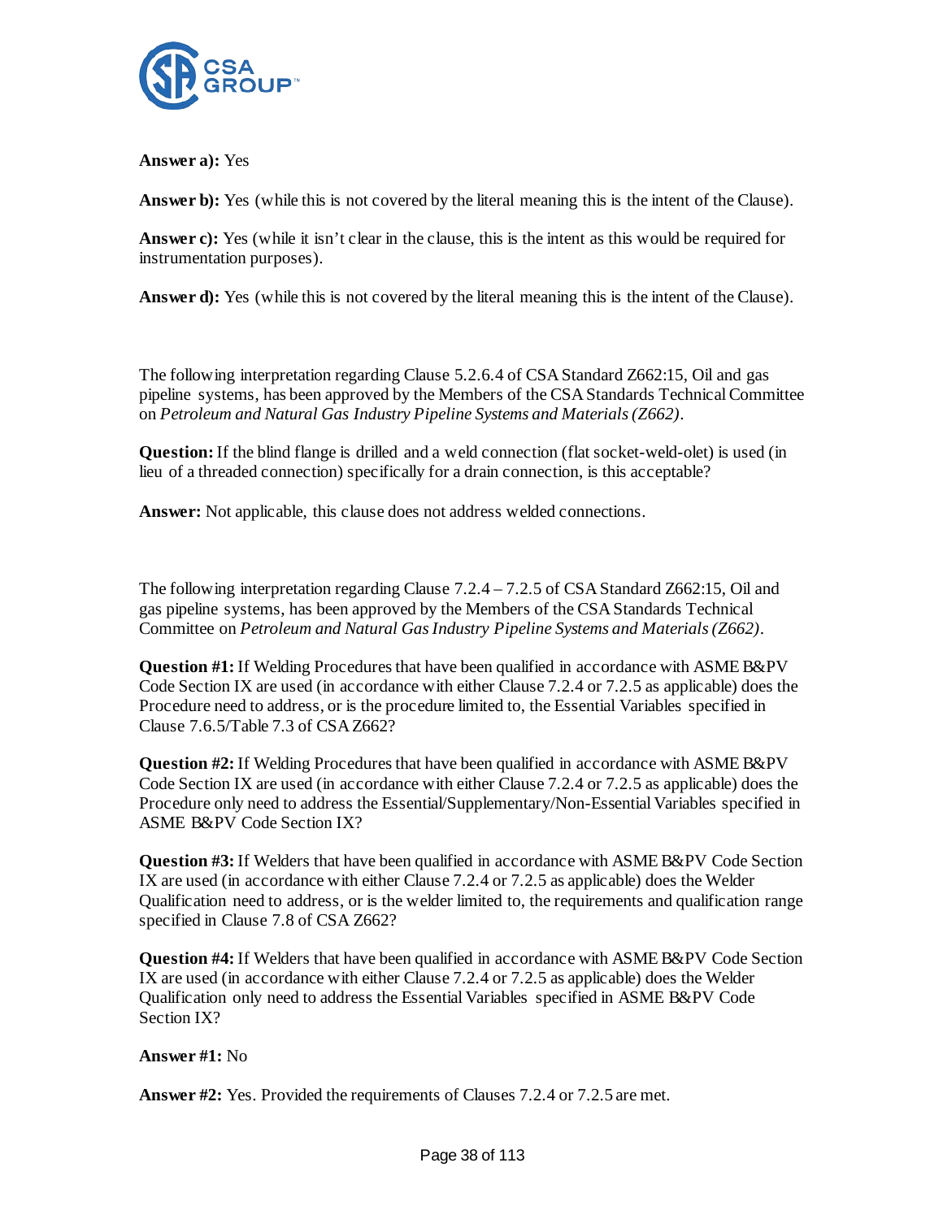**Answer a):** Yes

**Answer b):** Yes (while this is not covered by the literal meaning this is the intent of the Clause).

**Answer c):** Yes (while it isn't clear in the clause, this is the intent as this would be required for instrumentation purposes).

**Answer d):** Yes (while this is not covered by the literal meaning this is the intent of the Clause).

The following interpretation regarding Clause 5.2.6.4 of CSA Standard Z662:15, Oil and gas pipeline systems, has been approved by the Members of the CSA Standards Technical Committee on *Petroleum and Natural Gas Industry Pipeline Systems and Materials (Z662)*.

**Question:** If the blind flange is drilled and a weld connection (flat socket-weld-olet) is used (in lieu of a threaded connection) specifically for a drain connection, is this acceptable?

**Answer:** Not applicable, this clause does not address welded connections.

The following interpretation regarding Clause 7.2.4 – 7.2.5 of CSA Standard Z662:15, Oil and gas pipeline systems, has been approved by the Members of the CSA Standards Technical Committee on *Petroleum and Natural Gas Industry Pipeline Systems and Materials (Z662)*.

**Question #1:** If Welding Procedures that have been qualified in accordance with ASME B&PV Code Section IX are used (in accordance with either Clause 7.2.4 or 7.2.5 as applicable) does the Procedure need to address, or is the procedure limited to, the Essential Variables specified in Clause 7.6.5/Table 7.3 of CSA Z662?

**Question #2:** If Welding Procedures that have been qualified in accordance with ASME B&PV Code Section IX are used (in accordance with either Clause 7.2.4 or 7.2.5 as applicable) does the Procedure only need to address the Essential/Supplementary/Non-Essential Variables specified in ASME B&PV Code Section IX?

**Question #3:** If Welders that have been qualified in accordance with ASME B&PV Code Section IX are used (in accordance with either Clause 7.2.4 or 7.2.5 as applicable) does the Welder Qualification need to address, or is the welder limited to, the requirements and qualification range specified in Clause 7.8 of CSA Z662?

**Question #4:** If Welders that have been qualified in accordance with ASME B&PV Code Section IX are used (in accordance with either Clause 7.2.4 or 7.2.5 as applicable) does the Welder Qualification only need to address the Essential Variables specified in ASME B&PV Code Section IX?

**Answer #1:** No

**Answer #2:** Yes. Provided the requirements of Clauses 7.2.4 or 7.2.5 are met.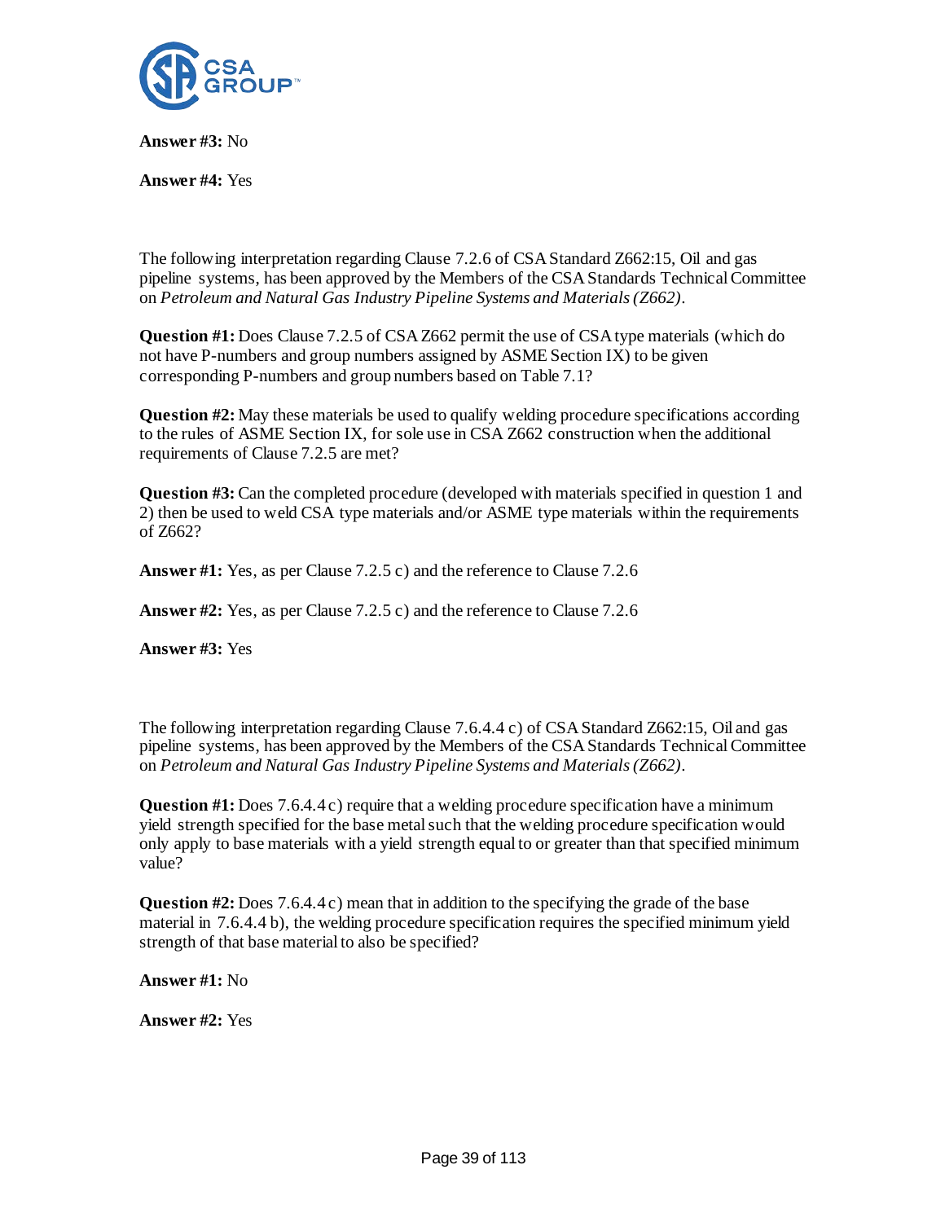**Answer #3:** No

**Answer #4:** Yes

The following interpretation regarding Clause 7.2.6 of CSA Standard Z662:15, Oil and gas pipeline systems, has been approved by the Members of the CSA Standards Technical Committee on *Petroleum and Natural Gas Industry Pipeline Systems and Materials (Z662)*.

**Question #1:** Does Clause 7.2.5 of CSA Z662 permit the use of CSA type materials (which do not have P-numbers and group numbers assigned by ASME Section IX) to be given corresponding P-numbers and group numbers based on Table 7.1?

**Question #2:** May these materials be used to qualify welding procedure specifications according to the rules of ASME Section IX, for sole use in CSA Z662 construction when the additional requirements of Clause 7.2.5 are met?

**Question #3:** Can the completed procedure (developed with materials specified in question 1 and 2) then be used to weld CSA type materials and/or ASME type materials within the requirements of Z662?

**Answer #1:** Yes, as per Clause 7.2.5 c) and the reference to Clause 7.2.6

**Answer #2:** Yes, as per Clause 7.2.5 c) and the reference to Clause 7.2.6

**Answer #3:** Yes

The following interpretation regarding Clause 7.6.4.4 c) of CSA Standard Z662:15, Oil and gas pipeline systems, has been approved by the Members of the CSA Standards Technical Committee on *Petroleum and Natural Gas Industry Pipeline Systems and Materials (Z662)*.

**Question #1:** Does 7.6.4.4 c) require that a welding procedure specification have a minimum yield strength specified for the base metal such that the welding procedure specification would only apply to base materials with a yield strength equal to or greater than that specified minimum value?

**Question #2:** Does 7.6.4.4 c) mean that in addition to the specifying the grade of the base material in 7.6.4.4 b), the welding procedure specification requires the specified minimum yield strength of that base material to also be specified?

**Answer #1:** No

**Answer #2:** Yes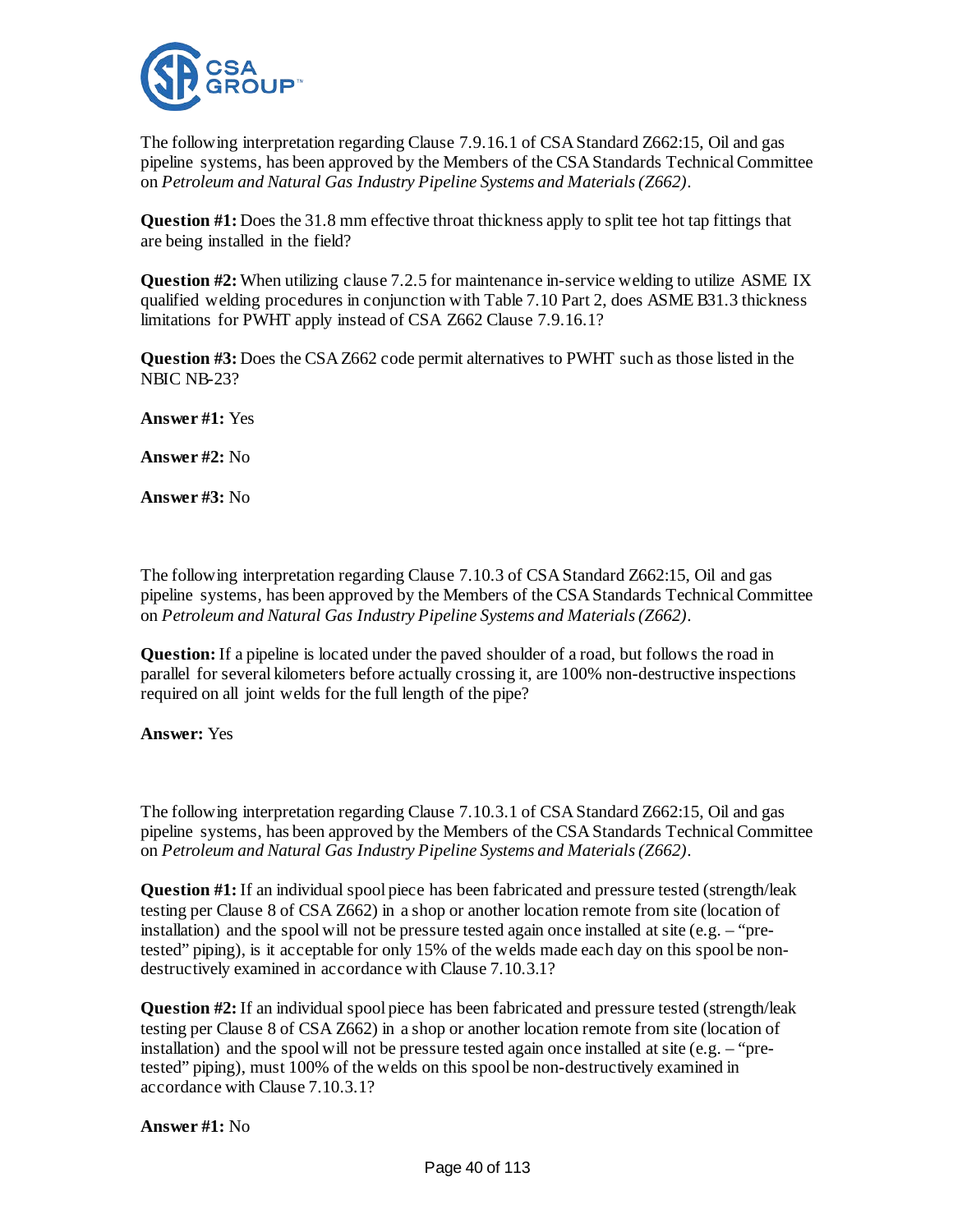The following interpretation regarding Clause 7.9.16.1 of CSA Standard Z662:15, Oil and gas pipeline systems, has been approved by the Members of the CSA Standards Technical Committee on *Petroleum and Natural Gas Industry Pipeline Systems and Materials (Z662)*.

**Question #1:** Does the 31.8 mm effective throat thickness apply to split tee hot tap fittings that are being installed in the field?

**Question #2:** When utilizing clause 7.2.5 for maintenance in-service welding to utilize ASME IX qualified welding procedures in conjunction with Table 7.10 Part 2, does ASME B31.3 thickness limitations for PWHT apply instead of CSA Z662 Clause 7.9.16.1?

**Question #3:** Does the CSA Z662 code permit alternatives to PWHT such as those listed in the NBIC NB-23?

**Answer #1:** Yes

**Answer #2:** No

**Answer #3:** No

The following interpretation regarding Clause 7.10.3 of CSA Standard Z662:15, Oil and gas pipeline systems, has been approved by the Members of the CSA Standards Technical Committee on *Petroleum and Natural Gas Industry Pipeline Systems and Materials (Z662)*.

**Question:** If a pipeline is located under the paved shoulder of a road, but follows the road in parallel for several kilometers before actually crossing it, are 100% non-destructive inspections required on all joint welds for the full length of the pipe?

**Answer:** Yes

The following interpretation regarding Clause 7.10.3.1 of CSA Standard Z662:15, Oil and gas pipeline systems, has been approved by the Members of the CSA Standards Technical Committee on *Petroleum and Natural Gas Industry Pipeline Systems and Materials (Z662)*.

**Question #1:** If an individual spool piece has been fabricated and pressure tested (strength/leak testing per Clause 8 of CSA Z662) in a shop or another location remote from site (location of installation) and the spool will not be pressure tested again once installed at site (e.g. – "pre-tested" piping), is it acceptable for only 15% of the welds made each day on this spool be non-destructively examined in accordance with Clause 7.10.3.1?

**Question #2:** If an individual spool piece has been fabricated and pressure tested (strength/leak testing per Clause 8 of CSA Z662) in a shop or another location remote from site (location of installation) and the spool will not be pressure tested again once installed at site (e.g. – "pre-tested" piping), must 100% of the welds on this spool be non-destructively examined in accordance with Clause 7.10.3.1?

**Answer #1:** No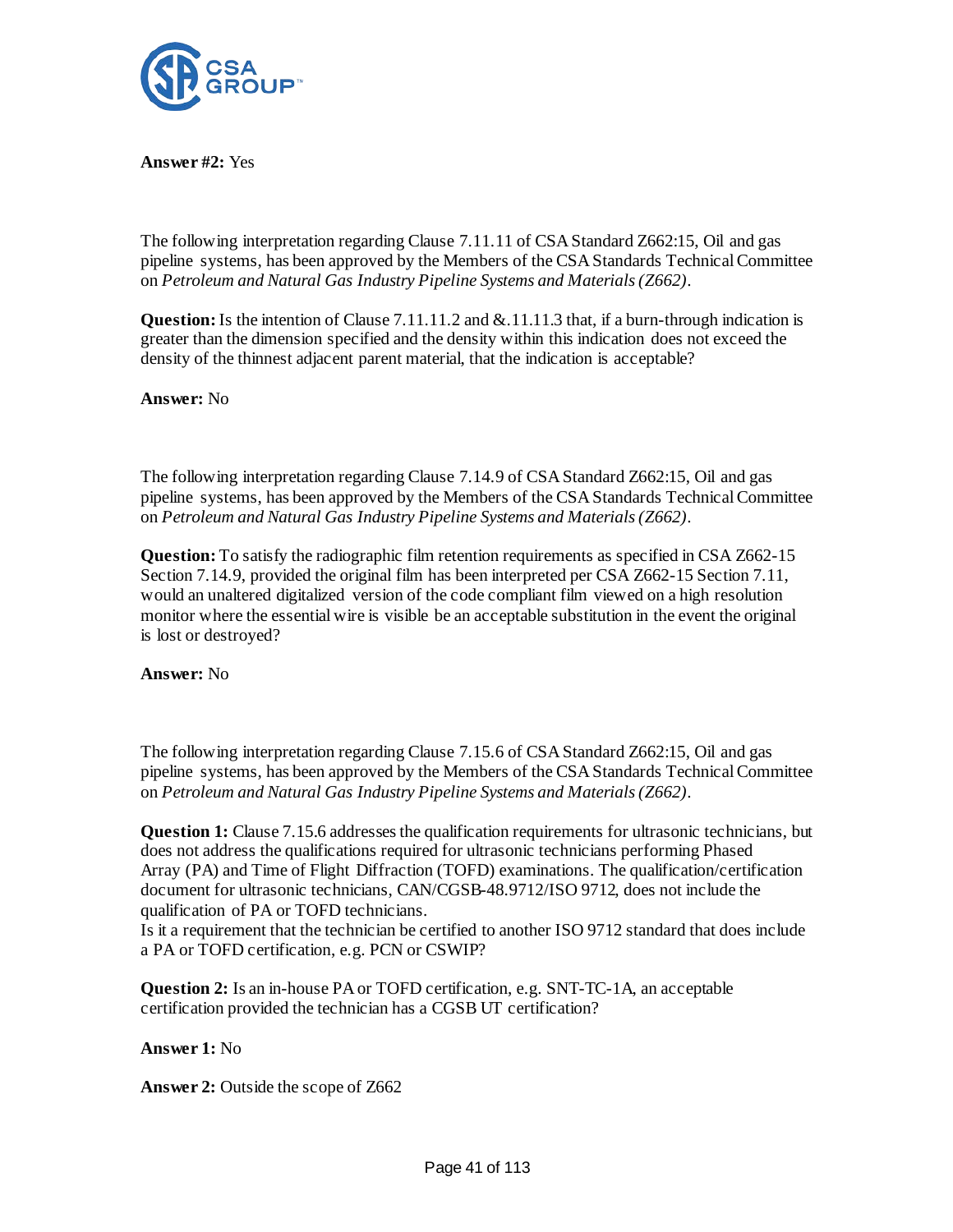**Answer #2:** Yes

The following interpretation regarding Clause 7.11.11 of CSA Standard Z662:15, Oil and gas pipeline systems, has been approved by the Members of the CSA Standards Technical Committee on *Petroleum and Natural Gas Industry Pipeline Systems and Materials (Z662)*.

**Question:** Is the intention of Clause 7.11.11.2 and &.11.11.3 that, if a burn-through indication is greater than the dimension specified and the density within this indication does not exceed the density of the thinnest adjacent parent material, that the indication is acceptable?

**Answer:** No

The following interpretation regarding Clause 7.14.9 of CSA Standard Z662:15, Oil and gas pipeline systems, has been approved by the Members of the CSA Standards Technical Committee on *Petroleum and Natural Gas Industry Pipeline Systems and Materials (Z662)*.

**Question:** To satisfy the radiographic film retention requirements as specified in CSA Z662-15 Section 7.14.9, provided the original film has been interpreted per CSA Z662-15 Section 7.11, would an unaltered digitalized version of the code compliant film viewed on a high resolution monitor where the essential wire is visible be an acceptable substitution in the event the original is lost or destroyed?

**Answer:** No

The following interpretation regarding Clause 7.15.6 of CSA Standard Z662:15, Oil and gas pipeline systems, has been approved by the Members of the CSA Standards Technical Committee on *Petroleum and Natural Gas Industry Pipeline Systems and Materials (Z662)*.

**Question 1:** Clause 7.15.6 addresses the qualification requirements for ultrasonic technicians, but does not address the qualifications required for ultrasonic technicians performing Phased Array (PA) and Time of Flight Diffraction (TOFD) examinations. The qualification/certification document for ultrasonic technicians, CAN/CGSB-48.9712/ISO 9712, does not include the qualification of PA or TOFD technicians.
Is it a requirement that the technician be certified to another ISO 9712 standard that does include a PA or TOFD certification, e.g. PCN or CSWIP?

**Question 2:** Is an in-house PA or TOFD certification, e.g. SNT-TC-1A, an acceptable certification provided the technician has a CGSB UT certification?

**Answer 1:** No

**Answer 2:** Outside the scope of Z662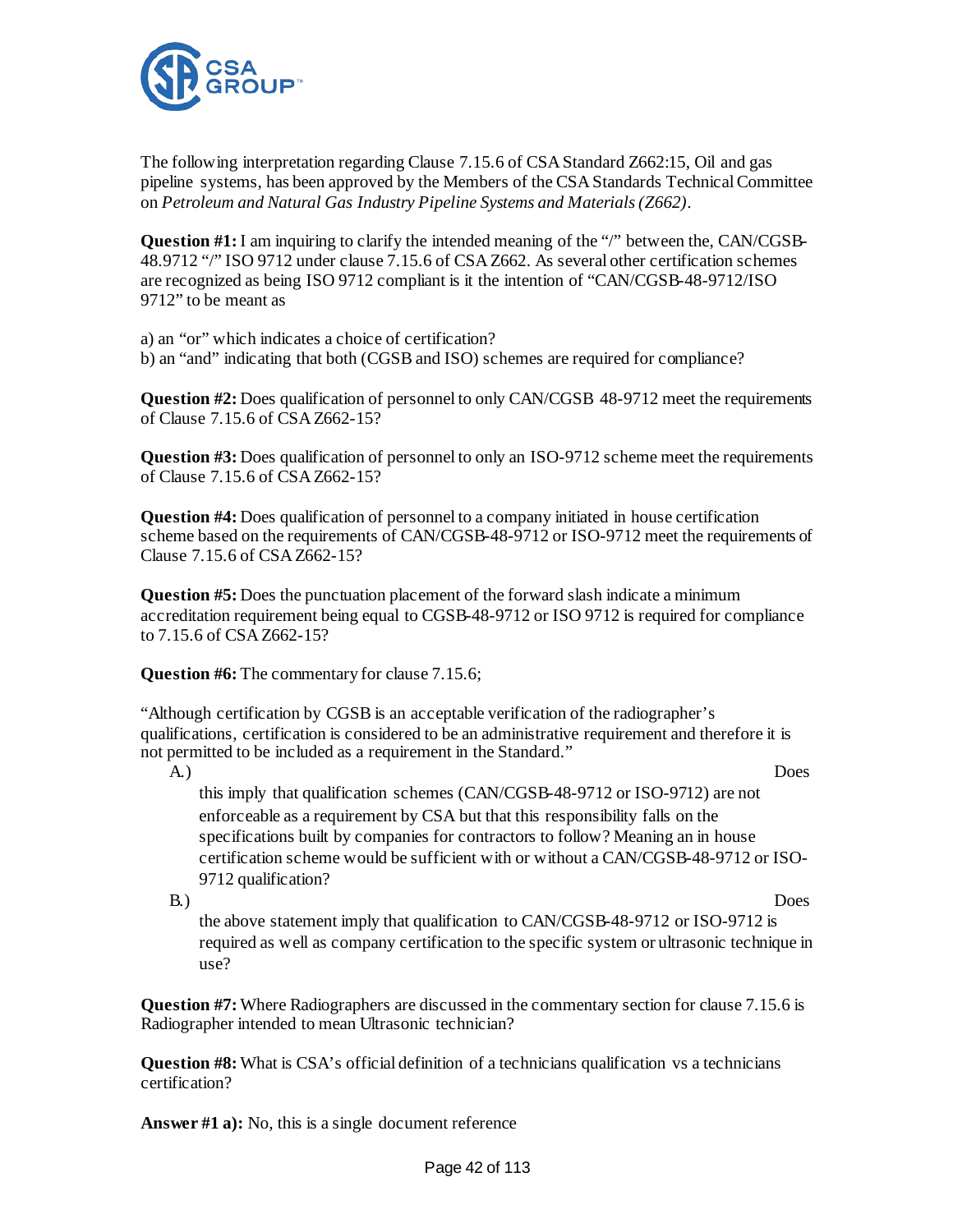The following interpretation regarding Clause 7.15.6 of CSA Standard Z662:15, Oil and gas pipeline systems, has been approved by the Members of the CSA Standards Technical Committee on *Petroleum and Natural Gas Industry Pipeline Systems and Materials (Z662)*.

**Question #1:** I am inquiring to clarify the intended meaning of the "/" between the, CAN/CGSB-48.9712 "/" ISO 9712 under clause 7.15.6 of CSA Z662. As several other certification schemes are recognized as being ISO 9712 compliant is it the intention of "CAN/CGSB-48-9712/ISO 9712" to be meant as

a) an "or" which indicates a choice of certification?
b) an "and" indicating that both (CGSB and ISO) schemes are required for compliance?

**Question #2:** Does qualification of personnel to only CAN/CGSB 48-9712 meet the requirements of Clause 7.15.6 of CSA Z662-15?

**Question #3:** Does qualification of personnel to only an ISO-9712 scheme meet the requirements of Clause 7.15.6 of CSA Z662-15?

**Question #4:** Does qualification of personnel to a company initiated in house certification scheme based on the requirements of CAN/CGSB-48-9712 or ISO-9712 meet the requirements of Clause 7.15.6 of CSA Z662-15?

**Question #5:** Does the punctuation placement of the forward slash indicate a minimum accreditation requirement being equal to CGSB-48-9712 or ISO 9712 is required for compliance to 7.15.6 of CSA Z662-15?

**Question #6:** The commentary for clause 7.15.6;

"Although certification by CGSB is an acceptable verification of the radiographer's qualifications, certification is considered to be an administrative requirement and therefore it is not permitted to be included as a requirement in the Standard."

A.) Does this imply that qualification schemes (CAN/CGSB-48-9712 or ISO-9712) are not enforceable as a requirement by CSA but that this responsibility falls on the specifications built by companies for contractors to follow? Meaning an in house certification scheme would be sufficient with or without a CAN/CGSB-48-9712 or ISO-9712 qualification?

B.) Does the above statement imply that qualification to CAN/CGSB-48-9712 or ISO-9712 is required as well as company certification to the specific system or ultrasonic technique in use?

**Question #7:** Where Radiographers are discussed in the commentary section for clause 7.15.6 is Radiographer intended to mean Ultrasonic technician?

**Question #8:** What is CSA's official definition of a technicians qualification vs a technicians certification?

**Answer #1 a):** No, this is a single document reference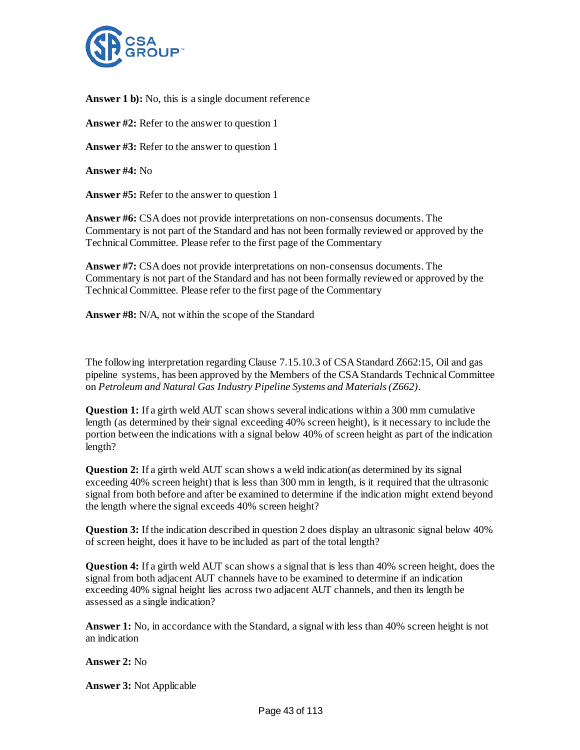**Answer 1 b):** No, this is a single document reference

**Answer #2:** Refer to the answer to question 1

**Answer #3:** Refer to the answer to question 1

**Answer #4:** No

**Answer #5:** Refer to the answer to question 1

**Answer #6:** CSA does not provide interpretations on non-consensus documents. The Commentary is not part of the Standard and has not been formally reviewed or approved by the Technical Committee. Please refer to the first page of the Commentary

**Answer #7:** CSA does not provide interpretations on non-consensus documents. The Commentary is not part of the Standard and has not been formally reviewed or approved by the Technical Committee. Please refer to the first page of the Commentary

**Answer #8:** N/A, not within the scope of the Standard

The following interpretation regarding Clause 7.15.10.3 of CSA Standard Z662:15, Oil and gas pipeline systems, has been approved by the Members of the CSA Standards Technical Committee on *Petroleum and Natural Gas Industry Pipeline Systems and Materials (Z662)*.

**Question 1:** If a girth weld AUT scan shows several indications within a 300 mm cumulative length (as determined by their signal exceeding 40% screen height), is it necessary to include the portion between the indications with a signal below 40% of screen height as part of the indication length?

**Question 2:** If a girth weld AUT scan shows a weld indication(as determined by its signal exceeding 40% screen height) that is less than 300 mm in length, is it required that the ultrasonic signal from both before and after be examined to determine if the indication might extend beyond the length where the signal exceeds 40% screen height?

**Question 3:** If the indication described in question 2 does display an ultrasonic signal below 40% of screen height, does it have to be included as part of the total length?

**Question 4:** If a girth weld AUT scan shows a signal that is less than 40% screen height, does the signal from both adjacent AUT channels have to be examined to determine if an indication exceeding 40% signal height lies across two adjacent AUT channels, and then its length be assessed as a single indication?

**Answer 1:** No, in accordance with the Standard, a signal with less than 40% screen height is not an indication

**Answer 2:** No

**Answer 3:** Not Applicable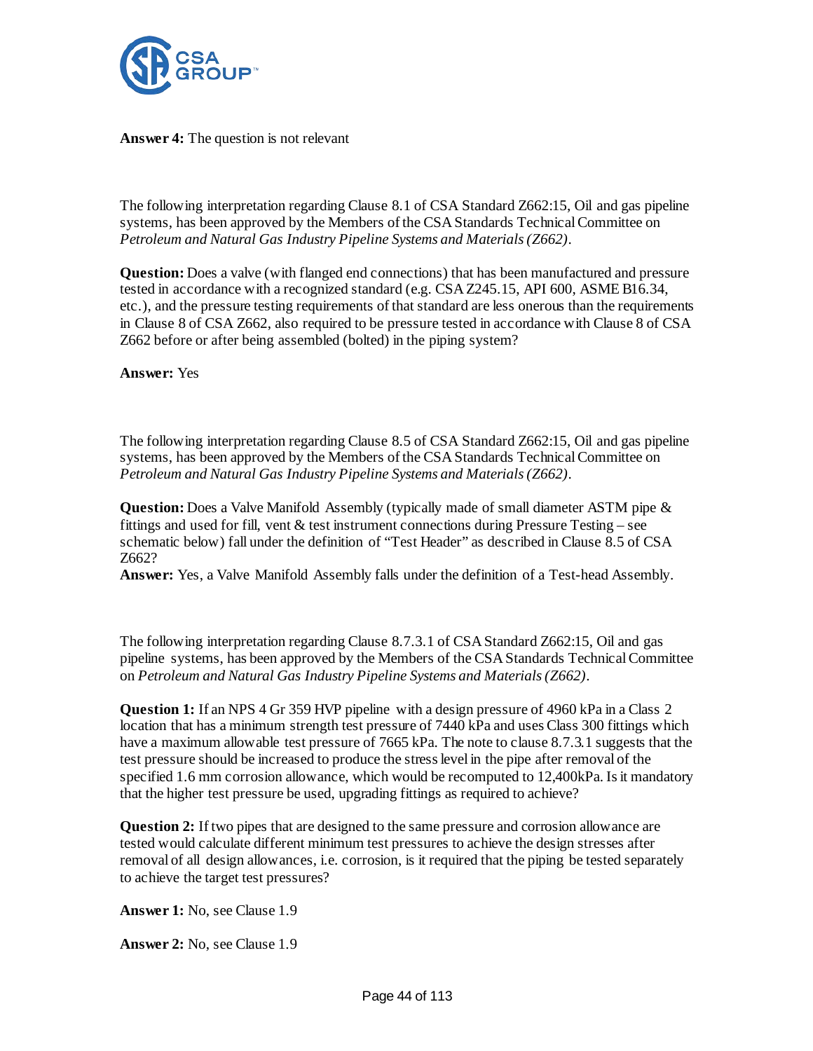**Answer 4:** The question is not relevant

The following interpretation regarding Clause 8.1 of CSA Standard Z662:15, Oil and gas pipeline systems, has been approved by the Members of the CSA Standards Technical Committee on *Petroleum and Natural Gas Industry Pipeline Systems and Materials (Z662)*.

**Question:** Does a valve (with flanged end connections) that has been manufactured and pressure tested in accordance with a recognized standard (e.g. CSA Z245.15, API 600, ASME B16.34, etc.), and the pressure testing requirements of that standard are less onerous than the requirements in Clause 8 of CSA Z662, also required to be pressure tested in accordance with Clause 8 of CSA Z662 before or after being assembled (bolted) in the piping system?

**Answer:** Yes

The following interpretation regarding Clause 8.5 of CSA Standard Z662:15, Oil and gas pipeline systems, has been approved by the Members of the CSA Standards Technical Committee on *Petroleum and Natural Gas Industry Pipeline Systems and Materials (Z662)*.

**Question:** Does a Valve Manifold Assembly (typically made of small diameter ASTM pipe & fittings and used for fill, vent & test instrument connections during Pressure Testing – see schematic below) fall under the definition of "Test Header" as described in Clause 8.5 of CSA Z662?
**Answer:** Yes, a Valve Manifold Assembly falls under the definition of a Test-head Assembly.

The following interpretation regarding Clause 8.7.3.1 of CSA Standard Z662:15, Oil and gas pipeline systems, has been approved by the Members of the CSA Standards Technical Committee on *Petroleum and Natural Gas Industry Pipeline Systems and Materials (Z662)*.

**Question 1:** If an NPS 4 Gr 359 HVP pipeline with a design pressure of 4960 kPa in a Class 2 location that has a minimum strength test pressure of 7440 kPa and uses Class 300 fittings which have a maximum allowable test pressure of 7665 kPa. The note to clause 8.7.3.1 suggests that the test pressure should be increased to produce the stress level in the pipe after removal of the specified 1.6 mm corrosion allowance, which would be recomputed to 12,400kPa. Is it mandatory that the higher test pressure be used, upgrading fittings as required to achieve?

**Question 2:** If two pipes that are designed to the same pressure and corrosion allowance are tested would calculate different minimum test pressures to achieve the design stresses after removal of all design allowances, i.e. corrosion, is it required that the piping be tested separately to achieve the target test pressures?

**Answer 1:** No, see Clause 1.9

**Answer 2:** No, see Clause 1.9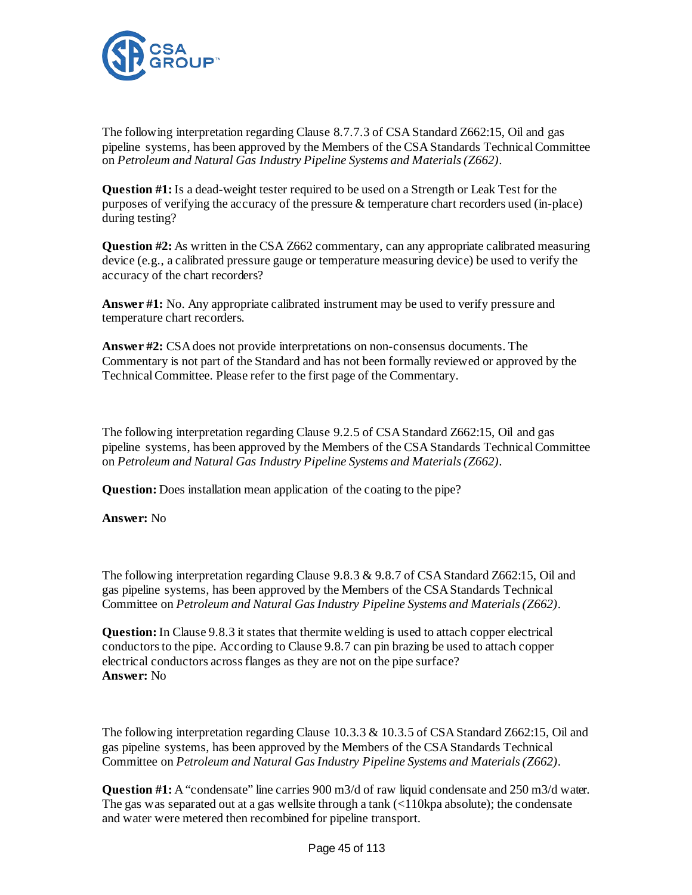The following interpretation regarding Clause 8.7.7.3 of CSA Standard Z662:15, Oil and gas pipeline systems, has been approved by the Members of the CSA Standards Technical Committee on *Petroleum and Natural Gas Industry Pipeline Systems and Materials (Z662)*.

**Question #1:** Is a dead-weight tester required to be used on a Strength or Leak Test for the purposes of verifying the accuracy of the pressure & temperature chart recorders used (in-place) during testing?

**Question #2:** As written in the CSA Z662 commentary, can any appropriate calibrated measuring device (e.g., a calibrated pressure gauge or temperature measuring device) be used to verify the accuracy of the chart recorders?

**Answer #1:** No. Any appropriate calibrated instrument may be used to verify pressure and temperature chart recorders.

**Answer #2:** CSA does not provide interpretations on non-consensus documents. The Commentary is not part of the Standard and has not been formally reviewed or approved by the Technical Committee. Please refer to the first page of the Commentary.

The following interpretation regarding Clause 9.2.5 of CSA Standard Z662:15, Oil and gas pipeline systems, has been approved by the Members of the CSA Standards Technical Committee on *Petroleum and Natural Gas Industry Pipeline Systems and Materials (Z662)*.

**Question:** Does installation mean application of the coating to the pipe?

**Answer:** No

The following interpretation regarding Clause 9.8.3 & 9.8.7 of CSA Standard Z662:15, Oil and gas pipeline systems, has been approved by the Members of the CSA Standards Technical Committee on *Petroleum and Natural Gas Industry Pipeline Systems and Materials (Z662)*.

**Question:** In Clause 9.8.3 it states that thermite welding is used to attach copper electrical conductors to the pipe. According to Clause 9.8.7 can pin brazing be used to attach copper electrical conductors across flanges as they are not on the pipe surface?
**Answer:** No

The following interpretation regarding Clause 10.3.3 & 10.3.5 of CSA Standard Z662:15, Oil and gas pipeline systems, has been approved by the Members of the CSA Standards Technical Committee on *Petroleum and Natural Gas Industry Pipeline Systems and Materials (Z662)*.

**Question #1:** A "condensate" line carries 900 m3/d of raw liquid condensate and 250 m3/d water. The gas was separated out at a gas wellsite through a tank (<110kpa absolute); the condensate and water were metered then recombined for pipeline transport.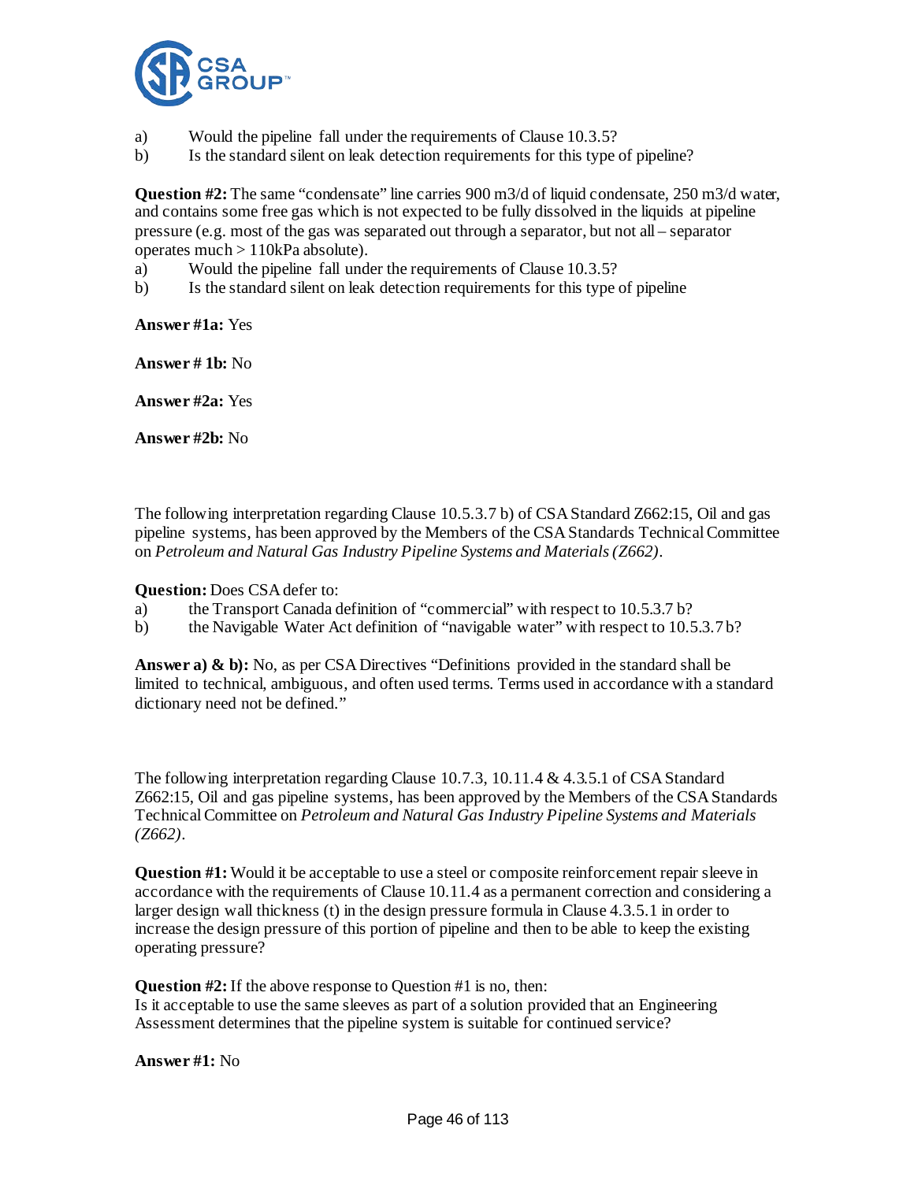a) Would the pipeline fall under the requirements of Clause 10.3.5?
b) Is the standard silent on leak detection requirements for this type of pipeline?

**Question #2:** The same "condensate" line carries 900 m3/d of liquid condensate, 250 m3/d water, and contains some free gas which is not expected to be fully dissolved in the liquids at pipeline pressure (e.g. most of the gas was separated out through a separator, but not all – separator operates much > 110kPa absolute).

a) Would the pipeline fall under the requirements of Clause 10.3.5?
b) Is the standard silent on leak detection requirements for this type of pipeline

**Answer #1a:** Yes

**Answer # 1b:** No

**Answer #2a:** Yes

**Answer #2b:** No

The following interpretation regarding Clause 10.5.3.7 b) of CSA Standard Z662:15, Oil and gas pipeline systems, has been approved by the Members of the CSA Standards Technical Committee on *Petroleum and Natural Gas Industry Pipeline Systems and Materials (Z662)*.

**Question:** Does CSA defer to:

a) the Transport Canada definition of "commercial" with respect to 10.5.3.7 b?
b) the Navigable Water Act definition of "navigable water" with respect to 10.5.3.7 b?

**Answer a) & b):** No, as per CSA Directives "Definitions provided in the standard shall be limited to technical, ambiguous, and often used terms. Terms used in accordance with a standard dictionary need not be defined."

The following interpretation regarding Clause 10.7.3, 10.11.4 & 4.3.5.1 of CSA Standard Z662:15, Oil and gas pipeline systems, has been approved by the Members of the CSA Standards Technical Committee on *Petroleum and Natural Gas Industry Pipeline Systems and Materials (Z662)*.

**Question #1:** Would it be acceptable to use a steel or composite reinforcement repair sleeve in accordance with the requirements of Clause 10.11.4 as a permanent correction and considering a larger design wall thickness (t) in the design pressure formula in Clause 4.3.5.1 in order to increase the design pressure of this portion of pipeline and then to be able to keep the existing operating pressure?

**Question #2:** If the above response to Question #1 is no, then:
Is it acceptable to use the same sleeves as part of a solution provided that an Engineering Assessment determines that the pipeline system is suitable for continued service?

**Answer #1:** No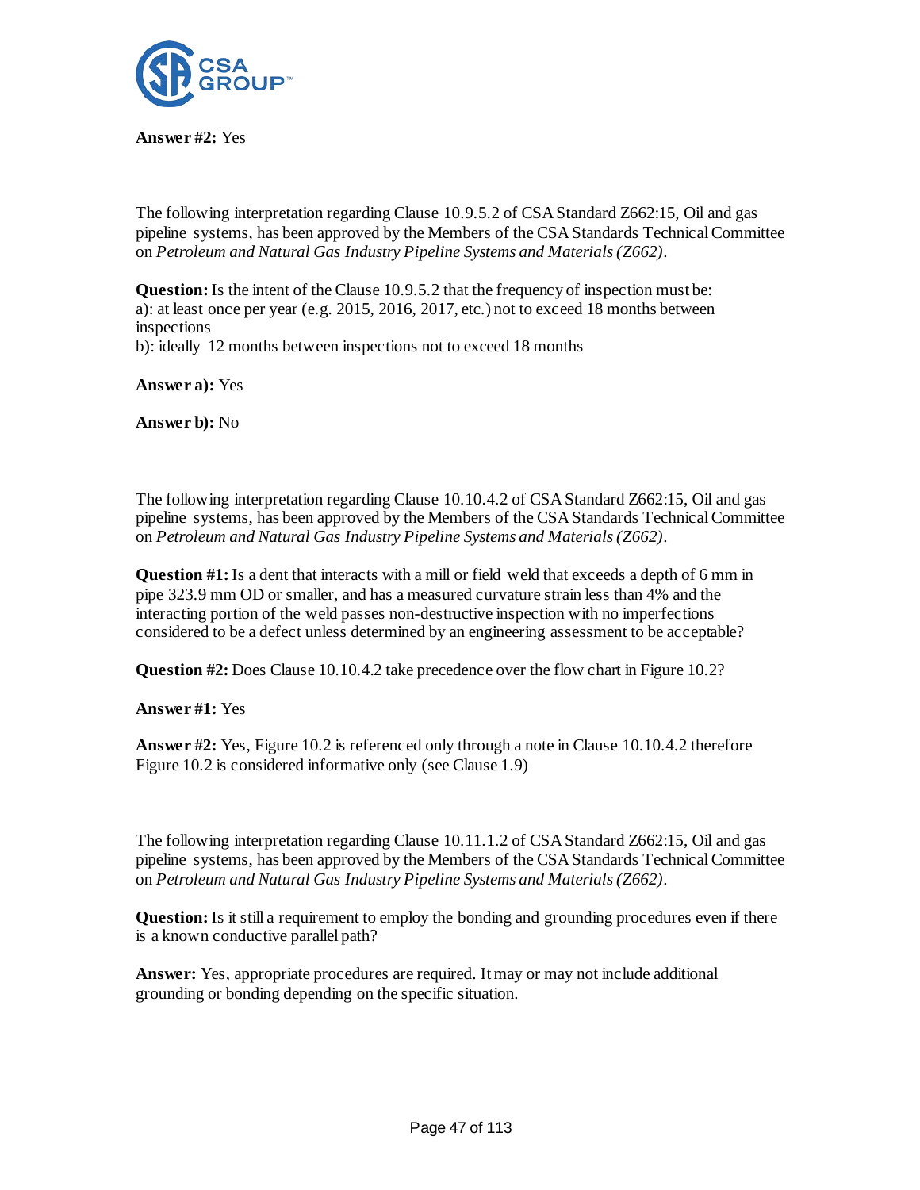**Answer #2:** Yes

The following interpretation regarding Clause 10.9.5.2 of CSA Standard Z662:15, Oil and gas pipeline systems, has been approved by the Members of the CSA Standards Technical Committee on *Petroleum and Natural Gas Industry Pipeline Systems and Materials (Z662)*.

**Question:** Is the intent of the Clause 10.9.5.2 that the frequency of inspection must be:
a): at least once per year (e.g. 2015, 2016, 2017, etc.) not to exceed 18 months between inspections
b): ideally 12 months between inspections not to exceed 18 months

**Answer a):** Yes

**Answer b):** No

The following interpretation regarding Clause 10.10.4.2 of CSA Standard Z662:15, Oil and gas pipeline systems, has been approved by the Members of the CSA Standards Technical Committee on *Petroleum and Natural Gas Industry Pipeline Systems and Materials (Z662)*.

**Question #1:** Is a dent that interacts with a mill or field weld that exceeds a depth of 6 mm in pipe 323.9 mm OD or smaller, and has a measured curvature strain less than 4% and the interacting portion of the weld passes non-destructive inspection with no imperfections considered to be a defect unless determined by an engineering assessment to be acceptable?

**Question #2:** Does Clause 10.10.4.2 take precedence over the flow chart in Figure 10.2?

**Answer #1:** Yes

**Answer #2:** Yes, Figure 10.2 is referenced only through a note in Clause 10.10.4.2 therefore Figure 10.2 is considered informative only (see Clause 1.9)

The following interpretation regarding Clause 10.11.1.2 of CSA Standard Z662:15, Oil and gas pipeline systems, has been approved by the Members of the CSA Standards Technical Committee on *Petroleum and Natural Gas Industry Pipeline Systems and Materials (Z662)*.

**Question:** Is it still a requirement to employ the bonding and grounding procedures even if there is a known conductive parallel path?

**Answer:** Yes, appropriate procedures are required. It may or may not include additional grounding or bonding depending on the specific situation.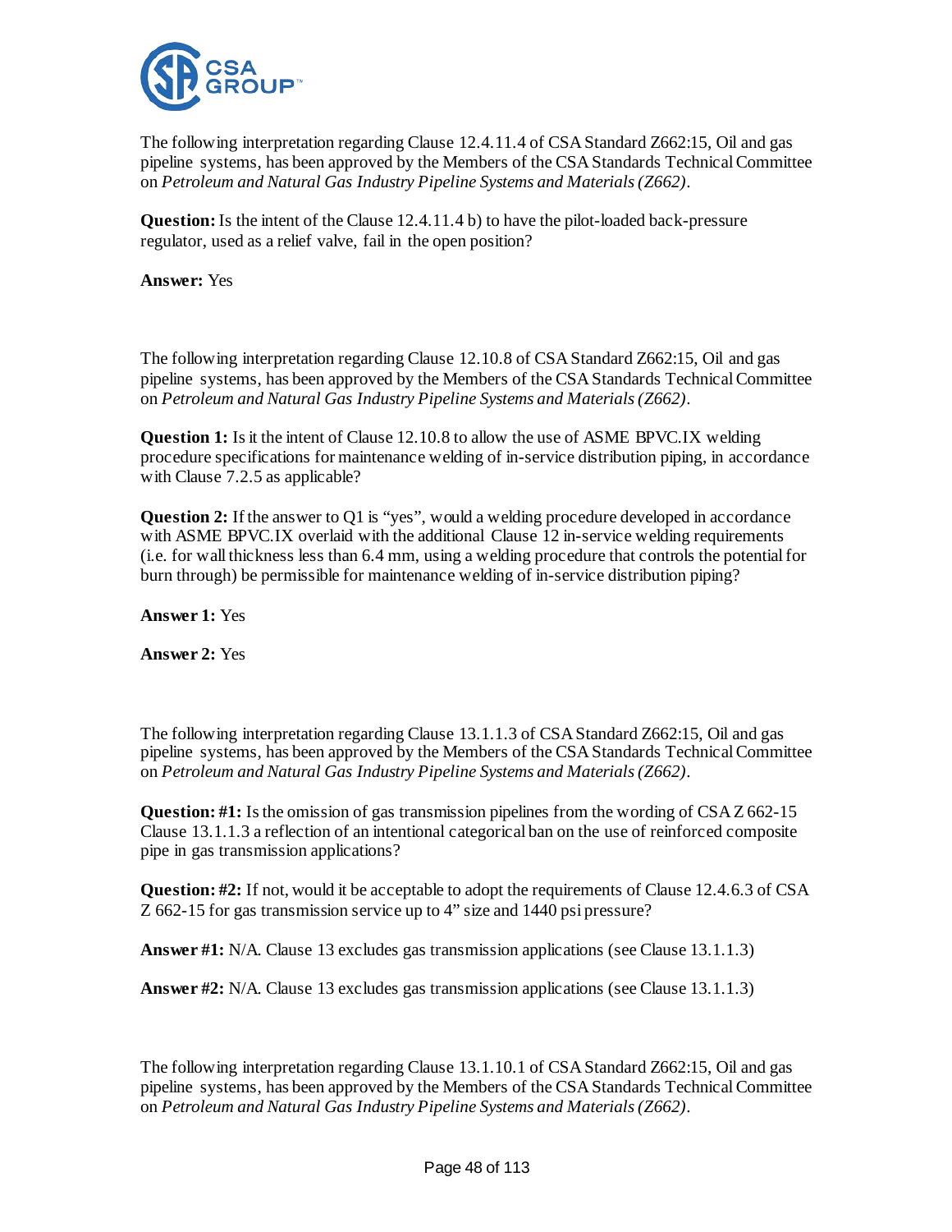The following interpretation regarding Clause 12.4.11.4 of CSA Standard Z662:15, Oil and gas pipeline systems, has been approved by the Members of the CSA Standards Technical Committee on *Petroleum and Natural Gas Industry Pipeline Systems and Materials (Z662)*.

**Question:** Is the intent of the Clause 12.4.11.4 b) to have the pilot-loaded back-pressure regulator, used as a relief valve, fail in the open position?

**Answer:** Yes

The following interpretation regarding Clause 12.10.8 of CSA Standard Z662:15, Oil and gas pipeline systems, has been approved by the Members of the CSA Standards Technical Committee on *Petroleum and Natural Gas Industry Pipeline Systems and Materials (Z662)*.

**Question 1:** Is it the intent of Clause 12.10.8 to allow the use of ASME BPVC.IX welding procedure specifications for maintenance welding of in-service distribution piping, in accordance with Clause 7.2.5 as applicable?

**Question 2:** If the answer to Q1 is "yes", would a welding procedure developed in accordance with ASME BPVC.IX overlaid with the additional Clause 12 in-service welding requirements (i.e. for wall thickness less than 6.4 mm, using a welding procedure that controls the potential for burn through) be permissible for maintenance welding of in-service distribution piping?

**Answer 1:** Yes

**Answer 2:** Yes

The following interpretation regarding Clause 13.1.1.3 of CSA Standard Z662:15, Oil and gas pipeline systems, has been approved by the Members of the CSA Standards Technical Committee on *Petroleum and Natural Gas Industry Pipeline Systems and Materials (Z662)*.

**Question: #1:** Is the omission of gas transmission pipelines from the wording of CSA Z 662-15 Clause 13.1.1.3 a reflection of an intentional categorical ban on the use of reinforced composite pipe in gas transmission applications?

**Question: #2:** If not, would it be acceptable to adopt the requirements of Clause 12.4.6.3 of CSA Z 662-15 for gas transmission service up to 4" size and 1440 psi pressure?

**Answer #1:** N/A. Clause 13 excludes gas transmission applications (see Clause 13.1.1.3)

**Answer #2:** N/A. Clause 13 excludes gas transmission applications (see Clause 13.1.1.3)

The following interpretation regarding Clause 13.1.10.1 of CSA Standard Z662:15, Oil and gas pipeline systems, has been approved by the Members of the CSA Standards Technical Committee on *Petroleum and Natural Gas Industry Pipeline Systems and Materials (Z662)*.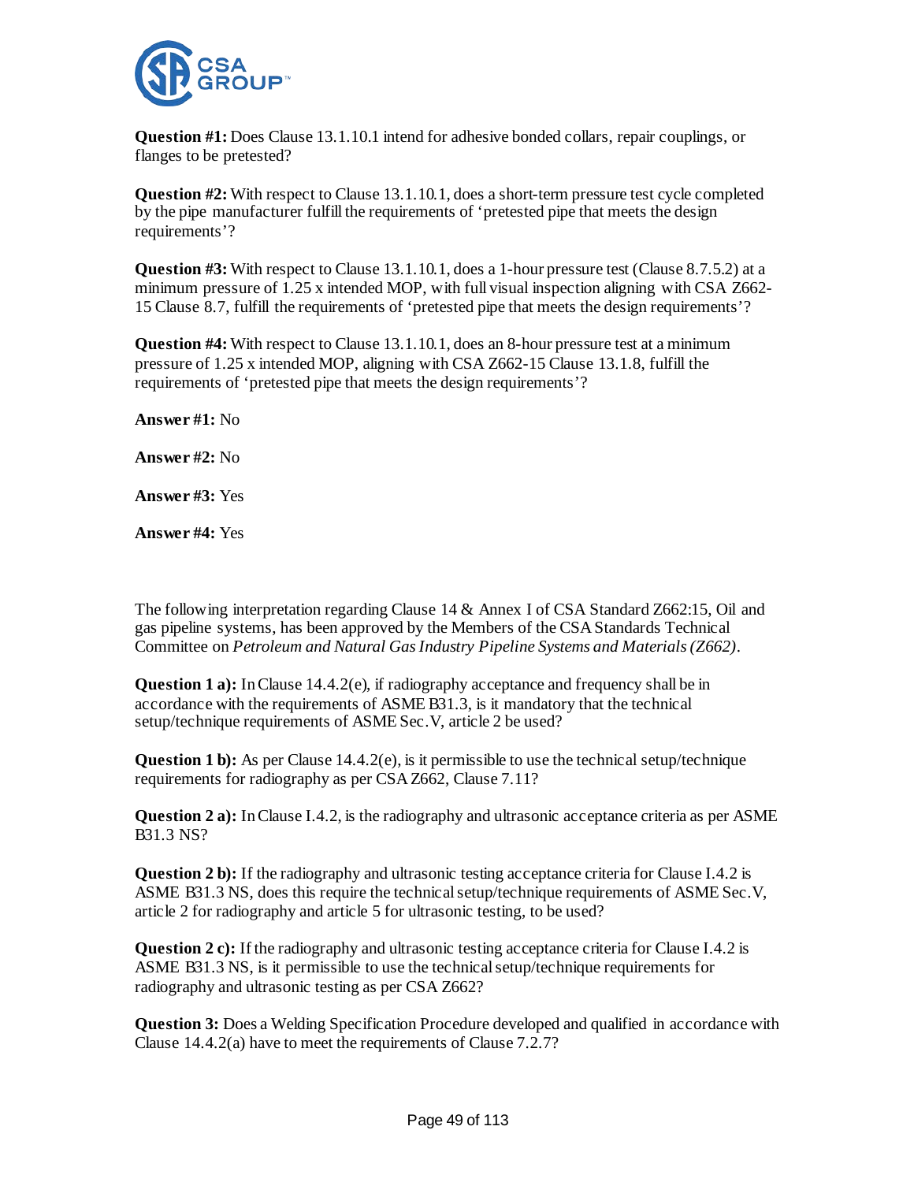**Question #1:** Does Clause 13.1.10.1 intend for adhesive bonded collars, repair couplings, or flanges to be pretested?

**Question #2:** With respect to Clause 13.1.10.1, does a short-term pressure test cycle completed by the pipe manufacturer fulfill the requirements of 'pretested pipe that meets the design requirements'?

**Question #3:** With respect to Clause 13.1.10.1, does a 1-hour pressure test (Clause 8.7.5.2) at a minimum pressure of 1.25 x intended MOP, with full visual inspection aligning with CSA Z662-15 Clause 8.7, fulfill the requirements of 'pretested pipe that meets the design requirements'?

**Question #4:** With respect to Clause 13.1.10.1, does an 8-hour pressure test at a minimum pressure of 1.25 x intended MOP, aligning with CSA Z662-15 Clause 13.1.8, fulfill the requirements of 'pretested pipe that meets the design requirements'?

**Answer #1:** No

**Answer #2:** No

**Answer #3:** Yes

**Answer #4:** Yes

The following interpretation regarding Clause 14 & Annex I of CSA Standard Z662:15, Oil and gas pipeline systems, has been approved by the Members of the CSA Standards Technical Committee on *Petroleum and Natural Gas Industry Pipeline Systems and Materials (Z662)*.

**Question 1 a):** In Clause 14.4.2(e), if radiography acceptance and frequency shall be in accordance with the requirements of ASME B31.3, is it mandatory that the technical setup/technique requirements of ASME Sec.V, article 2 be used?

**Question 1 b):** As per Clause 14.4.2(e), is it permissible to use the technical setup/technique requirements for radiography as per CSA Z662, Clause 7.11?

**Question 2 a):** In Clause I.4.2, is the radiography and ultrasonic acceptance criteria as per ASME B31.3 NS?

**Question 2 b):** If the radiography and ultrasonic testing acceptance criteria for Clause I.4.2 is ASME B31.3 NS, does this require the technical setup/technique requirements of ASME Sec.V, article 2 for radiography and article 5 for ultrasonic testing, to be used?

**Question 2 c):** If the radiography and ultrasonic testing acceptance criteria for Clause I.4.2 is ASME B31.3 NS, is it permissible to use the technical setup/technique requirements for radiography and ultrasonic testing as per CSA Z662?

**Question 3:** Does a Welding Specification Procedure developed and qualified in accordance with Clause 14.4.2(a) have to meet the requirements of Clause 7.2.7?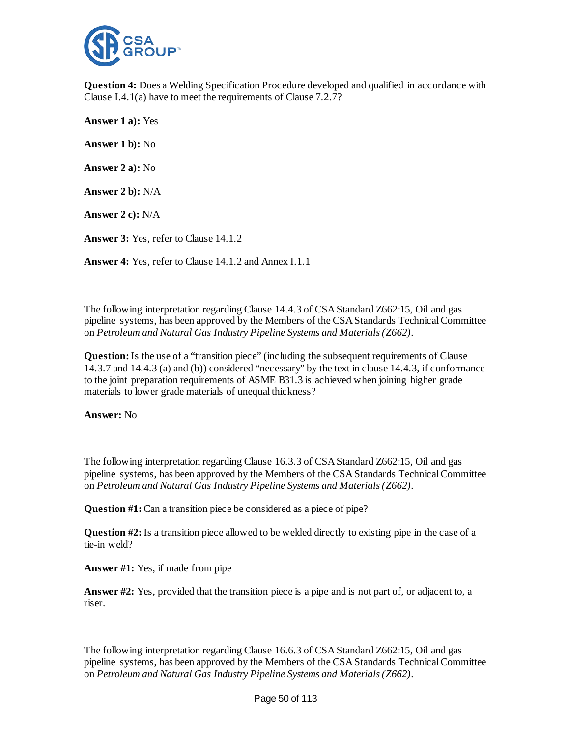**Question 4:** Does a Welding Specification Procedure developed and qualified in accordance with Clause I.4.1(a) have to meet the requirements of Clause 7.2.7?

**Answer 1 a):** Yes

**Answer 1 b):** No

**Answer 2 a):** No

**Answer 2 b):** N/A

**Answer 2 c):** N/A

**Answer 3:** Yes, refer to Clause 14.1.2

**Answer 4:** Yes, refer to Clause 14.1.2 and Annex I.1.1

The following interpretation regarding Clause 14.4.3 of CSA Standard Z662:15, Oil and gas pipeline systems, has been approved by the Members of the CSA Standards Technical Committee on *Petroleum and Natural Gas Industry Pipeline Systems and Materials (Z662)*.

**Question:** Is the use of a "transition piece" (including the subsequent requirements of Clause 14.3.7 and 14.4.3 (a) and (b)) considered "necessary" by the text in clause 14.4.3, if conformance to the joint preparation requirements of ASME B31.3 is achieved when joining higher grade materials to lower grade materials of unequal thickness?

**Answer:** No

The following interpretation regarding Clause 16.3.3 of CSA Standard Z662:15, Oil and gas pipeline systems, has been approved by the Members of the CSA Standards Technical Committee on *Petroleum and Natural Gas Industry Pipeline Systems and Materials (Z662)*.

**Question #1:** Can a transition piece be considered as a piece of pipe?

**Question #2:** Is a transition piece allowed to be welded directly to existing pipe in the case of a tie-in weld?

**Answer #1:** Yes, if made from pipe

**Answer #2:** Yes, provided that the transition piece is a pipe and is not part of, or adjacent to, a riser.

The following interpretation regarding Clause 16.6.3 of CSA Standard Z662:15, Oil and gas pipeline systems, has been approved by the Members of the CSA Standards Technical Committee on *Petroleum and Natural Gas Industry Pipeline Systems and Materials (Z662)*.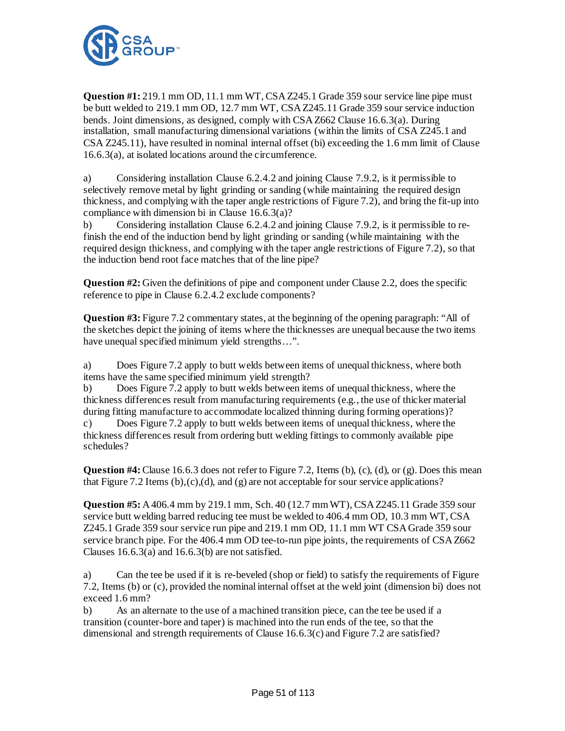**Question #1:** 219.1 mm OD, 11.1 mm WT, CSA Z245.1 Grade 359 sour service line pipe must be butt welded to 219.1 mm OD, 12.7 mm WT, CSA Z245.11 Grade 359 sour service induction bends. Joint dimensions, as designed, comply with CSA Z662 Clause 16.6.3(a). During installation, small manufacturing dimensional variations (within the limits of CSA Z245.1 and CSA Z245.11), have resulted in nominal internal offset (bi) exceeding the 1.6 mm limit of Clause 16.6.3(a), at isolated locations around the circumference.

a) Considering installation Clause 6.2.4.2 and joining Clause 7.9.2, is it permissible to selectively remove metal by light grinding or sanding (while maintaining the required design thickness, and complying with the taper angle restrictions of Figure 7.2), and bring the fit-up into compliance with dimension bi in Clause 16.6.3(a)?

b) Considering installation Clause 6.2.4.2 and joining Clause 7.9.2, is it permissible to re-finish the end of the induction bend by light grinding or sanding (while maintaining with the required design thickness, and complying with the taper angle restrictions of Figure 7.2), so that the induction bend root face matches that of the line pipe?

**Question #2:** Given the definitions of pipe and component under Clause 2.2, does the specific reference to pipe in Clause 6.2.4.2 exclude components?

**Question #3:** Figure 7.2 commentary states, at the beginning of the opening paragraph: "All of the sketches depict the joining of items where the thicknesses are unequal because the two items have unequal specified minimum yield strengths…".

a) Does Figure 7.2 apply to butt welds between items of unequal thickness, where both items have the same specified minimum yield strength?

b) Does Figure 7.2 apply to butt welds between items of unequal thickness, where the thickness differences result from manufacturing requirements (e.g., the use of thicker material during fitting manufacture to accommodate localized thinning during forming operations)?

c) Does Figure 7.2 apply to butt welds between items of unequal thickness, where the thickness differences result from ordering butt welding fittings to commonly available pipe schedules?

**Question #4:** Clause 16.6.3 does not refer to Figure 7.2, Items (b), (c), (d), or (g). Does this mean that Figure 7.2 Items (b),(c),(d), and (g) are not acceptable for sour service applications?

**Question #5:** A 406.4 mm by 219.1 mm, Sch. 40 (12.7 mm WT), CSA Z245.11 Grade 359 sour service butt welding barred reducing tee must be welded to 406.4 mm OD, 10.3 mm WT, CSA Z245.1 Grade 359 sour service run pipe and 219.1 mm OD, 11.1 mm WT CSA Grade 359 sour service branch pipe. For the 406.4 mm OD tee-to-run pipe joints, the requirements of CSA Z662 Clauses 16.6.3(a) and 16.6.3(b) are not satisfied.

a) Can the tee be used if it is re-beveled (shop or field) to satisfy the requirements of Figure 7.2, Items (b) or (c), provided the nominal internal offset at the weld joint (dimension bi) does not exceed 1.6 mm?

b) As an alternate to the use of a machined transition piece, can the tee be used if a transition (counter-bore and taper) is machined into the run ends of the tee, so that the dimensional and strength requirements of Clause 16.6.3(c) and Figure 7.2 are satisfied?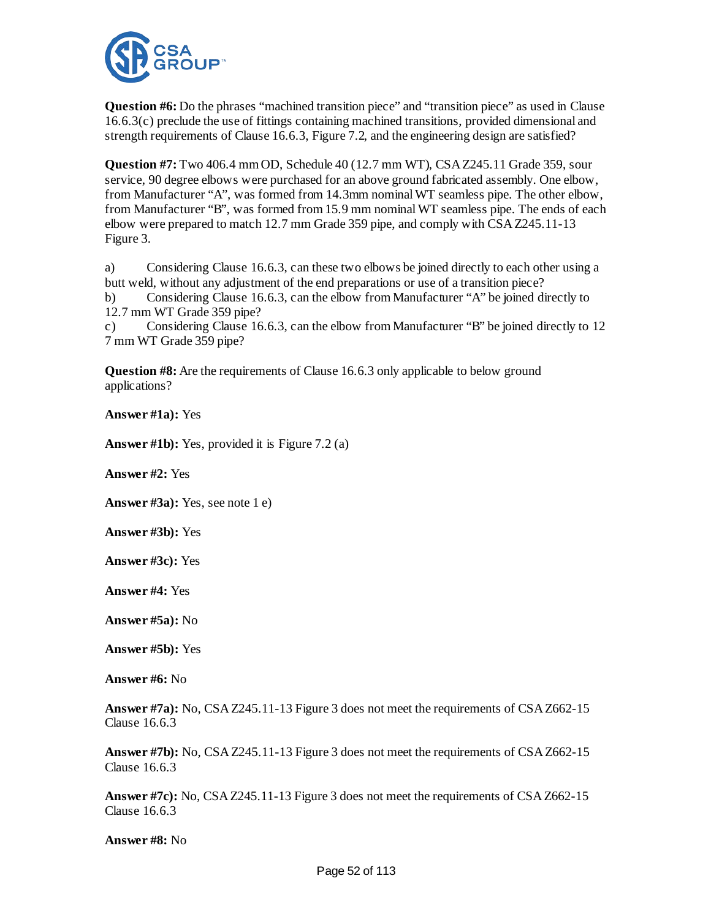**Question #6:** Do the phrases “machined transition piece” and “transition piece” as used in Clause 16.6.3(c) preclude the use of fittings containing machined transitions, provided dimensional and strength requirements of Clause 16.6.3, Figure 7.2, and the engineering design are satisfied?

**Question #7:** Two 406.4 mm OD, Schedule 40 (12.7 mm WT), CSA Z245.11 Grade 359, sour service, 90 degree elbows were purchased for an above ground fabricated assembly. One elbow, from Manufacturer “A”, was formed from 14.3mm nominal WT seamless pipe. The other elbow, from Manufacturer “B”, was formed from 15.9 mm nominal WT seamless pipe. The ends of each elbow were prepared to match 12.7 mm Grade 359 pipe, and comply with CSA Z245.11-13 Figure 3.

a) Considering Clause 16.6.3, can these two elbows be joined directly to each other using a butt weld, without any adjustment of the end preparations or use of a transition piece?
b) Considering Clause 16.6.3, can the elbow from Manufacturer “A” be joined directly to 12.7 mm WT Grade 359 pipe?
c) Considering Clause 16.6.3, can the elbow from Manufacturer “B” be joined directly to 12 7 mm WT Grade 359 pipe?

**Question #8:** Are the requirements of Clause 16.6.3 only applicable to below ground applications?

**Answer #1a):** Yes

**Answer #1b):** Yes, provided it is Figure 7.2 (a)

**Answer #2:** Yes

**Answer #3a):** Yes, see note 1 e)

**Answer #3b):** Yes

**Answer #3c):** Yes

**Answer #4:** Yes

**Answer #5a):** No

**Answer #5b):** Yes

**Answer #6:** No

**Answer #7a):** No, CSA Z245.11-13 Figure 3 does not meet the requirements of CSA Z662-15 Clause 16.6.3

**Answer #7b):** No, CSA Z245.11-13 Figure 3 does not meet the requirements of CSA Z662-15 Clause 16.6.3

**Answer #7c):** No, CSA Z245.11-13 Figure 3 does not meet the requirements of CSA Z662-15 Clause 16.6.3

**Answer #8:** No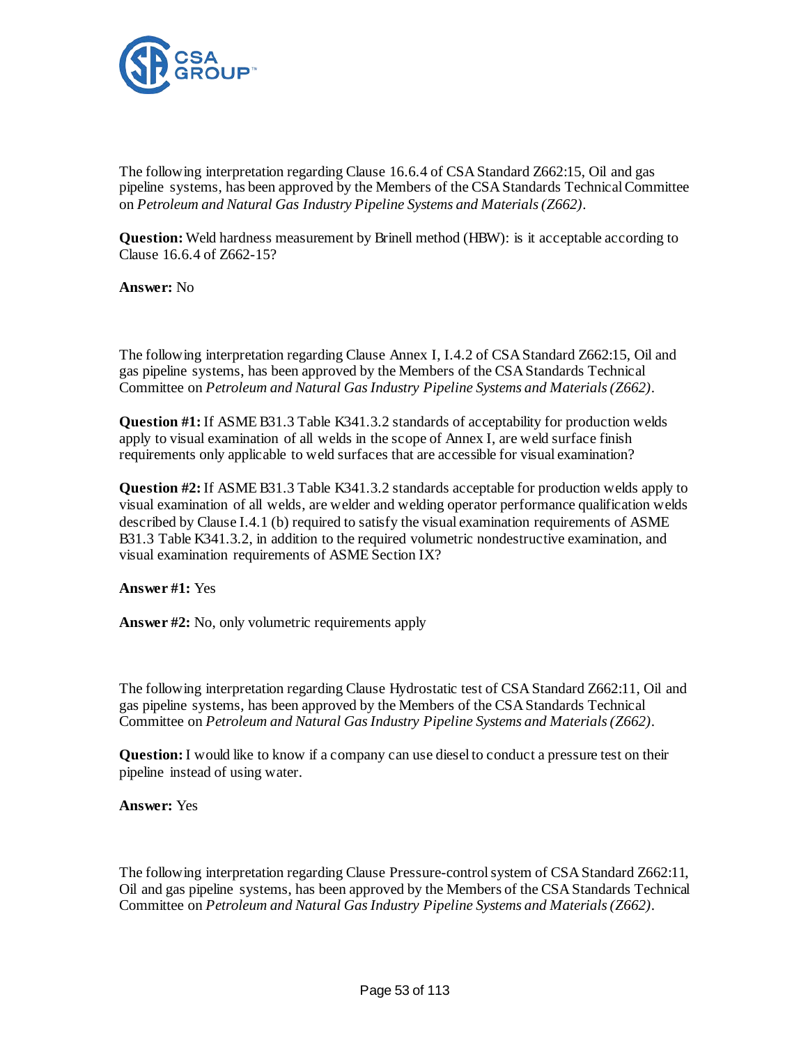The following interpretation regarding Clause 16.6.4 of CSA Standard Z662:15, Oil and gas pipeline systems, has been approved by the Members of the CSA Standards Technical Committee on *Petroleum and Natural Gas Industry Pipeline Systems and Materials (Z662)*.

**Question:** Weld hardness measurement by Brinell method (HBW): is it acceptable according to Clause 16.6.4 of Z662-15?

**Answer:** No

The following interpretation regarding Clause Annex I, I.4.2 of CSA Standard Z662:15, Oil and gas pipeline systems, has been approved by the Members of the CSA Standards Technical Committee on *Petroleum and Natural Gas Industry Pipeline Systems and Materials (Z662)*.

**Question #1:** If ASME B31.3 Table K341.3.2 standards of acceptability for production welds apply to visual examination of all welds in the scope of Annex I, are weld surface finish requirements only applicable to weld surfaces that are accessible for visual examination?

**Question #2:** If ASME B31.3 Table K341.3.2 standards acceptable for production welds apply to visual examination of all welds, are welder and welding operator performance qualification welds described by Clause I.4.1 (b) required to satisfy the visual examination requirements of ASME B31.3 Table K341.3.2, in addition to the required volumetric nondestructive examination, and visual examination requirements of ASME Section IX?

**Answer #1:** Yes

**Answer #2:** No, only volumetric requirements apply

The following interpretation regarding Clause Hydrostatic test of CSA Standard Z662:11, Oil and gas pipeline systems, has been approved by the Members of the CSA Standards Technical Committee on *Petroleum and Natural Gas Industry Pipeline Systems and Materials (Z662)*.

**Question:** I would like to know if a company can use diesel to conduct a pressure test on their pipeline instead of using water.

**Answer:** Yes

The following interpretation regarding Clause Pressure-control system of CSA Standard Z662:11, Oil and gas pipeline systems, has been approved by the Members of the CSA Standards Technical Committee on *Petroleum and Natural Gas Industry Pipeline Systems and Materials (Z662)*.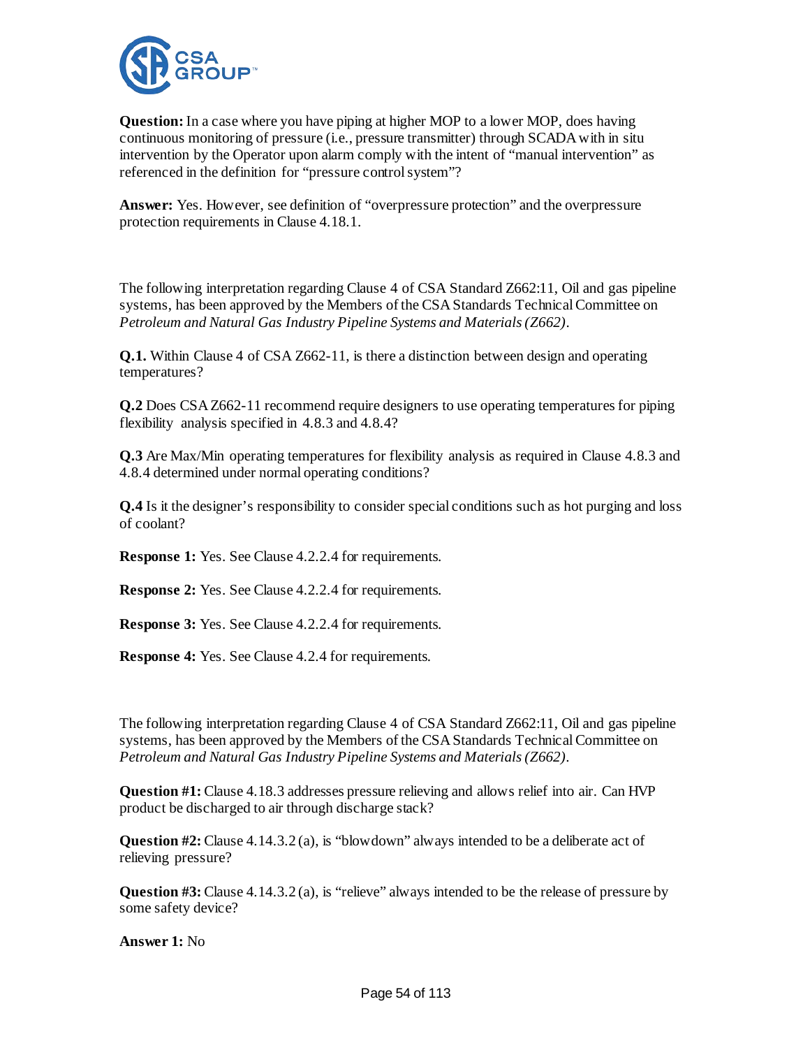**Question:** In a case where you have piping at higher MOP to a lower MOP, does having continuous monitoring of pressure (i.e., pressure transmitter) through SCADA with in situ intervention by the Operator upon alarm comply with the intent of "manual intervention" as referenced in the definition for "pressure control system"?

**Answer:** Yes. However, see definition of "overpressure protection" and the overpressure protection requirements in Clause 4.18.1.

The following interpretation regarding Clause 4 of CSA Standard Z662:11, Oil and gas pipeline systems, has been approved by the Members of the CSA Standards Technical Committee on *Petroleum and Natural Gas Industry Pipeline Systems and Materials (Z662)*.

**Q.1.** Within Clause 4 of CSA Z662-11, is there a distinction between design and operating temperatures?

**Q.2** Does CSA Z662-11 recommend require designers to use operating temperatures for piping flexibility analysis specified in 4.8.3 and 4.8.4?

**Q.3** Are Max/Min operating temperatures for flexibility analysis as required in Clause 4.8.3 and 4.8.4 determined under normal operating conditions?

**Q.4** Is it the designer's responsibility to consider special conditions such as hot purging and loss of coolant?

**Response 1:** Yes. See Clause 4.2.2.4 for requirements.

**Response 2:** Yes. See Clause 4.2.2.4 for requirements.

**Response 3:** Yes. See Clause 4.2.2.4 for requirements.

**Response 4:** Yes. See Clause 4.2.4 for requirements.

The following interpretation regarding Clause 4 of CSA Standard Z662:11, Oil and gas pipeline systems, has been approved by the Members of the CSA Standards Technical Committee on *Petroleum and Natural Gas Industry Pipeline Systems and Materials (Z662)*.

**Question #1:** Clause 4.18.3 addresses pressure relieving and allows relief into air. Can HVP product be discharged to air through discharge stack?

**Question #2:** Clause 4.14.3.2 (a), is "blowdown" always intended to be a deliberate act of relieving pressure?

**Question #3:** Clause 4.14.3.2 (a), is "relieve" always intended to be the release of pressure by some safety device?

**Answer 1:** No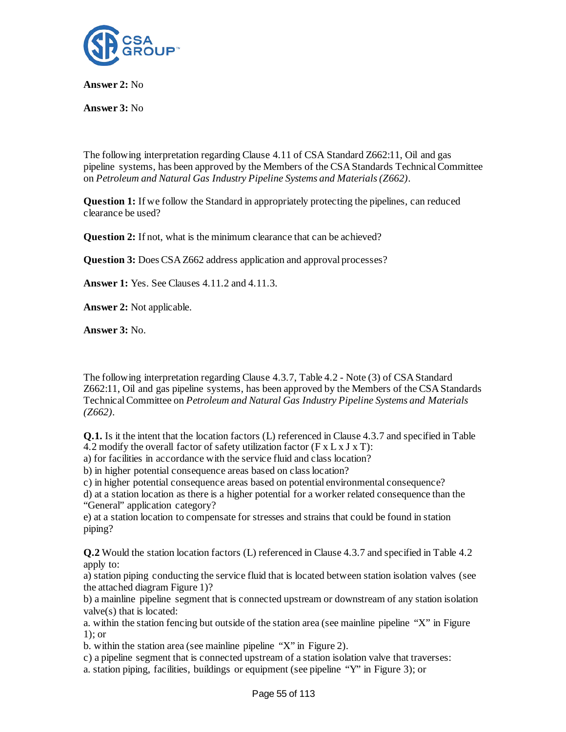**Answer 2:** No

**Answer 3:** No

The following interpretation regarding Clause 4.11 of CSA Standard Z662:11, Oil and gas pipeline systems, has been approved by the Members of the CSA Standards Technical Committee on *Petroleum and Natural Gas Industry Pipeline Systems and Materials (Z662)*.

**Question 1:** If we follow the Standard in appropriately protecting the pipelines, can reduced clearance be used?

**Question 2:** If not, what is the minimum clearance that can be achieved?

**Question 3:** Does CSA Z662 address application and approval processes?

**Answer 1:** Yes. See Clauses 4.11.2 and 4.11.3.

**Answer 2:** Not applicable.

**Answer 3:** No.

The following interpretation regarding Clause 4.3.7, Table 4.2 - Note (3) of CSA Standard Z662:11, Oil and gas pipeline systems, has been approved by the Members of the CSA Standards Technical Committee on *Petroleum and Natural Gas Industry Pipeline Systems and Materials (Z662)*.

**Q.1.** Is it the intent that the location factors (L) referenced in Clause 4.3.7 and specified in Table 4.2 modify the overall factor of safety utilization factor (F x L x J x T):
a) for facilities in accordance with the service fluid and class location?
b) in higher potential consequence areas based on class location?
c) in higher potential consequence areas based on potential environmental consequence?
d) at a station location as there is a higher potential for a worker related consequence than the "General" application category?
e) at a station location to compensate for stresses and strains that could be found in station piping?

**Q.2** Would the station location factors (L) referenced in Clause 4.3.7 and specified in Table 4.2 apply to:
a) station piping conducting the service fluid that is located between station isolation valves (see the attached diagram Figure 1)?
b) a mainline pipeline segment that is connected upstream or downstream of any station isolation valve(s) that is located:
a. within the station fencing but outside of the station area (see mainline pipeline "X" in Figure 1); or
b. within the station area (see mainline pipeline "X" in Figure 2).
c) a pipeline segment that is connected upstream of a station isolation valve that traverses:
a. station piping, facilities, buildings or equipment (see pipeline "Y" in Figure 3); or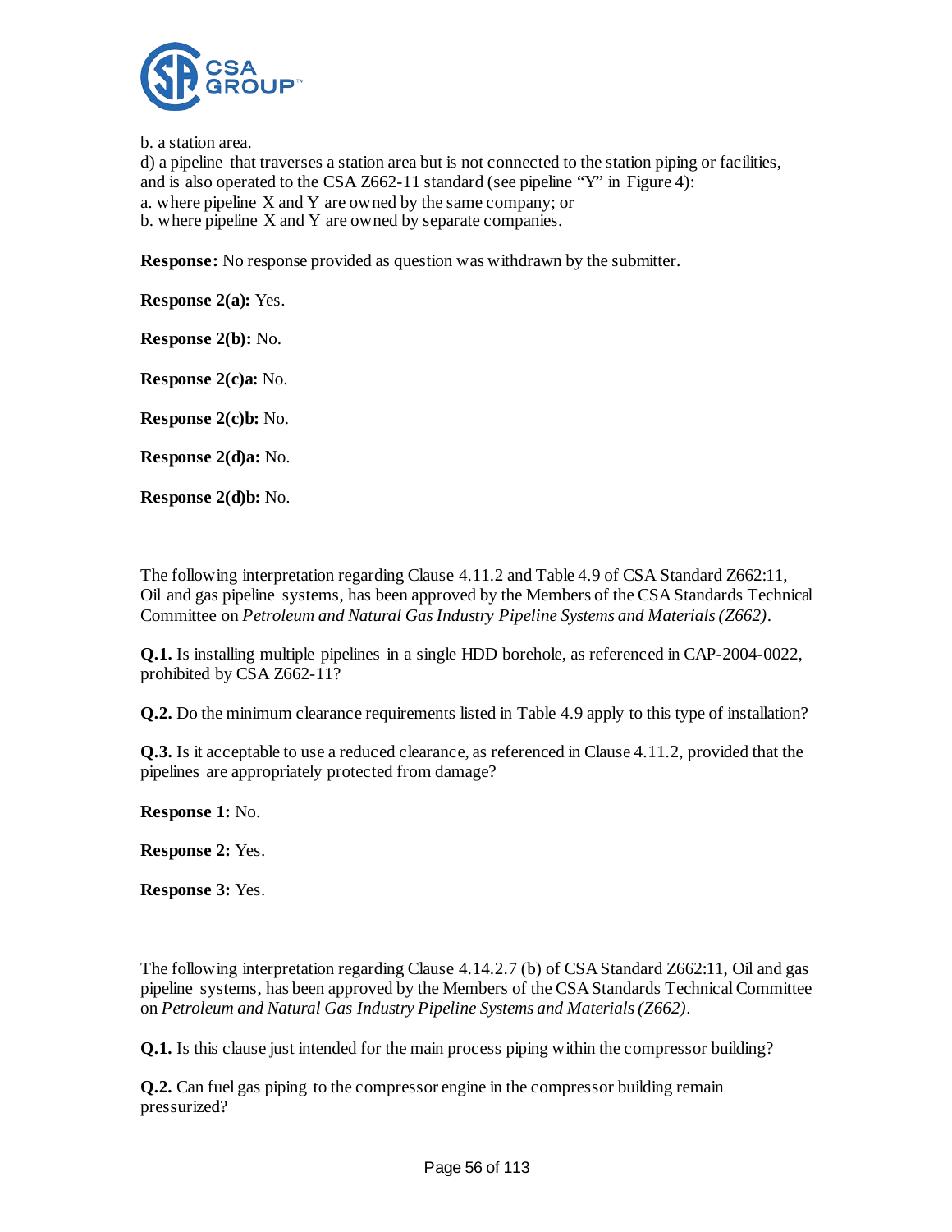b. a station area.
d) a pipeline that traverses a station area but is not connected to the station piping or facilities, and is also operated to the CSA Z662-11 standard (see pipeline “Y” in Figure 4):
a. where pipeline X and Y are owned by the same company; or
b. where pipeline X and Y are owned by separate companies.

**Response:** No response provided as question was withdrawn by the submitter.

**Response 2(a):** Yes.

**Response 2(b):** No.

**Response 2(c)a:** No.

**Response 2(c)b:** No.

**Response 2(d)a:** No.

**Response 2(d)b:** No.

The following interpretation regarding Clause 4.11.2 and Table 4.9 of CSA Standard Z662:11, Oil and gas pipeline systems, has been approved by the Members of the CSA Standards Technical Committee on *Petroleum and Natural Gas Industry Pipeline Systems and Materials (Z662)*.

**Q.1.** Is installing multiple pipelines in a single HDD borehole, as referenced in CAP-2004-0022, prohibited by CSA Z662-11?

**Q.2.** Do the minimum clearance requirements listed in Table 4.9 apply to this type of installation?

**Q.3.** Is it acceptable to use a reduced clearance, as referenced in Clause 4.11.2, provided that the pipelines are appropriately protected from damage?

**Response 1:** No.

**Response 2:** Yes.

**Response 3:** Yes.

The following interpretation regarding Clause 4.14.2.7 (b) of CSA Standard Z662:11, Oil and gas pipeline systems, has been approved by the Members of the CSA Standards Technical Committee on *Petroleum and Natural Gas Industry Pipeline Systems and Materials (Z662)*.

**Q.1.** Is this clause just intended for the main process piping within the compressor building?

**Q.2.** Can fuel gas piping to the compressor engine in the compressor building remain pressurized?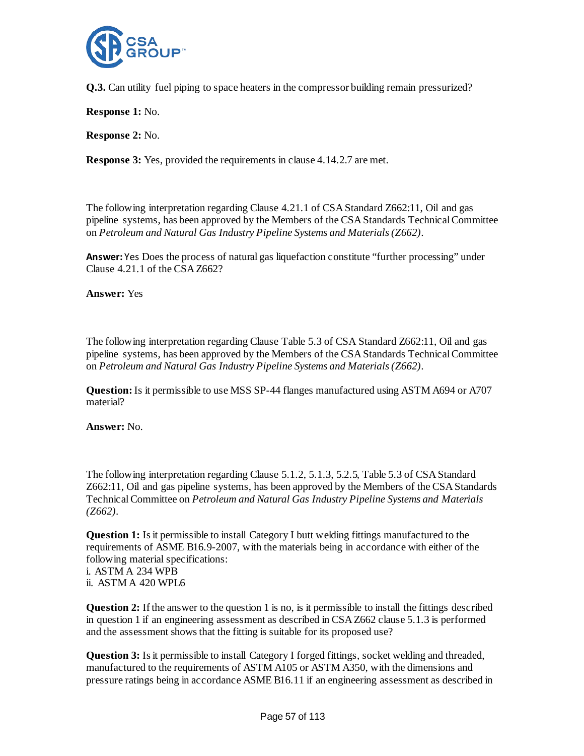**Q.3.** Can utility fuel piping to space heaters in the compressor building remain pressurized?

**Response 1:** No.

**Response 2:** No.

**Response 3:** Yes, provided the requirements in clause 4.14.2.7 are met.

The following interpretation regarding Clause 4.21.1 of CSA Standard Z662:11, Oil and gas pipeline systems, has been approved by the Members of the CSA Standards Technical Committee on *Petroleum and Natural Gas Industry Pipeline Systems and Materials (Z662)*.

**Answer:** Yes Does the process of natural gas liquefaction constitute "further processing" under Clause 4.21.1 of the CSA Z662?

**Answer:** Yes

The following interpretation regarding Clause Table 5.3 of CSA Standard Z662:11, Oil and gas pipeline systems, has been approved by the Members of the CSA Standards Technical Committee on *Petroleum and Natural Gas Industry Pipeline Systems and Materials (Z662)*.

**Question:** Is it permissible to use MSS SP-44 flanges manufactured using ASTM A694 or A707 material?

**Answer:** No.

The following interpretation regarding Clause 5.1.2, 5.1.3, 5.2.5, Table 5.3 of CSA Standard Z662:11, Oil and gas pipeline systems, has been approved by the Members of the CSA Standards Technical Committee on *Petroleum and Natural Gas Industry Pipeline Systems and Materials (Z662)*.

**Question 1:** Is it permissible to install Category I butt welding fittings manufactured to the requirements of ASME B16.9-2007, with the materials being in accordance with either of the following material specifications:
i. ASTM A 234 WPB
ii. ASTM A 420 WPL6

**Question 2:** If the answer to the question 1 is no, is it permissible to install the fittings described in question 1 if an engineering assessment as described in CSA Z662 clause 5.1.3 is performed and the assessment shows that the fitting is suitable for its proposed use?

**Question 3:** Is it permissible to install Category I forged fittings, socket welding and threaded, manufactured to the requirements of ASTM A105 or ASTM A350, with the dimensions and pressure ratings being in accordance ASME B16.11 if an engineering assessment as described in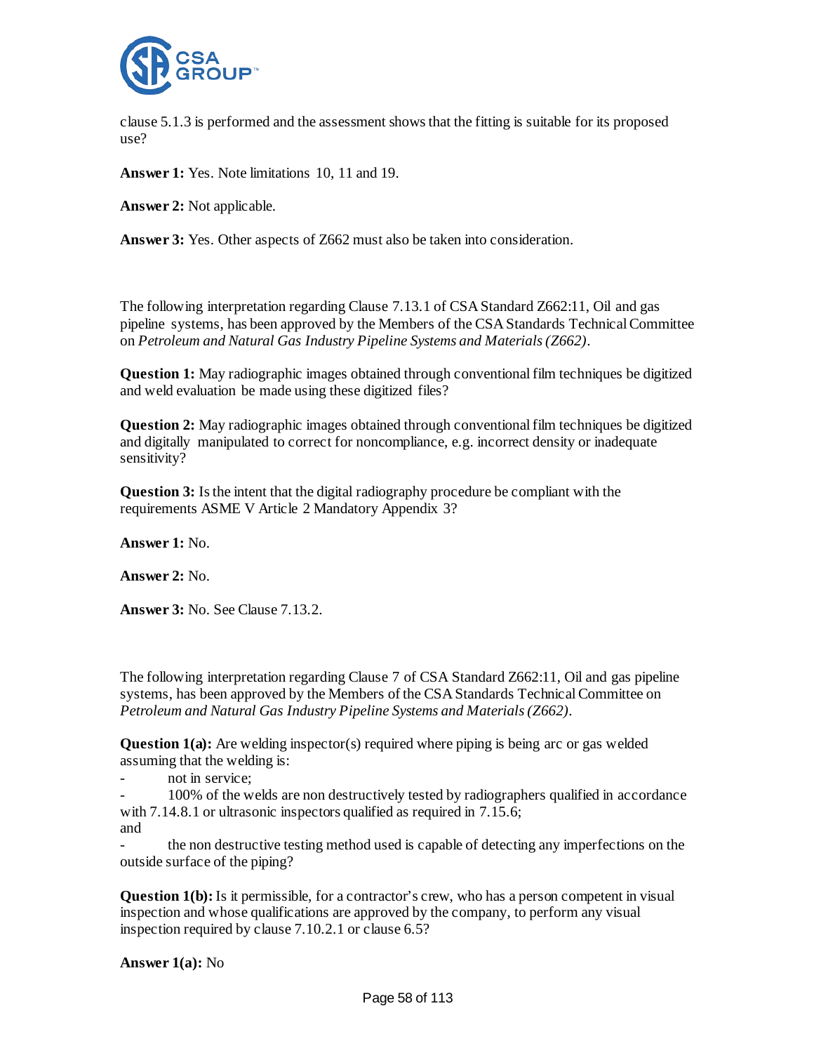clause 5.1.3 is performed and the assessment shows that the fitting is suitable for its proposed use?

**Answer 1:** Yes. Note limitations 10, 11 and 19.

**Answer 2:** Not applicable.

**Answer 3:** Yes. Other aspects of Z662 must also be taken into consideration.

The following interpretation regarding Clause 7.13.1 of CSA Standard Z662:11, Oil and gas pipeline systems, has been approved by the Members of the CSA Standards Technical Committee on *Petroleum and Natural Gas Industry Pipeline Systems and Materials (Z662)*.

**Question 1:** May radiographic images obtained through conventional film techniques be digitized and weld evaluation be made using these digitized files?

**Question 2:** May radiographic images obtained through conventional film techniques be digitized and digitally manipulated to correct for noncompliance, e.g. incorrect density or inadequate sensitivity?

**Question 3:** Is the intent that the digital radiography procedure be compliant with the requirements ASME V Article 2 Mandatory Appendix 3?

**Answer 1:** No.

**Answer 2:** No.

**Answer 3:** No. See Clause 7.13.2.

The following interpretation regarding Clause 7 of CSA Standard Z662:11, Oil and gas pipeline systems, has been approved by the Members of the CSA Standards Technical Committee on *Petroleum and Natural Gas Industry Pipeline Systems and Materials (Z662)*.

**Question 1(a):** Are welding inspector(s) required where piping is being arc or gas welded assuming that the welding is:

- not in service;
- 100% of the welds are non destructively tested by radiographers qualified in accordance with 7.14.8.1 or ultrasonic inspectors qualified as required in 7.15.6; and
- the non destructive testing method used is capable of detecting any imperfections on the outside surface of the piping?

**Question 1(b):** Is it permissible, for a contractor's crew, who has a person competent in visual inspection and whose qualifications are approved by the company, to perform any visual inspection required by clause 7.10.2.1 or clause 6.5?

**Answer 1(a):** No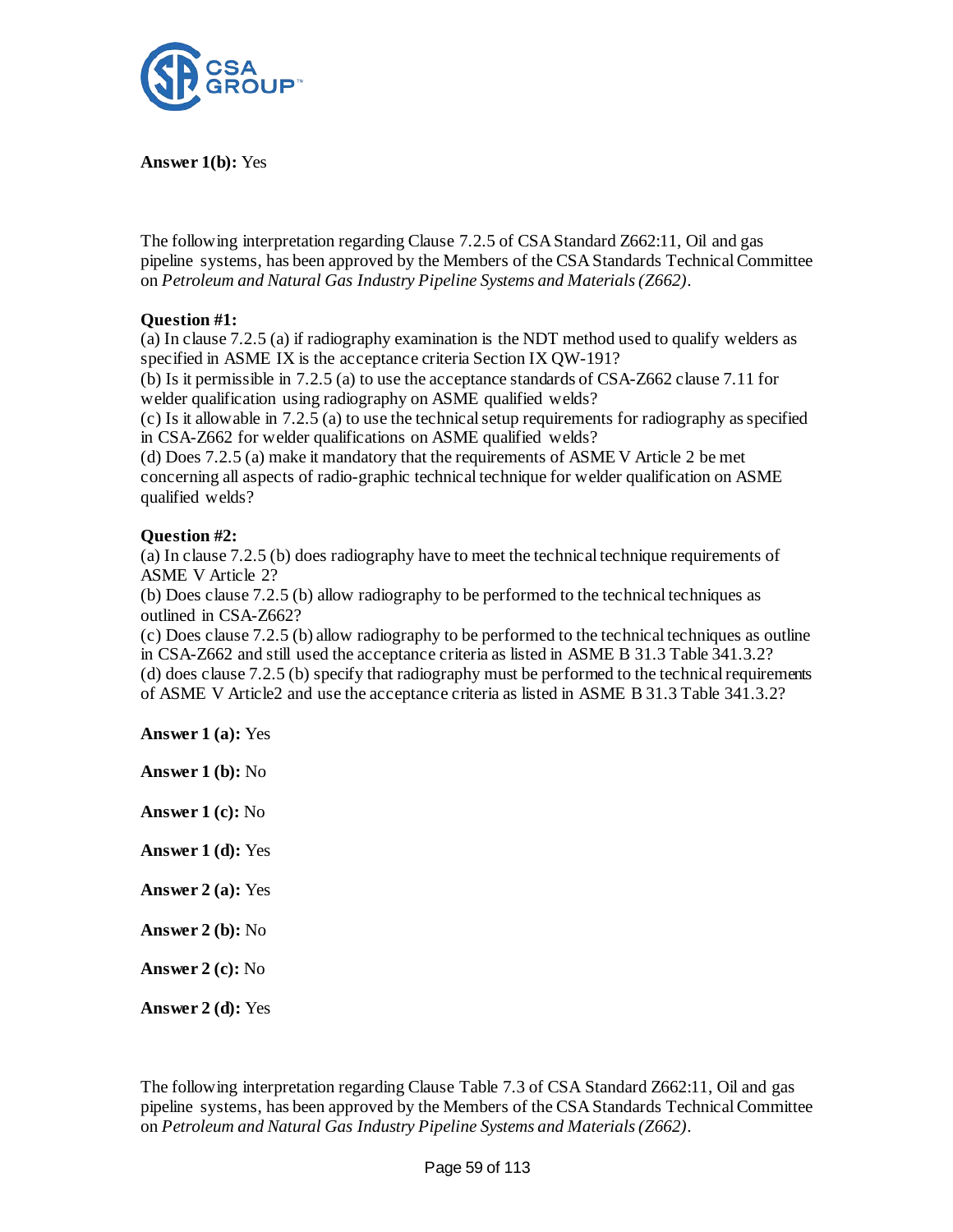**Answer 1(b):** Yes

The following interpretation regarding Clause 7.2.5 of CSA Standard Z662:11, Oil and gas pipeline systems, has been approved by the Members of the CSA Standards Technical Committee on *Petroleum and Natural Gas Industry Pipeline Systems and Materials (Z662)*.

**Question #1:**
(a) In clause 7.2.5 (a) if radiography examination is the NDT method used to qualify welders as specified in ASME IX is the acceptance criteria Section IX QW-191?
(b) Is it permissible in 7.2.5 (a) to use the acceptance standards of CSA-Z662 clause 7.11 for welder qualification using radiography on ASME qualified welds?
(c) Is it allowable in 7.2.5 (a) to use the technical setup requirements for radiography as specified in CSA-Z662 for welder qualifications on ASME qualified welds?
(d) Does 7.2.5 (a) make it mandatory that the requirements of ASME V Article 2 be met concerning all aspects of radio-graphic technical technique for welder qualification on ASME qualified welds?

**Question #2:**
(a) In clause 7.2.5 (b) does radiography have to meet the technical technique requirements of ASME V Article 2?
(b) Does clause 7.2.5 (b) allow radiography to be performed to the technical techniques as outlined in CSA-Z662?
(c) Does clause 7.2.5 (b) allow radiography to be performed to the technical techniques as outline in CSA-Z662 and still used the acceptance criteria as listed in ASME B 31.3 Table 341.3.2?
(d) does clause 7.2.5 (b) specify that radiography must be performed to the technical requirements of ASME V Article2 and use the acceptance criteria as listed in ASME B 31.3 Table 341.3.2?

**Answer 1 (a):** Yes

**Answer 1 (b):** No

**Answer 1 (c):** No

**Answer 1 (d):** Yes

**Answer 2 (a):** Yes

**Answer 2 (b):** No

**Answer 2 (c):** No

**Answer 2 (d):** Yes

The following interpretation regarding Clause Table 7.3 of CSA Standard Z662:11, Oil and gas pipeline systems, has been approved by the Members of the CSA Standards Technical Committee on *Petroleum and Natural Gas Industry Pipeline Systems and Materials (Z662)*.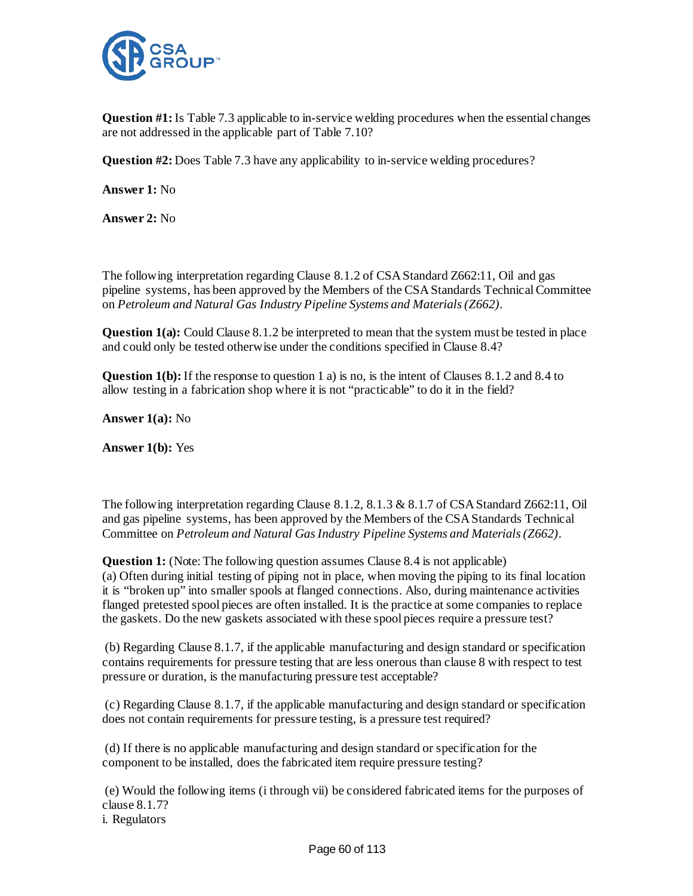**Question #1:** Is Table 7.3 applicable to in-service welding procedures when the essential changes are not addressed in the applicable part of Table 7.10?

**Question #2:** Does Table 7.3 have any applicability to in-service welding procedures?

**Answer 1:** No

**Answer 2:** No

The following interpretation regarding Clause 8.1.2 of CSA Standard Z662:11, Oil and gas pipeline systems, has been approved by the Members of the CSA Standards Technical Committee on *Petroleum and Natural Gas Industry Pipeline Systems and Materials (Z662)*.

**Question 1(a):** Could Clause 8.1.2 be interpreted to mean that the system must be tested in place and could only be tested otherwise under the conditions specified in Clause 8.4?

**Question 1(b):** If the response to question 1 a) is no, is the intent of Clauses 8.1.2 and 8.4 to allow testing in a fabrication shop where it is not "practicable" to do it in the field?

**Answer 1(a):** No

**Answer 1(b):** Yes

The following interpretation regarding Clause 8.1.2, 8.1.3 & 8.1.7 of CSA Standard Z662:11, Oil and gas pipeline systems, has been approved by the Members of the CSA Standards Technical Committee on *Petroleum and Natural Gas Industry Pipeline Systems and Materials (Z662)*.

**Question 1:** (Note: The following question assumes Clause 8.4 is not applicable)
(a) Often during initial testing of piping not in place, when moving the piping to its final location it is "broken up" into smaller spools at flanged connections. Also, during maintenance activities flanged pretested spool pieces are often installed. It is the practice at some companies to replace the gaskets. Do the new gaskets associated with these spool pieces require a pressure test?

(b) Regarding Clause 8.1.7, if the applicable manufacturing and design standard or specification contains requirements for pressure testing that are less onerous than clause 8 with respect to test pressure or duration, is the manufacturing pressure test acceptable?

(c) Regarding Clause 8.1.7, if the applicable manufacturing and design standard or specification does not contain requirements for pressure testing, is a pressure test required?

(d) If there is no applicable manufacturing and design standard or specification for the component to be installed, does the fabricated item require pressure testing?

(e) Would the following items (i through vii) be considered fabricated items for the purposes of clause 8.1.7?
i. Regulators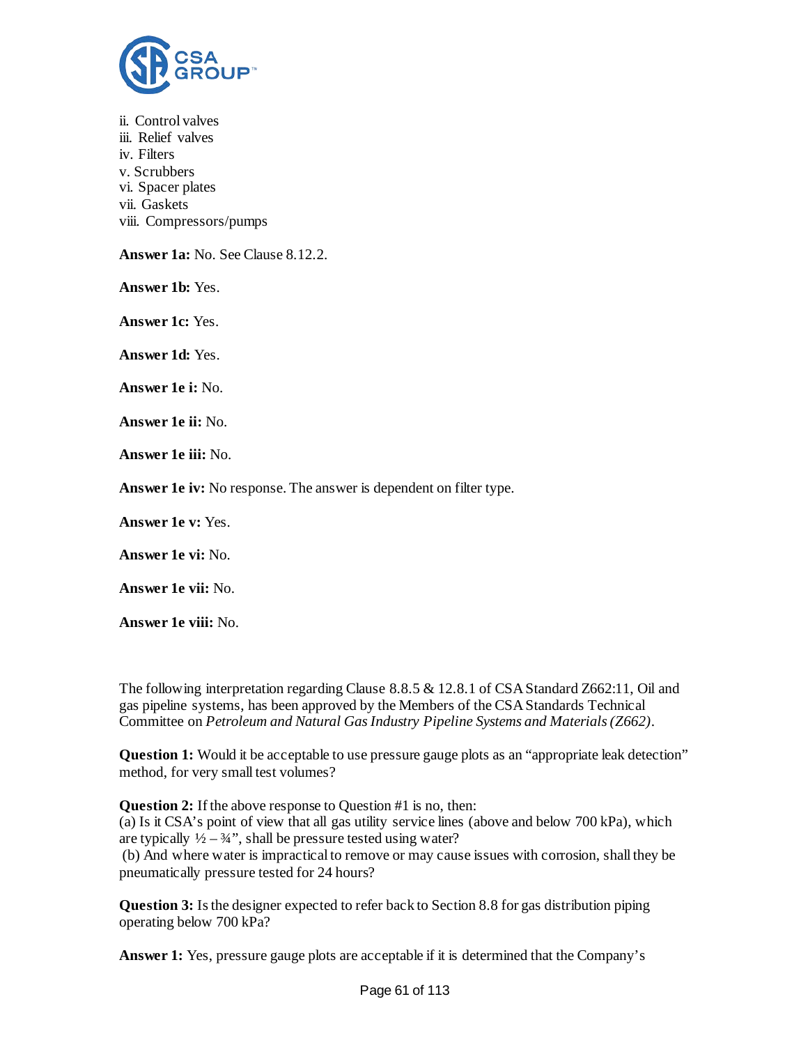ii. Control valves
iii. Relief valves
iv. Filters
v. Scrubbers
vi. Spacer plates
vii. Gaskets
viii. Compressors/pumps

**Answer 1a:** No. See Clause 8.12.2.

**Answer 1b:** Yes.

**Answer 1c:** Yes.

**Answer 1d:** Yes.

**Answer 1e i:** No.

**Answer 1e ii:** No.

**Answer 1e iii:** No.

**Answer 1e iv:** No response. The answer is dependent on filter type.

**Answer 1e v:** Yes.

**Answer 1e vi:** No.

**Answer 1e vii:** No.

**Answer 1e viii:** No.

The following interpretation regarding Clause 8.8.5 & 12.8.1 of CSA Standard Z662:11, Oil and gas pipeline systems, has been approved by the Members of the CSA Standards Technical Committee on *Petroleum and Natural Gas Industry Pipeline Systems and Materials (Z662)*.

**Question 1:** Would it be acceptable to use pressure gauge plots as an "appropriate leak detection" method, for very small test volumes?

**Question 2:** If the above response to Question #1 is no, then:
(a) Is it CSA's point of view that all gas utility service lines (above and below 700 kPa), which are typically ½ – ¾", shall be pressure tested using water?
(b) And where water is impractical to remove or may cause issues with corrosion, shall they be pneumatically pressure tested for 24 hours?

**Question 3:** Is the designer expected to refer back to Section 8.8 for gas distribution piping operating below 700 kPa?

**Answer 1:** Yes, pressure gauge plots are acceptable if it is determined that the Company's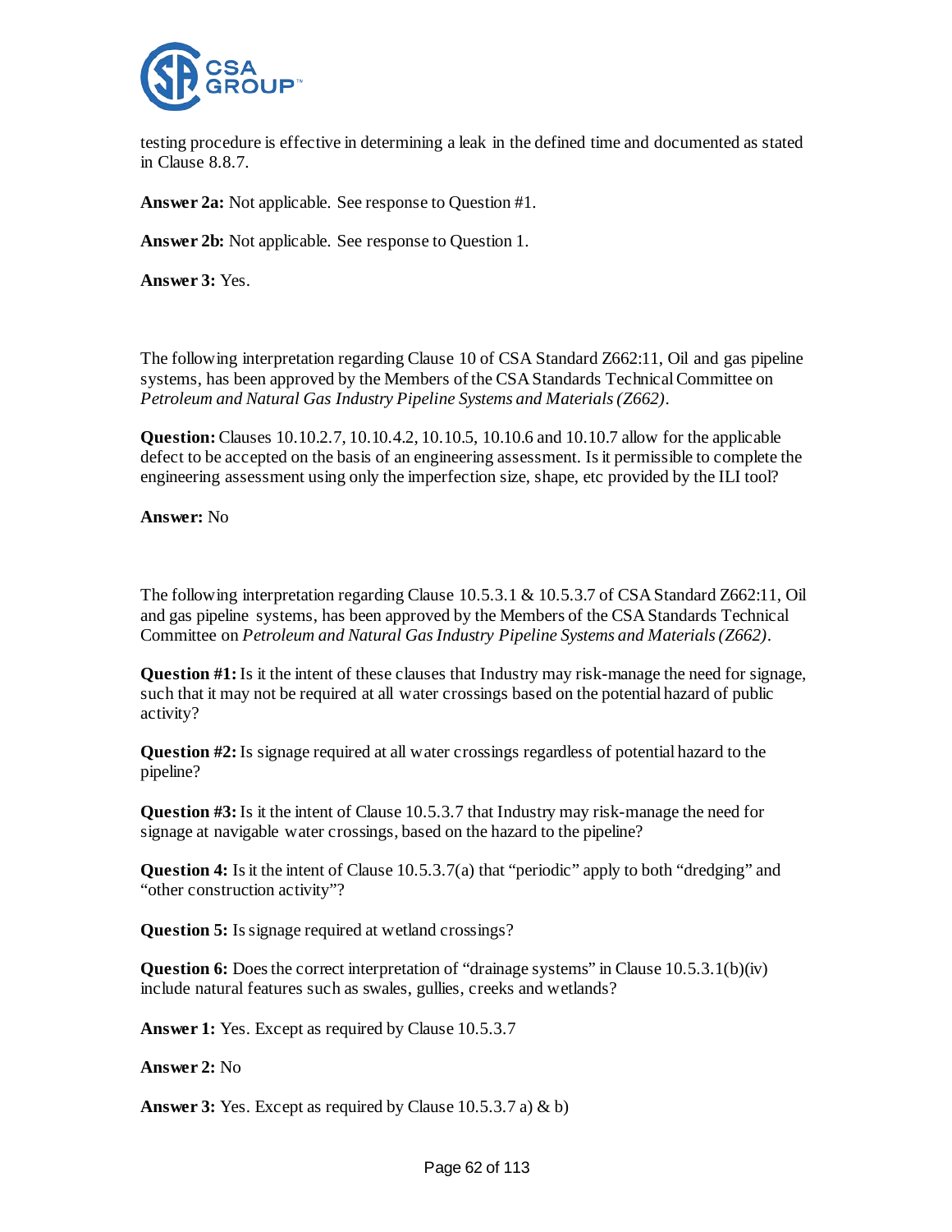testing procedure is effective in determining a leak in the defined time and documented as stated in Clause 8.8.7.

**Answer 2a:** Not applicable. See response to Question #1.

**Answer 2b:** Not applicable. See response to Question 1.

**Answer 3:** Yes.

The following interpretation regarding Clause 10 of CSA Standard Z662:11, Oil and gas pipeline systems, has been approved by the Members of the CSA Standards Technical Committee on *Petroleum and Natural Gas Industry Pipeline Systems and Materials (Z662)*.

**Question:** Clauses 10.10.2.7, 10.10.4.2, 10.10.5, 10.10.6 and 10.10.7 allow for the applicable defect to be accepted on the basis of an engineering assessment. Is it permissible to complete the engineering assessment using only the imperfection size, shape, etc provided by the ILI tool?

**Answer:** No

The following interpretation regarding Clause 10.5.3.1 & 10.5.3.7 of CSA Standard Z662:11, Oil and gas pipeline systems, has been approved by the Members of the CSA Standards Technical Committee on *Petroleum and Natural Gas Industry Pipeline Systems and Materials (Z662)*.

**Question #1:** Is it the intent of these clauses that Industry may risk-manage the need for signage, such that it may not be required at all water crossings based on the potential hazard of public activity?

**Question #2:** Is signage required at all water crossings regardless of potential hazard to the pipeline?

**Question #3:** Is it the intent of Clause 10.5.3.7 that Industry may risk-manage the need for signage at navigable water crossings, based on the hazard to the pipeline?

**Question 4:** Is it the intent of Clause 10.5.3.7(a) that "periodic" apply to both "dredging" and "other construction activity"?

**Question 5:** Is signage required at wetland crossings?

**Question 6:** Does the correct interpretation of "drainage systems" in Clause 10.5.3.1(b)(iv) include natural features such as swales, gullies, creeks and wetlands?

**Answer 1:** Yes. Except as required by Clause 10.5.3.7

**Answer 2:** No

**Answer 3:** Yes. Except as required by Clause 10.5.3.7 a) & b)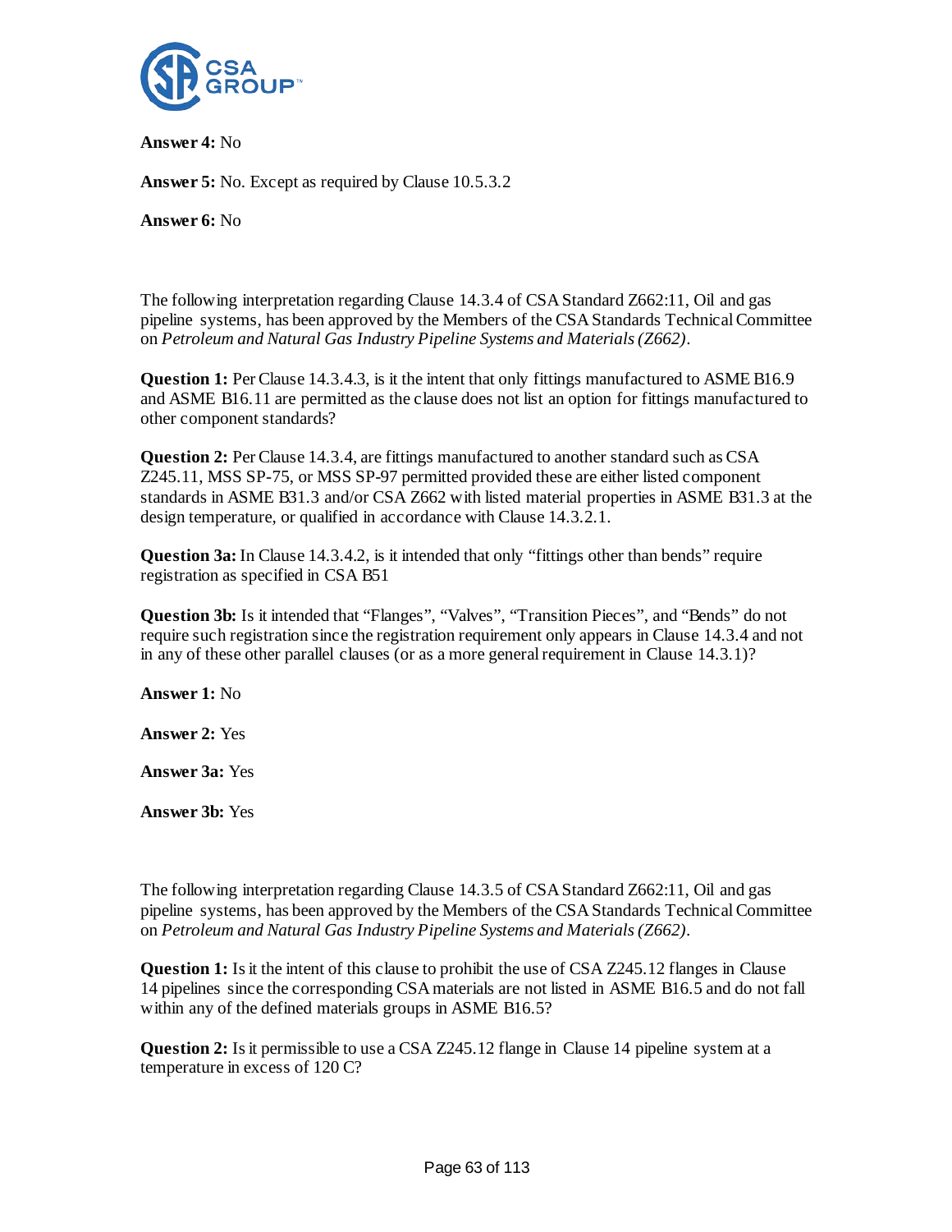**Answer 4:** No

**Answer 5:** No. Except as required by Clause 10.5.3.2

**Answer 6:** No

The following interpretation regarding Clause 14.3.4 of CSA Standard Z662:11, Oil and gas pipeline systems, has been approved by the Members of the CSA Standards Technical Committee on *Petroleum and Natural Gas Industry Pipeline Systems and Materials (Z662)*.

**Question 1:** Per Clause 14.3.4.3, is it the intent that only fittings manufactured to ASME B16.9 and ASME B16.11 are permitted as the clause does not list an option for fittings manufactured to other component standards?

**Question 2:** Per Clause 14.3.4, are fittings manufactured to another standard such as CSA Z245.11, MSS SP-75, or MSS SP-97 permitted provided these are either listed component standards in ASME B31.3 and/or CSA Z662 with listed material properties in ASME B31.3 at the design temperature, or qualified in accordance with Clause 14.3.2.1.

**Question 3a:** In Clause 14.3.4.2, is it intended that only "fittings other than bends" require registration as specified in CSA B51

**Question 3b:** Is it intended that "Flanges", "Valves", "Transition Pieces", and "Bends" do not require such registration since the registration requirement only appears in Clause 14.3.4 and not in any of these other parallel clauses (or as a more general requirement in Clause 14.3.1)?

**Answer 1:** No

**Answer 2:** Yes

**Answer 3a:** Yes

**Answer 3b:** Yes

The following interpretation regarding Clause 14.3.5 of CSA Standard Z662:11, Oil and gas pipeline systems, has been approved by the Members of the CSA Standards Technical Committee on *Petroleum and Natural Gas Industry Pipeline Systems and Materials (Z662)*.

**Question 1:** Is it the intent of this clause to prohibit the use of CSA Z245.12 flanges in Clause 14 pipelines since the corresponding CSA materials are not listed in ASME B16.5 and do not fall within any of the defined materials groups in ASME B16.5?

**Question 2:** Is it permissible to use a CSA Z245.12 flange in Clause 14 pipeline system at a temperature in excess of 120 C?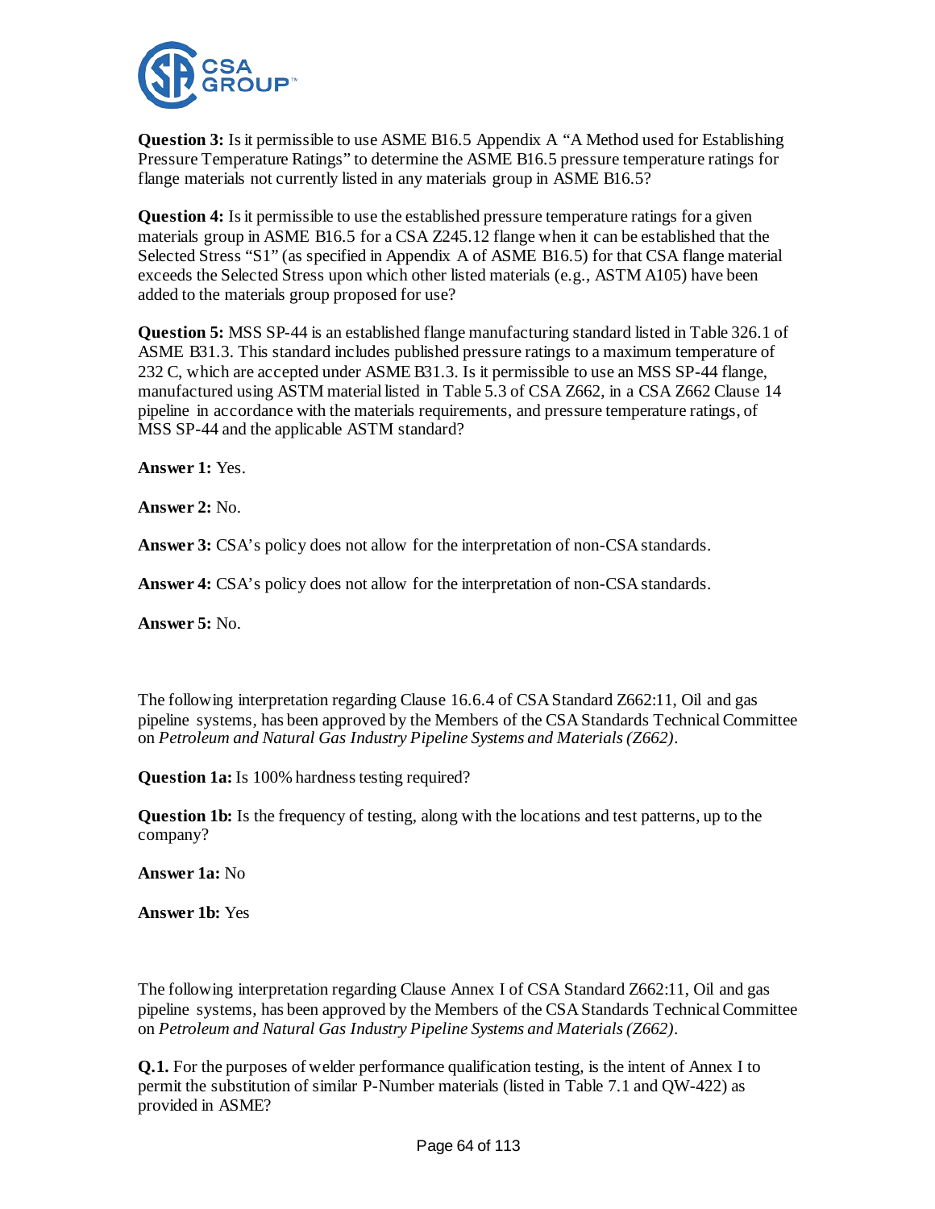**Question 3:** Is it permissible to use ASME B16.5 Appendix A "A Method used for Establishing Pressure Temperature Ratings" to determine the ASME B16.5 pressure temperature ratings for flange materials not currently listed in any materials group in ASME B16.5?

**Question 4:** Is it permissible to use the established pressure temperature ratings for a given materials group in ASME B16.5 for a CSA Z245.12 flange when it can be established that the Selected Stress "S1" (as specified in Appendix A of ASME B16.5) for that CSA flange material exceeds the Selected Stress upon which other listed materials (e.g., ASTM A105) have been added to the materials group proposed for use?

**Question 5:** MSS SP-44 is an established flange manufacturing standard listed in Table 326.1 of ASME B31.3. This standard includes published pressure ratings to a maximum temperature of 232 C, which are accepted under ASME B31.3. Is it permissible to use an MSS SP-44 flange, manufactured using ASTM material listed in Table 5.3 of CSA Z662, in a CSA Z662 Clause 14 pipeline in accordance with the materials requirements, and pressure temperature ratings, of MSS SP-44 and the applicable ASTM standard?

**Answer 1:** Yes.

**Answer 2:** No.

**Answer 3:** CSA's policy does not allow for the interpretation of non-CSA standards.

**Answer 4:** CSA's policy does not allow for the interpretation of non-CSA standards.

**Answer 5:** No.

The following interpretation regarding Clause 16.6.4 of CSA Standard Z662:11, Oil and gas pipeline systems, has been approved by the Members of the CSA Standards Technical Committee on *Petroleum and Natural Gas Industry Pipeline Systems and Materials (Z662)*.

**Question 1a:** Is 100% hardness testing required?

**Question 1b:** Is the frequency of testing, along with the locations and test patterns, up to the company?

**Answer 1a:** No

**Answer 1b:** Yes

The following interpretation regarding Clause Annex I of CSA Standard Z662:11, Oil and gas pipeline systems, has been approved by the Members of the CSA Standards Technical Committee on *Petroleum and Natural Gas Industry Pipeline Systems and Materials (Z662)*.

**Q.1.** For the purposes of welder performance qualification testing, is the intent of Annex I to permit the substitution of similar P-Number materials (listed in Table 7.1 and QW-422) as provided in ASME?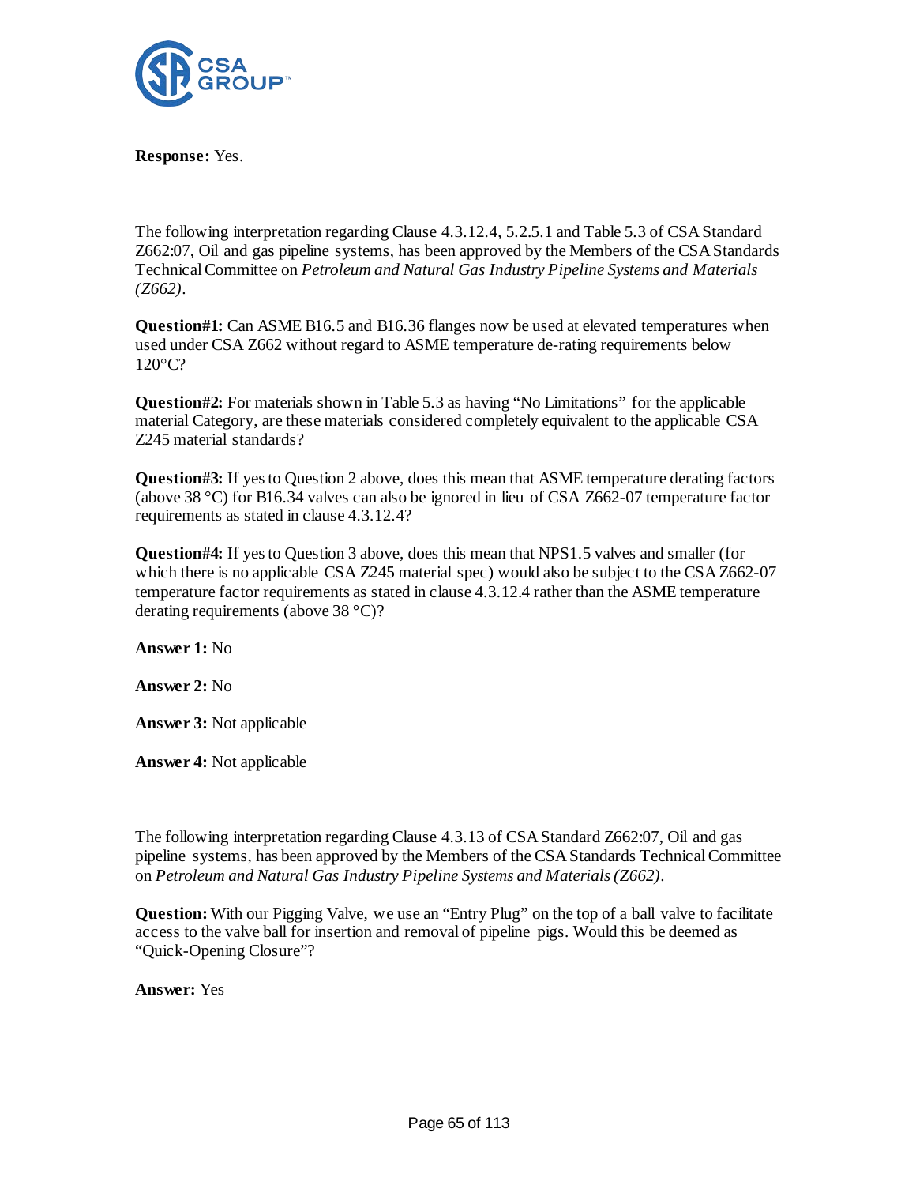**Response:** Yes.

The following interpretation regarding Clause 4.3.12.4, 5.2.5.1 and Table 5.3 of CSA Standard Z662:07, Oil and gas pipeline systems, has been approved by the Members of the CSA Standards Technical Committee on *Petroleum and Natural Gas Industry Pipeline Systems and Materials (Z662)*.

**Question#1:** Can ASME B16.5 and B16.36 flanges now be used at elevated temperatures when used under CSA Z662 without regard to ASME temperature de-rating requirements below 120°C?

**Question#2:** For materials shown in Table 5.3 as having "No Limitations" for the applicable material Category, are these materials considered completely equivalent to the applicable CSA Z245 material standards?

**Question#3:** If yes to Question 2 above, does this mean that ASME temperature derating factors (above 38 °C) for B16.34 valves can also be ignored in lieu of CSA Z662-07 temperature factor requirements as stated in clause 4.3.12.4?

**Question#4:** If yes to Question 3 above, does this mean that NPS1.5 valves and smaller (for which there is no applicable CSA Z245 material spec) would also be subject to the CSA Z662-07 temperature factor requirements as stated in clause 4.3.12.4 rather than the ASME temperature derating requirements (above 38 °C)?

**Answer 1:** No

**Answer 2:** No

**Answer 3:** Not applicable

**Answer 4:** Not applicable

The following interpretation regarding Clause 4.3.13 of CSA Standard Z662:07, Oil and gas pipeline systems, has been approved by the Members of the CSA Standards Technical Committee on *Petroleum and Natural Gas Industry Pipeline Systems and Materials (Z662)*.

**Question:** With our Pigging Valve, we use an "Entry Plug" on the top of a ball valve to facilitate access to the valve ball for insertion and removal of pipeline pigs. Would this be deemed as "Quick-Opening Closure"?

**Answer:** Yes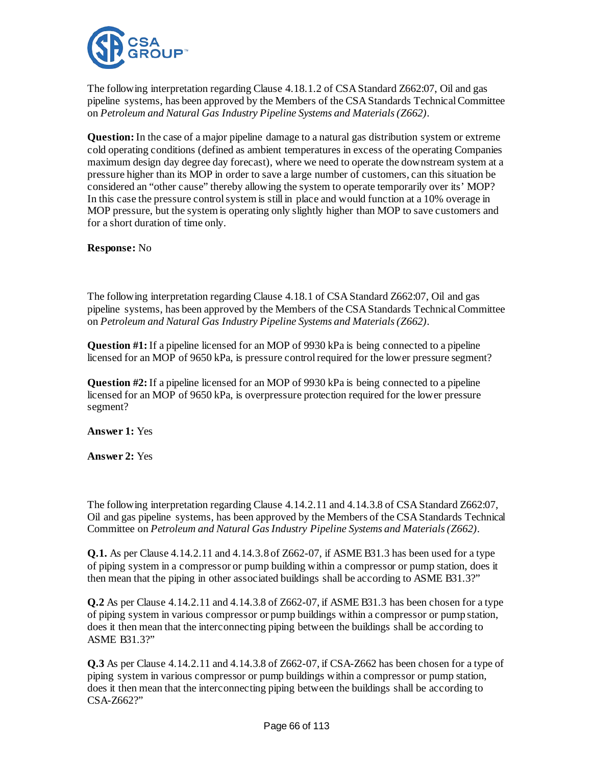The following interpretation regarding Clause 4.18.1.2 of CSA Standard Z662:07, Oil and gas pipeline systems, has been approved by the Members of the CSA Standards Technical Committee on *Petroleum and Natural Gas Industry Pipeline Systems and Materials (Z662)*.

**Question:** In the case of a major pipeline damage to a natural gas distribution system or extreme cold operating conditions (defined as ambient temperatures in excess of the operating Companies maximum design day degree day forecast), where we need to operate the downstream system at a pressure higher than its MOP in order to save a large number of customers, can this situation be considered an "other cause" thereby allowing the system to operate temporarily over its' MOP? In this case the pressure control system is still in place and would function at a 10% overage in MOP pressure, but the system is operating only slightly higher than MOP to save customers and for a short duration of time only.

**Response:** No

The following interpretation regarding Clause 4.18.1 of CSA Standard Z662:07, Oil and gas pipeline systems, has been approved by the Members of the CSA Standards Technical Committee on *Petroleum and Natural Gas Industry Pipeline Systems and Materials (Z662)*.

**Question #1:** If a pipeline licensed for an MOP of 9930 kPa is being connected to a pipeline licensed for an MOP of 9650 kPa, is pressure control required for the lower pressure segment?

**Question #2:** If a pipeline licensed for an MOP of 9930 kPa is being connected to a pipeline licensed for an MOP of 9650 kPa, is overpressure protection required for the lower pressure segment?

**Answer 1:** Yes

**Answer 2:** Yes

The following interpretation regarding Clause 4.14.2.11 and 4.14.3.8 of CSA Standard Z662:07, Oil and gas pipeline systems, has been approved by the Members of the CSA Standards Technical Committee on *Petroleum and Natural Gas Industry Pipeline Systems and Materials (Z662)*.

**Q.1.** As per Clause 4.14.2.11 and 4.14.3.8 of Z662-07, if ASME B31.3 has been used for a type of piping system in a compressor or pump building within a compressor or pump station, does it then mean that the piping in other associated buildings shall be according to ASME B31.3?"

**Q.2** As per Clause 4.14.2.11 and 4.14.3.8 of Z662-07, if ASME B31.3 has been chosen for a type of piping system in various compressor or pump buildings within a compressor or pump station, does it then mean that the interconnecting piping between the buildings shall be according to ASME B31.3?"

**Q.3** As per Clause 4.14.2.11 and 4.14.3.8 of Z662-07, if CSA-Z662 has been chosen for a type of piping system in various compressor or pump buildings within a compressor or pump station, does it then mean that the interconnecting piping between the buildings shall be according to CSA-Z662?"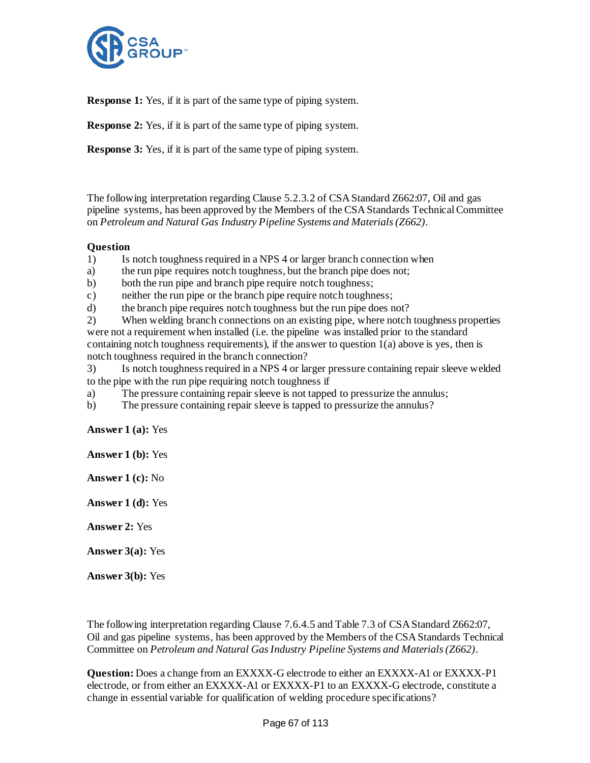**Response 1:** Yes, if it is part of the same type of piping system.

**Response 2:** Yes, if it is part of the same type of piping system.

**Response 3:** Yes, if it is part of the same type of piping system.

The following interpretation regarding Clause 5.2.3.2 of CSA Standard Z662:07, Oil and gas pipeline systems, has been approved by the Members of the CSA Standards Technical Committee on *Petroleum and Natural Gas Industry Pipeline Systems and Materials (Z662)*.

**Question**

1) Is notch toughness required in a NPS 4 or larger branch connection when

a) the run pipe requires notch toughness, but the branch pipe does not;

b) both the run pipe and branch pipe require notch toughness;

c) neither the run pipe or the branch pipe require notch toughness;

d) the branch pipe requires notch toughness but the run pipe does not?

2) When welding branch connections on an existing pipe, where notch toughness properties were not a requirement when installed (i.e. the pipeline was installed prior to the standard containing notch toughness requirements), if the answer to question 1(a) above is yes, then is notch toughness required in the branch connection?

3) Is notch toughness required in a NPS 4 or larger pressure containing repair sleeve welded to the pipe with the run pipe requiring notch toughness if

a) The pressure containing repair sleeve is not tapped to pressurize the annulus;

b) The pressure containing repair sleeve is tapped to pressurize the annulus?

**Answer 1 (a):** Yes

**Answer 1 (b):** Yes

**Answer 1 (c):** No

**Answer 1 (d):** Yes

**Answer 2:** Yes

**Answer 3(a):** Yes

**Answer 3(b):** Yes

The following interpretation regarding Clause 7.6.4.5 and Table 7.3 of CSA Standard Z662:07, Oil and gas pipeline systems, has been approved by the Members of the CSA Standards Technical Committee on *Petroleum and Natural Gas Industry Pipeline Systems and Materials (Z662)*.

**Question:** Does a change from an EXXXX-G electrode to either an EXXXX-A1 or EXXXX-P1 electrode, or from either an EXXXX-A1 or EXXXX-P1 to an EXXXX-G electrode, constitute a change in essential variable for qualification of welding procedure specifications?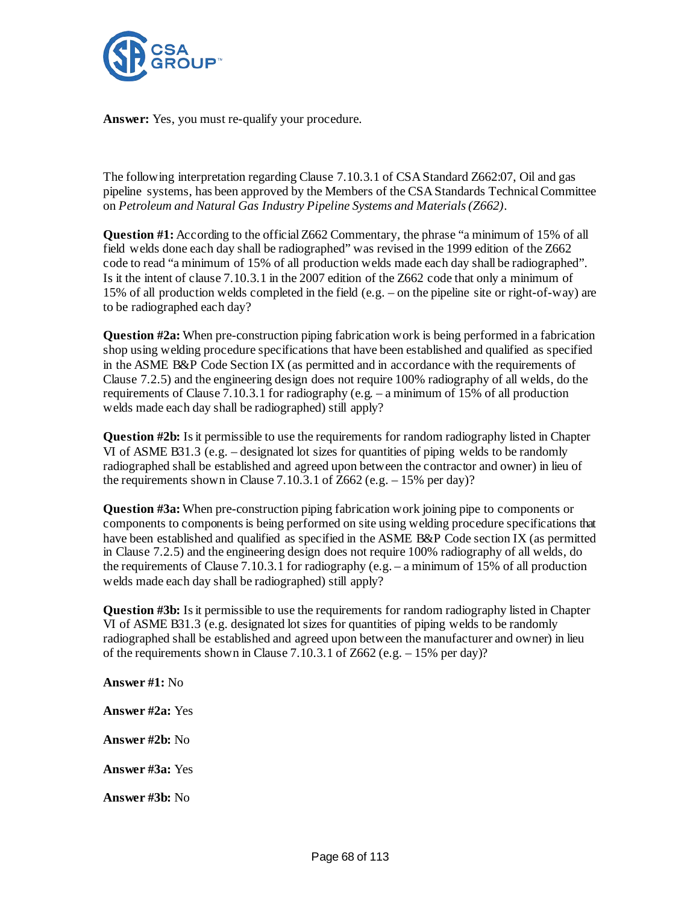**Answer:** Yes, you must re-qualify your procedure.

The following interpretation regarding Clause 7.10.3.1 of CSA Standard Z662:07, Oil and gas pipeline systems, has been approved by the Members of the CSA Standards Technical Committee on *Petroleum and Natural Gas Industry Pipeline Systems and Materials (Z662)*.

**Question #1:** According to the official Z662 Commentary, the phrase "a minimum of 15% of all field welds done each day shall be radiographed" was revised in the 1999 edition of the Z662 code to read "a minimum of 15% of all production welds made each day shall be radiographed". Is it the intent of clause 7.10.3.1 in the 2007 edition of the Z662 code that only a minimum of 15% of all production welds completed in the field (e.g. – on the pipeline site or right-of-way) are to be radiographed each day?

**Question #2a:** When pre-construction piping fabrication work is being performed in a fabrication shop using welding procedure specifications that have been established and qualified as specified in the ASME B&P Code Section IX (as permitted and in accordance with the requirements of Clause 7.2.5) and the engineering design does not require 100% radiography of all welds, do the requirements of Clause 7.10.3.1 for radiography (e.g. – a minimum of 15% of all production welds made each day shall be radiographed) still apply?

**Question #2b:** Is it permissible to use the requirements for random radiography listed in Chapter VI of ASME B31.3 (e.g. – designated lot sizes for quantities of piping welds to be randomly radiographed shall be established and agreed upon between the contractor and owner) in lieu of the requirements shown in Clause 7.10.3.1 of Z662 (e.g. – 15% per day)?

**Question #3a:** When pre-construction piping fabrication work joining pipe to components or components to components is being performed on site using welding procedure specifications that have been established and qualified as specified in the ASME B&P Code section IX (as permitted in Clause 7.2.5) and the engineering design does not require 100% radiography of all welds, do the requirements of Clause 7.10.3.1 for radiography (e.g. – a minimum of 15% of all production welds made each day shall be radiographed) still apply?

**Question #3b:** Is it permissible to use the requirements for random radiography listed in Chapter VI of ASME B31.3 (e.g. designated lot sizes for quantities of piping welds to be randomly radiographed shall be established and agreed upon between the manufacturer and owner) in lieu of the requirements shown in Clause 7.10.3.1 of Z662 (e.g. – 15% per day)?

**Answer #1:** No

**Answer #2a:** Yes

**Answer #2b:** No

**Answer #3a:** Yes

**Answer #3b:** No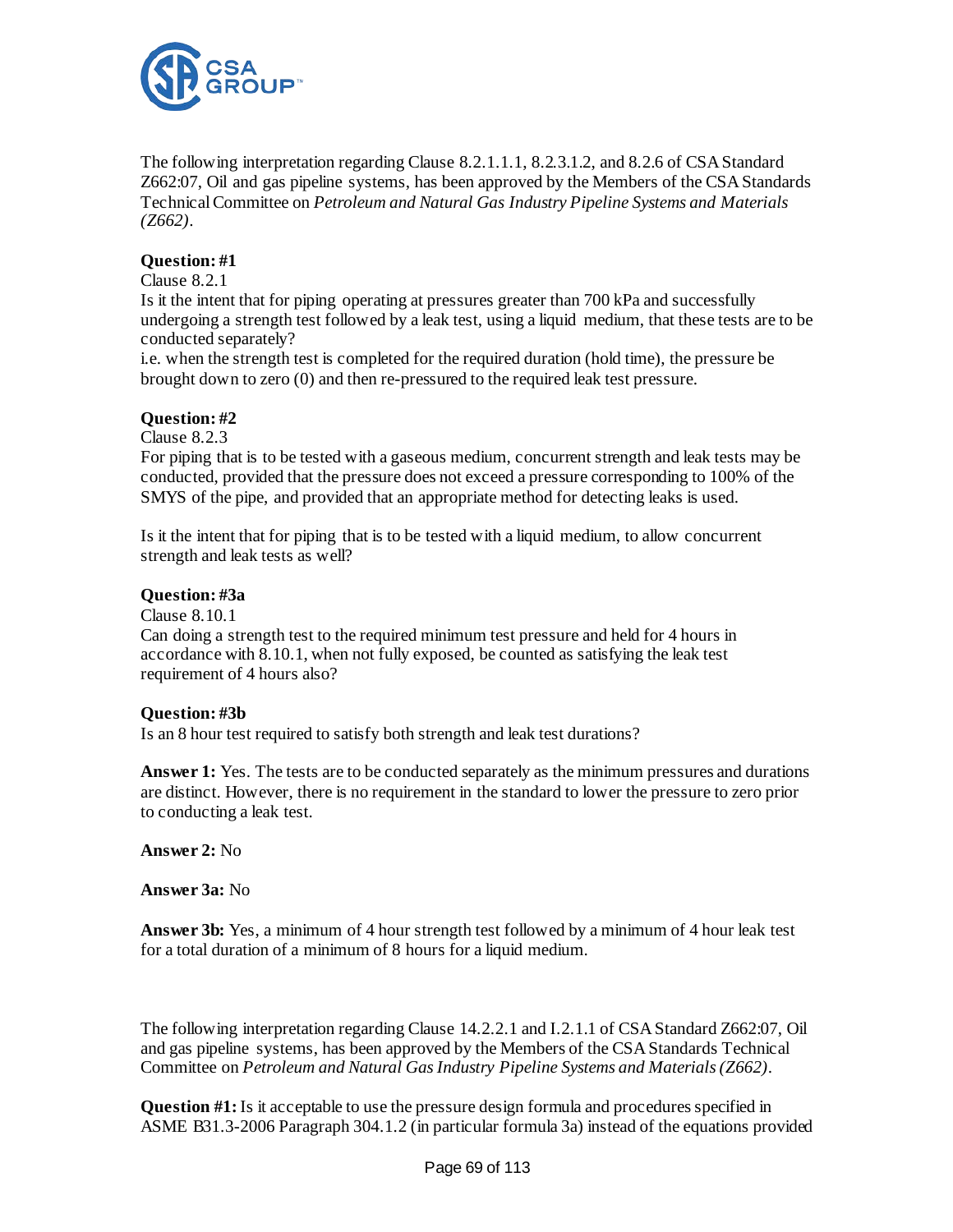The following interpretation regarding Clause 8.2.1.1.1, 8.2.3.1.2, and 8.2.6 of CSA Standard Z662:07, Oil and gas pipeline systems, has been approved by the Members of the CSA Standards Technical Committee on *Petroleum and Natural Gas Industry Pipeline Systems and Materials (Z662)*.

**Question: #1**
Clause 8.2.1
Is it the intent that for piping operating at pressures greater than 700 kPa and successfully undergoing a strength test followed by a leak test, using a liquid medium, that these tests are to be conducted separately?
i.e. when the strength test is completed for the required duration (hold time), the pressure be brought down to zero (0) and then re-pressured to the required leak test pressure.

**Question: #2**
Clause 8.2.3
For piping that is to be tested with a gaseous medium, concurrent strength and leak tests may be conducted, provided that the pressure does not exceed a pressure corresponding to 100% of the SMYS of the pipe, and provided that an appropriate method for detecting leaks is used.

Is it the intent that for piping that is to be tested with a liquid medium, to allow concurrent strength and leak tests as well?

**Question: #3a**
Clause 8.10.1
Can doing a strength test to the required minimum test pressure and held for 4 hours in accordance with 8.10.1, when not fully exposed, be counted as satisfying the leak test requirement of 4 hours also?

**Question: #3b**
Is an 8 hour test required to satisfy both strength and leak test durations?

**Answer 1:** Yes. The tests are to be conducted separately as the minimum pressures and durations are distinct. However, there is no requirement in the standard to lower the pressure to zero prior to conducting a leak test.

**Answer 2:** No

**Answer 3a:** No

**Answer 3b:** Yes, a minimum of 4 hour strength test followed by a minimum of 4 hour leak test for a total duration of a minimum of 8 hours for a liquid medium.

The following interpretation regarding Clause 14.2.2.1 and I.2.1.1 of CSA Standard Z662:07, Oil and gas pipeline systems, has been approved by the Members of the CSA Standards Technical Committee on *Petroleum and Natural Gas Industry Pipeline Systems and Materials (Z662)*.

**Question #1:** Is it acceptable to use the pressure design formula and procedures specified in ASME B31.3-2006 Paragraph 304.1.2 (in particular formula 3a) instead of the equations provided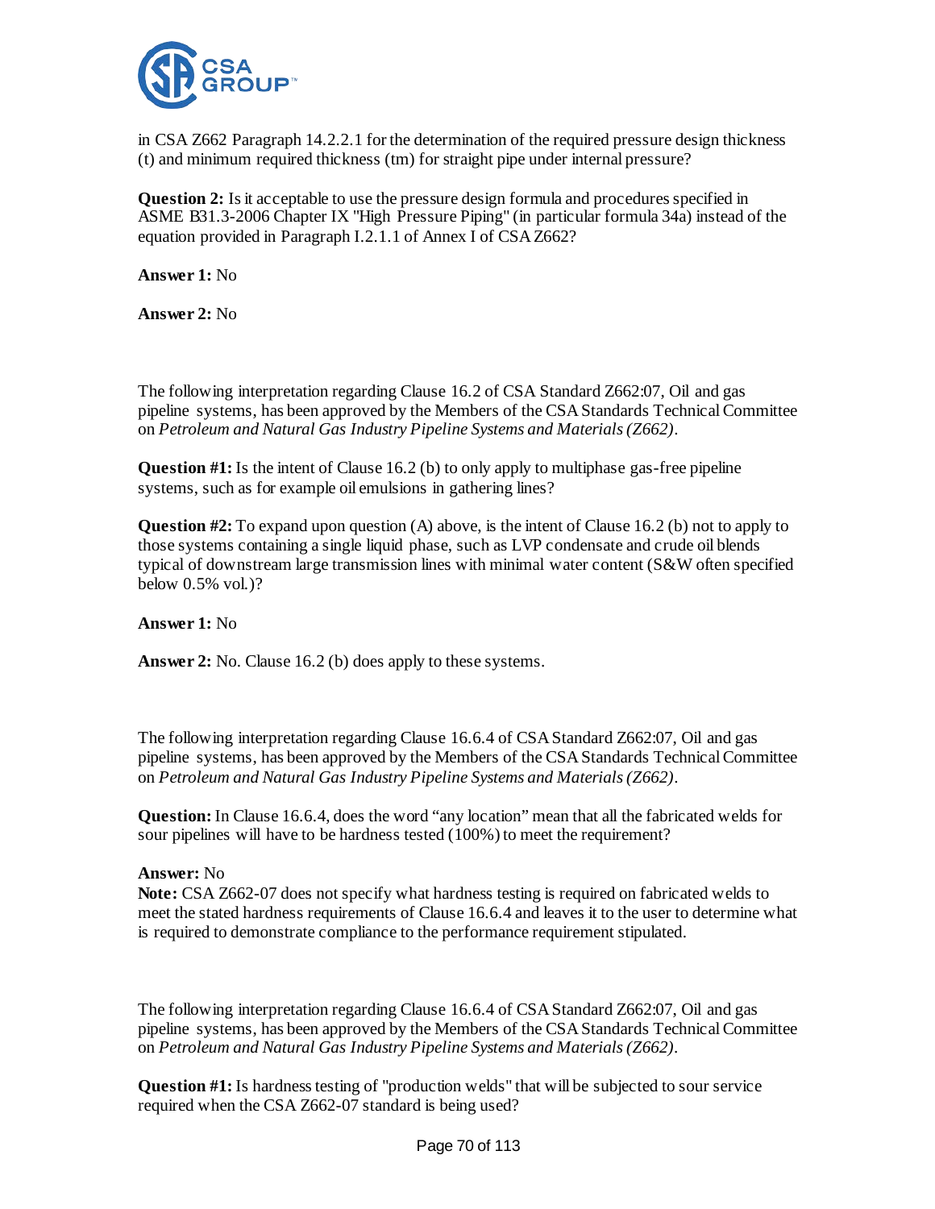in CSA Z662 Paragraph 14.2.2.1 for the determination of the required pressure design thickness (t) and minimum required thickness (tm) for straight pipe under internal pressure?

**Question 2:** Is it acceptable to use the pressure design formula and procedures specified in ASME B31.3-2006 Chapter IX "High Pressure Piping" (in particular formula 34a) instead of the equation provided in Paragraph I.2.1.1 of Annex I of CSA Z662?

**Answer 1:** No

**Answer 2:** No

The following interpretation regarding Clause 16.2 of CSA Standard Z662:07, Oil and gas pipeline systems, has been approved by the Members of the CSA Standards Technical Committee on *Petroleum and Natural Gas Industry Pipeline Systems and Materials (Z662)*.

**Question #1:** Is the intent of Clause 16.2 (b) to only apply to multiphase gas-free pipeline systems, such as for example oil emulsions in gathering lines?

**Question #2:** To expand upon question (A) above, is the intent of Clause 16.2 (b) not to apply to those systems containing a single liquid phase, such as LVP condensate and crude oil blends typical of downstream large transmission lines with minimal water content (S&W often specified below 0.5% vol.)?

**Answer 1:** No

**Answer 2:** No. Clause 16.2 (b) does apply to these systems.

The following interpretation regarding Clause 16.6.4 of CSA Standard Z662:07, Oil and gas pipeline systems, has been approved by the Members of the CSA Standards Technical Committee on *Petroleum and Natural Gas Industry Pipeline Systems and Materials (Z662)*.

**Question:** In Clause 16.6.4, does the word "any location" mean that all the fabricated welds for sour pipelines will have to be hardness tested (100%) to meet the requirement?

**Answer:** No
**Note:** CSA Z662-07 does not specify what hardness testing is required on fabricated welds to meet the stated hardness requirements of Clause 16.6.4 and leaves it to the user to determine what is required to demonstrate compliance to the performance requirement stipulated.

The following interpretation regarding Clause 16.6.4 of CSA Standard Z662:07, Oil and gas pipeline systems, has been approved by the Members of the CSA Standards Technical Committee on *Petroleum and Natural Gas Industry Pipeline Systems and Materials (Z662)*.

**Question #1:** Is hardness testing of "production welds" that will be subjected to sour service required when the CSA Z662-07 standard is being used?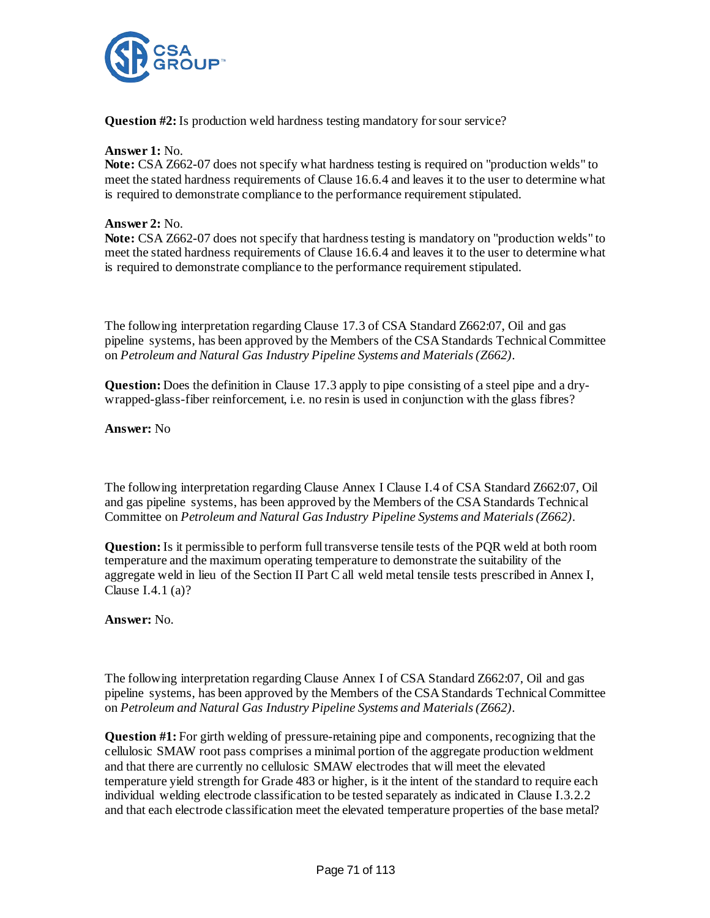**Question #2:** Is production weld hardness testing mandatory for sour service?

**Answer 1:** No.
**Note:** CSA Z662-07 does not specify what hardness testing is required on "production welds" to meet the stated hardness requirements of Clause 16.6.4 and leaves it to the user to determine what is required to demonstrate compliance to the performance requirement stipulated.

**Answer 2:** No.
**Note:** CSA Z662-07 does not specify that hardness testing is mandatory on "production welds" to meet the stated hardness requirements of Clause 16.6.4 and leaves it to the user to determine what is required to demonstrate compliance to the performance requirement stipulated.

The following interpretation regarding Clause 17.3 of CSA Standard Z662:07, Oil and gas pipeline systems, has been approved by the Members of the CSA Standards Technical Committee on *Petroleum and Natural Gas Industry Pipeline Systems and Materials (Z662)*.

**Question:** Does the definition in Clause 17.3 apply to pipe consisting of a steel pipe and a dry-wrapped-glass-fiber reinforcement, i.e. no resin is used in conjunction with the glass fibres?

**Answer:** No

The following interpretation regarding Clause Annex I Clause I.4 of CSA Standard Z662:07, Oil and gas pipeline systems, has been approved by the Members of the CSA Standards Technical Committee on *Petroleum and Natural Gas Industry Pipeline Systems and Materials (Z662)*.

**Question:** Is it permissible to perform full transverse tensile tests of the PQR weld at both room temperature and the maximum operating temperature to demonstrate the suitability of the aggregate weld in lieu of the Section II Part C all weld metal tensile tests prescribed in Annex I, Clause I.4.1 (a)?

**Answer:** No.

The following interpretation regarding Clause Annex I of CSA Standard Z662:07, Oil and gas pipeline systems, has been approved by the Members of the CSA Standards Technical Committee on *Petroleum and Natural Gas Industry Pipeline Systems and Materials (Z662)*.

**Question #1:** For girth welding of pressure-retaining pipe and components, recognizing that the cellulosic SMAW root pass comprises a minimal portion of the aggregate production weldment and that there are currently no cellulosic SMAW electrodes that will meet the elevated temperature yield strength for Grade 483 or higher, is it the intent of the standard to require each individual welding electrode classification to be tested separately as indicated in Clause I.3.2.2 and that each electrode classification meet the elevated temperature properties of the base metal?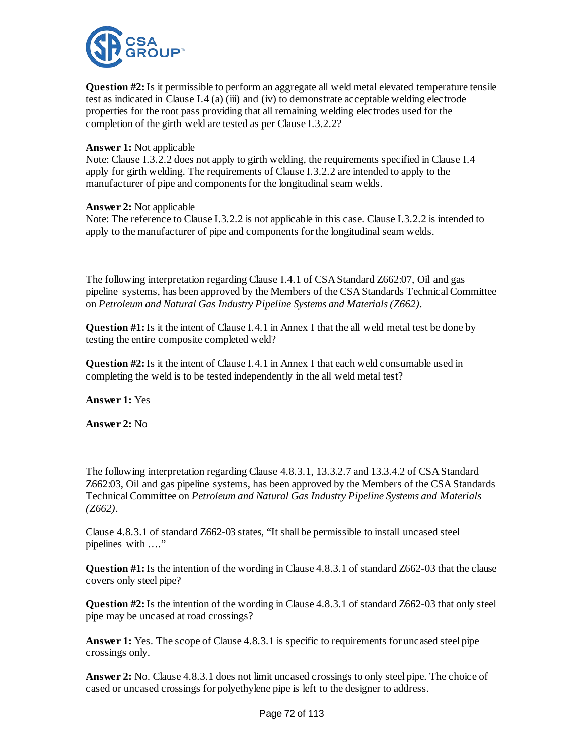**Question #2:** Is it permissible to perform an aggregate all weld metal elevated temperature tensile test as indicated in Clause I.4 (a) (iii) and (iv) to demonstrate acceptable welding electrode properties for the root pass providing that all remaining welding electrodes used for the completion of the girth weld are tested as per Clause I.3.2.2?

**Answer 1:** Not applicable
Note: Clause I.3.2.2 does not apply to girth welding, the requirements specified in Clause I.4 apply for girth welding. The requirements of Clause I.3.2.2 are intended to apply to the manufacturer of pipe and components for the longitudinal seam welds.

**Answer 2:** Not applicable
Note: The reference to Clause I.3.2.2 is not applicable in this case. Clause I.3.2.2 is intended to apply to the manufacturer of pipe and components for the longitudinal seam welds.

The following interpretation regarding Clause I.4.1 of CSA Standard Z662:07, Oil and gas pipeline systems, has been approved by the Members of the CSA Standards Technical Committee on *Petroleum and Natural Gas Industry Pipeline Systems and Materials (Z662)*.

**Question #1:** Is it the intent of Clause I.4.1 in Annex I that the all weld metal test be done by testing the entire composite completed weld?

**Question #2:** Is it the intent of Clause I.4.1 in Annex I that each weld consumable used in completing the weld is to be tested independently in the all weld metal test?

**Answer 1:** Yes

**Answer 2:** No

The following interpretation regarding Clause 4.8.3.1, 13.3.2.7 and 13.3.4.2 of CSA Standard Z662:03, Oil and gas pipeline systems, has been approved by the Members of the CSA Standards Technical Committee on *Petroleum and Natural Gas Industry Pipeline Systems and Materials (Z662)*.

Clause 4.8.3.1 of standard Z662-03 states, "It shall be permissible to install uncased steel pipelines with …."

**Question #1:** Is the intention of the wording in Clause 4.8.3.1 of standard Z662-03 that the clause covers only steel pipe?

**Question #2:** Is the intention of the wording in Clause 4.8.3.1 of standard Z662-03 that only steel pipe may be uncased at road crossings?

**Answer 1:** Yes. The scope of Clause 4.8.3.1 is specific to requirements for uncased steel pipe crossings only.

**Answer 2:** No. Clause 4.8.3.1 does not limit uncased crossings to only steel pipe. The choice of cased or uncased crossings for polyethylene pipe is left to the designer to address.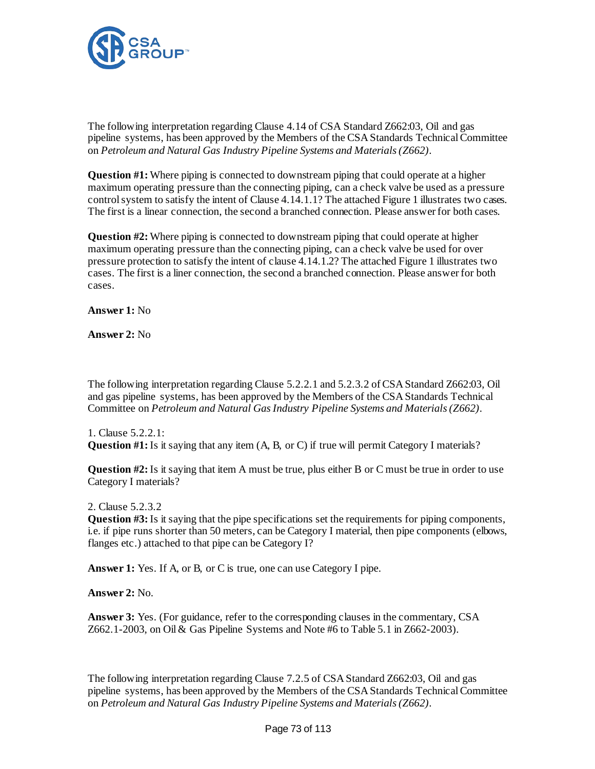The following interpretation regarding Clause 4.14 of CSA Standard Z662:03, Oil and gas pipeline systems, has been approved by the Members of the CSA Standards Technical Committee on *Petroleum and Natural Gas Industry Pipeline Systems and Materials (Z662)*.

**Question #1:** Where piping is connected to downstream piping that could operate at a higher maximum operating pressure than the connecting piping, can a check valve be used as a pressure control system to satisfy the intent of Clause 4.14.1.1? The attached Figure 1 illustrates two cases. The first is a linear connection, the second a branched connection. Please answer for both cases.

**Question #2:** Where piping is connected to downstream piping that could operate at higher maximum operating pressure than the connecting piping, can a check valve be used for over pressure protection to satisfy the intent of clause 4.14.1.2? The attached Figure 1 illustrates two cases. The first is a liner connection, the second a branched connection. Please answer for both cases.

**Answer 1:** No

**Answer 2:** No

The following interpretation regarding Clause 5.2.2.1 and 5.2.3.2 of CSA Standard Z662:03, Oil and gas pipeline systems, has been approved by the Members of the CSA Standards Technical Committee on *Petroleum and Natural Gas Industry Pipeline Systems and Materials (Z662)*.

1. Clause 5.2.2.1:
**Question #1:** Is it saying that any item (A, B, or C) if true will permit Category I materials?

**Question #2:** Is it saying that item A must be true, plus either B or C must be true in order to use Category I materials?

2. Clause 5.2.3.2
**Question #3:** Is it saying that the pipe specifications set the requirements for piping components, i.e. if pipe runs shorter than 50 meters, can be Category I material, then pipe components (elbows, flanges etc.) attached to that pipe can be Category I?

**Answer 1:** Yes. If A, or B, or C is true, one can use Category I pipe.

**Answer 2:** No.

**Answer 3:** Yes. (For guidance, refer to the corresponding clauses in the commentary, CSA Z662.1-2003, on Oil & Gas Pipeline Systems and Note #6 to Table 5.1 in Z662-2003).

The following interpretation regarding Clause 7.2.5 of CSA Standard Z662:03, Oil and gas pipeline systems, has been approved by the Members of the CSA Standards Technical Committee on *Petroleum and Natural Gas Industry Pipeline Systems and Materials (Z662)*.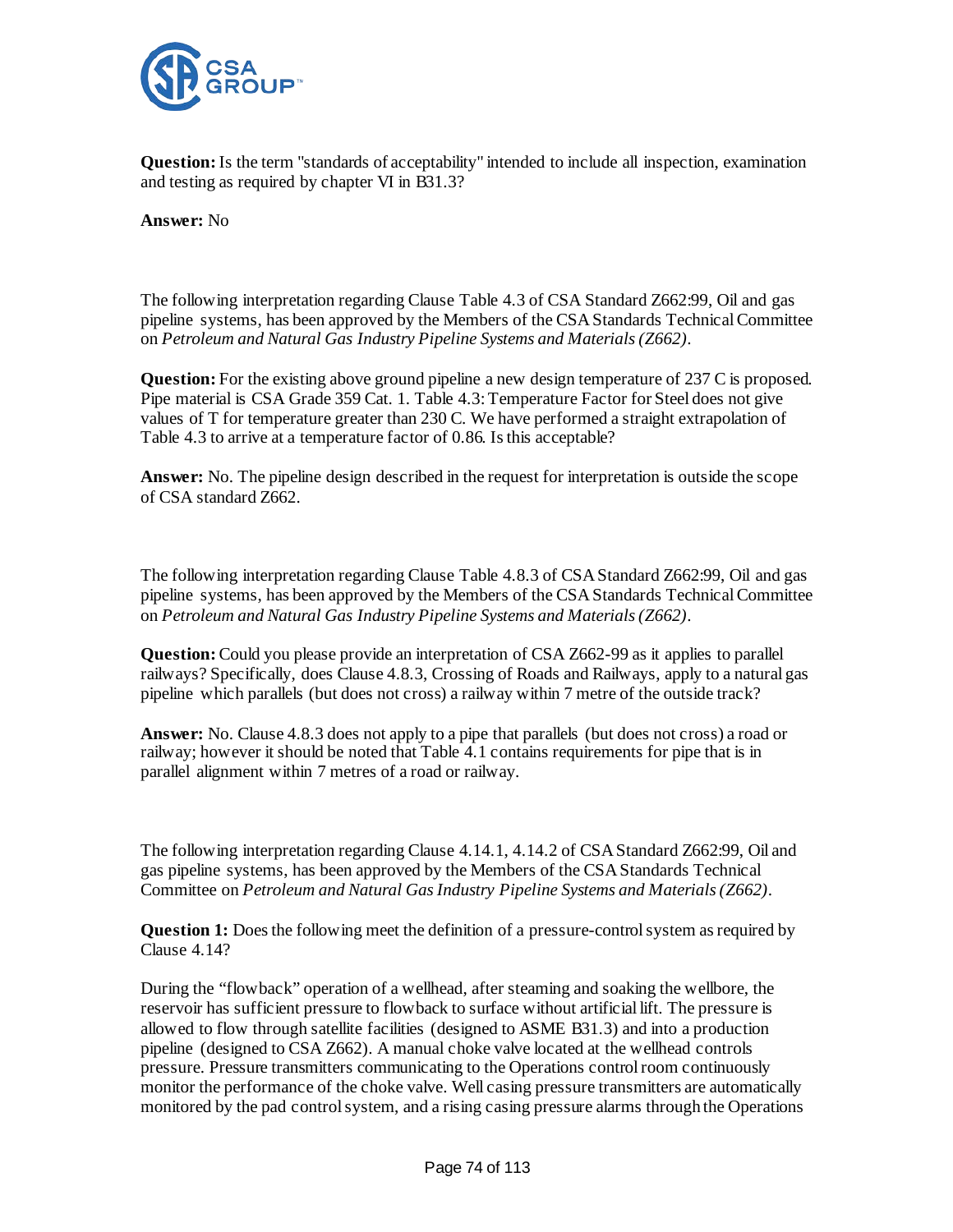**Question:** Is the term "standards of acceptability" intended to include all inspection, examination and testing as required by chapter VI in B31.3?

**Answer:** No

The following interpretation regarding Clause Table 4.3 of CSA Standard Z662:99, Oil and gas pipeline systems, has been approved by the Members of the CSA Standards Technical Committee on *Petroleum and Natural Gas Industry Pipeline Systems and Materials (Z662)*.

**Question:** For the existing above ground pipeline a new design temperature of 237 C is proposed. Pipe material is CSA Grade 359 Cat. 1. Table 4.3: Temperature Factor for Steel does not give values of T for temperature greater than 230 C. We have performed a straight extrapolation of Table 4.3 to arrive at a temperature factor of 0.86. Is this acceptable?

**Answer:** No. The pipeline design described in the request for interpretation is outside the scope of CSA standard Z662.

The following interpretation regarding Clause Table 4.8.3 of CSA Standard Z662:99, Oil and gas pipeline systems, has been approved by the Members of the CSA Standards Technical Committee on *Petroleum and Natural Gas Industry Pipeline Systems and Materials (Z662)*.

**Question:** Could you please provide an interpretation of CSA Z662-99 as it applies to parallel railways? Specifically, does Clause 4.8.3, Crossing of Roads and Railways, apply to a natural gas pipeline which parallels (but does not cross) a railway within 7 metre of the outside track?

**Answer:** No. Clause 4.8.3 does not apply to a pipe that parallels (but does not cross) a road or railway; however it should be noted that Table 4.1 contains requirements for pipe that is in parallel alignment within 7 metres of a road or railway.

The following interpretation regarding Clause 4.14.1, 4.14.2 of CSA Standard Z662:99, Oil and gas pipeline systems, has been approved by the Members of the CSA Standards Technical Committee on *Petroleum and Natural Gas Industry Pipeline Systems and Materials (Z662)*.

**Question 1:** Does the following meet the definition of a pressure-control system as required by Clause 4.14?

During the "flowback" operation of a wellhead, after steaming and soaking the wellbore, the reservoir has sufficient pressure to flowback to surface without artificial lift. The pressure is allowed to flow through satellite facilities (designed to ASME B31.3) and into a production pipeline (designed to CSA Z662). A manual choke valve located at the wellhead controls pressure. Pressure transmitters communicating to the Operations control room continuously monitor the performance of the choke valve. Well casing pressure transmitters are automatically monitored by the pad control system, and a rising casing pressure alarms through the Operations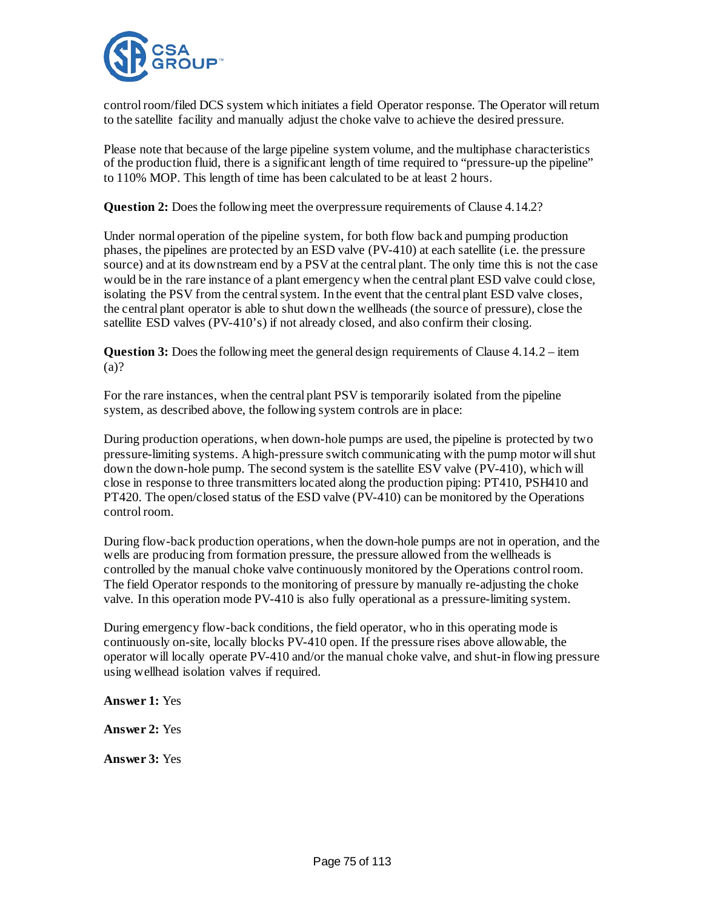control room/filed DCS system which initiates a field Operator response. The Operator will return to the satellite facility and manually adjust the choke valve to achieve the desired pressure.

Please note that because of the large pipeline system volume, and the multiphase characteristics of the production fluid, there is a significant length of time required to "pressure-up the pipeline" to 110% MOP. This length of time has been calculated to be at least 2 hours.

**Question 2:** Does the following meet the overpressure requirements of Clause 4.14.2?

Under normal operation of the pipeline system, for both flow back and pumping production phases, the pipelines are protected by an ESD valve (PV-410) at each satellite (i.e. the pressure source) and at its downstream end by a PSV at the central plant. The only time this is not the case would be in the rare instance of a plant emergency when the central plant ESD valve could close, isolating the PSV from the central system. In the event that the central plant ESD valve closes, the central plant operator is able to shut down the wellheads (the source of pressure), close the satellite ESD valves (PV-410's) if not already closed, and also confirm their closing.

**Question 3:** Does the following meet the general design requirements of Clause 4.14.2 – item (a)?

For the rare instances, when the central plant PSV is temporarily isolated from the pipeline system, as described above, the following system controls are in place:

During production operations, when down-hole pumps are used, the pipeline is protected by two pressure-limiting systems. A high-pressure switch communicating with the pump motor will shut down the down-hole pump. The second system is the satellite ESV valve (PV-410), which will close in response to three transmitters located along the production piping: PT410, PSH410 and PT420. The open/closed status of the ESD valve (PV-410) can be monitored by the Operations control room.

During flow-back production operations, when the down-hole pumps are not in operation, and the wells are producing from formation pressure, the pressure allowed from the wellheads is controlled by the manual choke valve continuously monitored by the Operations control room. The field Operator responds to the monitoring of pressure by manually re-adjusting the choke valve. In this operation mode PV-410 is also fully operational as a pressure-limiting system.

During emergency flow-back conditions, the field operator, who in this operating mode is continuously on-site, locally blocks PV-410 open. If the pressure rises above allowable, the operator will locally operate PV-410 and/or the manual choke valve, and shut-in flowing pressure using wellhead isolation valves if required.

**Answer 1:** Yes

**Answer 2:** Yes

**Answer 3:** Yes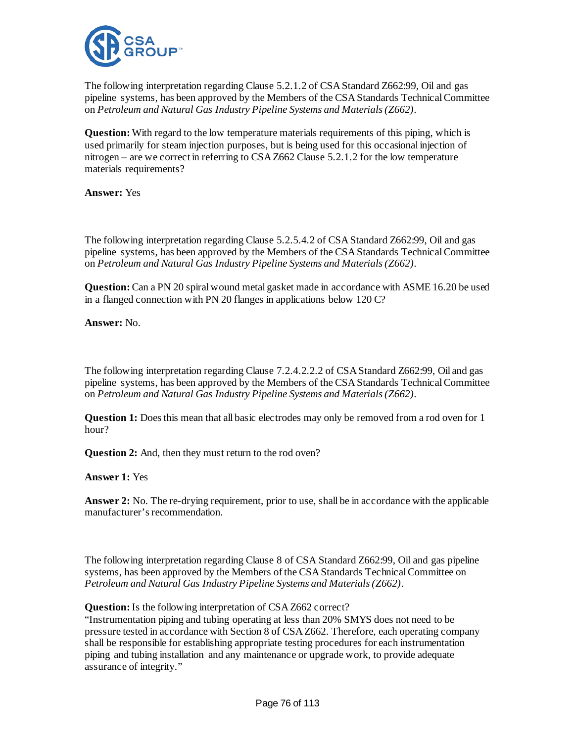The following interpretation regarding Clause 5.2.1.2 of CSA Standard Z662:99, Oil and gas pipeline systems, has been approved by the Members of the CSA Standards Technical Committee on *Petroleum and Natural Gas Industry Pipeline Systems and Materials (Z662)*.

**Question:** With regard to the low temperature materials requirements of this piping, which is used primarily for steam injection purposes, but is being used for this occasional injection of nitrogen – are we correct in referring to CSA Z662 Clause 5.2.1.2 for the low temperature materials requirements?

**Answer:** Yes

The following interpretation regarding Clause 5.2.5.4.2 of CSA Standard Z662:99, Oil and gas pipeline systems, has been approved by the Members of the CSA Standards Technical Committee on *Petroleum and Natural Gas Industry Pipeline Systems and Materials (Z662)*.

**Question:** Can a PN 20 spiral wound metal gasket made in accordance with ASME 16.20 be used in a flanged connection with PN 20 flanges in applications below 120 C?

**Answer:** No.

The following interpretation regarding Clause 7.2.4.2.2.2 of CSA Standard Z662:99, Oil and gas pipeline systems, has been approved by the Members of the CSA Standards Technical Committee on *Petroleum and Natural Gas Industry Pipeline Systems and Materials (Z662)*.

**Question 1:** Does this mean that all basic electrodes may only be removed from a rod oven for 1 hour?

**Question 2:** And, then they must return to the rod oven?

**Answer 1:** Yes

**Answer 2:** No. The re-drying requirement, prior to use, shall be in accordance with the applicable manufacturer's recommendation.

The following interpretation regarding Clause 8 of CSA Standard Z662:99, Oil and gas pipeline systems, has been approved by the Members of the CSA Standards Technical Committee on *Petroleum and Natural Gas Industry Pipeline Systems and Materials (Z662)*.

**Question:** Is the following interpretation of CSA Z662 correct?
"Instrumentation piping and tubing operating at less than 20% SMYS does not need to be pressure tested in accordance with Section 8 of CSA Z662. Therefore, each operating company shall be responsible for establishing appropriate testing procedures for each instrumentation piping and tubing installation and any maintenance or upgrade work, to provide adequate assurance of integrity."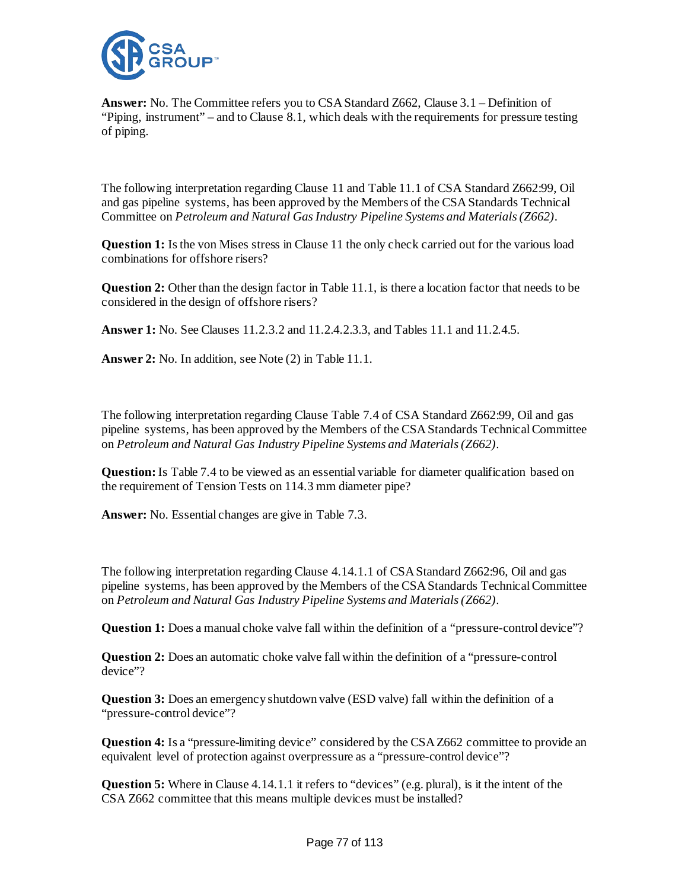**Answer:** No. The Committee refers you to CSA Standard Z662, Clause 3.1 – Definition of "Piping, instrument" – and to Clause 8.1, which deals with the requirements for pressure testing of piping.

The following interpretation regarding Clause 11 and Table 11.1 of CSA Standard Z662:99, Oil and gas pipeline systems, has been approved by the Members of the CSA Standards Technical Committee on *Petroleum and Natural Gas Industry Pipeline Systems and Materials (Z662)*.

**Question 1:** Is the von Mises stress in Clause 11 the only check carried out for the various load combinations for offshore risers?

**Question 2:** Other than the design factor in Table 11.1, is there a location factor that needs to be considered in the design of offshore risers?

**Answer 1:** No. See Clauses 11.2.3.2 and 11.2.4.2.3.3, and Tables 11.1 and 11.2.4.5.

**Answer 2:** No. In addition, see Note (2) in Table 11.1.

The following interpretation regarding Clause Table 7.4 of CSA Standard Z662:99, Oil and gas pipeline systems, has been approved by the Members of the CSA Standards Technical Committee on *Petroleum and Natural Gas Industry Pipeline Systems and Materials (Z662)*.

**Question:** Is Table 7.4 to be viewed as an essential variable for diameter qualification based on the requirement of Tension Tests on 114.3 mm diameter pipe?

**Answer:** No. Essential changes are give in Table 7.3.

The following interpretation regarding Clause 4.14.1.1 of CSA Standard Z662:96, Oil and gas pipeline systems, has been approved by the Members of the CSA Standards Technical Committee on *Petroleum and Natural Gas Industry Pipeline Systems and Materials (Z662)*.

**Question 1:** Does a manual choke valve fall within the definition of a "pressure-control device"?

**Question 2:** Does an automatic choke valve fall within the definition of a "pressure-control device"?

**Question 3:** Does an emergency shutdown valve (ESD valve) fall within the definition of a "pressure-control device"?

**Question 4:** Is a "pressure-limiting device" considered by the CSA Z662 committee to provide an equivalent level of protection against overpressure as a "pressure-control device"?

**Question 5:** Where in Clause 4.14.1.1 it refers to "devices" (e.g. plural), is it the intent of the CSA Z662 committee that this means multiple devices must be installed?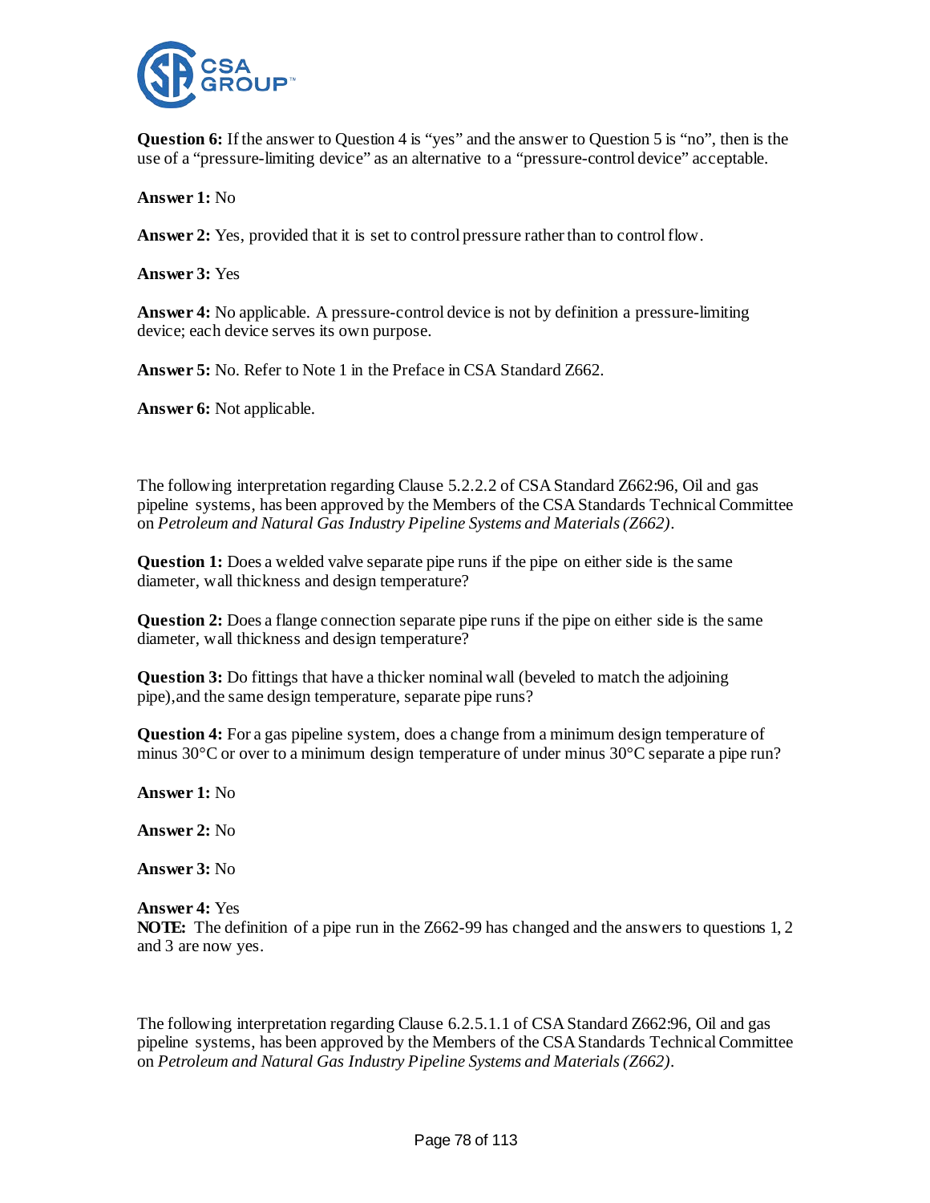**Question 6:** If the answer to Question 4 is "yes" and the answer to Question 5 is "no", then is the use of a "pressure-limiting device" as an alternative to a "pressure-control device" acceptable.

**Answer 1:** No

**Answer 2:** Yes, provided that it is set to control pressure rather than to control flow.

**Answer 3:** Yes

**Answer 4:** No applicable. A pressure-control device is not by definition a pressure-limiting device; each device serves its own purpose.

**Answer 5:** No. Refer to Note 1 in the Preface in CSA Standard Z662.

**Answer 6:** Not applicable.

The following interpretation regarding Clause 5.2.2.2 of CSA Standard Z662:96, Oil and gas pipeline systems, has been approved by the Members of the CSA Standards Technical Committee on *Petroleum and Natural Gas Industry Pipeline Systems and Materials (Z662)*.

**Question 1:** Does a welded valve separate pipe runs if the pipe on either side is the same diameter, wall thickness and design temperature?

**Question 2:** Does a flange connection separate pipe runs if the pipe on either side is the same diameter, wall thickness and design temperature?

**Question 3:** Do fittings that have a thicker nominal wall (beveled to match the adjoining pipe),and the same design temperature, separate pipe runs?

**Question 4:** For a gas pipeline system, does a change from a minimum design temperature of minus 30°C or over to a minimum design temperature of under minus 30°C separate a pipe run?

**Answer 1:** No

**Answer 2:** No

**Answer 3:** No

**Answer 4:** Yes
**NOTE:** The definition of a pipe run in the Z662-99 has changed and the answers to questions 1, 2 and 3 are now yes.

The following interpretation regarding Clause 6.2.5.1.1 of CSA Standard Z662:96, Oil and gas pipeline systems, has been approved by the Members of the CSA Standards Technical Committee on *Petroleum and Natural Gas Industry Pipeline Systems and Materials (Z662)*.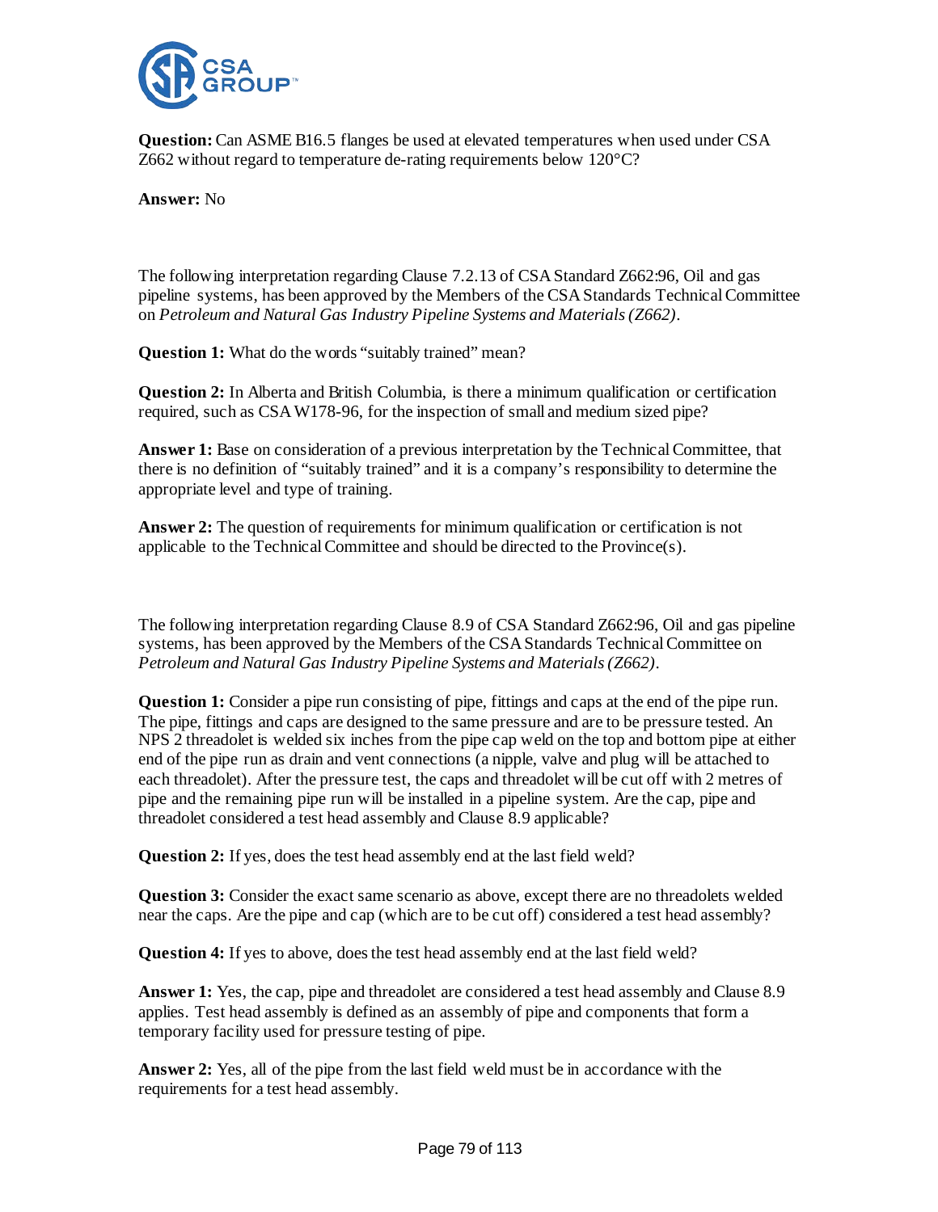**Question:** Can ASME B16.5 flanges be used at elevated temperatures when used under CSA Z662 without regard to temperature de-rating requirements below 120°C?

**Answer:** No

The following interpretation regarding Clause 7.2.13 of CSA Standard Z662:96, Oil and gas pipeline systems, has been approved by the Members of the CSA Standards Technical Committee on *Petroleum and Natural Gas Industry Pipeline Systems and Materials (Z662)*.

**Question 1:** What do the words "suitably trained" mean?

**Question 2:** In Alberta and British Columbia, is there a minimum qualification or certification required, such as CSA W178-96, for the inspection of small and medium sized pipe?

**Answer 1:** Base on consideration of a previous interpretation by the Technical Committee, that there is no definition of "suitably trained" and it is a company's responsibility to determine the appropriate level and type of training.

**Answer 2:** The question of requirements for minimum qualification or certification is not applicable to the Technical Committee and should be directed to the Province(s).

The following interpretation regarding Clause 8.9 of CSA Standard Z662:96, Oil and gas pipeline systems, has been approved by the Members of the CSA Standards Technical Committee on *Petroleum and Natural Gas Industry Pipeline Systems and Materials (Z662)*.

**Question 1:** Consider a pipe run consisting of pipe, fittings and caps at the end of the pipe run. The pipe, fittings and caps are designed to the same pressure and are to be pressure tested. An NPS 2 threadolet is welded six inches from the pipe cap weld on the top and bottom pipe at either end of the pipe run as drain and vent connections (a nipple, valve and plug will be attached to each threadolet). After the pressure test, the caps and threadolet will be cut off with 2 metres of pipe and the remaining pipe run will be installed in a pipeline system. Are the cap, pipe and threadolet considered a test head assembly and Clause 8.9 applicable?

**Question 2:** If yes, does the test head assembly end at the last field weld?

**Question 3:** Consider the exact same scenario as above, except there are no threadolets welded near the caps. Are the pipe and cap (which are to be cut off) considered a test head assembly?

**Question 4:** If yes to above, does the test head assembly end at the last field weld?

**Answer 1:** Yes, the cap, pipe and threadolet are considered a test head assembly and Clause 8.9 applies. Test head assembly is defined as an assembly of pipe and components that form a temporary facility used for pressure testing of pipe.

**Answer 2:** Yes, all of the pipe from the last field weld must be in accordance with the requirements for a test head assembly.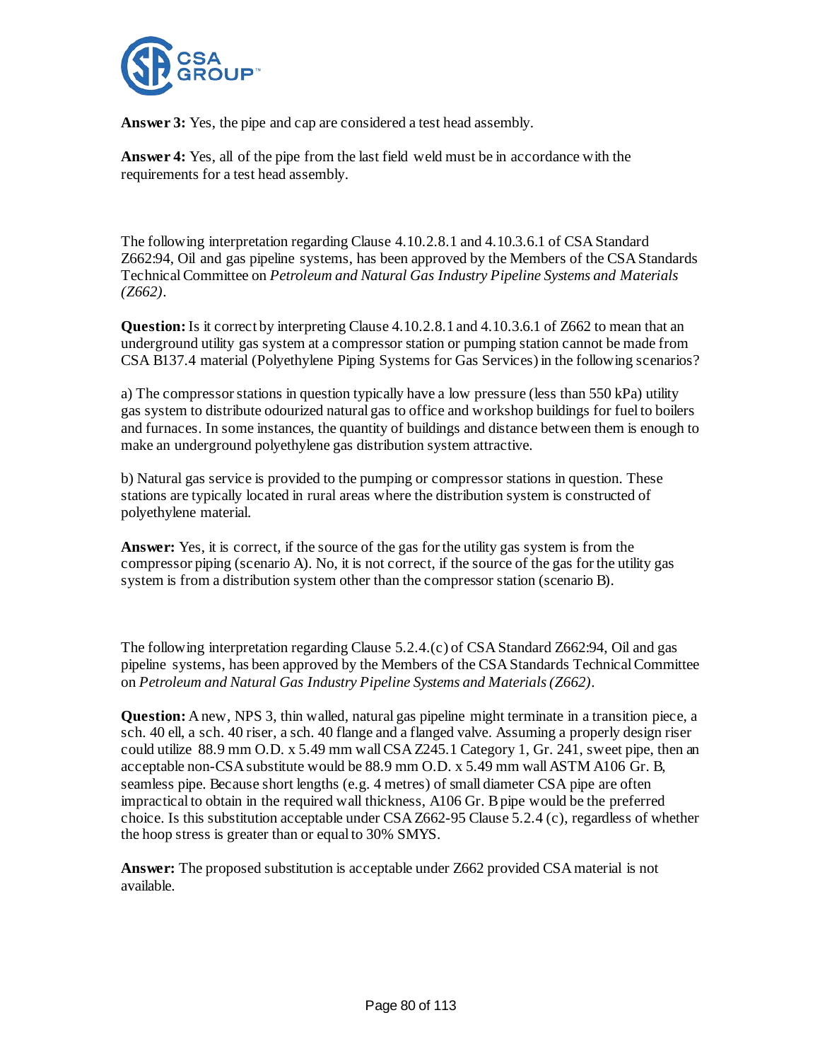**Answer 3:** Yes, the pipe and cap are considered a test head assembly.

**Answer 4:** Yes, all of the pipe from the last field weld must be in accordance with the requirements for a test head assembly.

The following interpretation regarding Clause 4.10.2.8.1 and 4.10.3.6.1 of CSA Standard Z662:94, Oil and gas pipeline systems, has been approved by the Members of the CSA Standards Technical Committee on *Petroleum and Natural Gas Industry Pipeline Systems and Materials (Z662)*.

**Question:** Is it correct by interpreting Clause 4.10.2.8.1 and 4.10.3.6.1 of Z662 to mean that an underground utility gas system at a compressor station or pumping station cannot be made from CSA B137.4 material (Polyethylene Piping Systems for Gas Services) in the following scenarios?

a) The compressor stations in question typically have a low pressure (less than 550 kPa) utility gas system to distribute odourized natural gas to office and workshop buildings for fuel to boilers and furnaces. In some instances, the quantity of buildings and distance between them is enough to make an underground polyethylene gas distribution system attractive.

b) Natural gas service is provided to the pumping or compressor stations in question. These stations are typically located in rural areas where the distribution system is constructed of polyethylene material.

**Answer:** Yes, it is correct, if the source of the gas for the utility gas system is from the compressor piping (scenario A). No, it is not correct, if the source of the gas for the utility gas system is from a distribution system other than the compressor station (scenario B).

The following interpretation regarding Clause 5.2.4.(c) of CSA Standard Z662:94, Oil and gas pipeline systems, has been approved by the Members of the CSA Standards Technical Committee on *Petroleum and Natural Gas Industry Pipeline Systems and Materials (Z662)*.

**Question:** A new, NPS 3, thin walled, natural gas pipeline might terminate in a transition piece, a sch. 40 ell, a sch. 40 riser, a sch. 40 flange and a flanged valve. Assuming a properly design riser could utilize 88.9 mm O.D. x 5.49 mm wall CSA Z245.1 Category 1, Gr. 241, sweet pipe, then an acceptable non-CSA substitute would be 88.9 mm O.D. x 5.49 mm wall ASTM A106 Gr. B, seamless pipe. Because short lengths (e.g. 4 metres) of small diameter CSA pipe are often impractical to obtain in the required wall thickness, A106 Gr. B pipe would be the preferred choice. Is this substitution acceptable under CSA Z662-95 Clause 5.2.4 (c), regardless of whether the hoop stress is greater than or equal to 30% SMYS.

**Answer:** The proposed substitution is acceptable under Z662 provided CSA material is not available.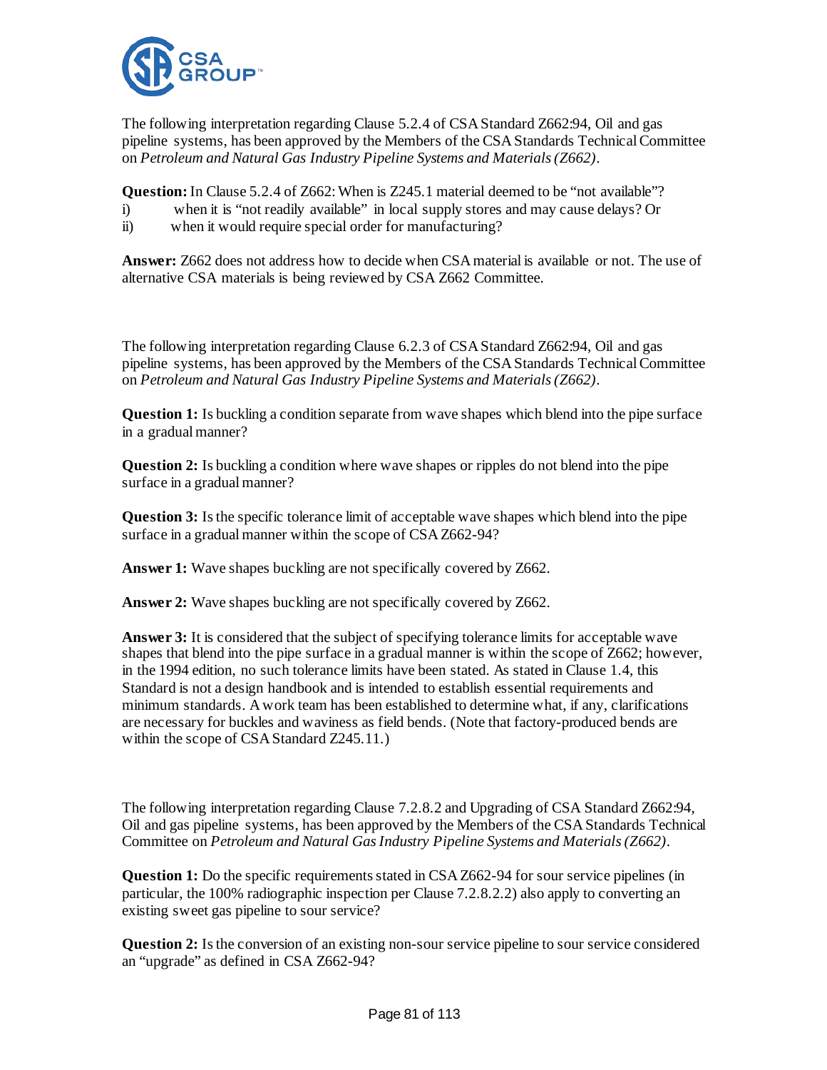The following interpretation regarding Clause 5.2.4 of CSA Standard Z662:94, Oil and gas pipeline systems, has been approved by the Members of the CSA Standards Technical Committee on *Petroleum and Natural Gas Industry Pipeline Systems and Materials (Z662)*.

**Question:** In Clause 5.2.4 of Z662: When is Z245.1 material deemed to be "not available"?

i) when it is "not readily available" in local supply stores and may cause delays? Or

ii) when it would require special order for manufacturing?

**Answer:** Z662 does not address how to decide when CSA material is available or not. The use of alternative CSA materials is being reviewed by CSA Z662 Committee.

The following interpretation regarding Clause 6.2.3 of CSA Standard Z662:94, Oil and gas pipeline systems, has been approved by the Members of the CSA Standards Technical Committee on *Petroleum and Natural Gas Industry Pipeline Systems and Materials (Z662)*.

**Question 1:** Is buckling a condition separate from wave shapes which blend into the pipe surface in a gradual manner?

**Question 2:** Is buckling a condition where wave shapes or ripples do not blend into the pipe surface in a gradual manner?

**Question 3:** Is the specific tolerance limit of acceptable wave shapes which blend into the pipe surface in a gradual manner within the scope of CSA Z662-94?

**Answer 1:** Wave shapes buckling are not specifically covered by Z662.

**Answer 2:** Wave shapes buckling are not specifically covered by Z662.

**Answer 3:** It is considered that the subject of specifying tolerance limits for acceptable wave shapes that blend into the pipe surface in a gradual manner is within the scope of Z662; however, in the 1994 edition, no such tolerance limits have been stated. As stated in Clause 1.4, this Standard is not a design handbook and is intended to establish essential requirements and minimum standards. A work team has been established to determine what, if any, clarifications are necessary for buckles and waviness as field bends. (Note that factory-produced bends are within the scope of CSA Standard Z245.11.)

The following interpretation regarding Clause 7.2.8.2 and Upgrading of CSA Standard Z662:94, Oil and gas pipeline systems, has been approved by the Members of the CSA Standards Technical Committee on *Petroleum and Natural Gas Industry Pipeline Systems and Materials (Z662)*.

**Question 1:** Do the specific requirements stated in CSA Z662-94 for sour service pipelines (in particular, the 100% radiographic inspection per Clause 7.2.8.2.2) also apply to converting an existing sweet gas pipeline to sour service?

**Question 2:** Is the conversion of an existing non-sour service pipeline to sour service considered an "upgrade" as defined in CSA Z662-94?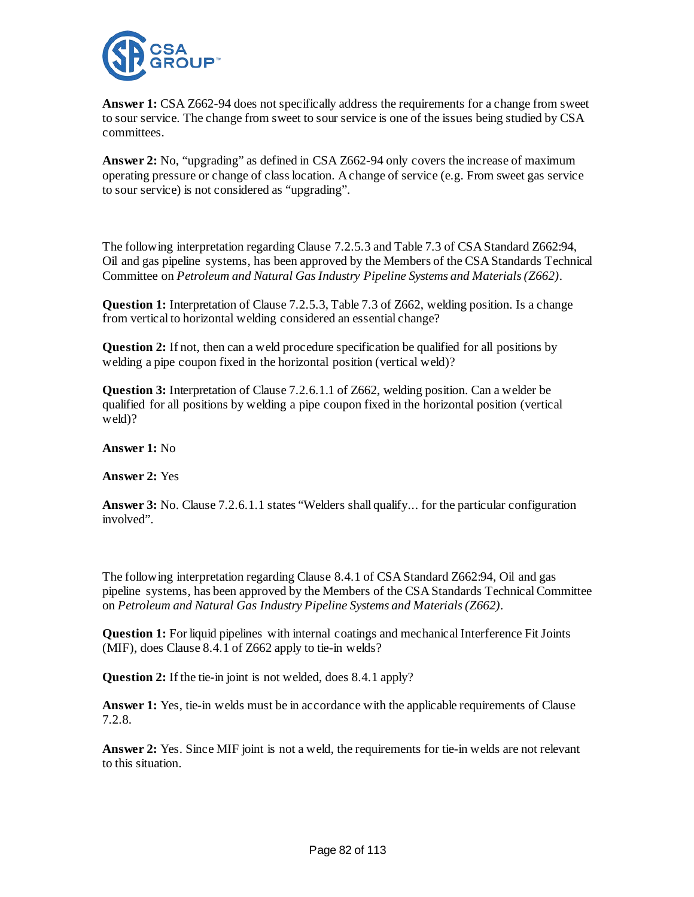**Answer 1:** CSA Z662-94 does not specifically address the requirements for a change from sweet to sour service. The change from sweet to sour service is one of the issues being studied by CSA committees.

**Answer 2:** No, "upgrading" as defined in CSA Z662-94 only covers the increase of maximum operating pressure or change of class location. A change of service (e.g. From sweet gas service to sour service) is not considered as "upgrading".

The following interpretation regarding Clause 7.2.5.3 and Table 7.3 of CSA Standard Z662:94, Oil and gas pipeline systems, has been approved by the Members of the CSA Standards Technical Committee on *Petroleum and Natural Gas Industry Pipeline Systems and Materials (Z662)*.

**Question 1:** Interpretation of Clause 7.2.5.3, Table 7.3 of Z662, welding position. Is a change from vertical to horizontal welding considered an essential change?

**Question 2:** If not, then can a weld procedure specification be qualified for all positions by welding a pipe coupon fixed in the horizontal position (vertical weld)?

**Question 3:** Interpretation of Clause 7.2.6.1.1 of Z662, welding position. Can a welder be qualified for all positions by welding a pipe coupon fixed in the horizontal position (vertical weld)?

**Answer 1:** No

**Answer 2:** Yes

**Answer 3:** No. Clause 7.2.6.1.1 states "Welders shall qualify... for the particular configuration involved".

The following interpretation regarding Clause 8.4.1 of CSA Standard Z662:94, Oil and gas pipeline systems, has been approved by the Members of the CSA Standards Technical Committee on *Petroleum and Natural Gas Industry Pipeline Systems and Materials (Z662)*.

**Question 1:** For liquid pipelines with internal coatings and mechanical Interference Fit Joints (MIF), does Clause 8.4.1 of Z662 apply to tie-in welds?

**Question 2:** If the tie-in joint is not welded, does 8.4.1 apply?

**Answer 1:** Yes, tie-in welds must be in accordance with the applicable requirements of Clause 7.2.8.

**Answer 2:** Yes. Since MIF joint is not a weld, the requirements for tie-in welds are not relevant to this situation.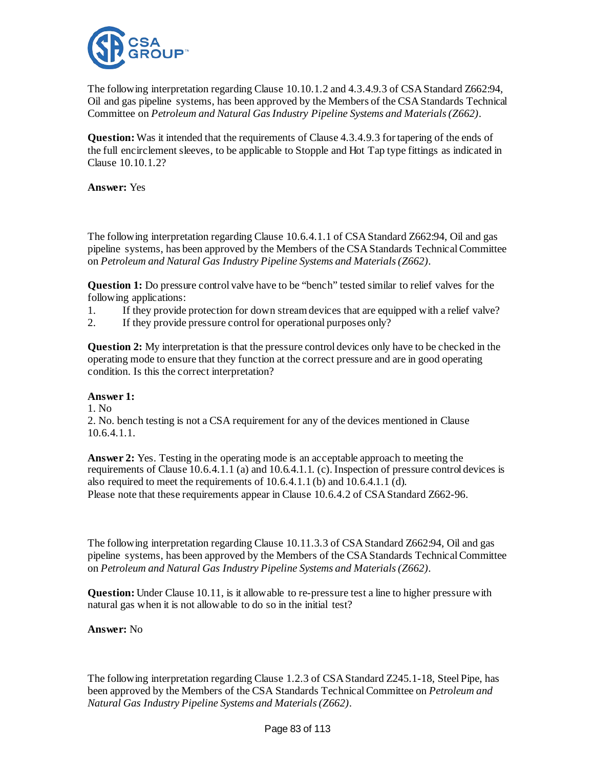The following interpretation regarding Clause 10.10.1.2 and 4.3.4.9.3 of CSA Standard Z662:94, Oil and gas pipeline systems, has been approved by the Members of the CSA Standards Technical Committee on *Petroleum and Natural Gas Industry Pipeline Systems and Materials (Z662)*.

**Question:** Was it intended that the requirements of Clause 4.3.4.9.3 for tapering of the ends of the full encirclement sleeves, to be applicable to Stopple and Hot Tap type fittings as indicated in Clause 10.10.1.2?

**Answer:** Yes

The following interpretation regarding Clause 10.6.4.1.1 of CSA Standard Z662:94, Oil and gas pipeline systems, has been approved by the Members of the CSA Standards Technical Committee on *Petroleum and Natural Gas Industry Pipeline Systems and Materials (Z662)*.

**Question 1:** Do pressure control valve have to be "bench" tested similar to relief valves for the following applications:

1. If they provide protection for down stream devices that are equipped with a relief valve?
2. If they provide pressure control for operational purposes only?

**Question 2:** My interpretation is that the pressure control devices only have to be checked in the operating mode to ensure that they function at the correct pressure and are in good operating condition. Is this the correct interpretation?

**Answer 1:**

1. No
2. No. bench testing is not a CSA requirement for any of the devices mentioned in Clause 10.6.4.1.1.

**Answer 2:** Yes. Testing in the operating mode is an acceptable approach to meeting the requirements of Clause 10.6.4.1.1 (a) and 10.6.4.1.1. (c). Inspection of pressure control devices is also required to meet the requirements of 10.6.4.1.1 (b) and 10.6.4.1.1 (d).
Please note that these requirements appear in Clause 10.6.4.2 of CSA Standard Z662-96.

The following interpretation regarding Clause 10.11.3.3 of CSA Standard Z662:94, Oil and gas pipeline systems, has been approved by the Members of the CSA Standards Technical Committee on *Petroleum and Natural Gas Industry Pipeline Systems and Materials (Z662)*.

**Question:** Under Clause 10.11, is it allowable to re-pressure test a line to higher pressure with natural gas when it is not allowable to do so in the initial test?

**Answer:** No

The following interpretation regarding Clause 1.2.3 of CSA Standard Z245.1-18, Steel Pipe, has been approved by the Members of the CSA Standards Technical Committee on *Petroleum and Natural Gas Industry Pipeline Systems and Materials (Z662)*.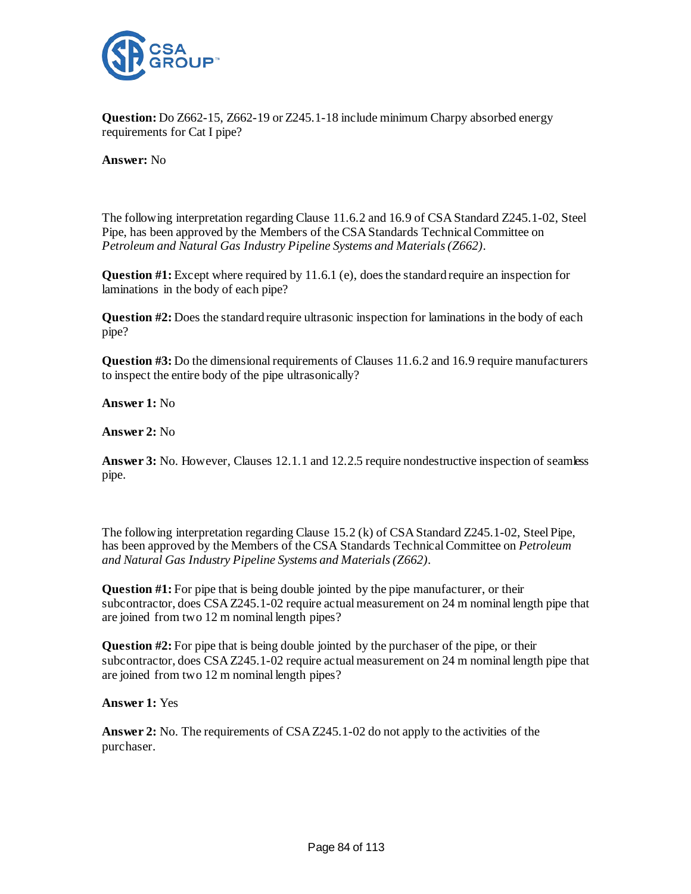**Question:** Do Z662-15, Z662-19 or Z245.1-18 include minimum Charpy absorbed energy requirements for Cat I pipe?

**Answer:** No

The following interpretation regarding Clause 11.6.2 and 16.9 of CSA Standard Z245.1-02, Steel Pipe, has been approved by the Members of the CSA Standards Technical Committee on *Petroleum and Natural Gas Industry Pipeline Systems and Materials (Z662)*.

**Question #1:** Except where required by 11.6.1 (e), does the standard require an inspection for laminations in the body of each pipe?

**Question #2:** Does the standard require ultrasonic inspection for laminations in the body of each pipe?

**Question #3:** Do the dimensional requirements of Clauses 11.6.2 and 16.9 require manufacturers to inspect the entire body of the pipe ultrasonically?

**Answer 1:** No

**Answer 2:** No

**Answer 3:** No. However, Clauses 12.1.1 and 12.2.5 require nondestructive inspection of seamless pipe.

The following interpretation regarding Clause 15.2 (k) of CSA Standard Z245.1-02, Steel Pipe, has been approved by the Members of the CSA Standards Technical Committee on *Petroleum and Natural Gas Industry Pipeline Systems and Materials (Z662)*.

**Question #1:** For pipe that is being double jointed by the pipe manufacturer, or their subcontractor, does CSA Z245.1-02 require actual measurement on 24 m nominal length pipe that are joined from two 12 m nominal length pipes?

**Question #2:** For pipe that is being double jointed by the purchaser of the pipe, or their subcontractor, does CSA Z245.1-02 require actual measurement on 24 m nominal length pipe that are joined from two 12 m nominal length pipes?

**Answer 1:** Yes

**Answer 2:** No. The requirements of CSA Z245.1-02 do not apply to the activities of the purchaser.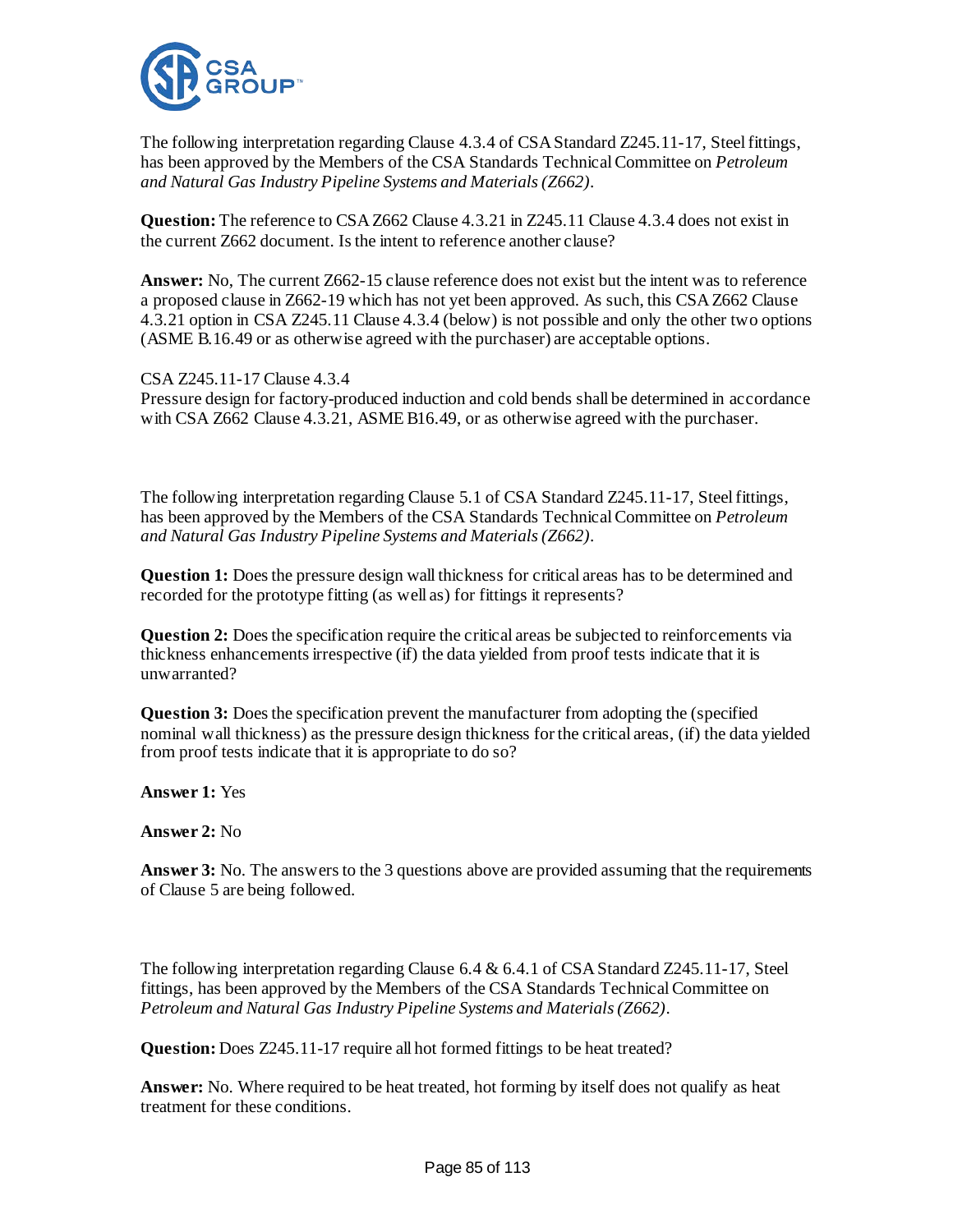The following interpretation regarding Clause 4.3.4 of CSA Standard Z245.11-17, Steel fittings, has been approved by the Members of the CSA Standards Technical Committee on *Petroleum and Natural Gas Industry Pipeline Systems and Materials (Z662)*.

**Question:** The reference to CSA Z662 Clause 4.3.21 in Z245.11 Clause 4.3.4 does not exist in the current Z662 document. Is the intent to reference another clause?

**Answer:** No, The current Z662-15 clause reference does not exist but the intent was to reference a proposed clause in Z662-19 which has not yet been approved. As such, this CSA Z662 Clause 4.3.21 option in CSA Z245.11 Clause 4.3.4 (below) is not possible and only the other two options (ASME B.16.49 or as otherwise agreed with the purchaser) are acceptable options.

CSA Z245.11-17 Clause 4.3.4
Pressure design for factory-produced induction and cold bends shall be determined in accordance with CSA Z662 Clause 4.3.21, ASME B16.49, or as otherwise agreed with the purchaser.

The following interpretation regarding Clause 5.1 of CSA Standard Z245.11-17, Steel fittings, has been approved by the Members of the CSA Standards Technical Committee on *Petroleum and Natural Gas Industry Pipeline Systems and Materials (Z662)*.

**Question 1:** Does the pressure design wall thickness for critical areas has to be determined and recorded for the prototype fitting (as well as) for fittings it represents?

**Question 2:** Does the specification require the critical areas be subjected to reinforcements via thickness enhancements irrespective (if) the data yielded from proof tests indicate that it is unwarranted?

**Question 3:** Does the specification prevent the manufacturer from adopting the (specified nominal wall thickness) as the pressure design thickness for the critical areas, (if) the data yielded from proof tests indicate that it is appropriate to do so?

**Answer 1:** Yes

**Answer 2:** No

**Answer 3:** No. The answers to the 3 questions above are provided assuming that the requirements of Clause 5 are being followed.

The following interpretation regarding Clause 6.4 & 6.4.1 of CSA Standard Z245.11-17, Steel fittings, has been approved by the Members of the CSA Standards Technical Committee on *Petroleum and Natural Gas Industry Pipeline Systems and Materials (Z662)*.

**Question:** Does Z245.11-17 require all hot formed fittings to be heat treated?

**Answer:** No. Where required to be heat treated, hot forming by itself does not qualify as heat treatment for these conditions.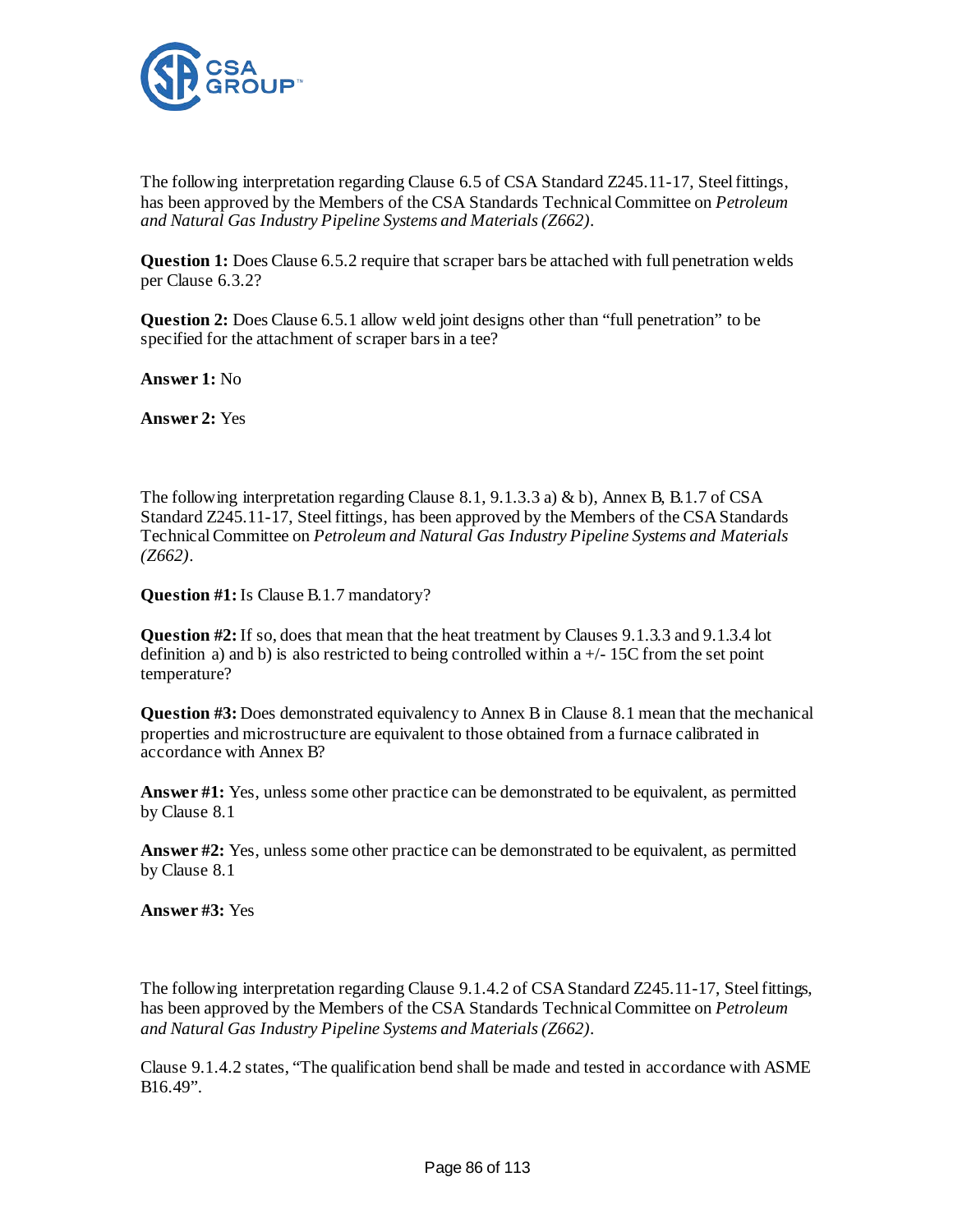The following interpretation regarding Clause 6.5 of CSA Standard Z245.11-17, Steel fittings, has been approved by the Members of the CSA Standards Technical Committee on *Petroleum and Natural Gas Industry Pipeline Systems and Materials (Z662)*.

**Question 1:** Does Clause 6.5.2 require that scraper bars be attached with full penetration welds per Clause 6.3.2?

**Question 2:** Does Clause 6.5.1 allow weld joint designs other than "full penetration" to be specified for the attachment of scraper bars in a tee?

**Answer 1:** No

**Answer 2:** Yes

The following interpretation regarding Clause 8.1, 9.1.3.3 a) & b), Annex B, B.1.7 of CSA Standard Z245.11-17, Steel fittings, has been approved by the Members of the CSA Standards Technical Committee on *Petroleum and Natural Gas Industry Pipeline Systems and Materials (Z662)*.

**Question #1:** Is Clause B.1.7 mandatory?

**Question #2:** If so, does that mean that the heat treatment by Clauses 9.1.3.3 and 9.1.3.4 lot definition a) and b) is also restricted to being controlled within a +/- 15C from the set point temperature?

**Question #3:** Does demonstrated equivalency to Annex B in Clause 8.1 mean that the mechanical properties and microstructure are equivalent to those obtained from a furnace calibrated in accordance with Annex B?

**Answer #1:** Yes, unless some other practice can be demonstrated to be equivalent, as permitted by Clause 8.1

**Answer #2:** Yes, unless some other practice can be demonstrated to be equivalent, as permitted by Clause 8.1

**Answer #3:** Yes

The following interpretation regarding Clause 9.1.4.2 of CSA Standard Z245.11-17, Steel fittings, has been approved by the Members of the CSA Standards Technical Committee on *Petroleum and Natural Gas Industry Pipeline Systems and Materials (Z662)*.

Clause 9.1.4.2 states, "The qualification bend shall be made and tested in accordance with ASME B16.49".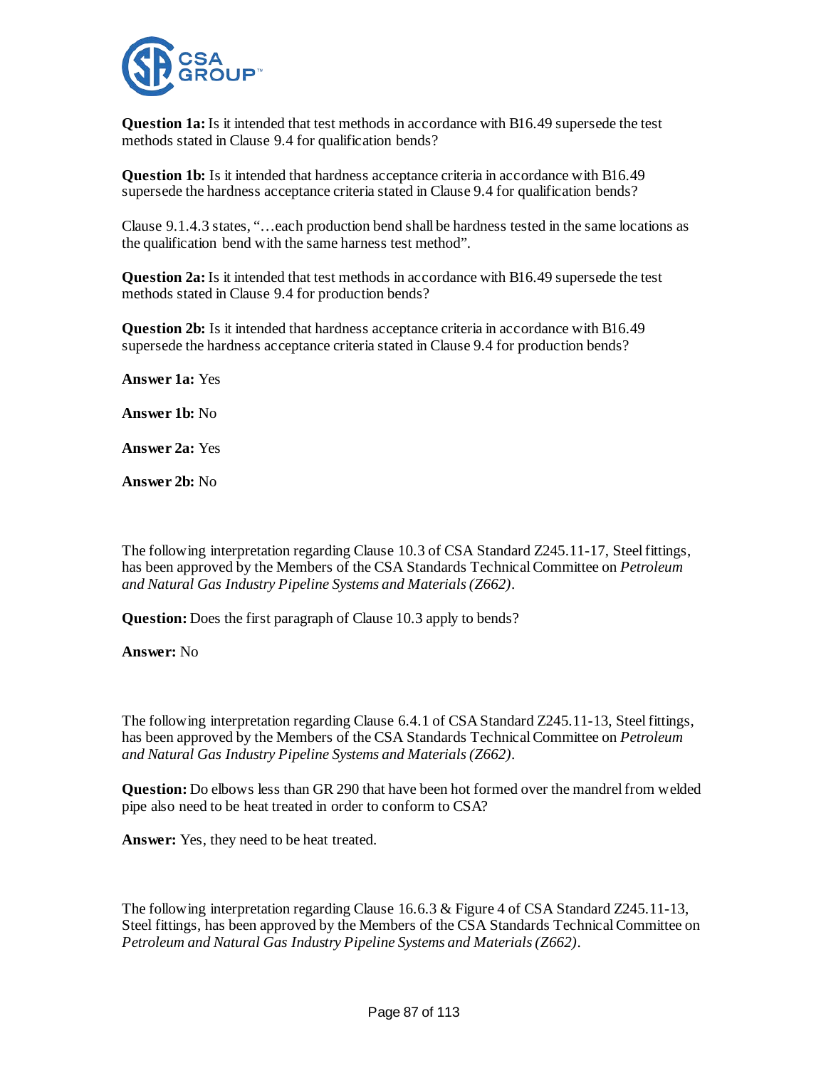**Question 1a:** Is it intended that test methods in accordance with B16.49 supersede the test methods stated in Clause 9.4 for qualification bends?

**Question 1b:** Is it intended that hardness acceptance criteria in accordance with B16.49 supersede the hardness acceptance criteria stated in Clause 9.4 for qualification bends?

Clause 9.1.4.3 states, "…each production bend shall be hardness tested in the same locations as the qualification bend with the same harness test method".

**Question 2a:** Is it intended that test methods in accordance with B16.49 supersede the test methods stated in Clause 9.4 for production bends?

**Question 2b:** Is it intended that hardness acceptance criteria in accordance with B16.49 supersede the hardness acceptance criteria stated in Clause 9.4 for production bends?

**Answer 1a:** Yes

**Answer 1b:** No

**Answer 2a:** Yes

**Answer 2b:** No

The following interpretation regarding Clause 10.3 of CSA Standard Z245.11-17, Steel fittings, has been approved by the Members of the CSA Standards Technical Committee on *Petroleum and Natural Gas Industry Pipeline Systems and Materials (Z662)*.

**Question:** Does the first paragraph of Clause 10.3 apply to bends?

**Answer:** No

The following interpretation regarding Clause 6.4.1 of CSA Standard Z245.11-13, Steel fittings, has been approved by the Members of the CSA Standards Technical Committee on *Petroleum and Natural Gas Industry Pipeline Systems and Materials (Z662)*.

**Question:** Do elbows less than GR 290 that have been hot formed over the mandrel from welded pipe also need to be heat treated in order to conform to CSA?

**Answer:** Yes, they need to be heat treated.

The following interpretation regarding Clause 16.6.3 & Figure 4 of CSA Standard Z245.11-13, Steel fittings, has been approved by the Members of the CSA Standards Technical Committee on *Petroleum and Natural Gas Industry Pipeline Systems and Materials (Z662)*.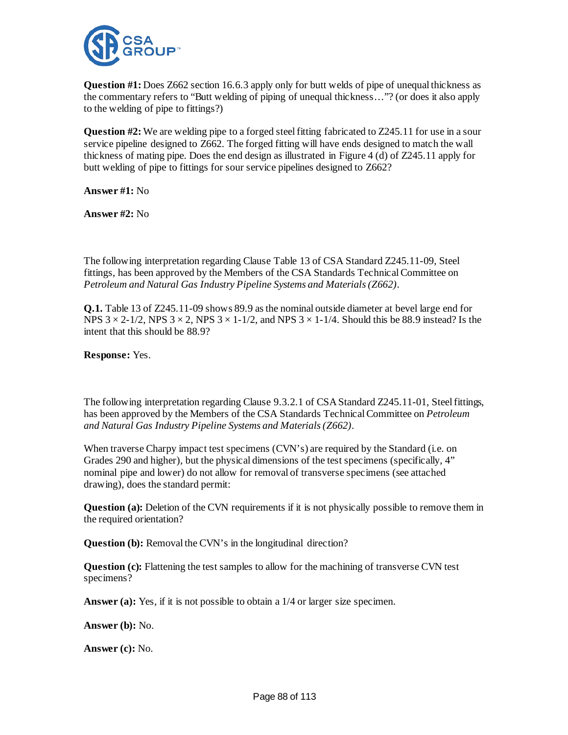**Question #1:** Does Z662 section 16.6.3 apply only for butt welds of pipe of unequal thickness as the commentary refers to "Butt welding of piping of unequal thickness…"? (or does it also apply to the welding of pipe to fittings?)

**Question #2:** We are welding pipe to a forged steel fitting fabricated to Z245.11 for use in a sour service pipeline designed to Z662. The forged fitting will have ends designed to match the wall thickness of mating pipe. Does the end design as illustrated in Figure 4 (d) of Z245.11 apply for butt welding of pipe to fittings for sour service pipelines designed to Z662?

**Answer #1:** No

**Answer #2:** No

The following interpretation regarding Clause Table 13 of CSA Standard Z245.11-09, Steel fittings, has been approved by the Members of the CSA Standards Technical Committee on *Petroleum and Natural Gas Industry Pipeline Systems and Materials (Z662)*.

**Q.1.** Table 13 of Z245.11-09 shows 89.9 as the nominal outside diameter at bevel large end for NPS 3 × 2-1/2, NPS 3 × 2, NPS 3 × 1-1/2, and NPS 3 × 1-1/4. Should this be 88.9 instead? Is the intent that this should be 88.9?

**Response:** Yes.

The following interpretation regarding Clause 9.3.2.1 of CSA Standard Z245.11-01, Steel fittings, has been approved by the Members of the CSA Standards Technical Committee on *Petroleum and Natural Gas Industry Pipeline Systems and Materials (Z662)*.

When traverse Charpy impact test specimens (CVN's) are required by the Standard (i.e. on Grades 290 and higher), but the physical dimensions of the test specimens (specifically, 4" nominal pipe and lower) do not allow for removal of transverse specimens (see attached drawing), does the standard permit:

**Question (a):** Deletion of the CVN requirements if it is not physically possible to remove them in the required orientation?

**Question (b):** Removal the CVN's in the longitudinal direction?

**Question (c):** Flattening the test samples to allow for the machining of transverse CVN test specimens?

**Answer (a):** Yes, if it is not possible to obtain a 1/4 or larger size specimen.

**Answer (b):** No.

**Answer (c):** No.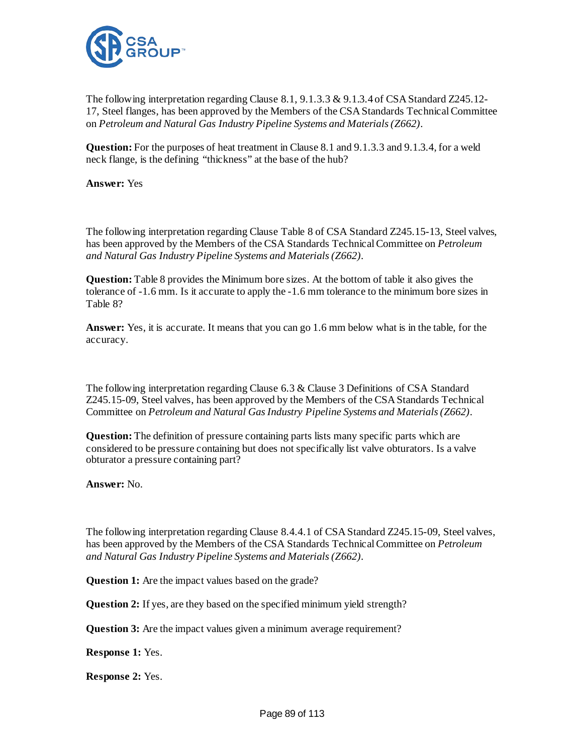The following interpretation regarding Clause 8.1, 9.1.3.3 & 9.1.3.4 of CSA Standard Z245.12-17, Steel flanges, has been approved by the Members of the CSA Standards Technical Committee on *Petroleum and Natural Gas Industry Pipeline Systems and Materials (Z662)*.

**Question:** For the purposes of heat treatment in Clause 8.1 and 9.1.3.3 and 9.1.3.4, for a weld neck flange, is the defining "thickness" at the base of the hub?

**Answer:** Yes

The following interpretation regarding Clause Table 8 of CSA Standard Z245.15-13, Steel valves, has been approved by the Members of the CSA Standards Technical Committee on *Petroleum and Natural Gas Industry Pipeline Systems and Materials (Z662)*.

**Question:** Table 8 provides the Minimum bore sizes. At the bottom of table it also gives the tolerance of -1.6 mm. Is it accurate to apply the -1.6 mm tolerance to the minimum bore sizes in Table 8?

**Answer:** Yes, it is accurate. It means that you can go 1.6 mm below what is in the table, for the accuracy.

The following interpretation regarding Clause 6.3 & Clause 3 Definitions of CSA Standard Z245.15-09, Steel valves, has been approved by the Members of the CSA Standards Technical Committee on *Petroleum and Natural Gas Industry Pipeline Systems and Materials (Z662)*.

**Question:** The definition of pressure containing parts lists many specific parts which are considered to be pressure containing but does not specifically list valve obturators. Is a valve obturator a pressure containing part?

**Answer:** No.

The following interpretation regarding Clause 8.4.4.1 of CSA Standard Z245.15-09, Steel valves, has been approved by the Members of the CSA Standards Technical Committee on *Petroleum and Natural Gas Industry Pipeline Systems and Materials (Z662)*.

**Question 1:** Are the impact values based on the grade?

**Question 2:** If yes, are they based on the specified minimum yield strength?

**Question 3:** Are the impact values given a minimum average requirement?

**Response 1:** Yes.

**Response 2:** Yes.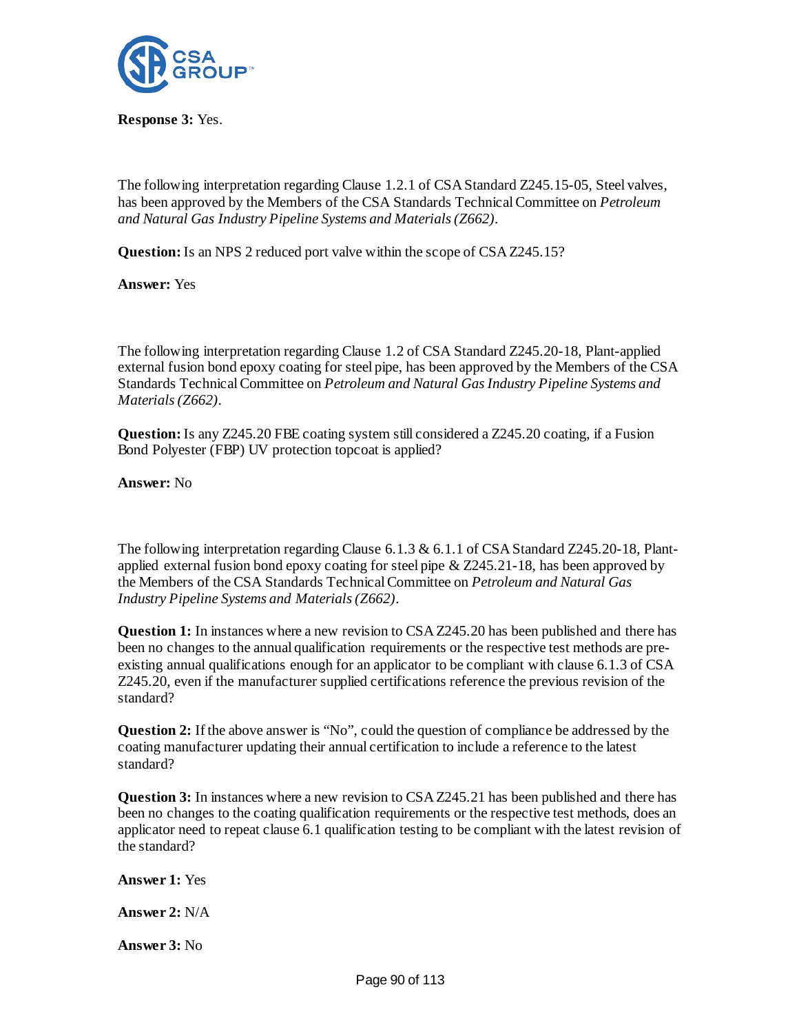**Response 3:** Yes.

The following interpretation regarding Clause 1.2.1 of CSA Standard Z245.15-05, Steel valves, has been approved by the Members of the CSA Standards Technical Committee on *Petroleum and Natural Gas Industry Pipeline Systems and Materials (Z662)*.

**Question:** Is an NPS 2 reduced port valve within the scope of CSA Z245.15?

**Answer:** Yes

The following interpretation regarding Clause 1.2 of CSA Standard Z245.20-18, Plant-applied external fusion bond epoxy coating for steel pipe, has been approved by the Members of the CSA Standards Technical Committee on *Petroleum and Natural Gas Industry Pipeline Systems and Materials (Z662)*.

**Question:** Is any Z245.20 FBE coating system still considered a Z245.20 coating, if a Fusion Bond Polyester (FBP) UV protection topcoat is applied?

**Answer:** No

The following interpretation regarding Clause 6.1.3 & 6.1.1 of CSA Standard Z245.20-18, Plant-applied external fusion bond epoxy coating for steel pipe & Z245.21-18, has been approved by the Members of the CSA Standards Technical Committee on *Petroleum and Natural Gas Industry Pipeline Systems and Materials (Z662)*.

**Question 1:** In instances where a new revision to CSA Z245.20 has been published and there has been no changes to the annual qualification requirements or the respective test methods are pre-existing annual qualifications enough for an applicator to be compliant with clause 6.1.3 of CSA Z245.20, even if the manufacturer supplied certifications reference the previous revision of the standard?

**Question 2:** If the above answer is "No", could the question of compliance be addressed by the coating manufacturer updating their annual certification to include a reference to the latest standard?

**Question 3:** In instances where a new revision to CSA Z245.21 has been published and there has been no changes to the coating qualification requirements or the respective test methods, does an applicator need to repeat clause 6.1 qualification testing to be compliant with the latest revision of the standard?

**Answer 1:** Yes

**Answer 2:** N/A

**Answer 3:** No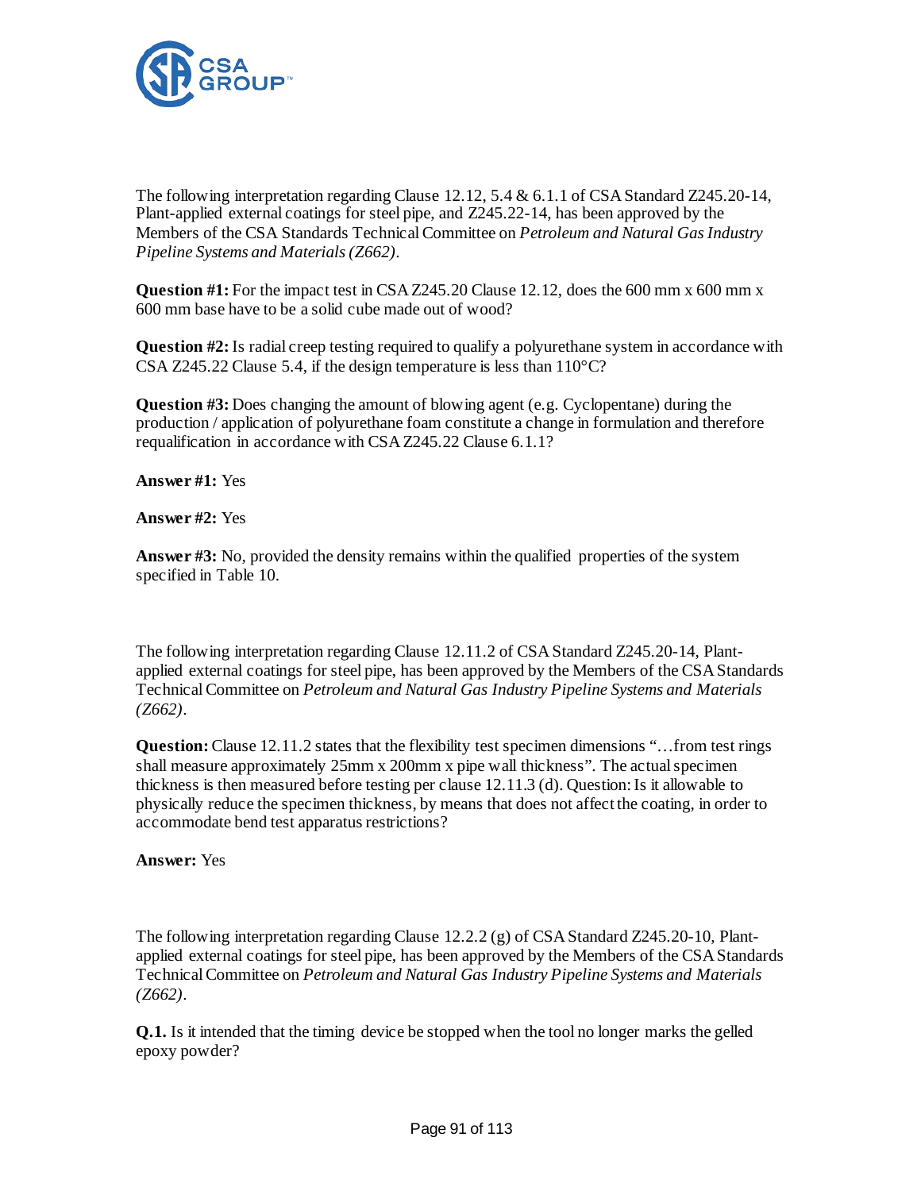The following interpretation regarding Clause 12.12, 5.4 & 6.1.1 of CSA Standard Z245.20-14, Plant-applied external coatings for steel pipe, and Z245.22-14, has been approved by the Members of the CSA Standards Technical Committee on *Petroleum and Natural Gas Industry Pipeline Systems and Materials (Z662)*.

**Question #1:** For the impact test in CSA Z245.20 Clause 12.12, does the 600 mm x 600 mm x 600 mm base have to be a solid cube made out of wood?

**Question #2:** Is radial creep testing required to qualify a polyurethane system in accordance with CSA Z245.22 Clause 5.4, if the design temperature is less than 110°C?

**Question #3:** Does changing the amount of blowing agent (e.g. Cyclopentane) during the production / application of polyurethane foam constitute a change in formulation and therefore requalification in accordance with CSA Z245.22 Clause 6.1.1?

**Answer #1:** Yes

**Answer #2:** Yes

**Answer #3:** No, provided the density remains within the qualified properties of the system specified in Table 10.

The following interpretation regarding Clause 12.11.2 of CSA Standard Z245.20-14, Plant-applied external coatings for steel pipe, has been approved by the Members of the CSA Standards Technical Committee on *Petroleum and Natural Gas Industry Pipeline Systems and Materials (Z662)*.

**Question:** Clause 12.11.2 states that the flexibility test specimen dimensions "…from test rings shall measure approximately 25mm x 200mm x pipe wall thickness". The actual specimen thickness is then measured before testing per clause 12.11.3 (d). Question: Is it allowable to physically reduce the specimen thickness, by means that does not affect the coating, in order to accommodate bend test apparatus restrictions?

**Answer:** Yes

The following interpretation regarding Clause 12.2.2 (g) of CSA Standard Z245.20-10, Plant-applied external coatings for steel pipe, has been approved by the Members of the CSA Standards Technical Committee on *Petroleum and Natural Gas Industry Pipeline Systems and Materials (Z662)*.

**Q.1.** Is it intended that the timing device be stopped when the tool no longer marks the gelled epoxy powder?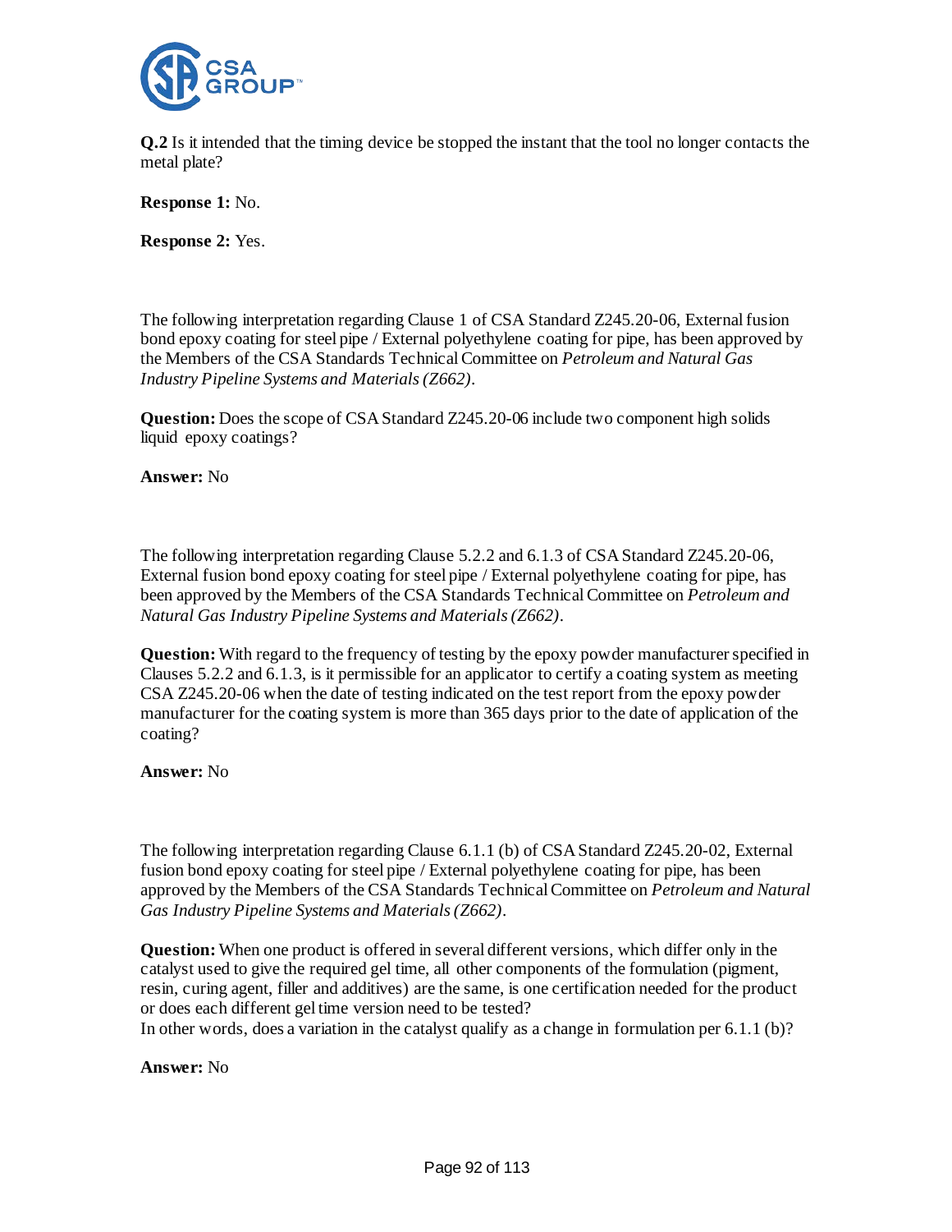**Q.2** Is it intended that the timing device be stopped the instant that the tool no longer contacts the metal plate?

**Response 1:** No.

**Response 2:** Yes.

The following interpretation regarding Clause 1 of CSA Standard Z245.20-06, External fusion bond epoxy coating for steel pipe / External polyethylene coating for pipe, has been approved by the Members of the CSA Standards Technical Committee on *Petroleum and Natural Gas Industry Pipeline Systems and Materials (Z662)*.

**Question:** Does the scope of CSA Standard Z245.20-06 include two component high solids liquid epoxy coatings?

**Answer:** No

The following interpretation regarding Clause 5.2.2 and 6.1.3 of CSA Standard Z245.20-06, External fusion bond epoxy coating for steel pipe / External polyethylene coating for pipe, has been approved by the Members of the CSA Standards Technical Committee on *Petroleum and Natural Gas Industry Pipeline Systems and Materials (Z662)*.

**Question:** With regard to the frequency of testing by the epoxy powder manufacturer specified in Clauses 5.2.2 and 6.1.3, is it permissible for an applicator to certify a coating system as meeting CSA Z245.20-06 when the date of testing indicated on the test report from the epoxy powder manufacturer for the coating system is more than 365 days prior to the date of application of the coating?

**Answer:** No

The following interpretation regarding Clause 6.1.1 (b) of CSA Standard Z245.20-02, External fusion bond epoxy coating for steel pipe / External polyethylene coating for pipe, has been approved by the Members of the CSA Standards Technical Committee on *Petroleum and Natural Gas Industry Pipeline Systems and Materials (Z662)*.

**Question:** When one product is offered in several different versions, which differ only in the catalyst used to give the required gel time, all other components of the formulation (pigment, resin, curing agent, filler and additives) are the same, is one certification needed for the product or does each different gel time version need to be tested?
In other words, does a variation in the catalyst qualify as a change in formulation per 6.1.1 (b)?

**Answer:** No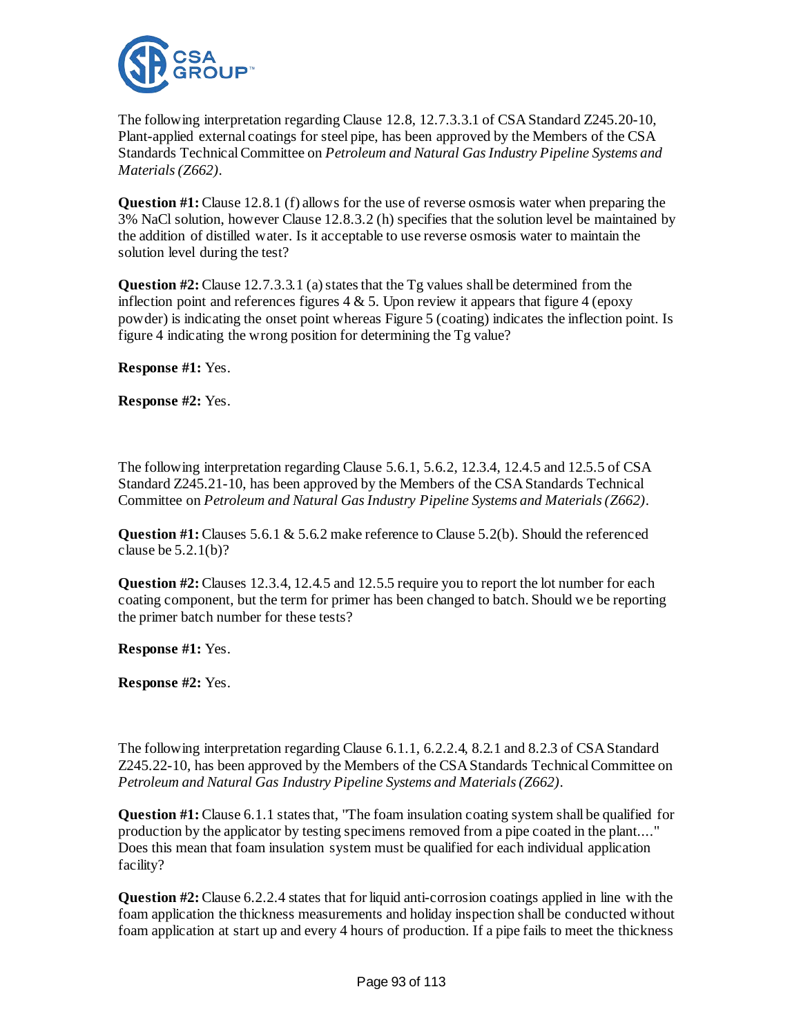The following interpretation regarding Clause 12.8, 12.7.3.3.1 of CSA Standard Z245.20-10, Plant-applied external coatings for steel pipe, has been approved by the Members of the CSA Standards Technical Committee on *Petroleum and Natural Gas Industry Pipeline Systems and Materials (Z662)*.

**Question #1:** Clause 12.8.1 (f) allows for the use of reverse osmosis water when preparing the 3% NaCl solution, however Clause 12.8.3.2 (h) specifies that the solution level be maintained by the addition of distilled water. Is it acceptable to use reverse osmosis water to maintain the solution level during the test?

**Question #2:** Clause 12.7.3.3.1 (a) states that the Tg values shall be determined from the inflection point and references figures 4 & 5. Upon review it appears that figure 4 (epoxy powder) is indicating the onset point whereas Figure 5 (coating) indicates the inflection point. Is figure 4 indicating the wrong position for determining the Tg value?

**Response #1:** Yes.

**Response #2:** Yes.

The following interpretation regarding Clause 5.6.1, 5.6.2, 12.3.4, 12.4.5 and 12.5.5 of CSA Standard Z245.21-10, has been approved by the Members of the CSA Standards Technical Committee on *Petroleum and Natural Gas Industry Pipeline Systems and Materials (Z662)*.

**Question #1:** Clauses 5.6.1 & 5.6.2 make reference to Clause 5.2(b). Should the referenced clause be 5.2.1(b)?

**Question #2:** Clauses 12.3.4, 12.4.5 and 12.5.5 require you to report the lot number for each coating component, but the term for primer has been changed to batch. Should we be reporting the primer batch number for these tests?

**Response #1:** Yes.

**Response #2:** Yes.

The following interpretation regarding Clause 6.1.1, 6.2.2.4, 8.2.1 and 8.2.3 of CSA Standard Z245.22-10, has been approved by the Members of the CSA Standards Technical Committee on *Petroleum and Natural Gas Industry Pipeline Systems and Materials (Z662)*.

**Question #1:** Clause 6.1.1 states that, "The foam insulation coating system shall be qualified for production by the applicator by testing specimens removed from a pipe coated in the plant...." Does this mean that foam insulation system must be qualified for each individual application facility?

**Question #2:** Clause 6.2.2.4 states that for liquid anti-corrosion coatings applied in line with the foam application the thickness measurements and holiday inspection shall be conducted without foam application at start up and every 4 hours of production. If a pipe fails to meet the thickness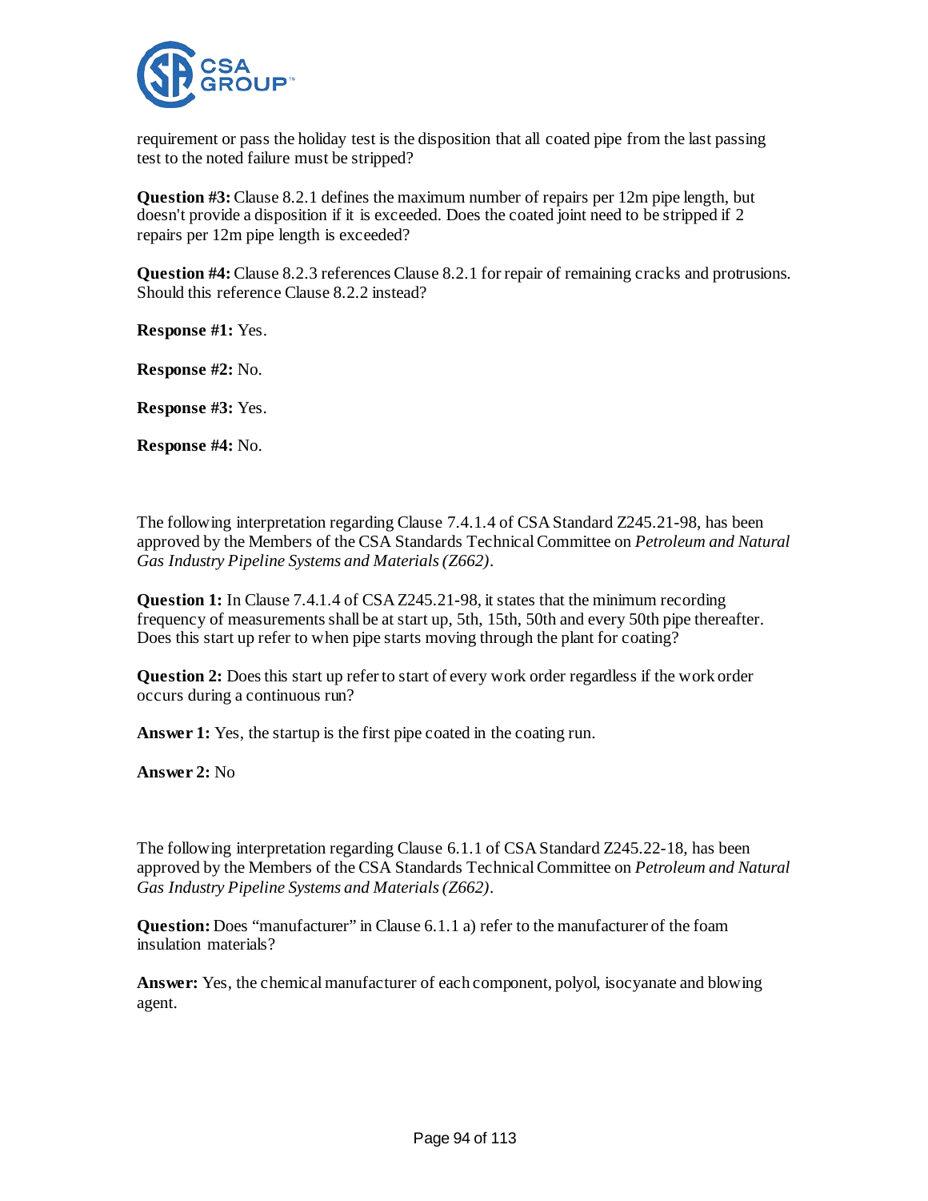requirement or pass the holiday test is the disposition that all coated pipe from the last passing test to the noted failure must be stripped?

**Question #3:** Clause 8.2.1 defines the maximum number of repairs per 12m pipe length, but doesn't provide a disposition if it is exceeded. Does the coated joint need to be stripped if 2 repairs per 12m pipe length is exceeded?

**Question #4:** Clause 8.2.3 references Clause 8.2.1 for repair of remaining cracks and protrusions. Should this reference Clause 8.2.2 instead?

**Response #1:** Yes.

**Response #2:** No.

**Response #3:** Yes.

**Response #4:** No.

The following interpretation regarding Clause 7.4.1.4 of CSA Standard Z245.21-98, has been approved by the Members of the CSA Standards Technical Committee on *Petroleum and Natural Gas Industry Pipeline Systems and Materials (Z662)*.

**Question 1:** In Clause 7.4.1.4 of CSA Z245.21-98, it states that the minimum recording frequency of measurements shall be at start up, 5th, 15th, 50th and every 50th pipe thereafter. Does this start up refer to when pipe starts moving through the plant for coating?

**Question 2:** Does this start up refer to start of every work order regardless if the work order occurs during a continuous run?

**Answer 1:** Yes, the startup is the first pipe coated in the coating run.

**Answer 2:** No

The following interpretation regarding Clause 6.1.1 of CSA Standard Z245.22-18, has been approved by the Members of the CSA Standards Technical Committee on *Petroleum and Natural Gas Industry Pipeline Systems and Materials (Z662)*.

**Question:** Does "manufacturer" in Clause 6.1.1 a) refer to the manufacturer of the foam insulation materials?

**Answer:** Yes, the chemical manufacturer of each component, polyol, isocyanate and blowing agent.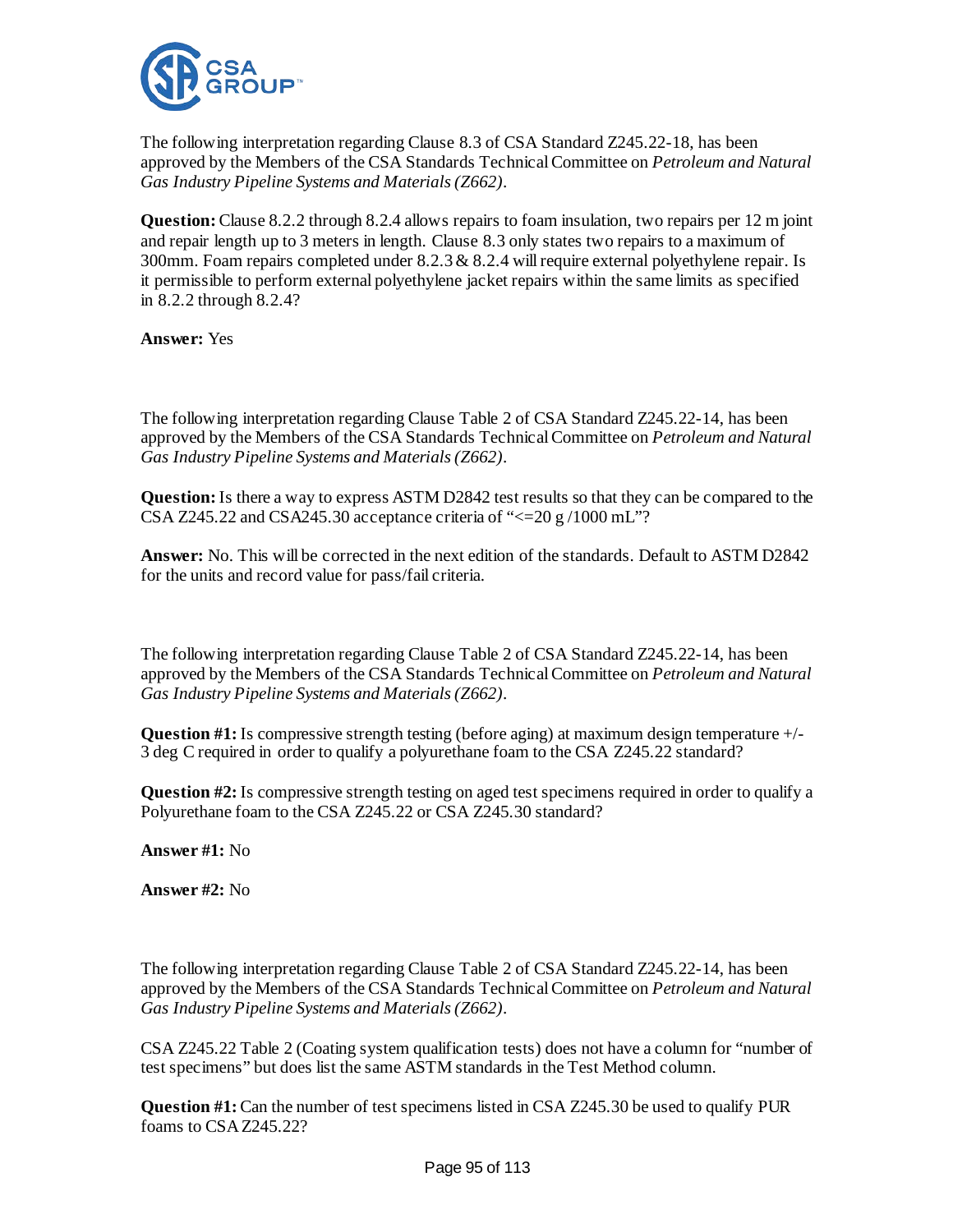The following interpretation regarding Clause 8.3 of CSA Standard Z245.22-18, has been approved by the Members of the CSA Standards Technical Committee on *Petroleum and Natural Gas Industry Pipeline Systems and Materials (Z662)*.

**Question:** Clause 8.2.2 through 8.2.4 allows repairs to foam insulation, two repairs per 12 m joint and repair length up to 3 meters in length. Clause 8.3 only states two repairs to a maximum of 300mm. Foam repairs completed under 8.2.3 & 8.2.4 will require external polyethylene repair. Is it permissible to perform external polyethylene jacket repairs within the same limits as specified in 8.2.2 through 8.2.4?

**Answer:** Yes

The following interpretation regarding Clause Table 2 of CSA Standard Z245.22-14, has been approved by the Members of the CSA Standards Technical Committee on *Petroleum and Natural Gas Industry Pipeline Systems and Materials (Z662)*.

**Question:** Is there a way to express ASTM D2842 test results so that they can be compared to the CSA Z245.22 and CSA245.30 acceptance criteria of "<=20 g /1000 mL"?

**Answer:** No. This will be corrected in the next edition of the standards. Default to ASTM D2842 for the units and record value for pass/fail criteria.

The following interpretation regarding Clause Table 2 of CSA Standard Z245.22-14, has been approved by the Members of the CSA Standards Technical Committee on *Petroleum and Natural Gas Industry Pipeline Systems and Materials (Z662)*.

**Question #1:** Is compressive strength testing (before aging) at maximum design temperature +/- 3 deg C required in order to qualify a polyurethane foam to the CSA Z245.22 standard?

**Question #2:** Is compressive strength testing on aged test specimens required in order to qualify a Polyurethane foam to the CSA Z245.22 or CSA Z245.30 standard?

**Answer #1:** No

**Answer #2:** No

The following interpretation regarding Clause Table 2 of CSA Standard Z245.22-14, has been approved by the Members of the CSA Standards Technical Committee on *Petroleum and Natural Gas Industry Pipeline Systems and Materials (Z662)*.

CSA Z245.22 Table 2 (Coating system qualification tests) does not have a column for "number of test specimens" but does list the same ASTM standards in the Test Method column.

**Question #1:** Can the number of test specimens listed in CSA Z245.30 be used to qualify PUR foams to CSA Z245.22?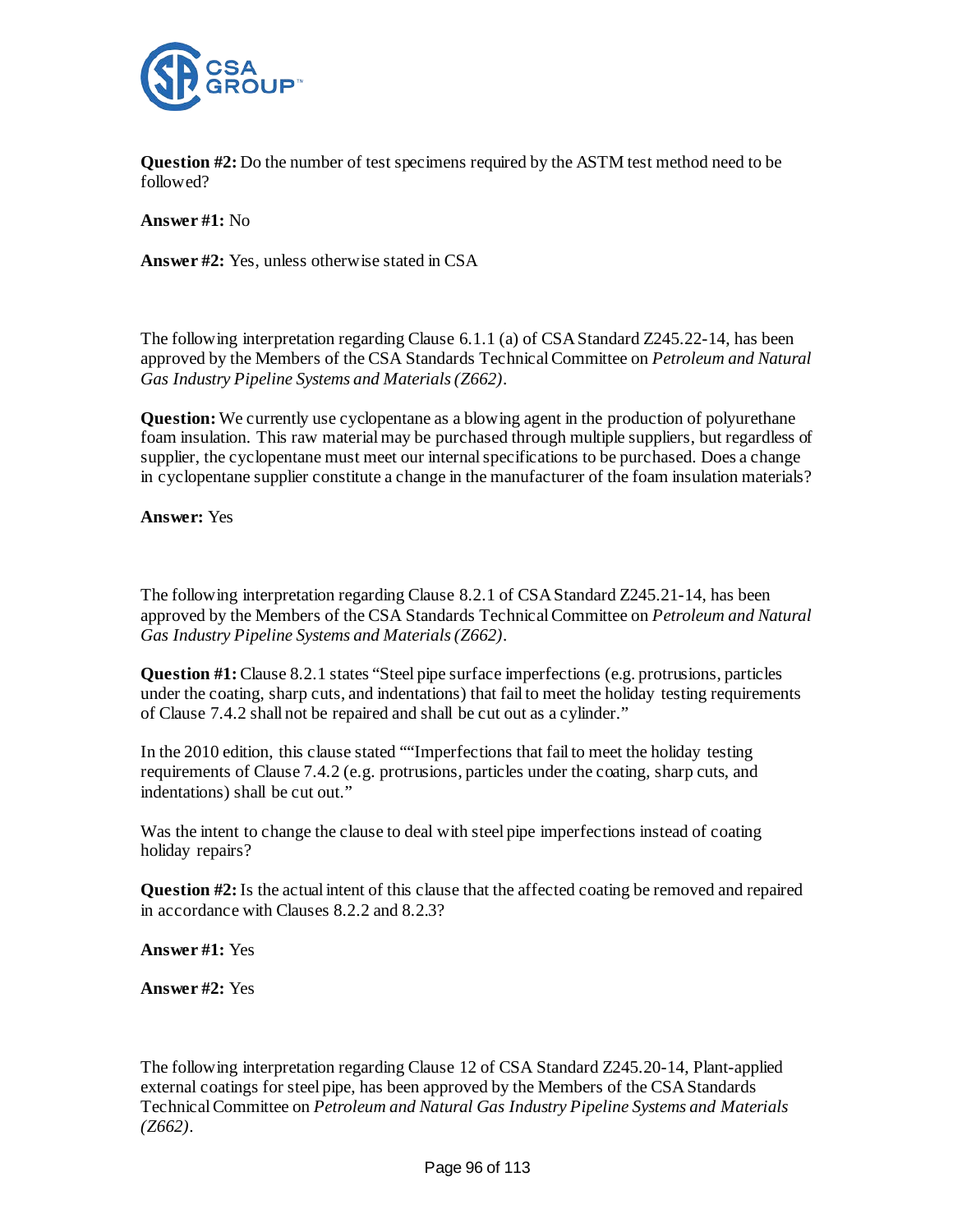**Question #2:** Do the number of test specimens required by the ASTM test method need to be followed?

**Answer #1:** No

**Answer #2:** Yes, unless otherwise stated in CSA

The following interpretation regarding Clause 6.1.1 (a) of CSA Standard Z245.22-14, has been approved by the Members of the CSA Standards Technical Committee on *Petroleum and Natural Gas Industry Pipeline Systems and Materials (Z662)*.

**Question:** We currently use cyclopentane as a blowing agent in the production of polyurethane foam insulation. This raw material may be purchased through multiple suppliers, but regardless of supplier, the cyclopentane must meet our internal specifications to be purchased. Does a change in cyclopentane supplier constitute a change in the manufacturer of the foam insulation materials?

**Answer:** Yes

The following interpretation regarding Clause 8.2.1 of CSA Standard Z245.21-14, has been approved by the Members of the CSA Standards Technical Committee on *Petroleum and Natural Gas Industry Pipeline Systems and Materials (Z662)*.

**Question #1:** Clause 8.2.1 states "Steel pipe surface imperfections (e.g. protrusions, particles under the coating, sharp cuts, and indentations) that fail to meet the holiday testing requirements of Clause 7.4.2 shall not be repaired and shall be cut out as a cylinder."

In the 2010 edition, this clause stated ""Imperfections that fail to meet the holiday testing requirements of Clause 7.4.2 (e.g. protrusions, particles under the coating, sharp cuts, and indentations) shall be cut out."

Was the intent to change the clause to deal with steel pipe imperfections instead of coating holiday repairs?

**Question #2:** Is the actual intent of this clause that the affected coating be removed and repaired in accordance with Clauses 8.2.2 and 8.2.3?

**Answer #1:** Yes

**Answer #2:** Yes

The following interpretation regarding Clause 12 of CSA Standard Z245.20-14, Plant-applied external coatings for steel pipe, has been approved by the Members of the CSA Standards Technical Committee on *Petroleum and Natural Gas Industry Pipeline Systems and Materials (Z662)*.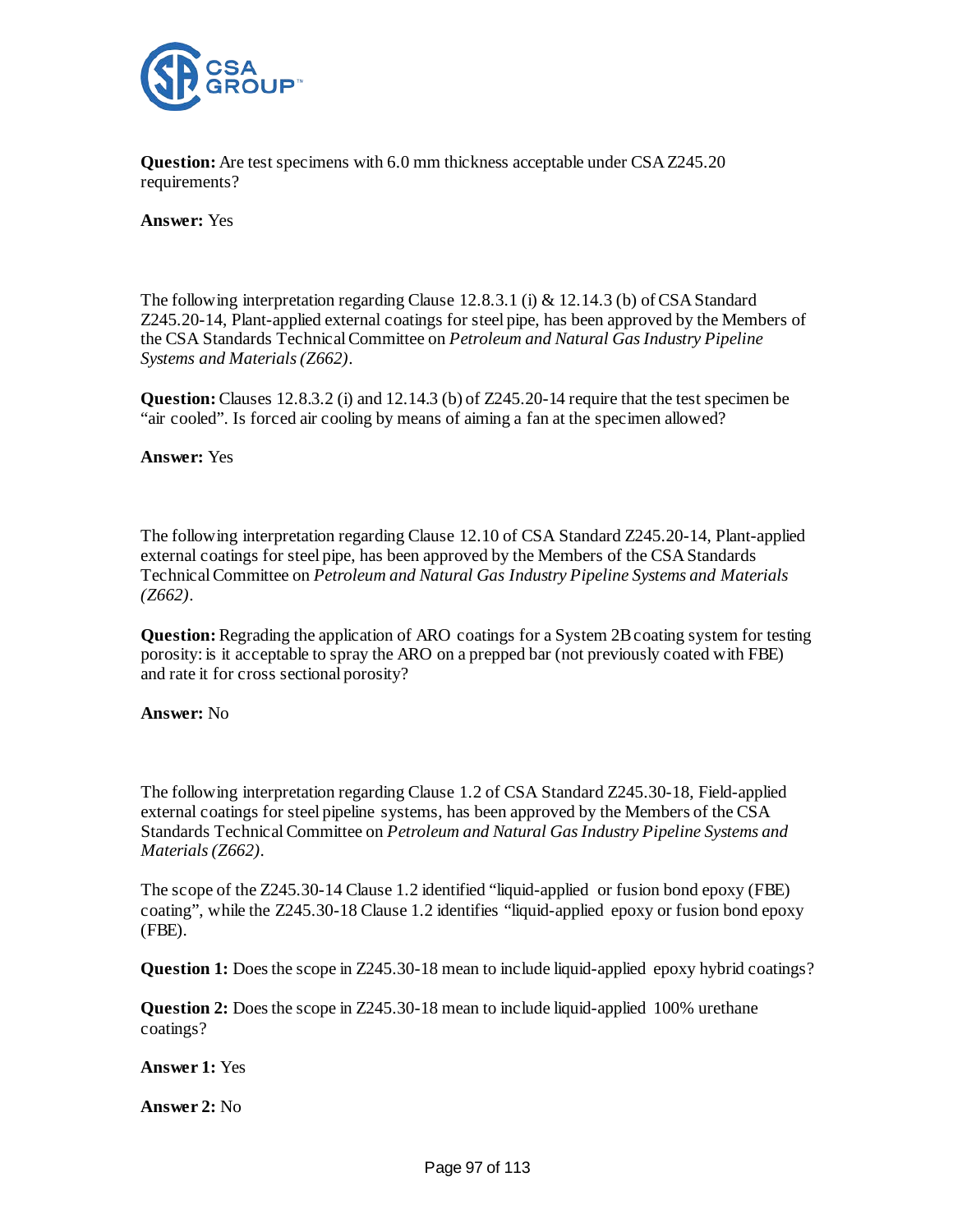**Question:** Are test specimens with 6.0 mm thickness acceptable under CSA Z245.20 requirements?

**Answer:** Yes

The following interpretation regarding Clause 12.8.3.1 (i) & 12.14.3 (b) of CSA Standard Z245.20-14, Plant-applied external coatings for steel pipe, has been approved by the Members of the CSA Standards Technical Committee on *Petroleum and Natural Gas Industry Pipeline Systems and Materials (Z662)*.

**Question:** Clauses 12.8.3.2 (i) and 12.14.3 (b) of Z245.20-14 require that the test specimen be "air cooled". Is forced air cooling by means of aiming a fan at the specimen allowed?

**Answer:** Yes

The following interpretation regarding Clause 12.10 of CSA Standard Z245.20-14, Plant-applied external coatings for steel pipe, has been approved by the Members of the CSA Standards Technical Committee on *Petroleum and Natural Gas Industry Pipeline Systems and Materials (Z662)*.

**Question:** Regrading the application of ARO coatings for a System 2B coating system for testing porosity: is it acceptable to spray the ARO on a prepped bar (not previously coated with FBE) and rate it for cross sectional porosity?

**Answer:** No

The following interpretation regarding Clause 1.2 of CSA Standard Z245.30-18, Field-applied external coatings for steel pipeline systems, has been approved by the Members of the CSA Standards Technical Committee on *Petroleum and Natural Gas Industry Pipeline Systems and Materials (Z662)*.

The scope of the Z245.30-14 Clause 1.2 identified "liquid-applied or fusion bond epoxy (FBE) coating", while the Z245.30-18 Clause 1.2 identifies "liquid-applied epoxy or fusion bond epoxy (FBE).

**Question 1:** Does the scope in Z245.30-18 mean to include liquid-applied epoxy hybrid coatings?

**Question 2:** Does the scope in Z245.30-18 mean to include liquid-applied 100% urethane coatings?

**Answer 1:** Yes

**Answer 2:** No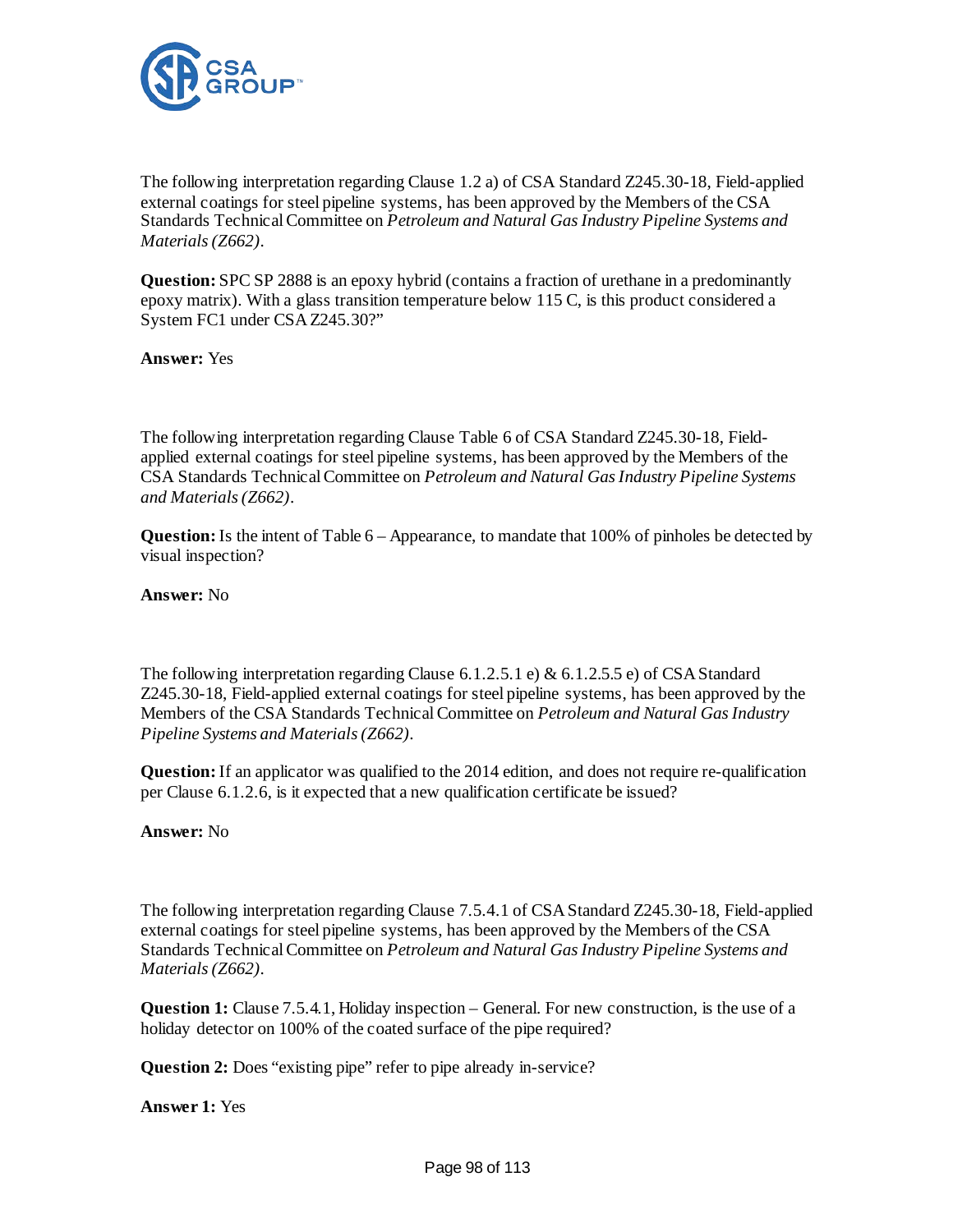The following interpretation regarding Clause 1.2 a) of CSA Standard Z245.30-18, Field-applied external coatings for steel pipeline systems, has been approved by the Members of the CSA Standards Technical Committee on *Petroleum and Natural Gas Industry Pipeline Systems and Materials (Z662)*.

**Question:** SPC SP 2888 is an epoxy hybrid (contains a fraction of urethane in a predominantly epoxy matrix). With a glass transition temperature below 115 C, is this product considered a System FC1 under CSA Z245.30?"

**Answer:** Yes

The following interpretation regarding Clause Table 6 of CSA Standard Z245.30-18, Field-applied external coatings for steel pipeline systems, has been approved by the Members of the CSA Standards Technical Committee on *Petroleum and Natural Gas Industry Pipeline Systems and Materials (Z662)*.

**Question:** Is the intent of Table 6 – Appearance, to mandate that 100% of pinholes be detected by visual inspection?

**Answer:** No

The following interpretation regarding Clause 6.1.2.5.1 e) & 6.1.2.5.5 e) of CSA Standard Z245.30-18, Field-applied external coatings for steel pipeline systems, has been approved by the Members of the CSA Standards Technical Committee on *Petroleum and Natural Gas Industry Pipeline Systems and Materials (Z662)*.

**Question:** If an applicator was qualified to the 2014 edition, and does not require re-qualification per Clause 6.1.2.6, is it expected that a new qualification certificate be issued?

**Answer:** No

The following interpretation regarding Clause 7.5.4.1 of CSA Standard Z245.30-18, Field-applied external coatings for steel pipeline systems, has been approved by the Members of the CSA Standards Technical Committee on *Petroleum and Natural Gas Industry Pipeline Systems and Materials (Z662)*.

**Question 1:** Clause 7.5.4.1, Holiday inspection – General. For new construction, is the use of a holiday detector on 100% of the coated surface of the pipe required?

**Question 2:** Does "existing pipe" refer to pipe already in-service?

**Answer 1:** Yes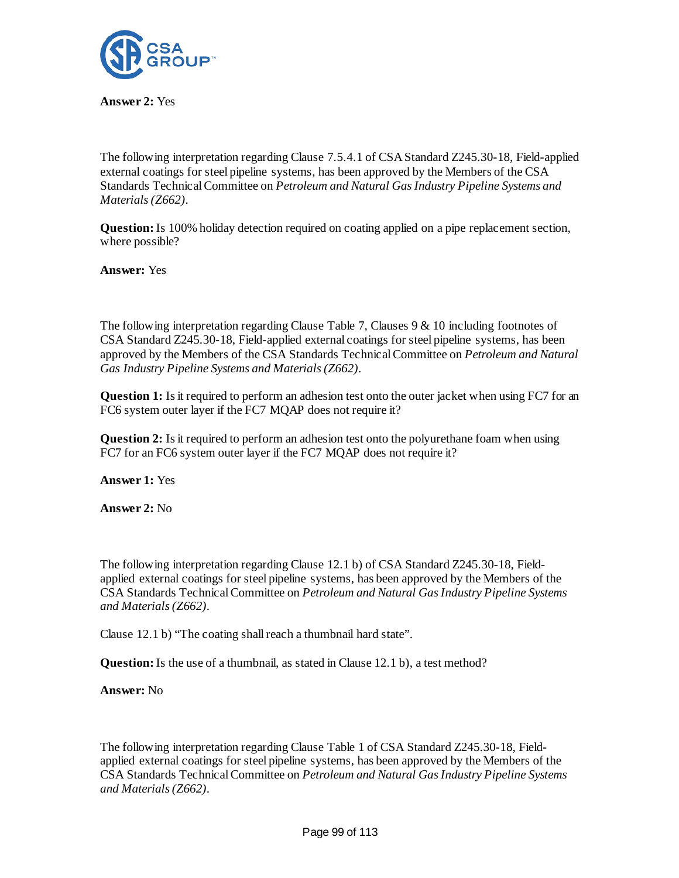**Answer 2:** Yes

The following interpretation regarding Clause 7.5.4.1 of CSA Standard Z245.30-18, Field-applied external coatings for steel pipeline systems, has been approved by the Members of the CSA Standards Technical Committee on *Petroleum and Natural Gas Industry Pipeline Systems and Materials (Z662)*.

**Question:** Is 100% holiday detection required on coating applied on a pipe replacement section, where possible?

**Answer:** Yes

The following interpretation regarding Clause Table 7, Clauses 9 & 10 including footnotes of CSA Standard Z245.30-18, Field-applied external coatings for steel pipeline systems, has been approved by the Members of the CSA Standards Technical Committee on *Petroleum and Natural Gas Industry Pipeline Systems and Materials (Z662)*.

**Question 1:** Is it required to perform an adhesion test onto the outer jacket when using FC7 for an FC6 system outer layer if the FC7 MQAP does not require it?

**Question 2:** Is it required to perform an adhesion test onto the polyurethane foam when using FC7 for an FC6 system outer layer if the FC7 MQAP does not require it?

**Answer 1:** Yes

**Answer 2:** No

The following interpretation regarding Clause 12.1 b) of CSA Standard Z245.30-18, Field-applied external coatings for steel pipeline systems, has been approved by the Members of the CSA Standards Technical Committee on *Petroleum and Natural Gas Industry Pipeline Systems and Materials (Z662)*.

Clause 12.1 b) "The coating shall reach a thumbnail hard state".

**Question:** Is the use of a thumbnail, as stated in Clause 12.1 b), a test method?

**Answer:** No

The following interpretation regarding Clause Table 1 of CSA Standard Z245.30-18, Field-applied external coatings for steel pipeline systems, has been approved by the Members of the CSA Standards Technical Committee on *Petroleum and Natural Gas Industry Pipeline Systems and Materials (Z662)*.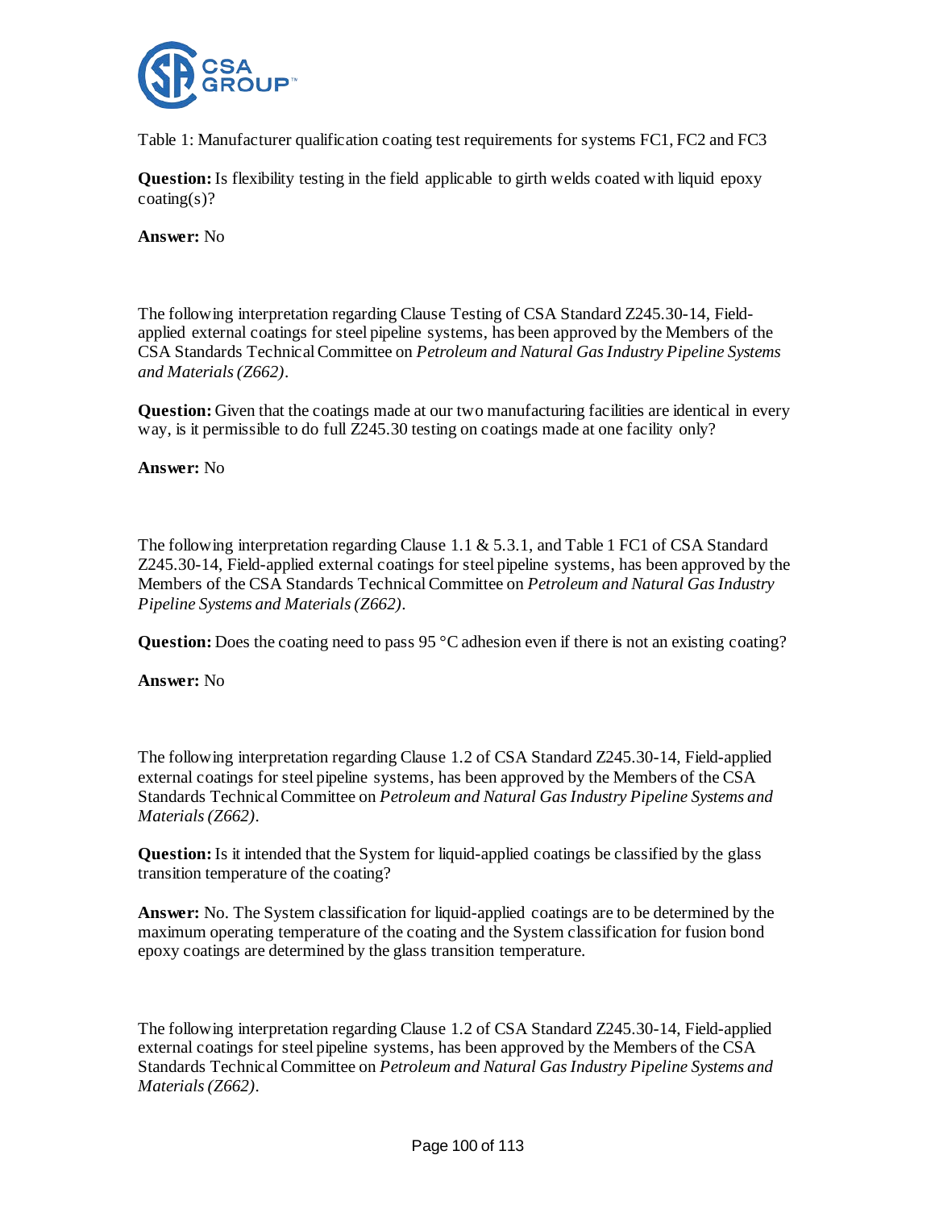Table 1: Manufacturer qualification coating test requirements for systems FC1, FC2 and FC3

**Question:** Is flexibility testing in the field applicable to girth welds coated with liquid epoxy coating(s)?

**Answer:** No

The following interpretation regarding Clause Testing of CSA Standard Z245.30-14, Field-applied external coatings for steel pipeline systems, has been approved by the Members of the CSA Standards Technical Committee on *Petroleum and Natural Gas Industry Pipeline Systems and Materials (Z662)*.

**Question:** Given that the coatings made at our two manufacturing facilities are identical in every way, is it permissible to do full Z245.30 testing on coatings made at one facility only?

**Answer:** No

The following interpretation regarding Clause 1.1 & 5.3.1, and Table 1 FC1 of CSA Standard Z245.30-14, Field-applied external coatings for steel pipeline systems, has been approved by the Members of the CSA Standards Technical Committee on *Petroleum and Natural Gas Industry Pipeline Systems and Materials (Z662)*.

**Question:** Does the coating need to pass 95 °C adhesion even if there is not an existing coating?

**Answer:** No

The following interpretation regarding Clause 1.2 of CSA Standard Z245.30-14, Field-applied external coatings for steel pipeline systems, has been approved by the Members of the CSA Standards Technical Committee on *Petroleum and Natural Gas Industry Pipeline Systems and Materials (Z662)*.

**Question:** Is it intended that the System for liquid-applied coatings be classified by the glass transition temperature of the coating?

**Answer:** No. The System classification for liquid-applied coatings are to be determined by the maximum operating temperature of the coating and the System classification for fusion bond epoxy coatings are determined by the glass transition temperature.

The following interpretation regarding Clause 1.2 of CSA Standard Z245.30-14, Field-applied external coatings for steel pipeline systems, has been approved by the Members of the CSA Standards Technical Committee on *Petroleum and Natural Gas Industry Pipeline Systems and Materials (Z662)*.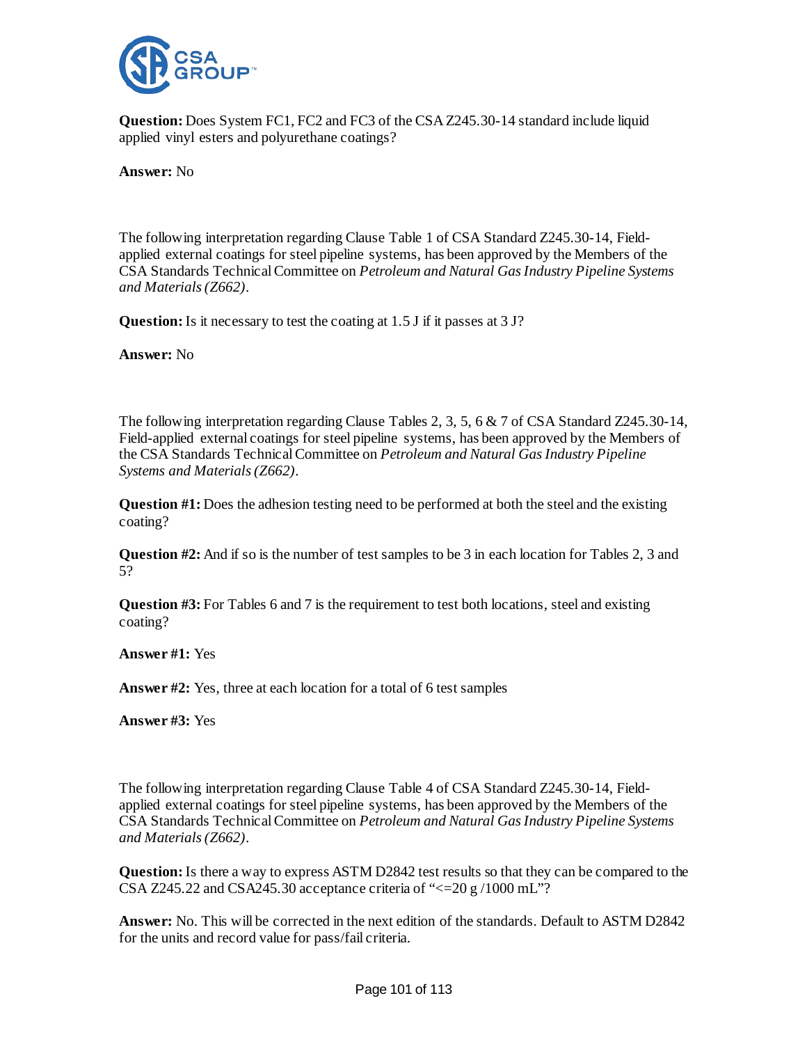**Question:** Does System FC1, FC2 and FC3 of the CSA Z245.30-14 standard include liquid applied vinyl esters and polyurethane coatings?

**Answer:** No

The following interpretation regarding Clause Table 1 of CSA Standard Z245.30-14, Field-applied external coatings for steel pipeline systems, has been approved by the Members of the CSA Standards Technical Committee on *Petroleum and Natural Gas Industry Pipeline Systems and Materials (Z662)*.

**Question:** Is it necessary to test the coating at 1.5 J if it passes at 3 J?

**Answer:** No

The following interpretation regarding Clause Tables 2, 3, 5, 6 & 7 of CSA Standard Z245.30-14, Field-applied external coatings for steel pipeline systems, has been approved by the Members of the CSA Standards Technical Committee on *Petroleum and Natural Gas Industry Pipeline Systems and Materials (Z662)*.

**Question #1:** Does the adhesion testing need to be performed at both the steel and the existing coating?

**Question #2:** And if so is the number of test samples to be 3 in each location for Tables 2, 3 and 5?

**Question #3:** For Tables 6 and 7 is the requirement to test both locations, steel and existing coating?

**Answer #1:** Yes

**Answer #2:** Yes, three at each location for a total of 6 test samples

**Answer #3:** Yes

The following interpretation regarding Clause Table 4 of CSA Standard Z245.30-14, Field-applied external coatings for steel pipeline systems, has been approved by the Members of the CSA Standards Technical Committee on *Petroleum and Natural Gas Industry Pipeline Systems and Materials (Z662)*.

**Question:** Is there a way to express ASTM D2842 test results so that they can be compared to the CSA Z245.22 and CSA245.30 acceptance criteria of "<=20 g /1000 mL"?

**Answer:** No. This will be corrected in the next edition of the standards. Default to ASTM D2842 for the units and record value for pass/fail criteria.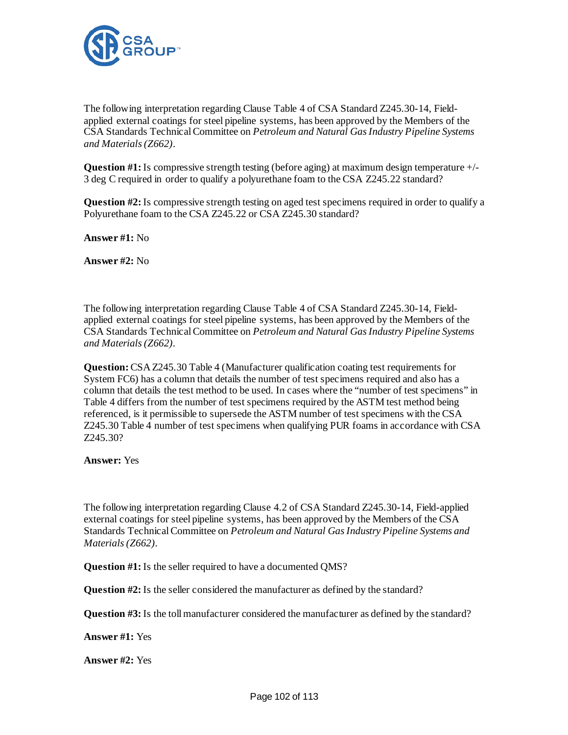The following interpretation regarding Clause Table 4 of CSA Standard Z245.30-14, Field-applied external coatings for steel pipeline systems, has been approved by the Members of the CSA Standards Technical Committee on *Petroleum and Natural Gas Industry Pipeline Systems and Materials (Z662)*.

**Question #1:** Is compressive strength testing (before aging) at maximum design temperature +/- 3 deg C required in order to qualify a polyurethane foam to the CSA Z245.22 standard?

**Question #2:** Is compressive strength testing on aged test specimens required in order to qualify a Polyurethane foam to the CSA Z245.22 or CSA Z245.30 standard?

**Answer #1:** No

**Answer #2:** No

The following interpretation regarding Clause Table 4 of CSA Standard Z245.30-14, Field-applied external coatings for steel pipeline systems, has been approved by the Members of the CSA Standards Technical Committee on *Petroleum and Natural Gas Industry Pipeline Systems and Materials (Z662)*.

**Question:** CSA Z245.30 Table 4 (Manufacturer qualification coating test requirements for System FC6) has a column that details the number of test specimens required and also has a column that details the test method to be used. In cases where the "number of test specimens" in Table 4 differs from the number of test specimens required by the ASTM test method being referenced, is it permissible to supersede the ASTM number of test specimens with the CSA Z245.30 Table 4 number of test specimens when qualifying PUR foams in accordance with CSA Z245.30?

**Answer:** Yes

The following interpretation regarding Clause 4.2 of CSA Standard Z245.30-14, Field-applied external coatings for steel pipeline systems, has been approved by the Members of the CSA Standards Technical Committee on *Petroleum and Natural Gas Industry Pipeline Systems and Materials (Z662)*.

**Question #1:** Is the seller required to have a documented QMS?

**Question #2:** Is the seller considered the manufacturer as defined by the standard?

**Question #3:** Is the toll manufacturer considered the manufacturer as defined by the standard?

**Answer #1:** Yes

**Answer #2:** Yes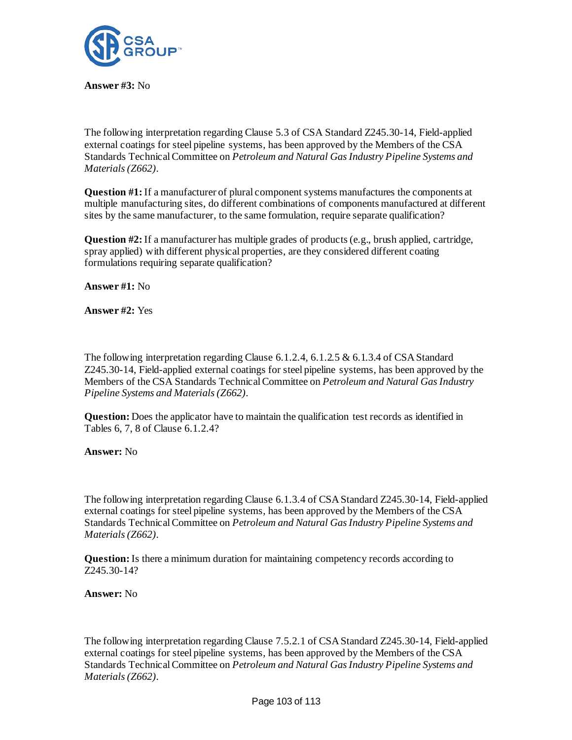**Answer #3:** No

The following interpretation regarding Clause 5.3 of CSA Standard Z245.30-14, Field-applied external coatings for steel pipeline systems, has been approved by the Members of the CSA Standards Technical Committee on *Petroleum and Natural Gas Industry Pipeline Systems and Materials (Z662)*.

**Question #1:** If a manufacturer of plural component systems manufactures the components at multiple manufacturing sites, do different combinations of components manufactured at different sites by the same manufacturer, to the same formulation, require separate qualification?

**Question #2:** If a manufacturer has multiple grades of products (e.g., brush applied, cartridge, spray applied) with different physical properties, are they considered different coating formulations requiring separate qualification?

**Answer #1:** No

**Answer #2:** Yes

The following interpretation regarding Clause 6.1.2.4, 6.1.2.5 & 6.1.3.4 of CSA Standard Z245.30-14, Field-applied external coatings for steel pipeline systems, has been approved by the Members of the CSA Standards Technical Committee on *Petroleum and Natural Gas Industry Pipeline Systems and Materials (Z662)*.

**Question:** Does the applicator have to maintain the qualification test records as identified in Tables 6, 7, 8 of Clause 6.1.2.4?

**Answer:** No

The following interpretation regarding Clause 6.1.3.4 of CSA Standard Z245.30-14, Field-applied external coatings for steel pipeline systems, has been approved by the Members of the CSA Standards Technical Committee on *Petroleum and Natural Gas Industry Pipeline Systems and Materials (Z662)*.

**Question:** Is there a minimum duration for maintaining competency records according to Z245.30-14?

**Answer:** No

The following interpretation regarding Clause 7.5.2.1 of CSA Standard Z245.30-14, Field-applied external coatings for steel pipeline systems, has been approved by the Members of the CSA Standards Technical Committee on *Petroleum and Natural Gas Industry Pipeline Systems and Materials (Z662)*.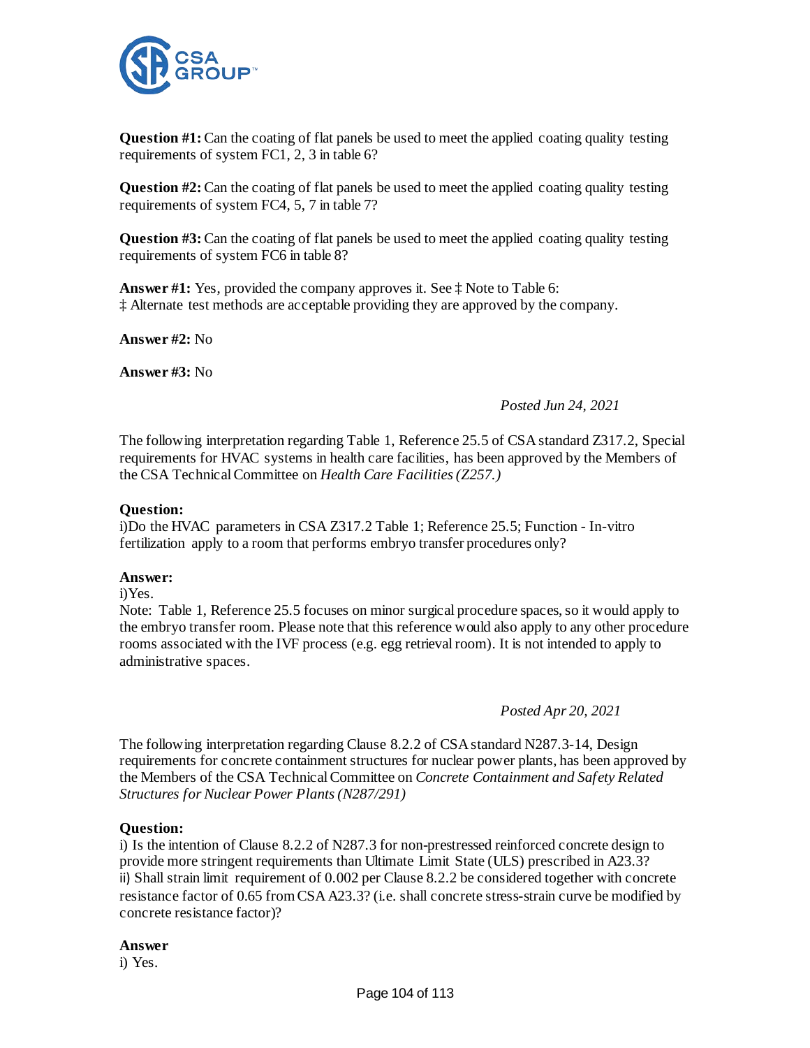**Question #1:** Can the coating of flat panels be used to meet the applied coating quality testing requirements of system FC1, 2, 3 in table 6?

**Question #2:** Can the coating of flat panels be used to meet the applied coating quality testing requirements of system FC4, 5, 7 in table 7?

**Question #3:** Can the coating of flat panels be used to meet the applied coating quality testing requirements of system FC6 in table 8?

**Answer #1:** Yes, provided the company approves it. See ‡ Note to Table 6:
‡ Alternate test methods are acceptable providing they are approved by the company.

**Answer #2:** No

**Answer #3:** No

*Posted Jun 24, 2021*

The following interpretation regarding Table 1, Reference 25.5 of CSA standard Z317.2, Special requirements for HVAC systems in health care facilities, has been approved by the Members of the CSA Technical Committee on *Health Care Facilities (Z257.)*

**Question:**
i)Do the HVAC parameters in CSA Z317.2 Table 1; Reference 25.5; Function - In-vitro fertilization apply to a room that performs embryo transfer procedures only?

**Answer:**
i)Yes.
Note: Table 1, Reference 25.5 focuses on minor surgical procedure spaces, so it would apply to the embryo transfer room. Please note that this reference would also apply to any other procedure rooms associated with the IVF process (e.g. egg retrieval room). It is not intended to apply to administrative spaces.

*Posted Apr 20, 2021*

The following interpretation regarding Clause 8.2.2 of CSA standard N287.3-14, Design requirements for concrete containment structures for nuclear power plants, has been approved by the Members of the CSA Technical Committee on *Concrete Containment and Safety Related Structures for Nuclear Power Plants (N287/291)*

**Question:**
i) Is the intention of Clause 8.2.2 of N287.3 for non-prestressed reinforced concrete design to provide more stringent requirements than Ultimate Limit State (ULS) prescribed in A23.3?
ii) Shall strain limit requirement of 0.002 per Clause 8.2.2 be considered together with concrete resistance factor of 0.65 from CSA A23.3? (i.e. shall concrete stress-strain curve be modified by concrete resistance factor)?

**Answer**
i) Yes.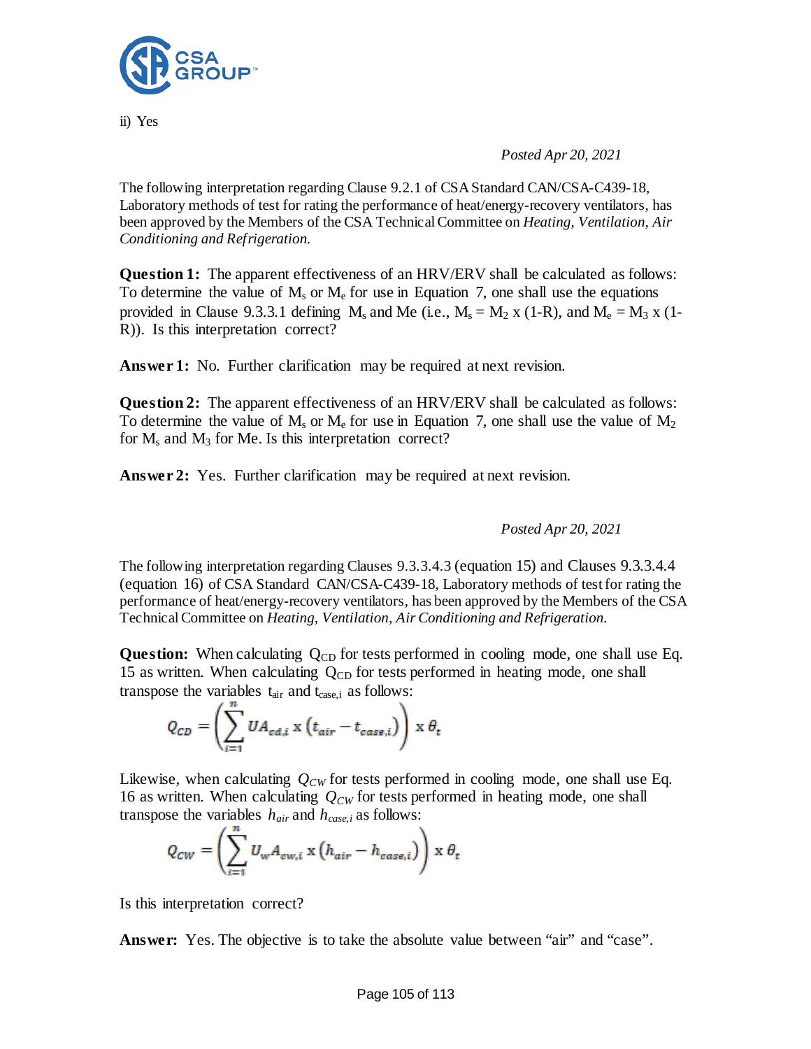ii) Yes

*Posted Apr 20, 2021*

The following interpretation regarding Clause 9.2.1 of CSA Standard CAN/CSA-C439-18, Laboratory methods of test for rating the performance of heat/energy-recovery ventilators, has been approved by the Members of the CSA Technical Committee on *Heating, Ventilation, Air Conditioning and Refrigeration.*

**Question 1:** The apparent effectiveness of an HRV/ERV shall be calculated as follows: To determine the value of $M_s$ or $M_e$ for use in Equation 7, one shall use the equations provided in Clause 9.3.3.1 defining $M_s$ and Me (i.e., $M_s = M_2$ x (1-R), and $M_e = M_3$ x (1-R)). Is this interpretation correct?

**Answer 1:** No. Further clarification may be required at next revision.

**Question 2:** The apparent effectiveness of an HRV/ERV shall be calculated as follows: To determine the value of $M_s$ or $M_e$ for use in Equation 7, one shall use the value of $M_2$ for $M_s$ and $M_3$ for Me. Is this interpretation correct?

**Answer 2:** Yes. Further clarification may be required at next revision.

*Posted Apr 20, 2021*

The following interpretation regarding Clauses 9.3.3.4.3 (equation 15) and Clauses 9.3.3.4.4 (equation 16) of CSA Standard CAN/CSA-C439-18, Laboratory methods of test for rating the performance of heat/energy-recovery ventilators, has been approved by the Members of the CSA Technical Committee on *Heating, Ventilation, Air Conditioning and Refrigeration.*

**Question:** When calculating $Q_{CD}$ for tests performed in cooling mode, one shall use Eq. 15 as written. When calculating $Q_{CD}$ for tests performed in heating mode, one shall transpose the variables $t_{air}$ and $t_{case,i}$ as follows:

$$Q_{CD} = \left( \sum_{i=1}^{n} UA_{cd,i} \text{ x } \left( t_{air} - t_{case,i} \right) \right) \text{ x } \theta_t$$

Likewise, when calculating $Q_{CW}$ for tests performed in cooling mode, one shall use Eq. 16 as written. When calculating $Q_{CW}$ for tests performed in heating mode, one shall transpose the variables $h_{air}$ and $h_{case,i}$ as follows:

$$Q_{CW} = \left( \sum_{i=1}^{n} U_w A_{cw,i} \text{ x } \left( h_{air} - h_{case,i} \right) \right) \text{ x } \theta_t$$

Is this interpretation correct?

**Answer:** Yes. The objective is to take the absolute value between "air" and "case".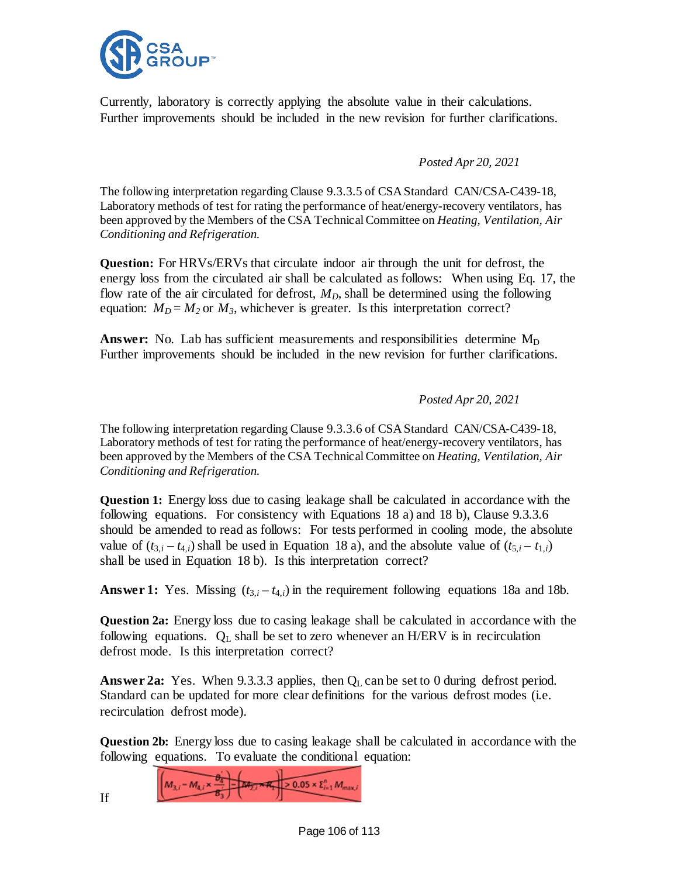Currently, laboratory is correctly applying the absolute value in their calculations. Further improvements should be included in the new revision for further clarifications.

*Posted Apr 20, 2021*

The following interpretation regarding Clause 9.3.3.5 of CSA Standard CAN/CSA-C439-18, Laboratory methods of test for rating the performance of heat/energy-recovery ventilators, has been approved by the Members of the CSA Technical Committee on *Heating, Ventilation, Air Conditioning and Refrigeration.*

**Question:** For HRVs/ERVs that circulate indoor air through the unit for defrost, the energy loss from the circulated air shall be calculated as follows: When using Eq. 17, the flow rate of the air circulated for defrost, $M_D$, shall be determined using the following equation: $M_D = M_2$ or $M_3$, whichever is greater. Is this interpretation correct?

**Answer:** No. Lab has sufficient measurements and responsibilities determine $M_D$ Further improvements should be included in the new revision for further clarifications.

*Posted Apr 20, 2021*

The following interpretation regarding Clause 9.3.3.6 of CSA Standard CAN/CSA-C439-18, Laboratory methods of test for rating the performance of heat/energy-recovery ventilators, has been approved by the Members of the CSA Technical Committee on *Heating, Ventilation, Air Conditioning and Refrigeration.*

**Question 1:** Energy loss due to casing leakage shall be calculated in accordance with the following equations. For consistency with Equations 18 a) and 18 b), Clause 9.3.3.6 should be amended to read as follows: For tests performed in cooling mode, the absolute value of $(t_{3,i} - t_{4,i})$ shall be used in Equation 18 a), and the absolute value of $(t_{5,i} - t_{1,i})$ shall be used in Equation 18 b). Is this interpretation correct?

**Answer 1:** Yes. Missing $(t_{3,i} - t_{4,i})$ in the requirement following equations 18a and 18b.

**Question 2a:** Energy loss due to casing leakage shall be calculated in accordance with the following equations. $Q_L$ shall be set to zero whenever an H/ERV is in recirculation defrost mode. Is this interpretation correct?

**Answer 2a:** Yes. When 9.3.3.3 applies, then $Q_L$ can be set to 0 during defrost period. Standard can be updated for more clear definitions for the various defrost modes (i.e. recirculation defrost mode).

**Question 2b:** Energy loss due to casing leakage shall be calculated in accordance with the following equations. To evaluate the conditional equation:

If $\left|\left(M_{3,i} - M_{4,i} \times \frac{B_4'}{B_3}\right) - \left(M_{2,i} \times R_1\right)\right| > 0.05 \times \Sigma_{i=1}^{n} M_{max,i}$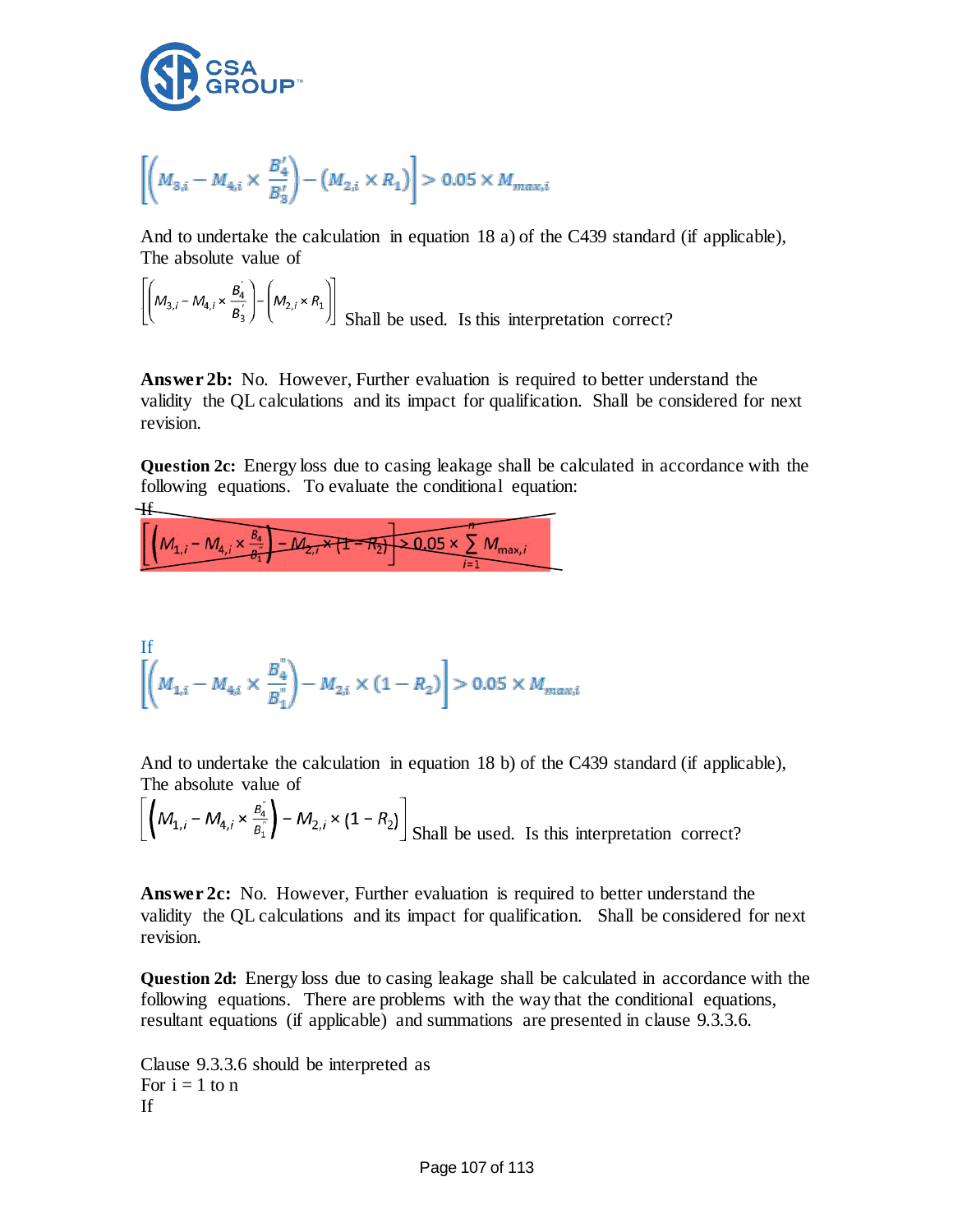$$\left[\left(M_{3,i} - M_{4,i} \times \frac{B_4'}{B_3'}\right) - \left(M_{2,i} \times R_1\right)\right] > 0.05 \times M_{max,i}$$

And to undertake the calculation in equation 18 a) of the C439 standard (if applicable), The absolute value of

$$\left[\left(M_{3,i} - M_{4,i} \times \frac{B_4'}{B_3'}\right) - \left(M_{2,i} \times R_1\right)\right]$$

Shall be used. Is this interpretation correct?

**Answer 2b:** No. However, Further evaluation is required to better understand the validity the QL calculations and its impact for qualification. Shall be considered for next revision.

**Question 2c:** Energy loss due to casing leakage shall be calculated in accordance with the following equations. To evaluate the conditional equation:

~~If~~

~~$$\left[\left(M_{1,i} - M_{4,i} \times \frac{B_4}{B_1}\right) - M_{2,i} \times (1 - R_2)\right] > 0.05 \times \sum_{i=1}^{n} M_{\max,i}$$~~

If

$$\left[\left(M_{1,i} - M_{4,i} \times \frac{B_4''}{B_1''}\right) - M_{2,i} \times (1 - R_2)\right] > 0.05 \times M_{max,i}$$

And to undertake the calculation in equation 18 b) of the C439 standard (if applicable), The absolute value of

$$\left[\left(M_{1,i} - M_{4,i} \times \frac{B_4''}{B_1''}\right) - M_{2,i} \times (1 - R_2)\right]$$

Shall be used. Is this interpretation correct?

**Answer 2c:** No. However, Further evaluation is required to better understand the validity the QL calculations and its impact for qualification. Shall be considered for next revision.

**Question 2d:** Energy loss due to casing leakage shall be calculated in accordance with the following equations. There are problems with the way that the conditional equations, resultant equations (if applicable) and summations are presented in clause 9.3.3.6.

Clause 9.3.3.6 should be interpreted as

For i = 1 to n

If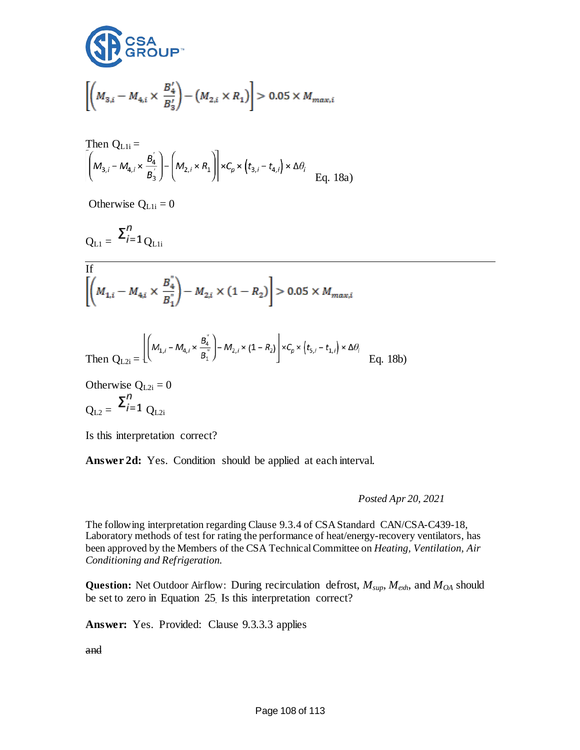$$\left[\left(M_{3,i} - M_{4,i} \times \frac{B_4'}{B_3'}\right) - \left(M_{2,i} \times R_1\right)\right] > 0.05 \times M_{max,i}$$

Then $Q_{L1i}$ =

$$\left[\left(M_{3,i} - M_{4,i} \times \frac{B_4'}{B_3'}\right) - \left(M_{2,i} \times R_1\right)\right] \times C_p \times \left(t_{3,i} - t_{4,i}\right) \times \Delta\theta_i \quad \text{Eq. 18a)}$$

Otherwise $Q_{L1i} = 0$

$$Q_{L1} = \sum_{i=1}^{n} Q_{L1i}$$

---

If

$$\left[\left(M_{1,i} - M_{4,i} \times \frac{B_4''}{B_1''}\right) - M_{2,i} \times (1 - R_2)\right] > 0.05 \times M_{max,i}$$

Then $Q_{L2i}$ =

$$\left[\left(M_{1,i} - M_{4,i} \times \frac{B_4''}{B_1''}\right) - M_{2,i} \times (1 - R_2)\right] \times C_p \times \left(t_{5,i} - t_{1,i}\right) \times \Delta\theta_i \quad \text{Eq. 18b)}$$

Otherwise $Q_{L2i} = 0$

$$Q_{L2} = \sum_{i=1}^{n} Q_{L2i}$$

Is this interpretation correct?

**Answer 2d:** Yes. Condition should be applied at each interval.

*Posted Apr 20, 2021*

The following interpretation regarding Clause 9.3.4 of CSA Standard CAN/CSA-C439-18, Laboratory methods of test for rating the performance of heat/energy-recovery ventilators, has been approved by the Members of the CSA Technical Committee on *Heating, Ventilation, Air Conditioning and Refrigeration.*

**Question:** Net Outdoor Airflow: During recirculation defrost, $M_{sup}$, $M_{exh}$, and $M_{OA}$ should be set to zero in Equation 25. Is this interpretation correct?

**Answer:** Yes. Provided: Clause 9.3.3.3 applies

~~and~~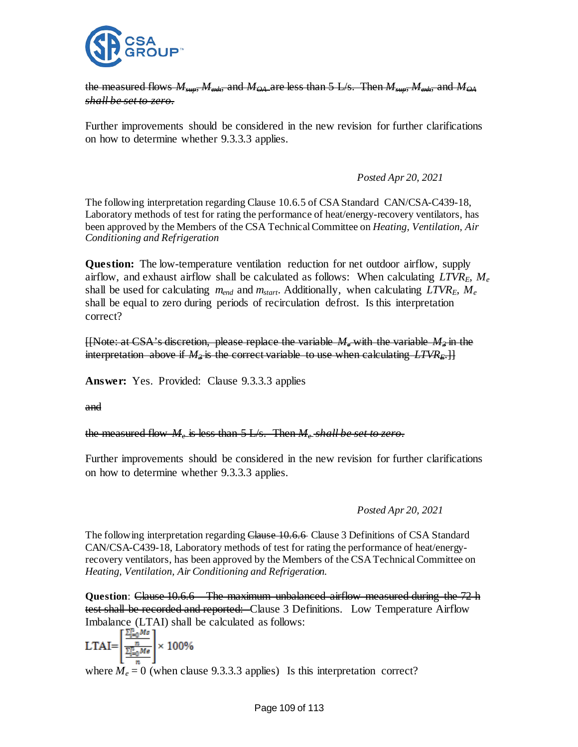~~the measured flows $M_{sup}$, $M_{exh}$, and $M_{OA}$ are less than 5 L/s. Then $M_{sup}$, $M_{exh}$, and $M_{OA}$ *shall be set to zero*.~~

Further improvements should be considered in the new revision for further clarifications on how to determine whether 9.3.3.3 applies.

*Posted Apr 20, 2021*

The following interpretation regarding Clause 10.6.5 of CSA Standard CAN/CSA-C439-18, Laboratory methods of test for rating the performance of heat/energy-recovery ventilators, has been approved by the Members of the CSA Technical Committee on *Heating, Ventilation, Air Conditioning and Refrigeration*

**Question:** The low-temperature ventilation reduction for net outdoor airflow, supply airflow, and exhaust airflow shall be calculated as follows: When calculating $LTVR_E$, $M_e$ shall be used for calculating $m_{end}$ and $m_{start}$. Additionally, when calculating $LTVR_E$, $M_e$ shall be equal to zero during periods of recirculation defrost. Is this interpretation correct?

~~[[Note: at CSA's discretion, please replace the variable $M_e$ with the variable $M_3$ in the interpretation above if $M_3$ is the correct variable to use when calculating $LTVR_E$.]]~~

**Answer:** Yes. Provided: Clause 9.3.3.3 applies

~~and~~

~~the measured flow $M_e$ is less than 5 L/s. Then $M_e$ *shall be set to zero*.~~

Further improvements should be considered in the new revision for further clarifications on how to determine whether 9.3.3.3 applies.

*Posted Apr 20, 2021*

The following interpretation regarding ~~Clause 10.6.6~~ Clause 3 Definitions of CSA Standard CAN/CSA-C439-18, Laboratory methods of test for rating the performance of heat/energy-recovery ventilators, has been approved by the Members of the CSA Technical Committee on *Heating, Ventilation, Air Conditioning and Refrigeration.*

**Question**: ~~Clause 10.6.6 – The maximum unbalanced airflow measured during the 72 h test shall be recorded and reported:~~ Clause 3 Definitions. Low Temperature Airflow Imbalance (LTAI) shall be calculated as follows:

$$\text{LTAI} = \left[ \frac{\frac{\sum_{i=0}^{n} Ms}{n}}{\frac{\sum_{i=0}^{n} Me}{n}} \right] \times 100\%$$

where $M_e = 0$ (when clause 9.3.3.3 applies) Is this interpretation correct?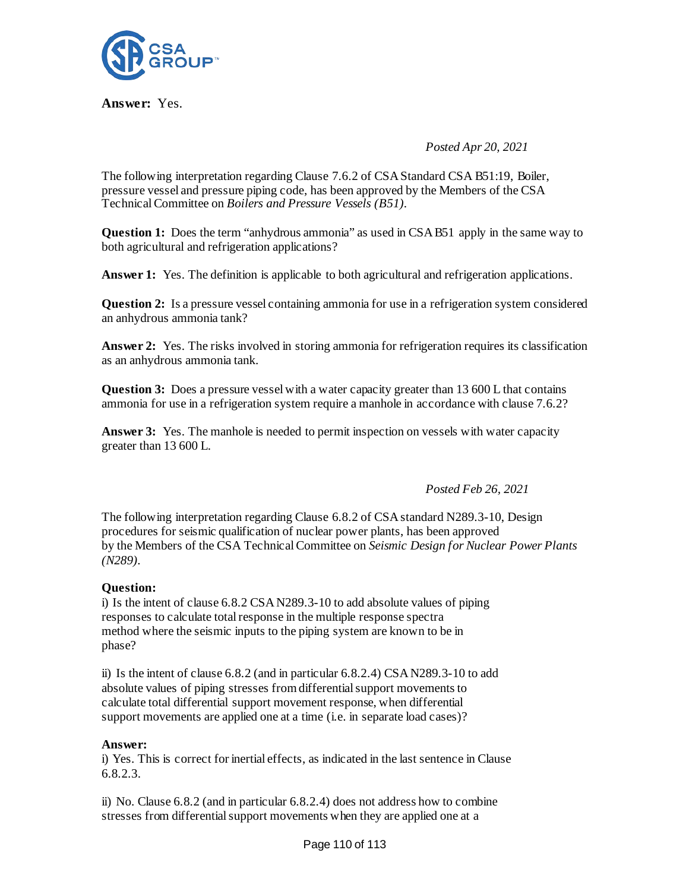**Answer:** Yes.

*Posted Apr 20, 2021*

The following interpretation regarding Clause 7.6.2 of CSA Standard CSA B51:19, Boiler, pressure vessel and pressure piping code, has been approved by the Members of the CSA Technical Committee on *Boilers and Pressure Vessels (B51)*.

**Question 1:** Does the term "anhydrous ammonia" as used in CSA B51 apply in the same way to both agricultural and refrigeration applications?

**Answer 1:** Yes. The definition is applicable to both agricultural and refrigeration applications.

**Question 2:** Is a pressure vessel containing ammonia for use in a refrigeration system considered an anhydrous ammonia tank?

**Answer 2:** Yes. The risks involved in storing ammonia for refrigeration requires its classification as an anhydrous ammonia tank.

**Question 3:** Does a pressure vessel with a water capacity greater than 13 600 L that contains ammonia for use in a refrigeration system require a manhole in accordance with clause 7.6.2?

**Answer 3:** Yes. The manhole is needed to permit inspection on vessels with water capacity greater than 13 600 L.

*Posted Feb 26, 2021*

The following interpretation regarding Clause 6.8.2 of CSA standard N289.3-10, Design procedures for seismic qualification of nuclear power plants, has been approved by the Members of the CSA Technical Committee on *Seismic Design for Nuclear Power Plants (N289)*.

**Question:**

i) Is the intent of clause 6.8.2 CSA N289.3-10 to add absolute values of piping responses to calculate total response in the multiple response spectra method where the seismic inputs to the piping system are known to be in phase?

ii) Is the intent of clause 6.8.2 (and in particular 6.8.2.4) CSA N289.3-10 to add absolute values of piping stresses from differential support movements to calculate total differential support movement response, when differential support movements are applied one at a time (i.e. in separate load cases)?

**Answer:**

i) Yes. This is correct for inertial effects, as indicated in the last sentence in Clause 6.8.2.3.

ii) No. Clause 6.8.2 (and in particular 6.8.2.4) does not address how to combine stresses from differential support movements when they are applied one at a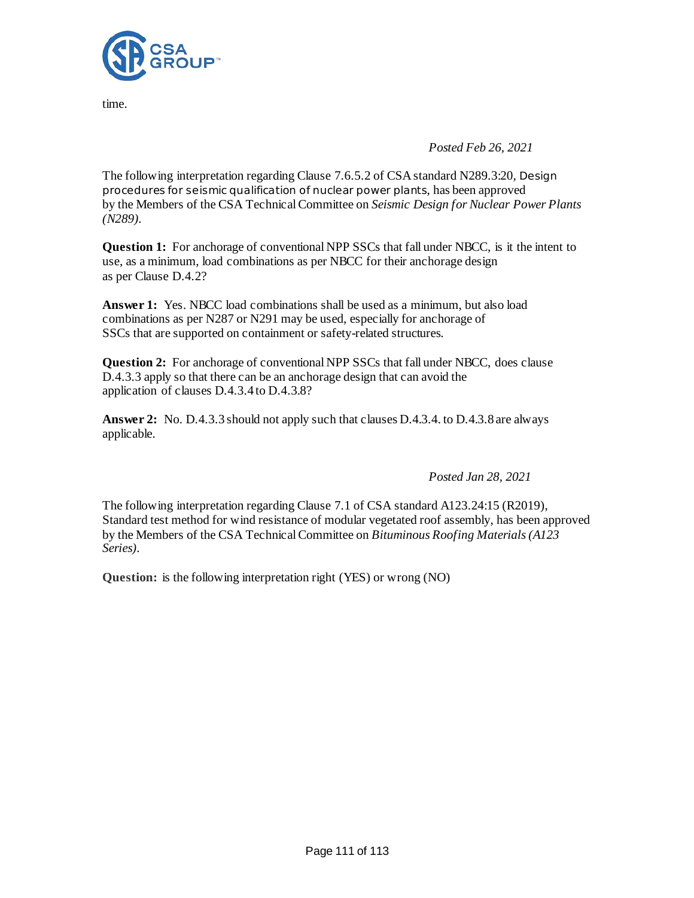time.

*Posted Feb 26, 2021*

The following interpretation regarding Clause 7.6.5.2 of CSA standard N289.3:20, Design procedures for seismic qualification of nuclear power plants, has been approved by the Members of the CSA Technical Committee on *Seismic Design for Nuclear Power Plants (N289)*.

**Question 1:** For anchorage of conventional NPP SSCs that fall under NBCC, is it the intent to use, as a minimum, load combinations as per NBCC for their anchorage design as per Clause D.4.2?

**Answer 1:** Yes. NBCC load combinations shall be used as a minimum, but also load combinations as per N287 or N291 may be used, especially for anchorage of SSCs that are supported on containment or safety-related structures.

**Question 2:** For anchorage of conventional NPP SSCs that fall under NBCC, does clause D.4.3.3 apply so that there can be an anchorage design that can avoid the application of clauses D.4.3.4 to D.4.3.8?

**Answer 2:** No. D.4.3.3 should not apply such that clauses D.4.3.4. to D.4.3.8 are always applicable.

*Posted Jan 28, 2021*

The following interpretation regarding Clause 7.1 of CSA standard A123.24:15 (R2019), Standard test method for wind resistance of modular vegetated roof assembly, has been approved by the Members of the CSA Technical Committee on *Bituminous Roofing Materials (A123 Series)*.

**Question:** is the following interpretation right (YES) or wrong (NO)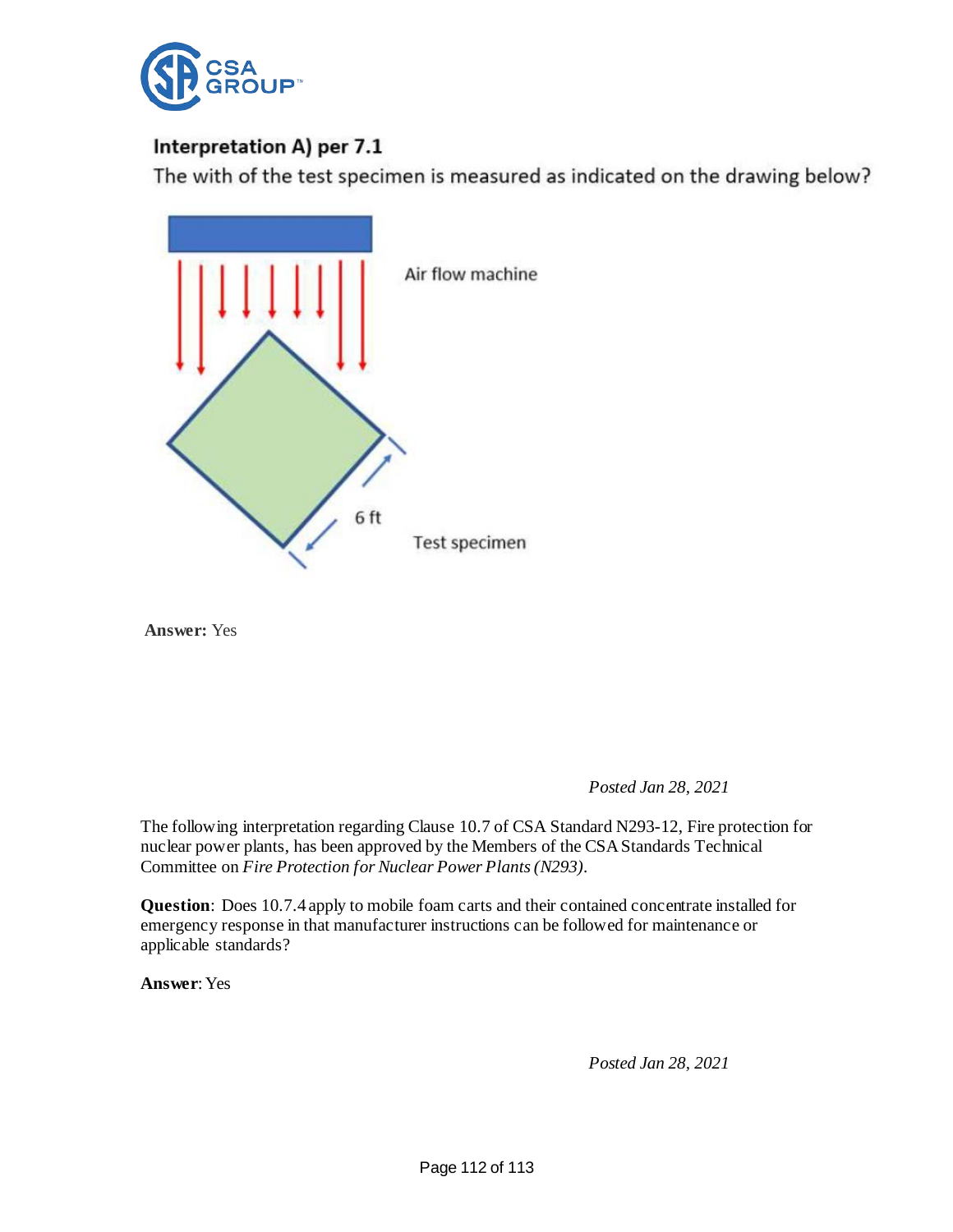**Interpretation A) per 7.1**

The with of the test specimen is measured as indicated on the drawing below?

Air flow machine

6 ft

Test specimen

**Answer:** Yes

*Posted Jan 28, 2021*

The following interpretation regarding Clause 10.7 of CSA Standard N293-12, Fire protection for nuclear power plants, has been approved by the Members of the CSA Standards Technical Committee on *Fire Protection for Nuclear Power Plants (N293)*.

**Question**: Does 10.7.4 apply to mobile foam carts and their contained concentrate installed for emergency response in that manufacturer instructions can be followed for maintenance or applicable standards?

**Answer**: Yes

*Posted Jan 28, 2021*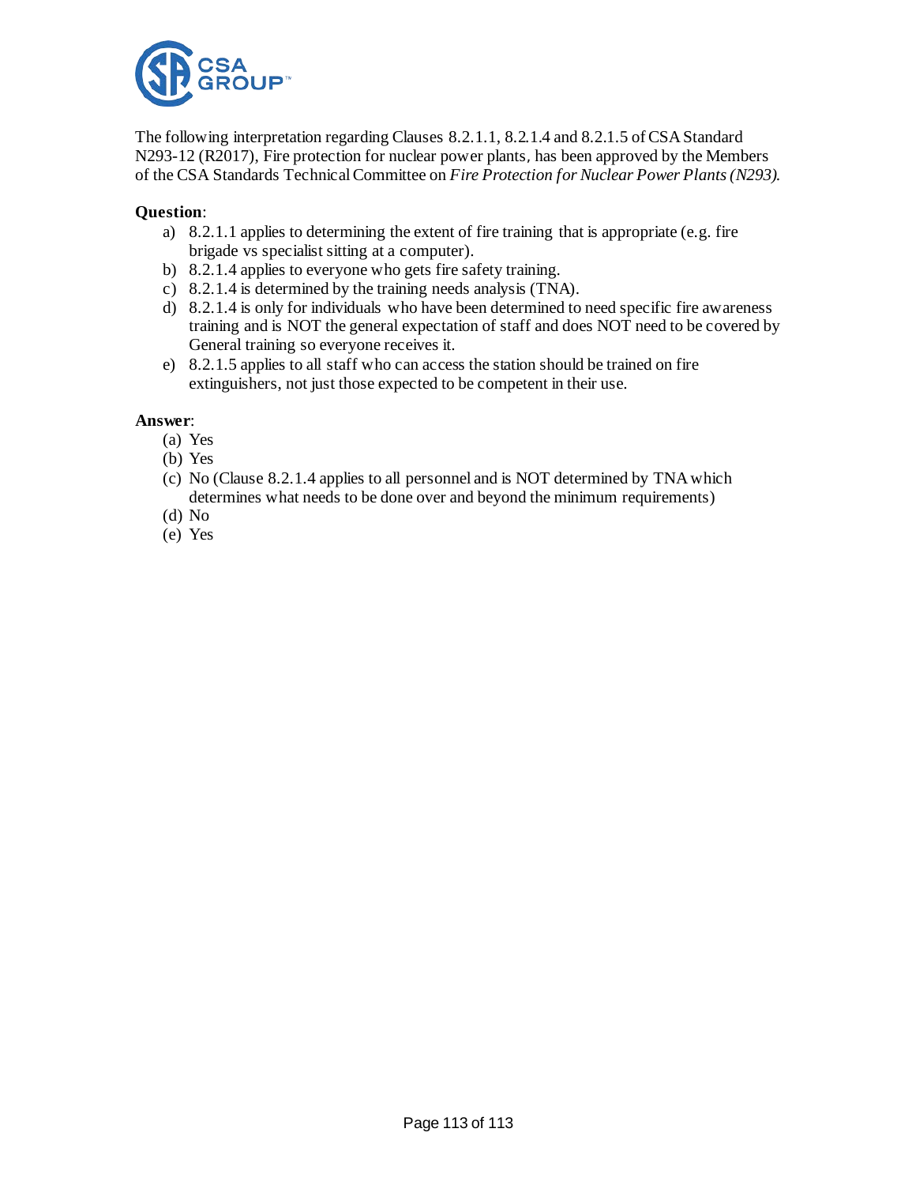The following interpretation regarding Clauses 8.2.1.1, 8.2.1.4 and 8.2.1.5 of CSA Standard N293-12 (R2017), Fire protection for nuclear power plants, has been approved by the Members of the CSA Standards Technical Committee on *Fire Protection for Nuclear Power Plants (N293).*

**Question**:

a) 8.2.1.1 applies to determining the extent of fire training that is appropriate (e.g. fire brigade vs specialist sitting at a computer).
b) 8.2.1.4 applies to everyone who gets fire safety training.
c) 8.2.1.4 is determined by the training needs analysis (TNA).
d) 8.2.1.4 is only for individuals who have been determined to need specific fire awareness training and is NOT the general expectation of staff and does NOT need to be covered by General training so everyone receives it.
e) 8.2.1.5 applies to all staff who can access the station should be trained on fire extinguishers, not just those expected to be competent in their use.

**Answer**:

(a) Yes
(b) Yes
(c) No (Clause 8.2.1.4 applies to all personnel and is NOT determined by TNA which determines what needs to be done over and beyond the minimum requirements)
(d) No
(e) Yes